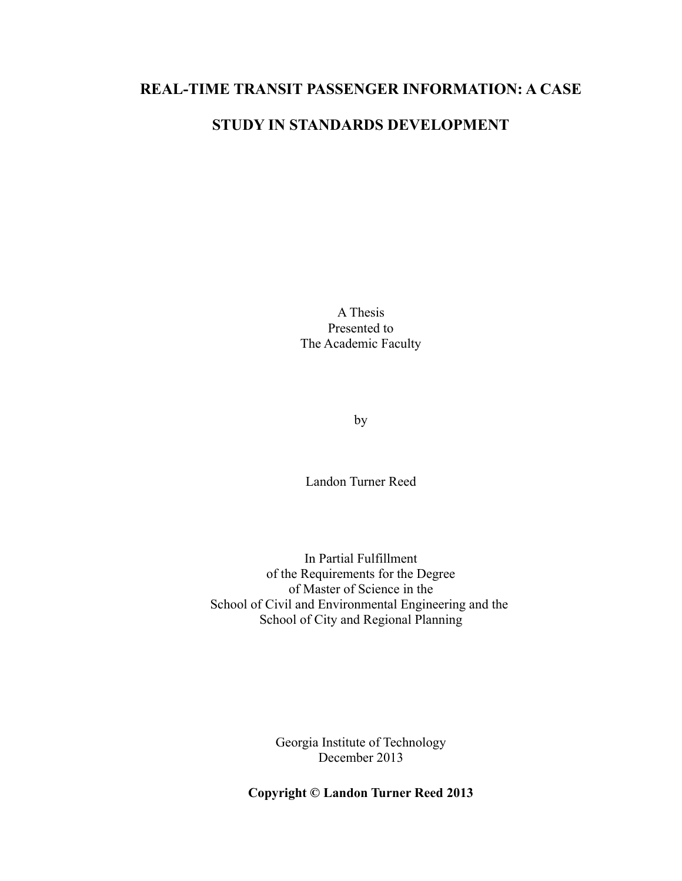# REAL-TIME TRANSIT PASSENGER INFORMATION: A CASE STUDY IN STANDARDS DEVELOPMENT

A Thesis
Presented to
The Academic Faculty

by

Landon Turner Reed

In Partial Fulfillment
of the Requirements for the Degree
of Master of Science in the
School of Civil and Environmental Engineering and the
School of City and Regional Planning

Georgia Institute of Technology
December 2013

**Copyright © Landon Turner Reed 2013**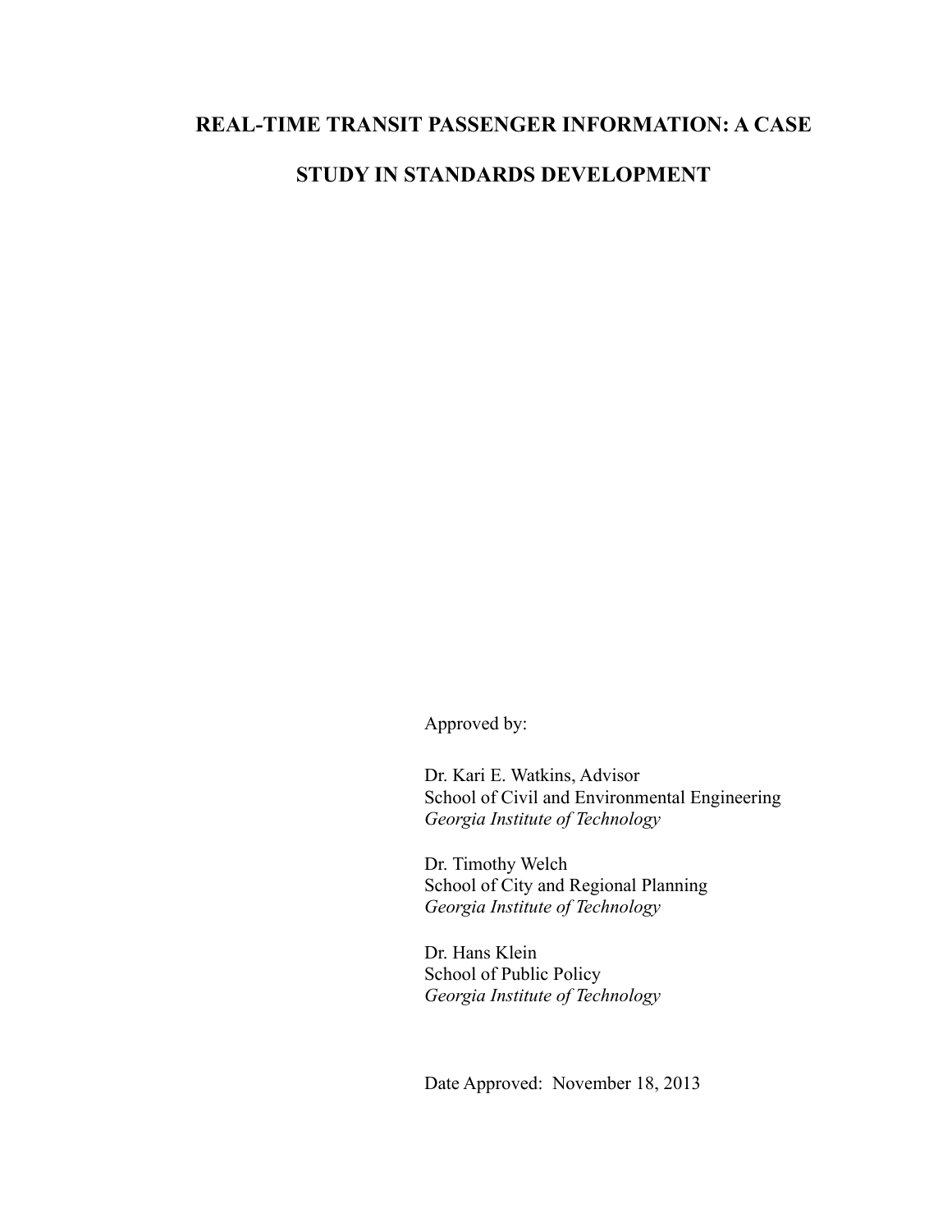# REAL-TIME TRANSIT PASSENGER INFORMATION: A CASE STUDY IN STANDARDS DEVELOPMENT

Approved by:

Dr. Kari E. Watkins, Advisor
School of Civil and Environmental Engineering
*Georgia Institute of Technology*

Dr. Timothy Welch
School of City and Regional Planning
*Georgia Institute of Technology*

Dr. Hans Klein
School of Public Policy
*Georgia Institute of Technology*

Date Approved: November 18, 2013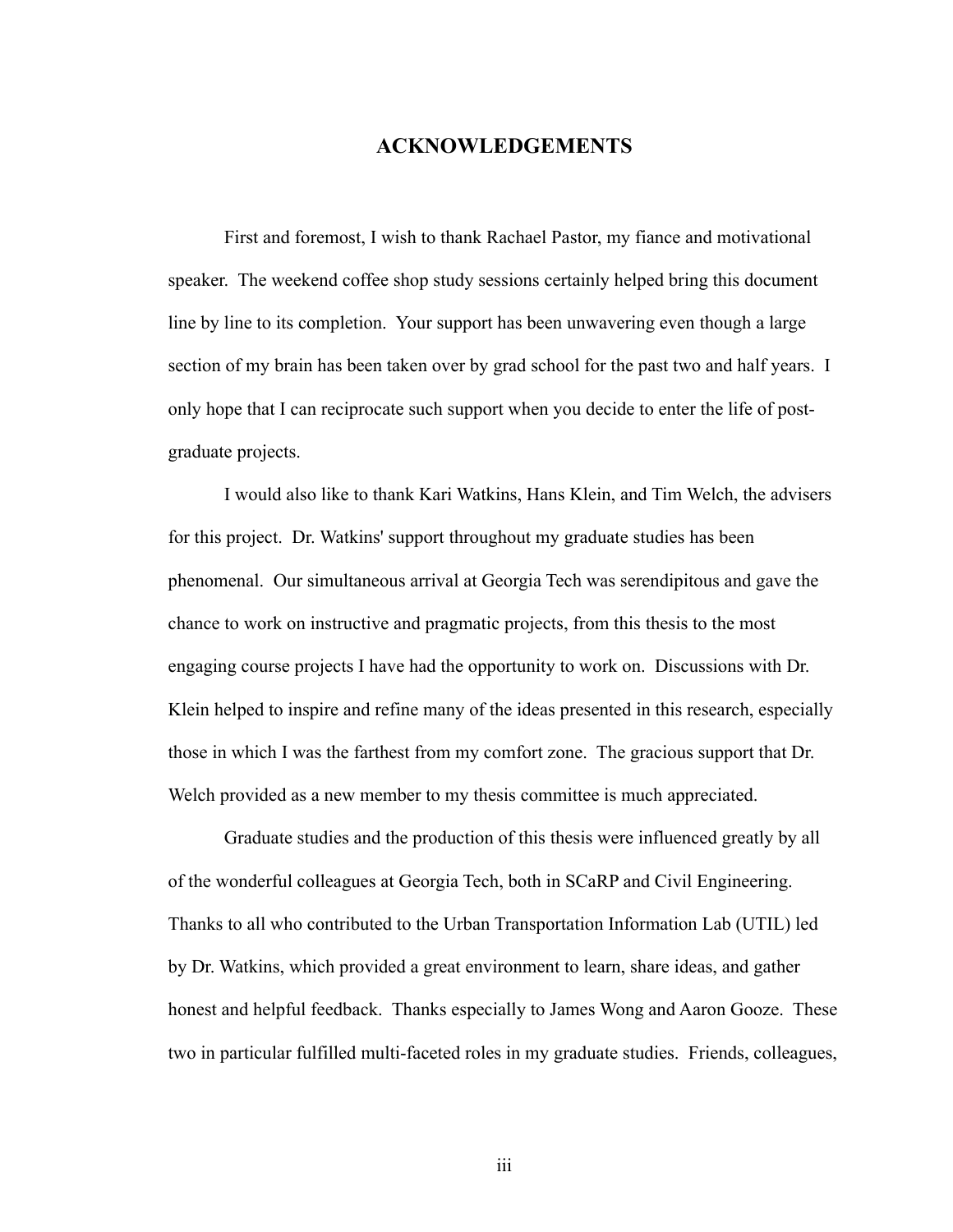# ACKNOWLEDGEMENTS

First and foremost, I wish to thank Rachael Pastor, my fiance and motivational speaker. The weekend coffee shop study sessions certainly helped bring this document line by line to its completion. Your support has been unwavering even though a large section of my brain has been taken over by grad school for the past two and half years. I only hope that I can reciprocate such support when you decide to enter the life of post-graduate projects.

I would also like to thank Kari Watkins, Hans Klein, and Tim Welch, the advisers for this project. Dr. Watkins' support throughout my graduate studies has been phenomenal. Our simultaneous arrival at Georgia Tech was serendipitous and gave the chance to work on instructive and pragmatic projects, from this thesis to the most engaging course projects I have had the opportunity to work on. Discussions with Dr. Klein helped to inspire and refine many of the ideas presented in this research, especially those in which I was the farthest from my comfort zone. The gracious support that Dr. Welch provided as a new member to my thesis committee is much appreciated.

Graduate studies and the production of this thesis were influenced greatly by all of the wonderful colleagues at Georgia Tech, both in SCaRP and Civil Engineering. Thanks to all who contributed to the Urban Transportation Information Lab (UTIL) led by Dr. Watkins, which provided a great environment to learn, share ideas, and gather honest and helpful feedback. Thanks especially to James Wong and Aaron Gooze. These two in particular fulfilled multi-faceted roles in my graduate studies. Friends, colleagues,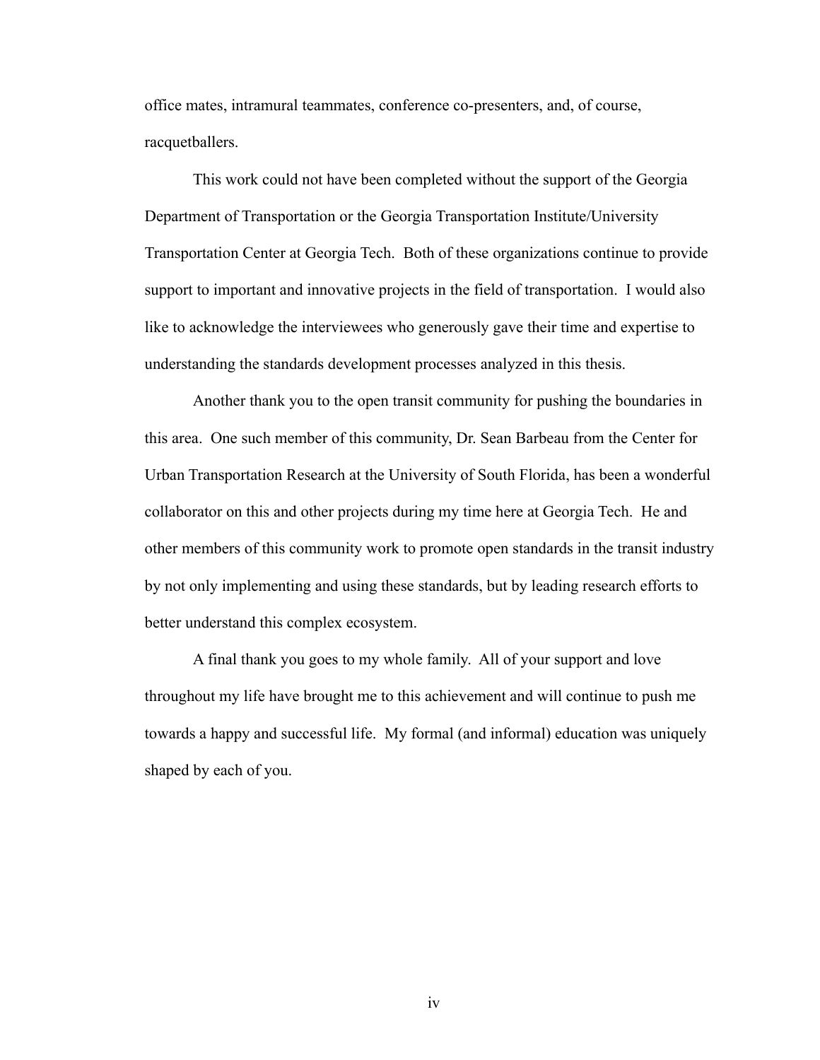office mates, intramural teammates, conference co-presenters, and, of course, racquetballers.

This work could not have been completed without the support of the Georgia Department of Transportation or the Georgia Transportation Institute/University Transportation Center at Georgia Tech. Both of these organizations continue to provide support to important and innovative projects in the field of transportation. I would also like to acknowledge the interviewees who generously gave their time and expertise to understanding the standards development processes analyzed in this thesis.

Another thank you to the open transit community for pushing the boundaries in this area. One such member of this community, Dr. Sean Barbeau from the Center for Urban Transportation Research at the University of South Florida, has been a wonderful collaborator on this and other projects during my time here at Georgia Tech. He and other members of this community work to promote open standards in the transit industry by not only implementing and using these standards, but by leading research efforts to better understand this complex ecosystem.

A final thank you goes to my whole family. All of your support and love throughout my life have brought me to this achievement and will continue to push me towards a happy and successful life. My formal (and informal) education was uniquely shaped by each of you.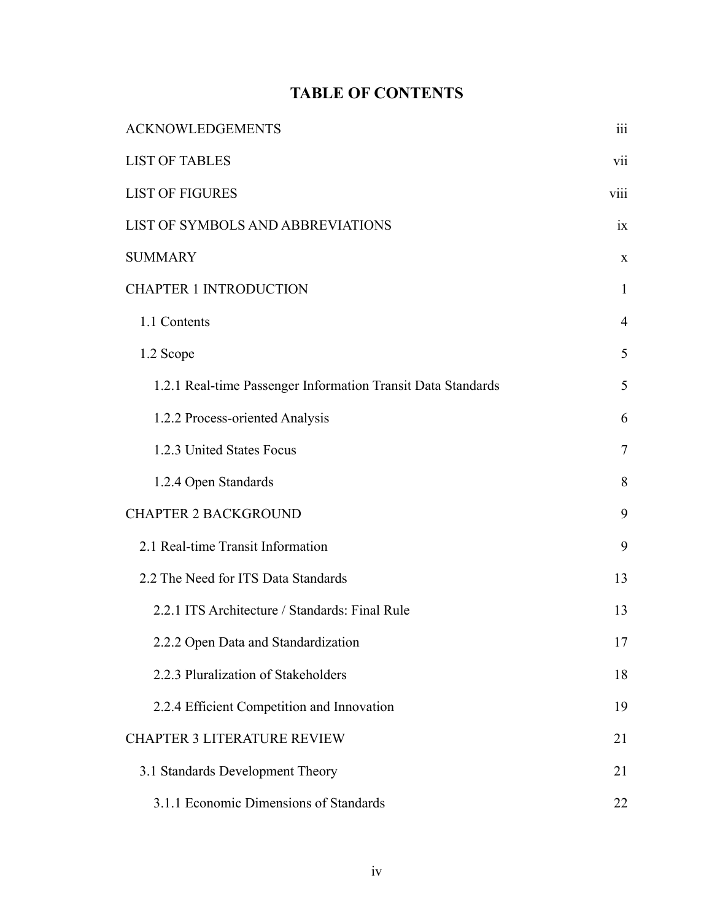# TABLE OF CONTENTS

| | |
|---|---|
| ACKNOWLEDGEMENTS | iii |
| LIST OF TABLES | vii |
| LIST OF FIGURES | viii |
| LIST OF SYMBOLS AND ABBREVIATIONS | ix |
| SUMMARY | x |
| CHAPTER 1 INTRODUCTION | 1 |
| 1.1 Contents | 4 |
| 1.2 Scope | 5 |
| 1.2.1 Real-time Passenger Information Transit Data Standards | 5 |
| 1.2.2 Process-oriented Analysis | 6 |
| 1.2.3 United States Focus | 7 |
| 1.2.4 Open Standards | 8 |
| CHAPTER 2 BACKGROUND | 9 |
| 2.1 Real-time Transit Information | 9 |
| 2.2 The Need for ITS Data Standards | 13 |
| 2.2.1 ITS Architecture / Standards: Final Rule | 13 |
| 2.2.2 Open Data and Standardization | 17 |
| 2.2.3 Pluralization of Stakeholders | 18 |
| 2.2.4 Efficient Competition and Innovation | 19 |
| CHAPTER 3 LITERATURE REVIEW | 21 |
| 3.1 Standards Development Theory | 21 |
| 3.1.1 Economic Dimensions of Standards | 22 |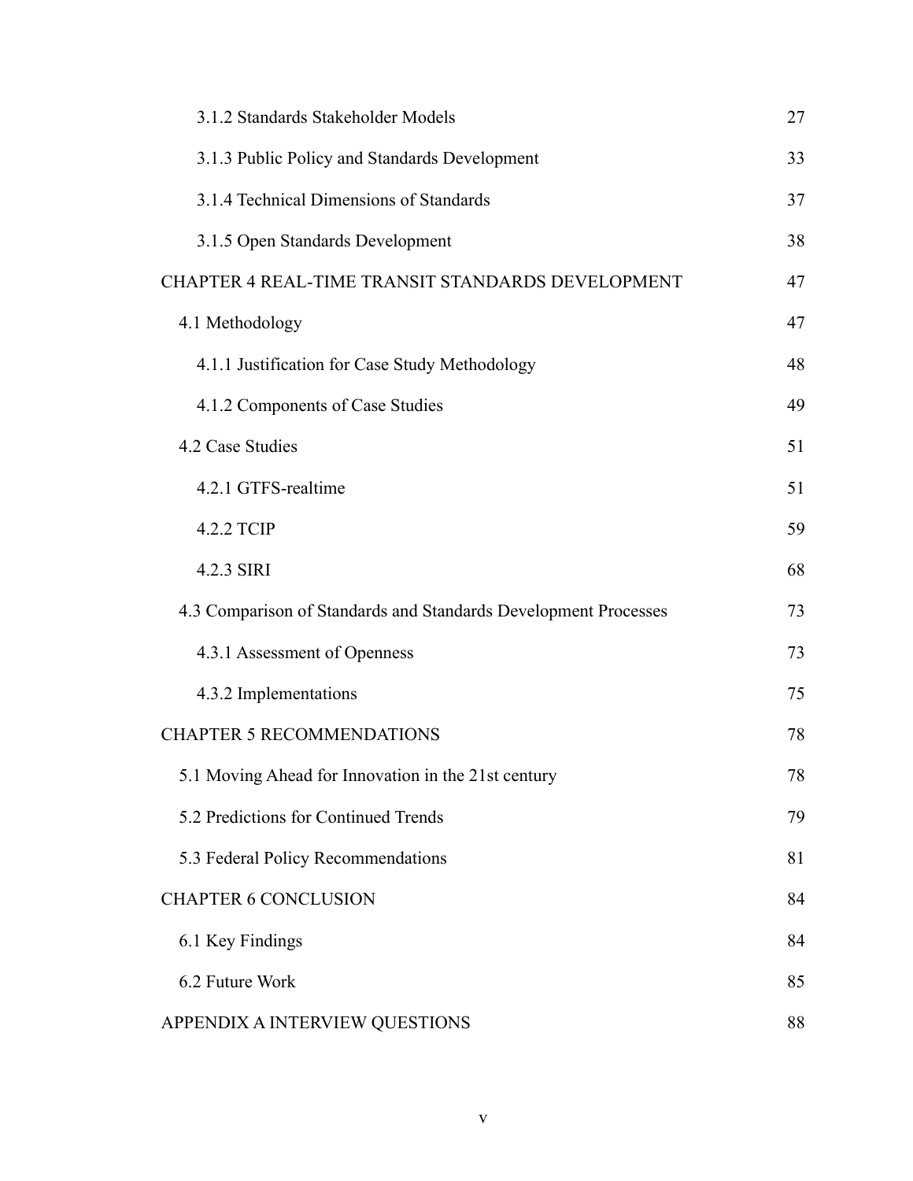| | |
|---|---|
| 3.1.2 Standards Stakeholder Models | 27 |
| 3.1.3 Public Policy and Standards Development | 33 |
| 3.1.4 Technical Dimensions of Standards | 37 |
| 3.1.5 Open Standards Development | 38 |
| CHAPTER 4 REAL-TIME TRANSIT STANDARDS DEVELOPMENT | 47 |
| 4.1 Methodology | 47 |
| 4.1.1 Justification for Case Study Methodology | 48 |
| 4.1.2 Components of Case Studies | 49 |
| 4.2 Case Studies | 51 |
| 4.2.1 GTFS-realtime | 51 |
| 4.2.2 TCIP | 59 |
| 4.2.3 SIRI | 68 |
| 4.3 Comparison of Standards and Standards Development Processes | 73 |
| 4.3.1 Assessment of Openness | 73 |
| 4.3.2 Implementations | 75 |
| CHAPTER 5 RECOMMENDATIONS | 78 |
| 5.1 Moving Ahead for Innovation in the 21st century | 78 |
| 5.2 Predictions for Continued Trends | 79 |
| 5.3 Federal Policy Recommendations | 81 |
| CHAPTER 6 CONCLUSION | 84 |
| 6.1 Key Findings | 84 |
| 6.2 Future Work | 85 |
| APPENDIX A INTERVIEW QUESTIONS | 88 |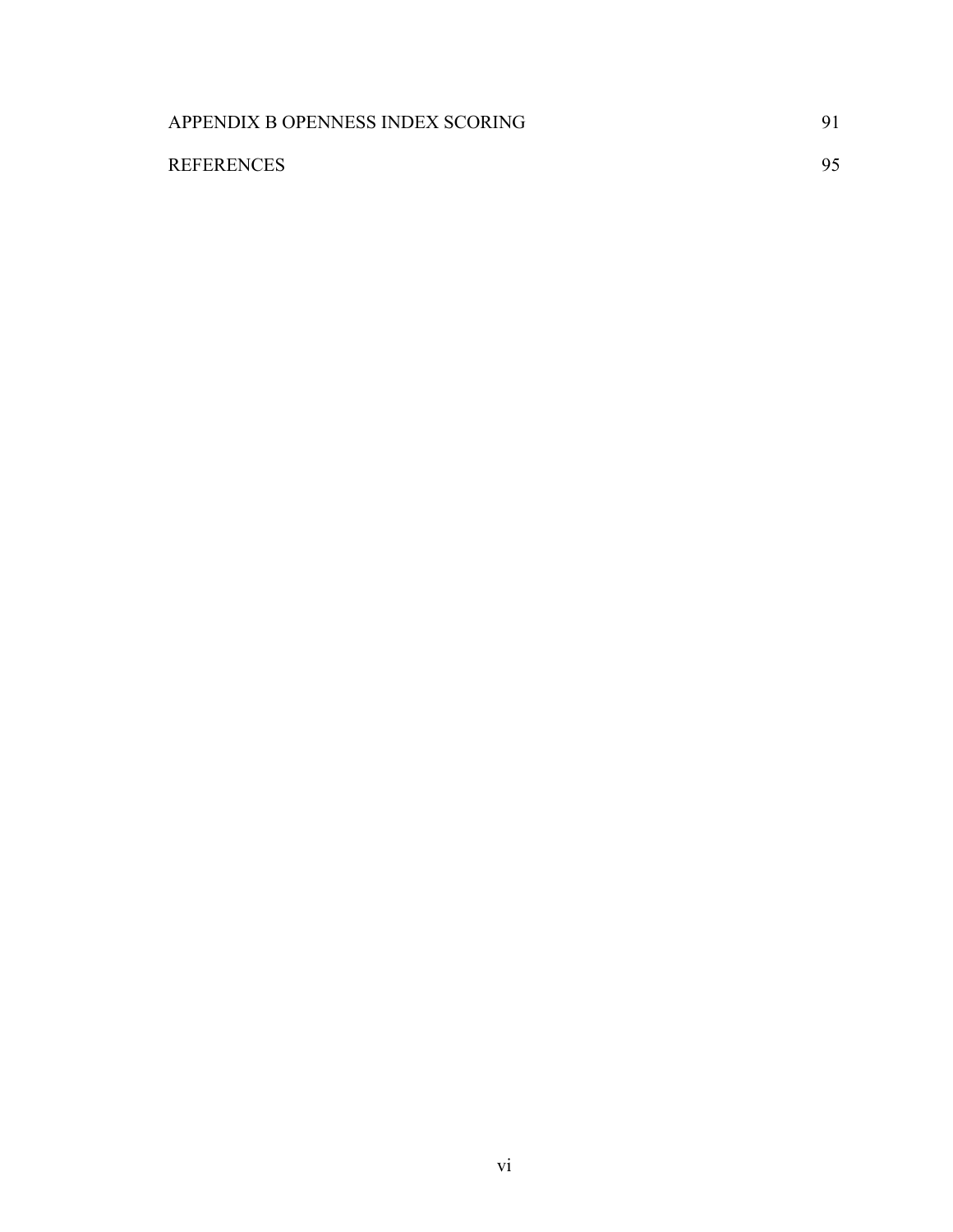APPENDIX B OPENNESS INDEX SCORING 91

REFERENCES 95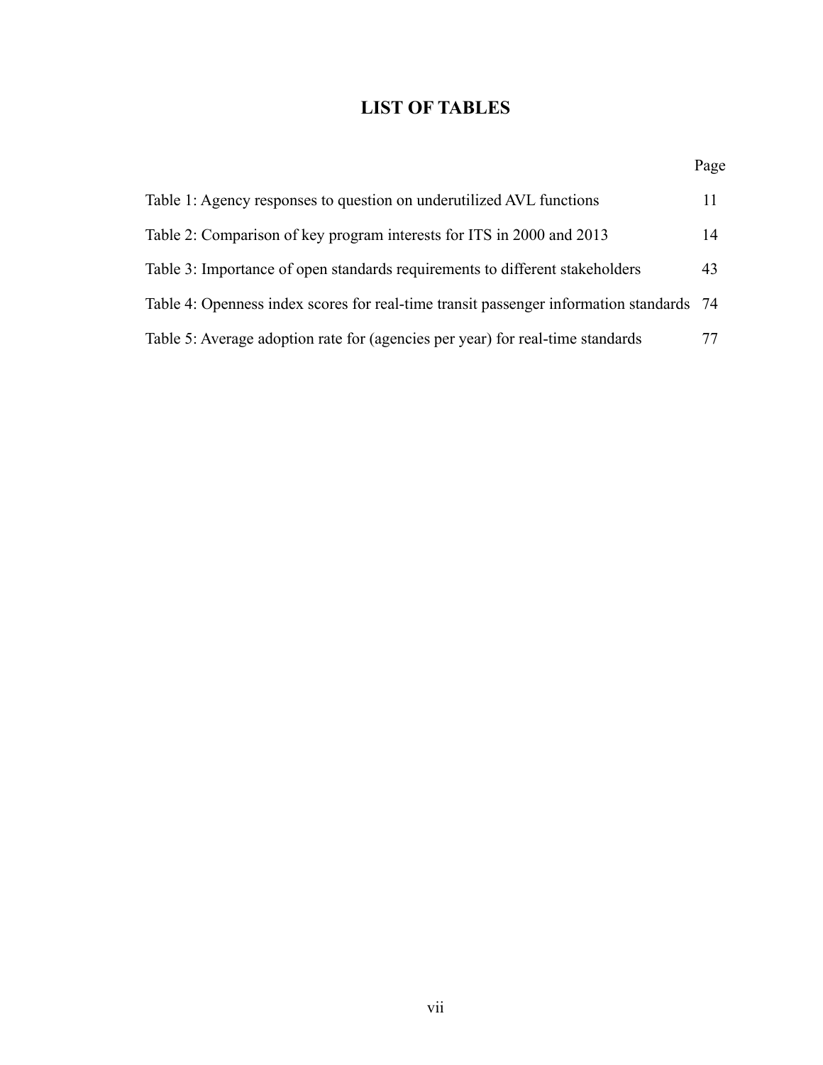# LIST OF TABLES

| | Page |
|---|---|
| Table 1: Agency responses to question on underutilized AVL functions | 11 |
| Table 2: Comparison of key program interests for ITS in 2000 and 2013 | 14 |
| Table 3: Importance of open standards requirements to different stakeholders | 43 |
| Table 4: Openness index scores for real-time transit passenger information standards | 74 |
| Table 5: Average adoption rate for (agencies per year) for real-time standards | 77 |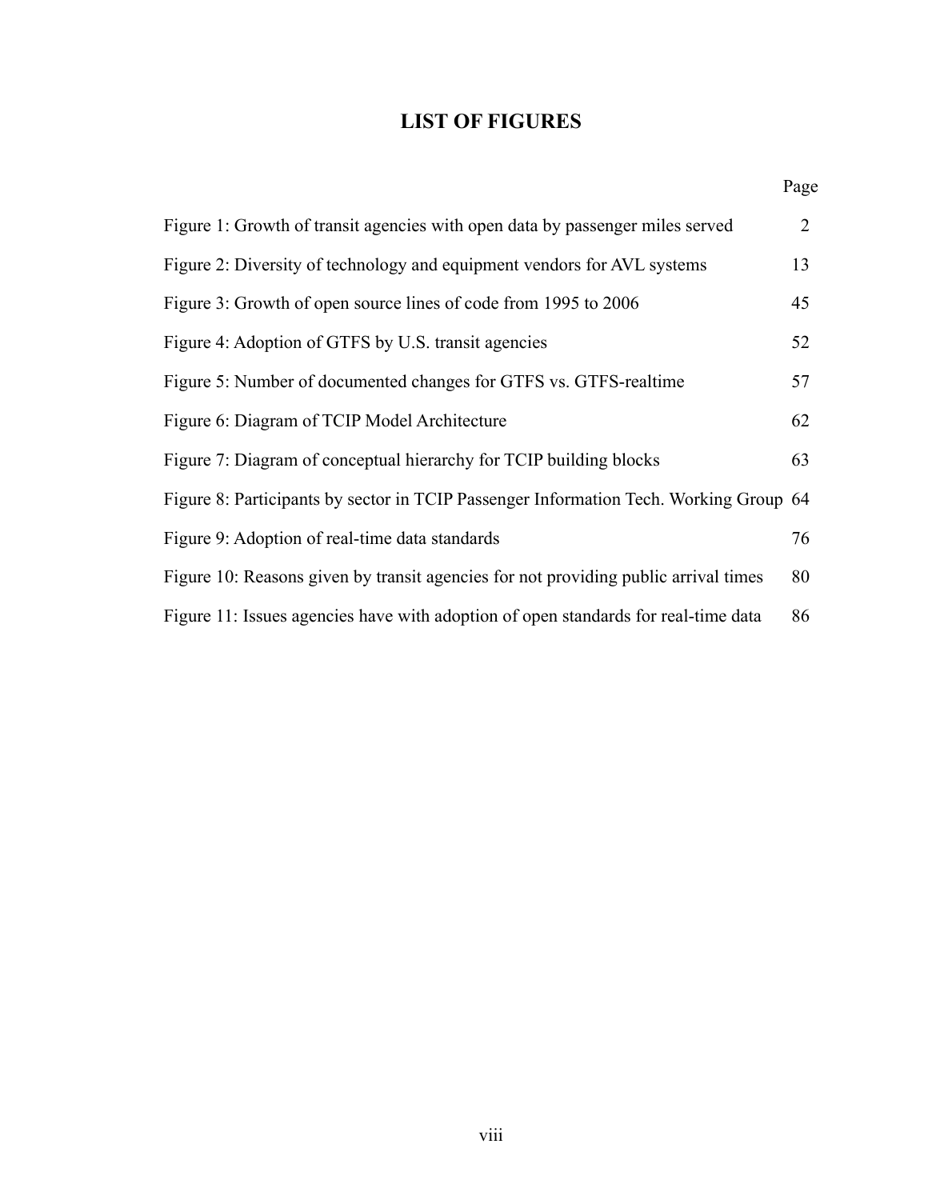# LIST OF FIGURES

| | Page |
|---|---|
| Figure 1: Growth of transit agencies with open data by passenger miles served | 2 |
| Figure 2: Diversity of technology and equipment vendors for AVL systems | 13 |
| Figure 3: Growth of open source lines of code from 1995 to 2006 | 45 |
| Figure 4: Adoption of GTFS by U.S. transit agencies | 52 |
| Figure 5: Number of documented changes for GTFS vs. GTFS-realtime | 57 |
| Figure 6: Diagram of TCIP Model Architecture | 62 |
| Figure 7: Diagram of conceptual hierarchy for TCIP building blocks | 63 |
| Figure 8: Participants by sector in TCIP Passenger Information Tech. Working Group | 64 |
| Figure 9: Adoption of real-time data standards | 76 |
| Figure 10: Reasons given by transit agencies for not providing public arrival times | 80 |
| Figure 11: Issues agencies have with adoption of open standards for real-time data | 86 |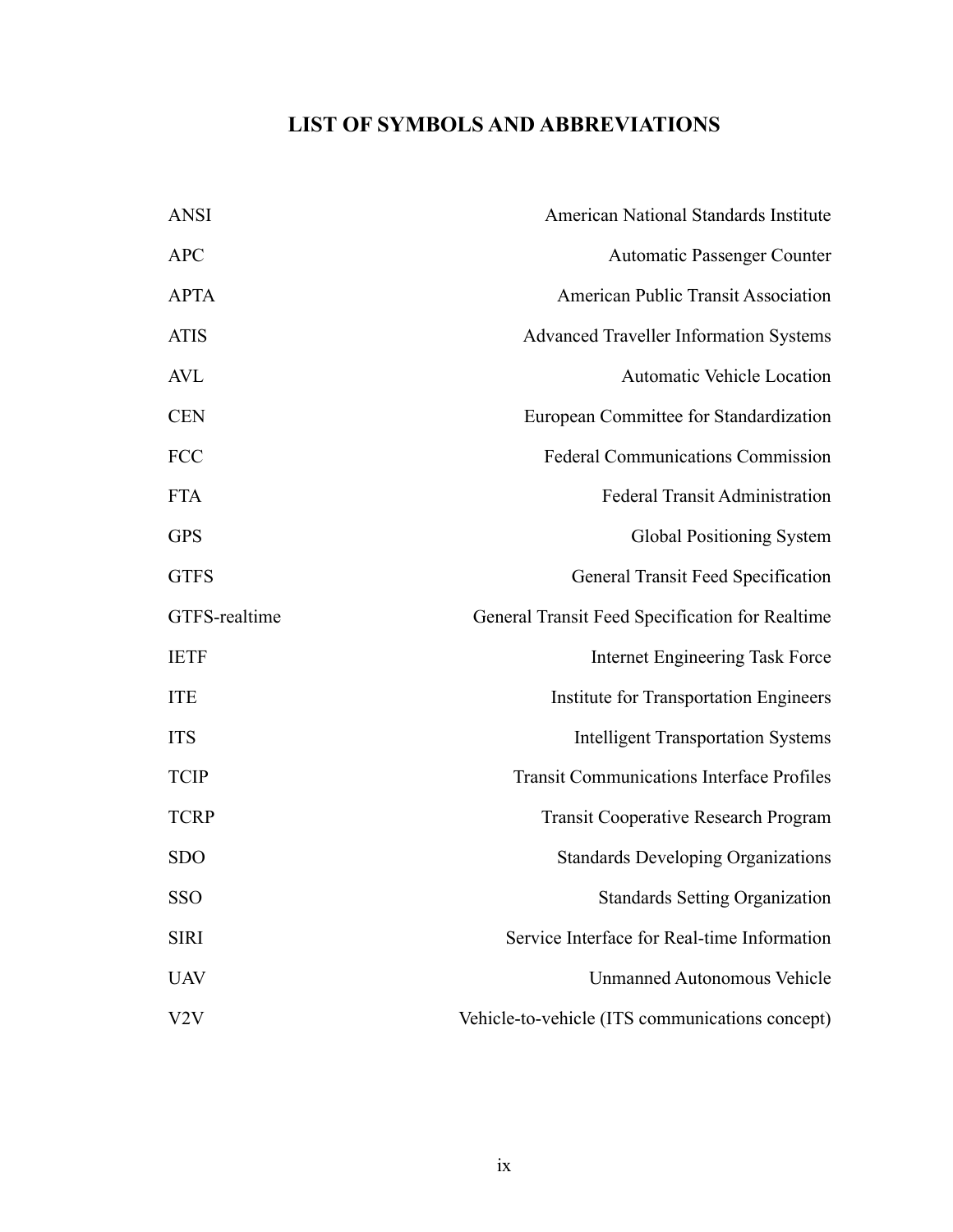# LIST OF SYMBOLS AND ABBREVIATIONS

| | |
|---|---|
| ANSI | American National Standards Institute |
| APC | Automatic Passenger Counter |
| APTA | American Public Transit Association |
| ATIS | Advanced Traveller Information Systems |
| AVL | Automatic Vehicle Location |
| CEN | European Committee for Standardization |
| FCC | Federal Communications Commission |
| FTA | Federal Transit Administration |
| GPS | Global Positioning System |
| GTFS | General Transit Feed Specification |
| GTFS-realtime | General Transit Feed Specification for Realtime |
| IETF | Internet Engineering Task Force |
| ITE | Institute for Transportation Engineers |
| ITS | Intelligent Transportation Systems |
| TCIP | Transit Communications Interface Profiles |
| TCRP | Transit Cooperative Research Program |
| SDO | Standards Developing Organizations |
| SSO | Standards Setting Organization |
| SIRI | Service Interface for Real-time Information |
| UAV | Unmanned Autonomous Vehicle |
| V2V | Vehicle-to-vehicle (ITS communications concept) |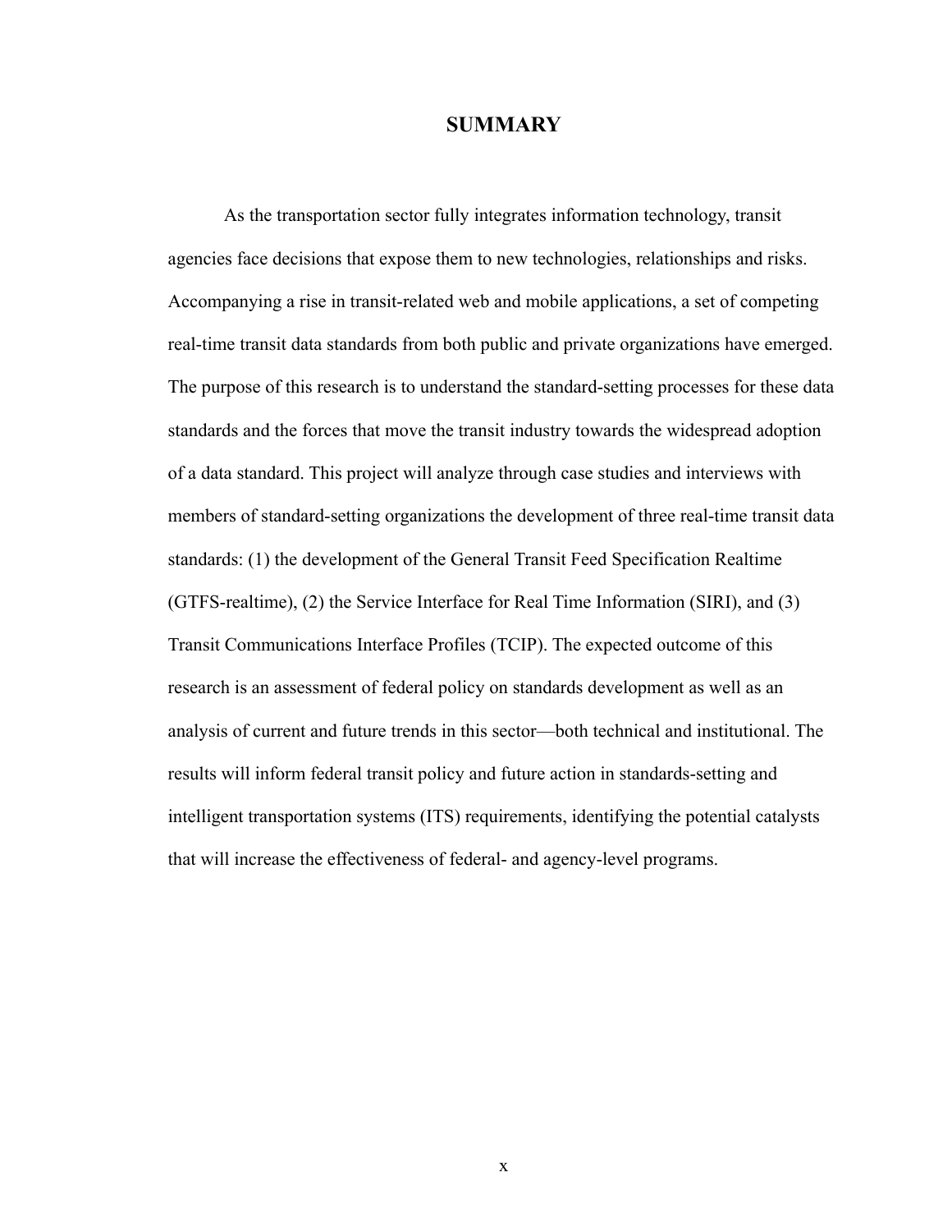# SUMMARY

As the transportation sector fully integrates information technology, transit agencies face decisions that expose them to new technologies, relationships and risks. Accompanying a rise in transit-related web and mobile applications, a set of competing real-time transit data standards from both public and private organizations have emerged. The purpose of this research is to understand the standard-setting processes for these data standards and the forces that move the transit industry towards the widespread adoption of a data standard. This project will analyze through case studies and interviews with members of standard-setting organizations the development of three real-time transit data standards: (1) the development of the General Transit Feed Specification Realtime (GTFS-realtime), (2) the Service Interface for Real Time Information (SIRI), and (3) Transit Communications Interface Profiles (TCIP). The expected outcome of this research is an assessment of federal policy on standards development as well as an analysis of current and future trends in this sector—both technical and institutional. The results will inform federal transit policy and future action in standards-setting and intelligent transportation systems (ITS) requirements, identifying the potential catalysts that will increase the effectiveness of federal- and agency-level programs.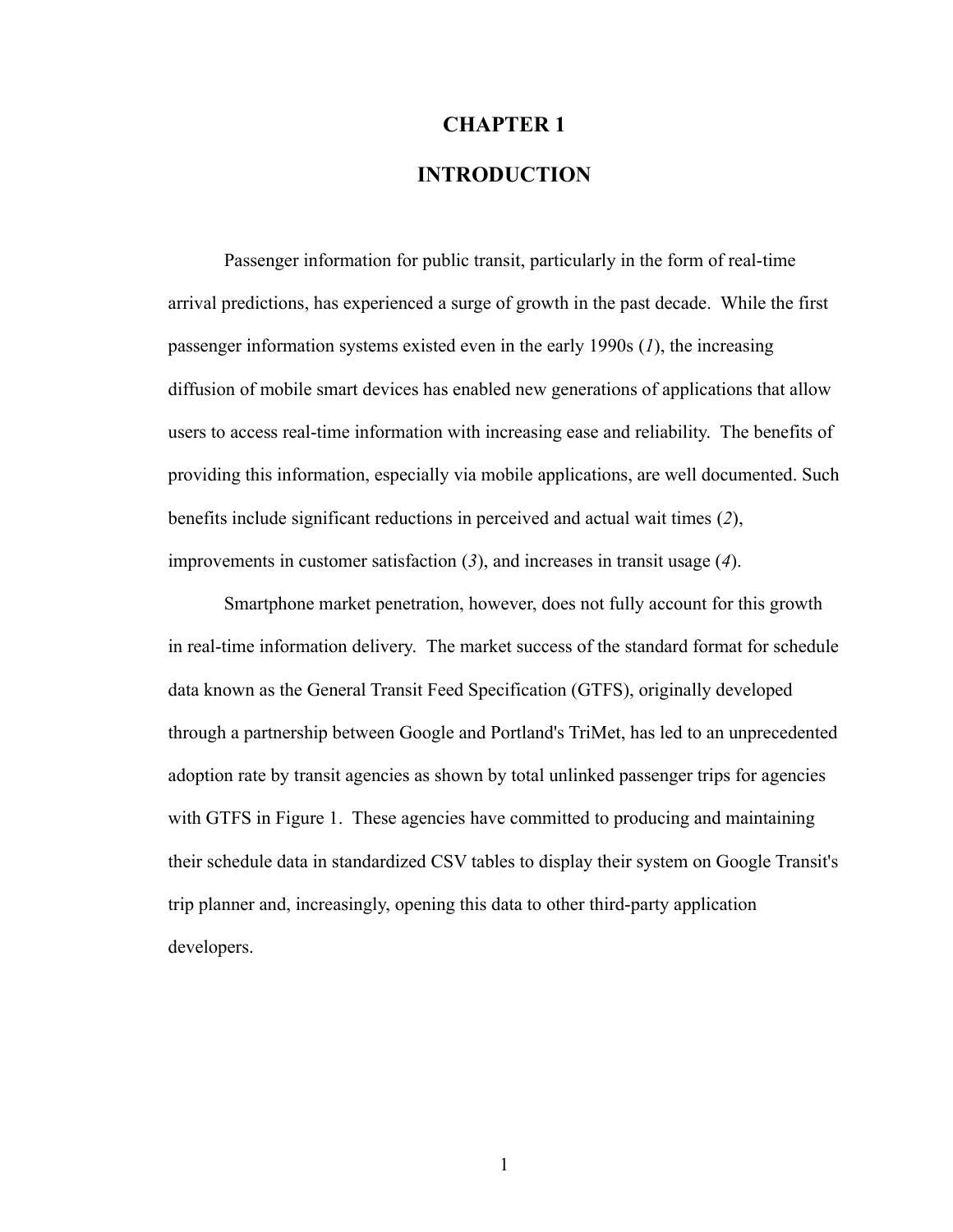# CHAPTER 1

# INTRODUCTION

Passenger information for public transit, particularly in the form of real-time arrival predictions, has experienced a surge of growth in the past decade. While the first passenger information systems existed even in the early 1990s (*1*), the increasing diffusion of mobile smart devices has enabled new generations of applications that allow users to access real-time information with increasing ease and reliability. The benefits of providing this information, especially via mobile applications, are well documented. Such benefits include significant reductions in perceived and actual wait times (*2*), improvements in customer satisfaction (*3*), and increases in transit usage (*4*).

Smartphone market penetration, however, does not fully account for this growth in real-time information delivery. The market success of the standard format for schedule data known as the General Transit Feed Specification (GTFS), originally developed through a partnership between Google and Portland's TriMet, has led to an unprecedented adoption rate by transit agencies as shown by total unlinked passenger trips for agencies with GTFS in Figure 1. These agencies have committed to producing and maintaining their schedule data in standardized CSV tables to display their system on Google Transit's trip planner and, increasingly, opening this data to other third-party application developers.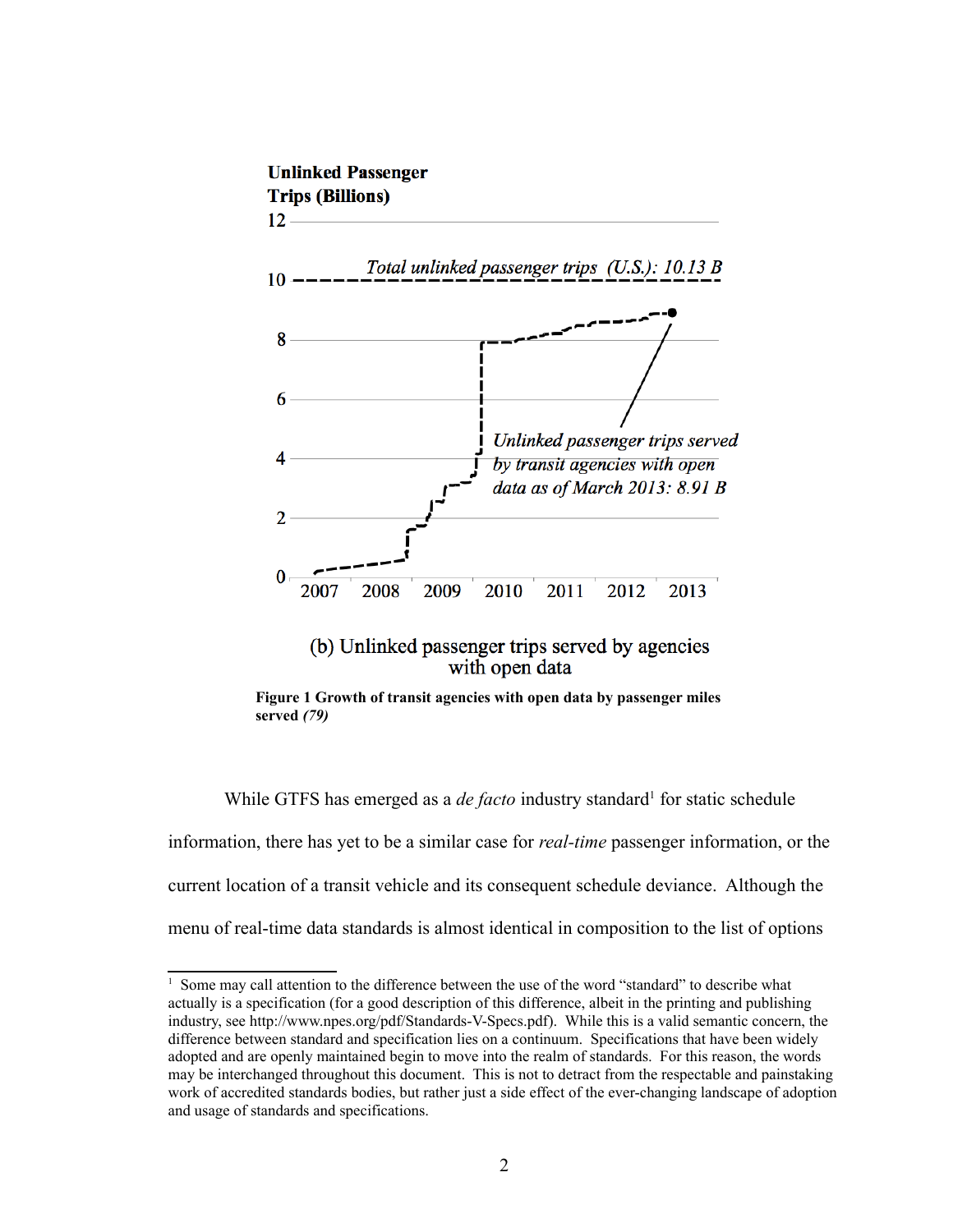Unlinked Passenger Trips (Billions)

Total unlinked passenger trips (U.S.): 10.13 B

Unlinked passenger trips served by transit agencies with open data as of March 2013: 8.91 B

(b) Unlinked passenger trips served by agencies with open data

**Figure 1 Growth of transit agencies with open data by passenger miles served *(79)***

While GTFS has emerged as a *de facto* industry standard[1] for static schedule information, there has yet to be a similar case for *real-time* passenger information, or the current location of a transit vehicle and its consequent schedule deviance. Although the menu of real-time data standards is almost identical in composition to the list of options

[1] Some may call attention to the difference between the use of the word "standard" to describe what actually is a specification (for a good description of this difference, albeit in the printing and publishing industry, see http://www.npes.org/pdf/Standards-V-Specs.pdf). While this is a valid semantic concern, the difference between standard and specification lies on a continuum. Specifications that have been widely adopted and are openly maintained begin to move into the realm of standards. For this reason, the words may be interchanged throughout this document. This is not to detract from the respectable and painstaking work of accredited standards bodies, but rather just a side effect of the ever-changing landscape of adoption and usage of standards and specifications.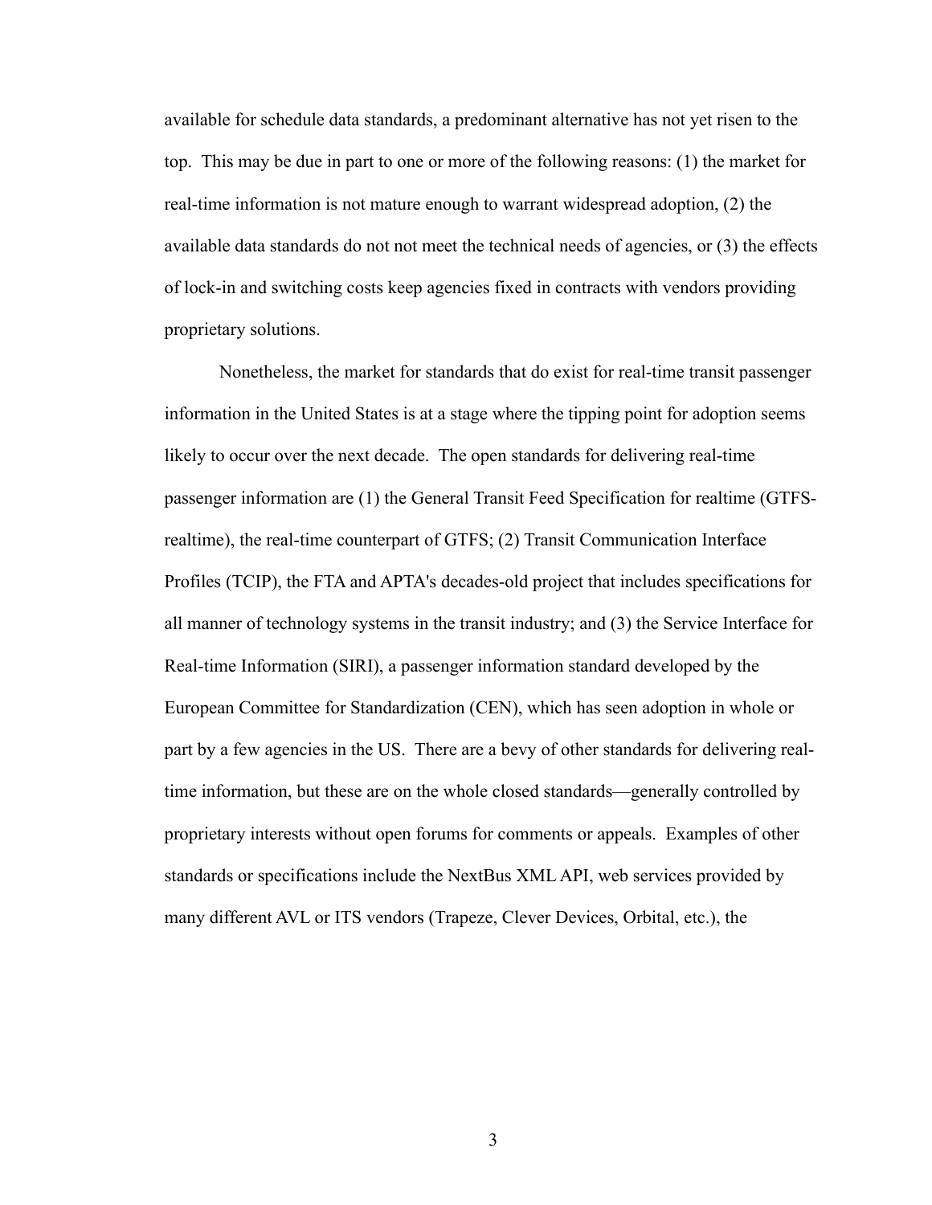available for schedule data standards, a predominant alternative has not yet risen to the top. This may be due in part to one or more of the following reasons: (1) the market for real-time information is not mature enough to warrant widespread adoption, (2) the available data standards do not not meet the technical needs of agencies, or (3) the effects of lock-in and switching costs keep agencies fixed in contracts with vendors providing proprietary solutions.

Nonetheless, the market for standards that do exist for real-time transit passenger information in the United States is at a stage where the tipping point for adoption seems likely to occur over the next decade. The open standards for delivering real-time passenger information are (1) the General Transit Feed Specification for realtime (GTFS-realtime), the real-time counterpart of GTFS; (2) Transit Communication Interface Profiles (TCIP), the FTA and APTA's decades-old project that includes specifications for all manner of technology systems in the transit industry; and (3) the Service Interface for Real-time Information (SIRI), a passenger information standard developed by the European Committee for Standardization (CEN), which has seen adoption in whole or part by a few agencies in the US. There are a bevy of other standards for delivering real-time information, but these are on the whole closed standards—generally controlled by proprietary interests without open forums for comments or appeals. Examples of other standards or specifications include the NextBus XML API, web services provided by many different AVL or ITS vendors (Trapeze, Clever Devices, Orbital, etc.), the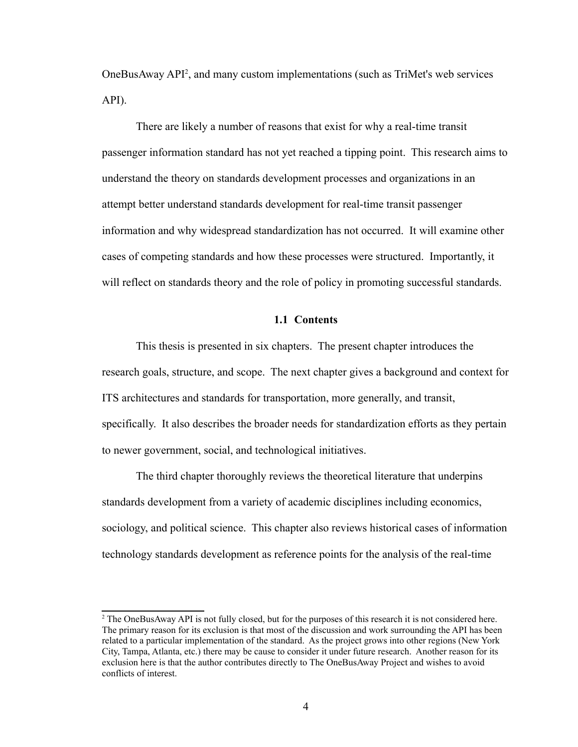OneBusAway API[2], and many custom implementations (such as TriMet's web services API).

There are likely a number of reasons that exist for why a real-time transit passenger information standard has not yet reached a tipping point. This research aims to understand the theory on standards development processes and organizations in an attempt better understand standards development for real-time transit passenger information and why widespread standardization has not occurred. It will examine other cases of competing standards and how these processes were structured. Importantly, it will reflect on standards theory and the role of policy in promoting successful standards.

### 1.1 Contents

This thesis is presented in six chapters. The present chapter introduces the research goals, structure, and scope. The next chapter gives a background and context for ITS architectures and standards for transportation, more generally, and transit, specifically. It also describes the broader needs for standardization efforts as they pertain to newer government, social, and technological initiatives.

The third chapter thoroughly reviews the theoretical literature that underpins standards development from a variety of academic disciplines including economics, sociology, and political science. This chapter also reviews historical cases of information technology standards development as reference points for the analysis of the real-time

---

[2] The OneBusAway API is not fully closed, but for the purposes of this research it is not considered here. The primary reason for its exclusion is that most of the discussion and work surrounding the API has been related to a particular implementation of the standard. As the project grows into other regions (New York City, Tampa, Atlanta, etc.) there may be cause to consider it under future research. Another reason for its exclusion here is that the author contributes directly to The OneBusAway Project and wishes to avoid conflicts of interest.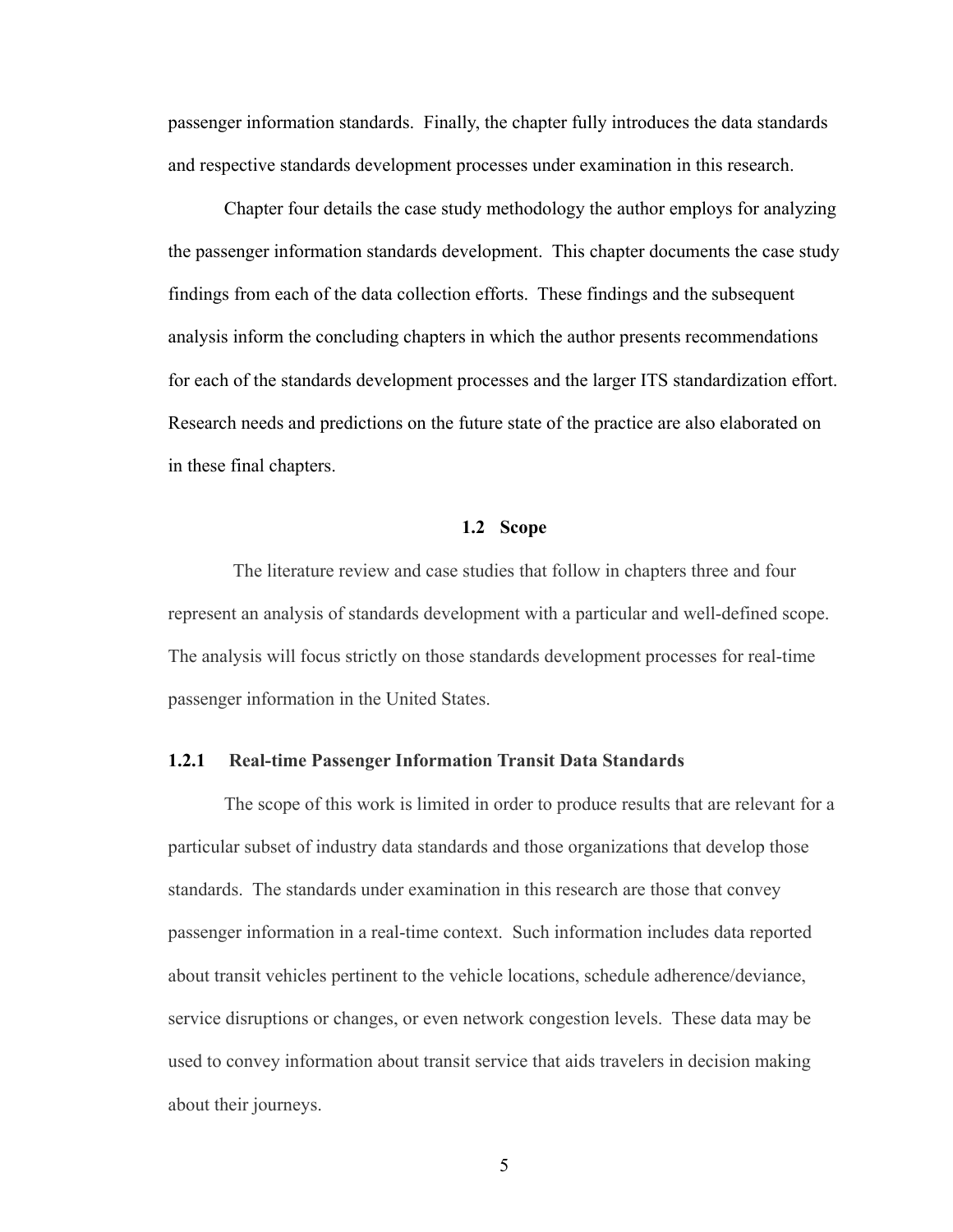passenger information standards. Finally, the chapter fully introduces the data standards and respective standards development processes under examination in this research.

Chapter four details the case study methodology the author employs for analyzing the passenger information standards development. This chapter documents the case study findings from each of the data collection efforts. These findings and the subsequent analysis inform the concluding chapters in which the author presents recommendations for each of the standards development processes and the larger ITS standardization effort. Research needs and predictions on the future state of the practice are also elaborated on in these final chapters.

## 1.2 Scope

The literature review and case studies that follow in chapters three and four represent an analysis of standards development with a particular and well-defined scope. The analysis will focus strictly on those standards development processes for real-time passenger information in the United States.

### 1.2.1 Real-time Passenger Information Transit Data Standards

The scope of this work is limited in order to produce results that are relevant for a particular subset of industry data standards and those organizations that develop those standards. The standards under examination in this research are those that convey passenger information in a real-time context. Such information includes data reported about transit vehicles pertinent to the vehicle locations, schedule adherence/deviance, service disruptions or changes, or even network congestion levels. These data may be used to convey information about transit service that aids travelers in decision making about their journeys.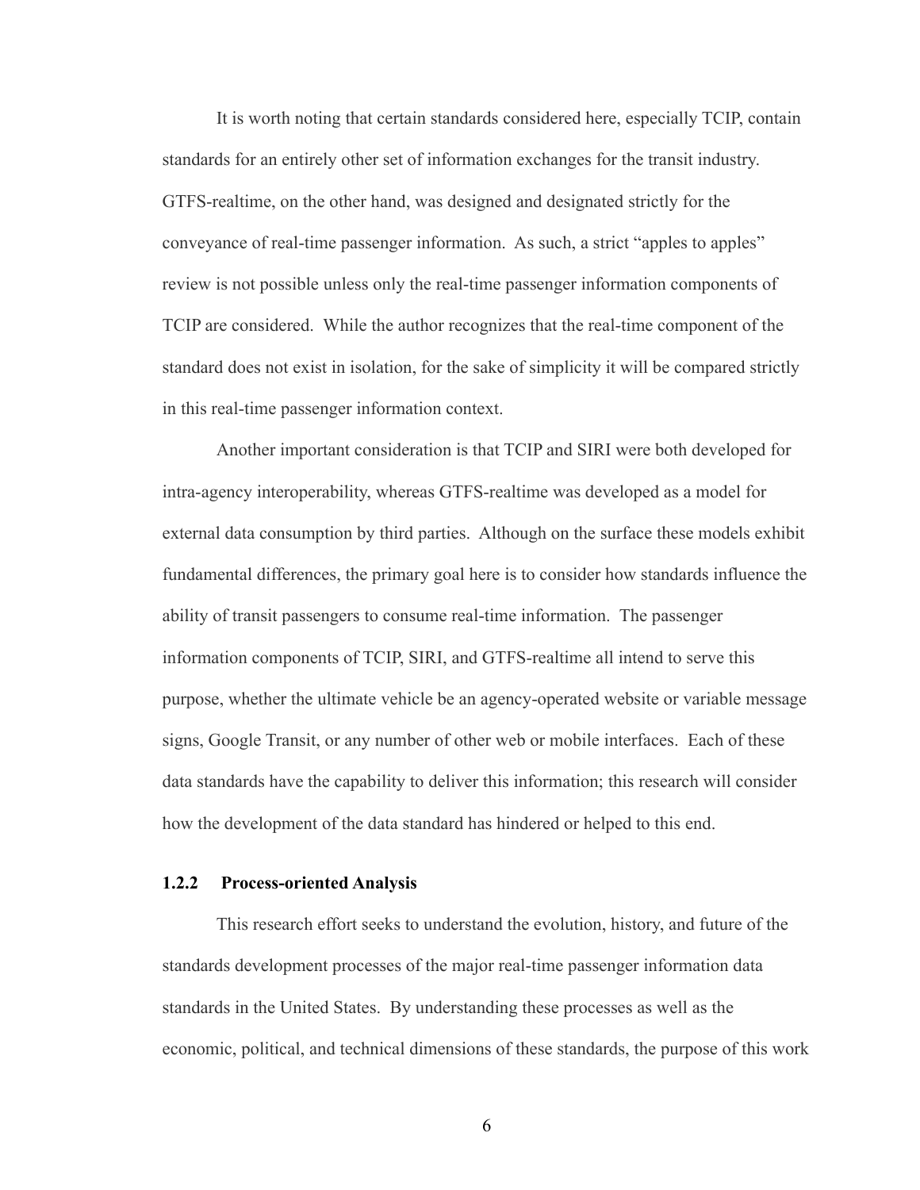It is worth noting that certain standards considered here, especially TCIP, contain standards for an entirely other set of information exchanges for the transit industry. GTFS-realtime, on the other hand, was designed and designated strictly for the conveyance of real-time passenger information. As such, a strict "apples to apples" review is not possible unless only the real-time passenger information components of TCIP are considered. While the author recognizes that the real-time component of the standard does not exist in isolation, for the sake of simplicity it will be compared strictly in this real-time passenger information context.

Another important consideration is that TCIP and SIRI were both developed for intra-agency interoperability, whereas GTFS-realtime was developed as a model for external data consumption by third parties. Although on the surface these models exhibit fundamental differences, the primary goal here is to consider how standards influence the ability of transit passengers to consume real-time information. The passenger information components of TCIP, SIRI, and GTFS-realtime all intend to serve this purpose, whether the ultimate vehicle be an agency-operated website or variable message signs, Google Transit, or any number of other web or mobile interfaces. Each of these data standards have the capability to deliver this information; this research will consider how the development of the data standard has hindered or helped to this end.

### 1.2.2 Process-oriented Analysis

This research effort seeks to understand the evolution, history, and future of the standards development processes of the major real-time passenger information data standards in the United States. By understanding these processes as well as the economic, political, and technical dimensions of these standards, the purpose of this work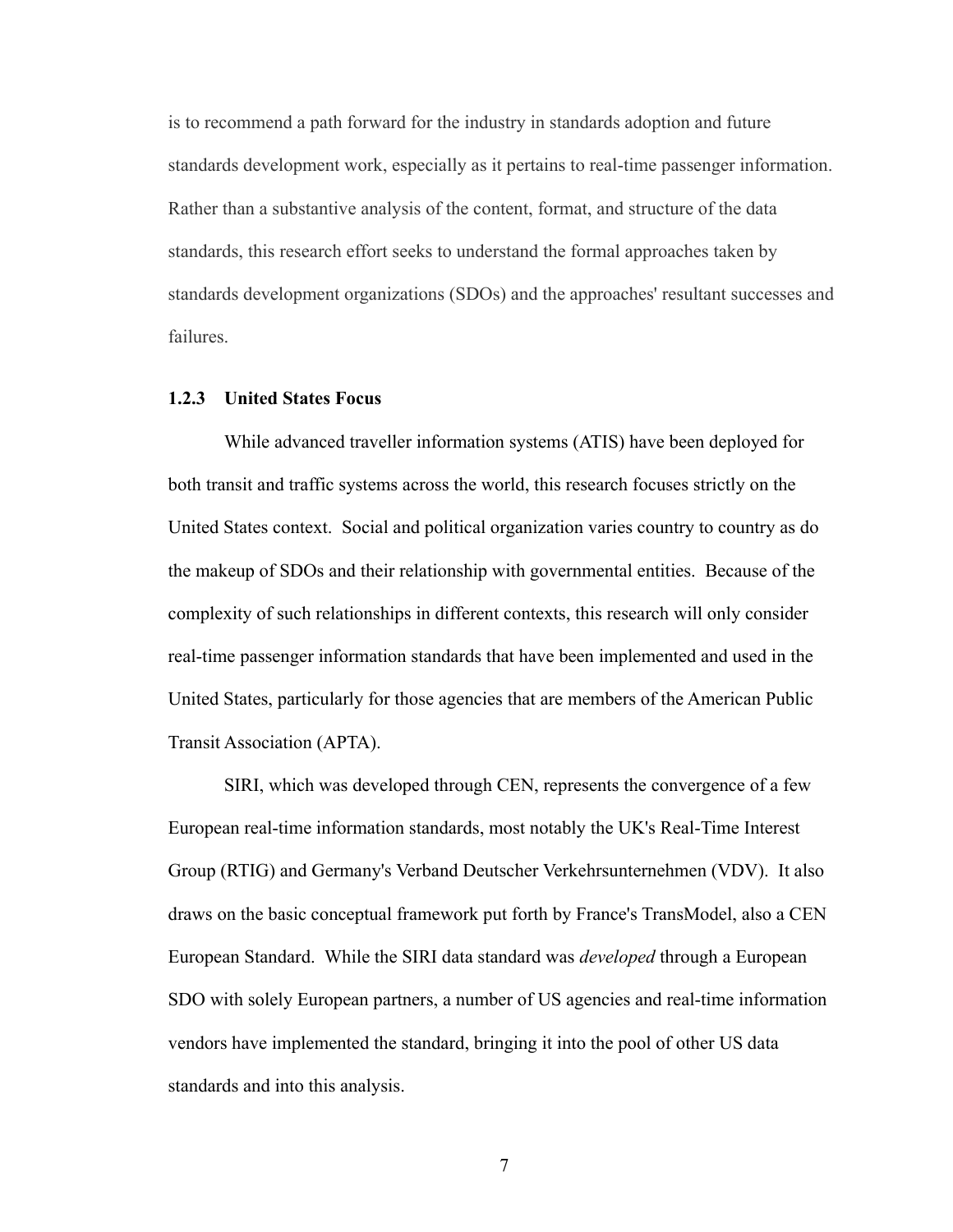is to recommend a path forward for the industry in standards adoption and future standards development work, especially as it pertains to real-time passenger information. Rather than a substantive analysis of the content, format, and structure of the data standards, this research effort seeks to understand the formal approaches taken by standards development organizations (SDOs) and the approaches' resultant successes and failures.

### 1.2.3 United States Focus

While advanced traveller information systems (ATIS) have been deployed for both transit and traffic systems across the world, this research focuses strictly on the United States context. Social and political organization varies country to country as do the makeup of SDOs and their relationship with governmental entities. Because of the complexity of such relationships in different contexts, this research will only consider real-time passenger information standards that have been implemented and used in the United States, particularly for those agencies that are members of the American Public Transit Association (APTA).

SIRI, which was developed through CEN, represents the convergence of a few European real-time information standards, most notably the UK's Real-Time Interest Group (RTIG) and Germany's Verband Deutscher Verkehrsunternehmen (VDV). It also draws on the basic conceptual framework put forth by France's TransModel, also a CEN European Standard. While the SIRI data standard was *developed* through a European SDO with solely European partners, a number of US agencies and real-time information vendors have implemented the standard, bringing it into the pool of other US data standards and into this analysis.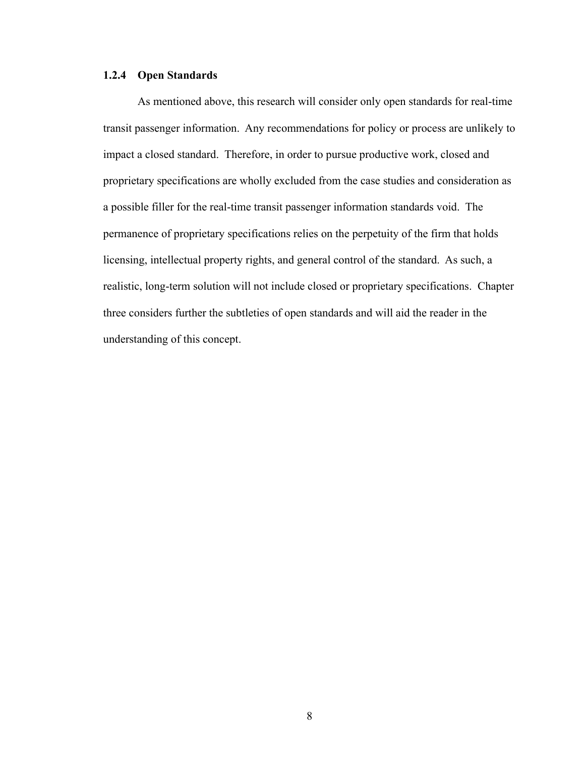### 1.2.4 Open Standards

As mentioned above, this research will consider only open standards for real-time transit passenger information. Any recommendations for policy or process are unlikely to impact a closed standard. Therefore, in order to pursue productive work, closed and proprietary specifications are wholly excluded from the case studies and consideration as a possible filler for the real-time transit passenger information standards void. The permanence of proprietary specifications relies on the perpetuity of the firm that holds licensing, intellectual property rights, and general control of the standard. As such, a realistic, long-term solution will not include closed or proprietary specifications. Chapter three considers further the subtleties of open standards and will aid the reader in the understanding of this concept.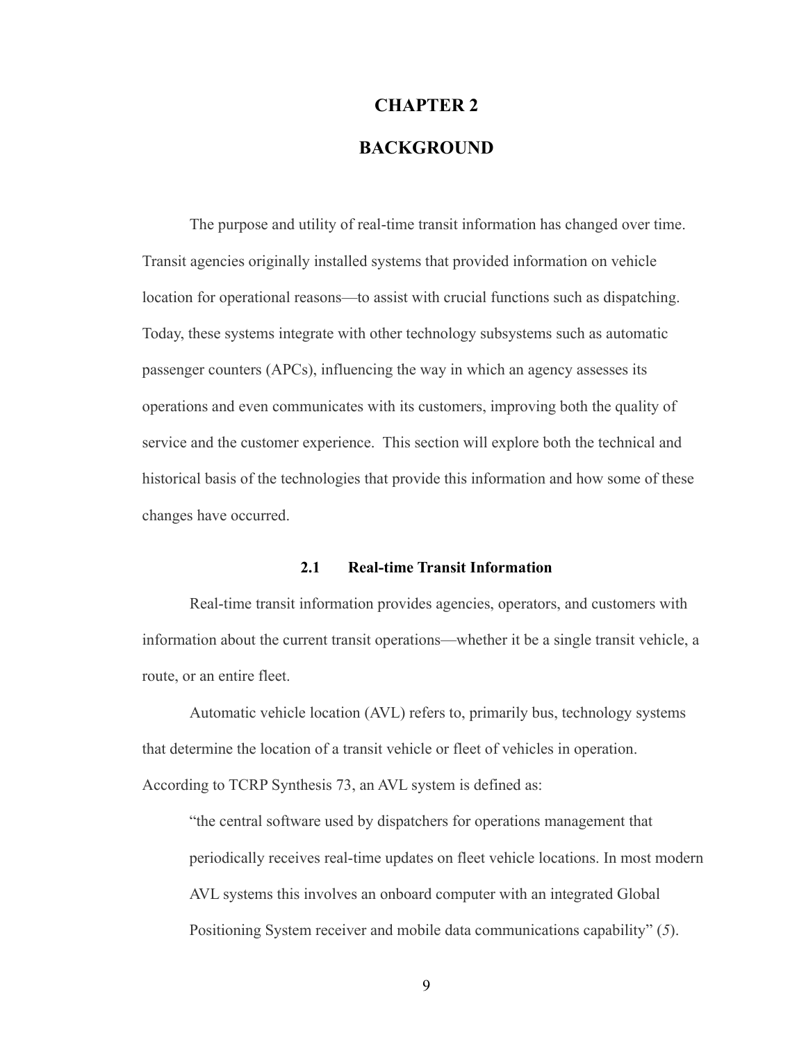# CHAPTER 2

# BACKGROUND

The purpose and utility of real-time transit information has changed over time. Transit agencies originally installed systems that provided information on vehicle location for operational reasons—to assist with crucial functions such as dispatching. Today, these systems integrate with other technology subsystems such as automatic passenger counters (APCs), influencing the way in which an agency assesses its operations and even communicates with its customers, improving both the quality of service and the customer experience. This section will explore both the technical and historical basis of the technologies that provide this information and how some of these changes have occurred.

## 2.1 Real-time Transit Information

Real-time transit information provides agencies, operators, and customers with information about the current transit operations—whether it be a single transit vehicle, a route, or an entire fleet.

Automatic vehicle location (AVL) refers to, primarily bus, technology systems that determine the location of a transit vehicle or fleet of vehicles in operation. According to TCRP Synthesis 73, an AVL system is defined as:

> "the central software used by dispatchers for operations management that periodically receives real-time updates on fleet vehicle locations. In most modern AVL systems this involves an onboard computer with an integrated Global Positioning System receiver and mobile data communications capability" (*5*).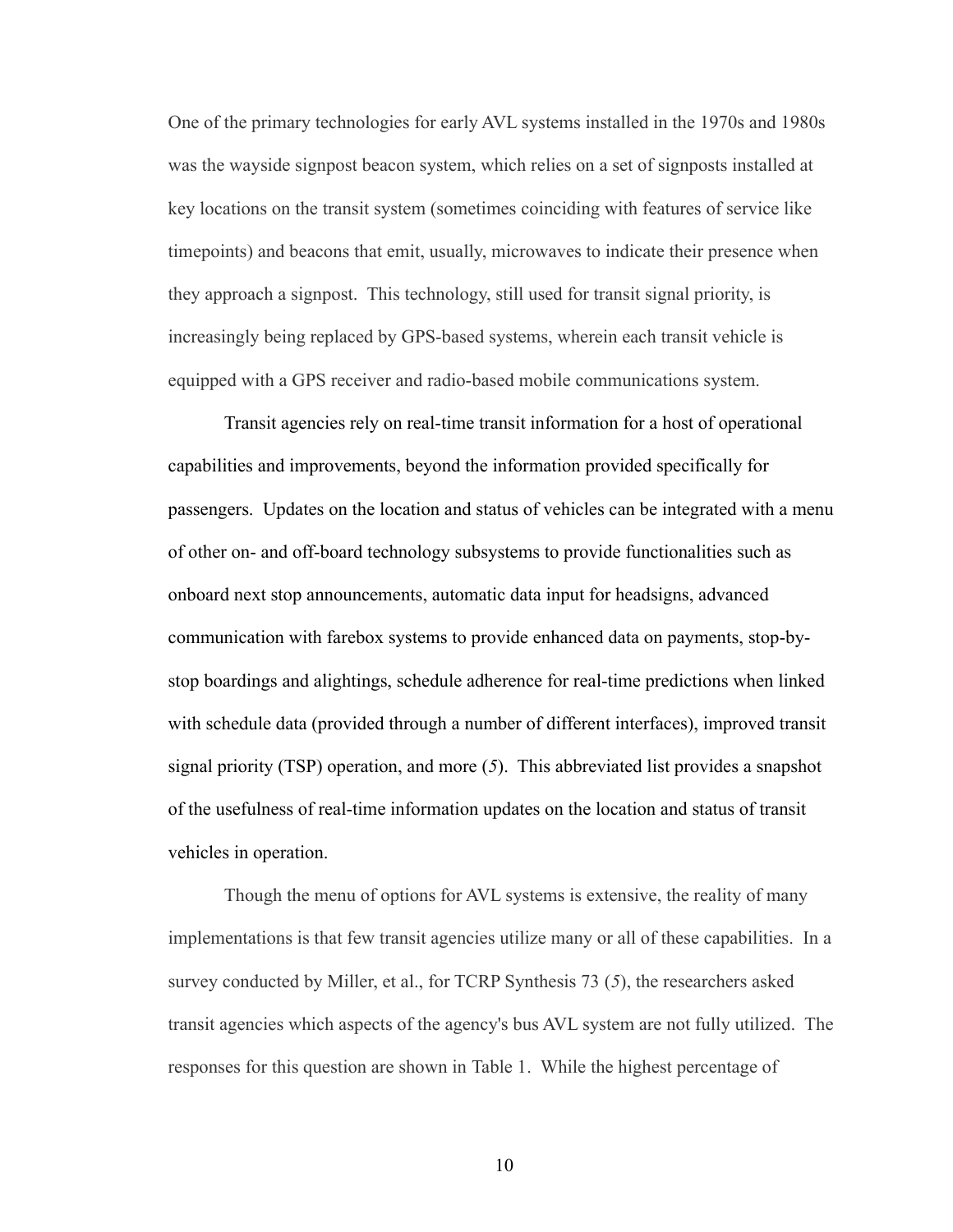One of the primary technologies for early AVL systems installed in the 1970s and 1980s was the wayside signpost beacon system, which relies on a set of signposts installed at key locations on the transit system (sometimes coinciding with features of service like timepoints) and beacons that emit, usually, microwaves to indicate their presence when they approach a signpost. This technology, still used for transit signal priority, is increasingly being replaced by GPS-based systems, wherein each transit vehicle is equipped with a GPS receiver and radio-based mobile communications system.

Transit agencies rely on real-time transit information for a host of operational capabilities and improvements, beyond the information provided specifically for passengers. Updates on the location and status of vehicles can be integrated with a menu of other on- and off-board technology subsystems to provide functionalities such as onboard next stop announcements, automatic data input for headsigns, advanced communication with farebox systems to provide enhanced data on payments, stop-by-stop boardings and alightings, schedule adherence for real-time predictions when linked with schedule data (provided through a number of different interfaces), improved transit signal priority (TSP) operation, and more (*5*). This abbreviated list provides a snapshot of the usefulness of real-time information updates on the location and status of transit vehicles in operation.

Though the menu of options for AVL systems is extensive, the reality of many implementations is that few transit agencies utilize many or all of these capabilities. In a survey conducted by Miller, et al., for TCRP Synthesis 73 (*5*), the researchers asked transit agencies which aspects of the agency's bus AVL system are not fully utilized. The responses for this question are shown in Table 1. While the highest percentage of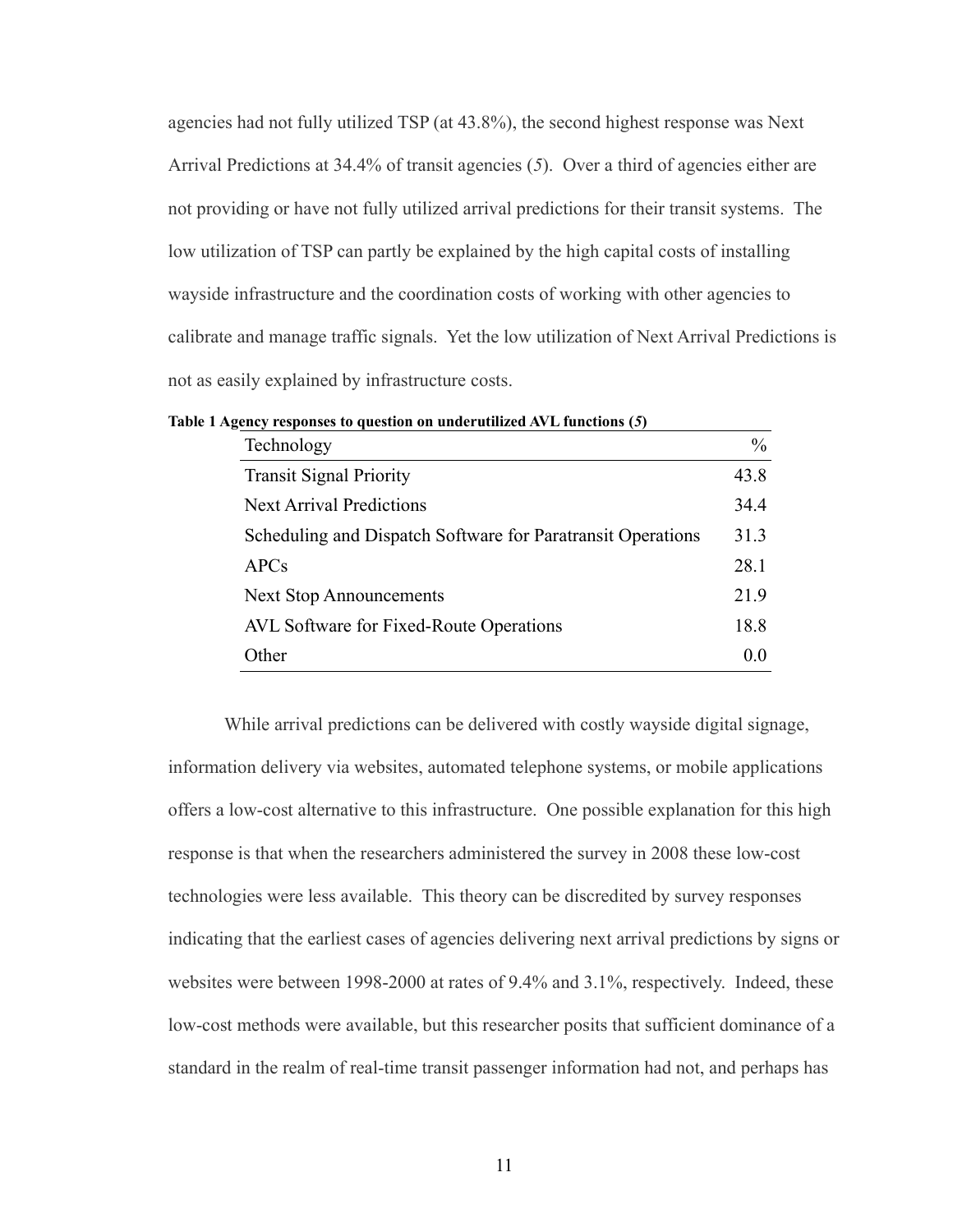agencies had not fully utilized TSP (at 43.8%), the second highest response was Next Arrival Predictions at 34.4% of transit agencies (*5*). Over a third of agencies either are not providing or have not fully utilized arrival predictions for their transit systems. The low utilization of TSP can partly be explained by the high capital costs of installing wayside infrastructure and the coordination costs of working with other agencies to calibrate and manage traffic signals. Yet the low utilization of Next Arrival Predictions is not as easily explained by infrastructure costs.

**Table 1 Agency responses to question on underutilized AVL functions (*5*)**

| Technology | % |
|---|---|
| Transit Signal Priority | 43.8 |
| Next Arrival Predictions | 34.4 |
| Scheduling and Dispatch Software for Paratransit Operations | 31.3 |
| APCs | 28.1 |
| Next Stop Announcements | 21.9 |
| AVL Software for Fixed-Route Operations | 18.8 |
| Other | 0.0 |

While arrival predictions can be delivered with costly wayside digital signage, information delivery via websites, automated telephone systems, or mobile applications offers a low-cost alternative to this infrastructure. One possible explanation for this high response is that when the researchers administered the survey in 2008 these low-cost technologies were less available. This theory can be discredited by survey responses indicating that the earliest cases of agencies delivering next arrival predictions by signs or websites were between 1998-2000 at rates of 9.4% and 3.1%, respectively. Indeed, these low-cost methods were available, but this researcher posits that sufficient dominance of a standard in the realm of real-time transit passenger information had not, and perhaps has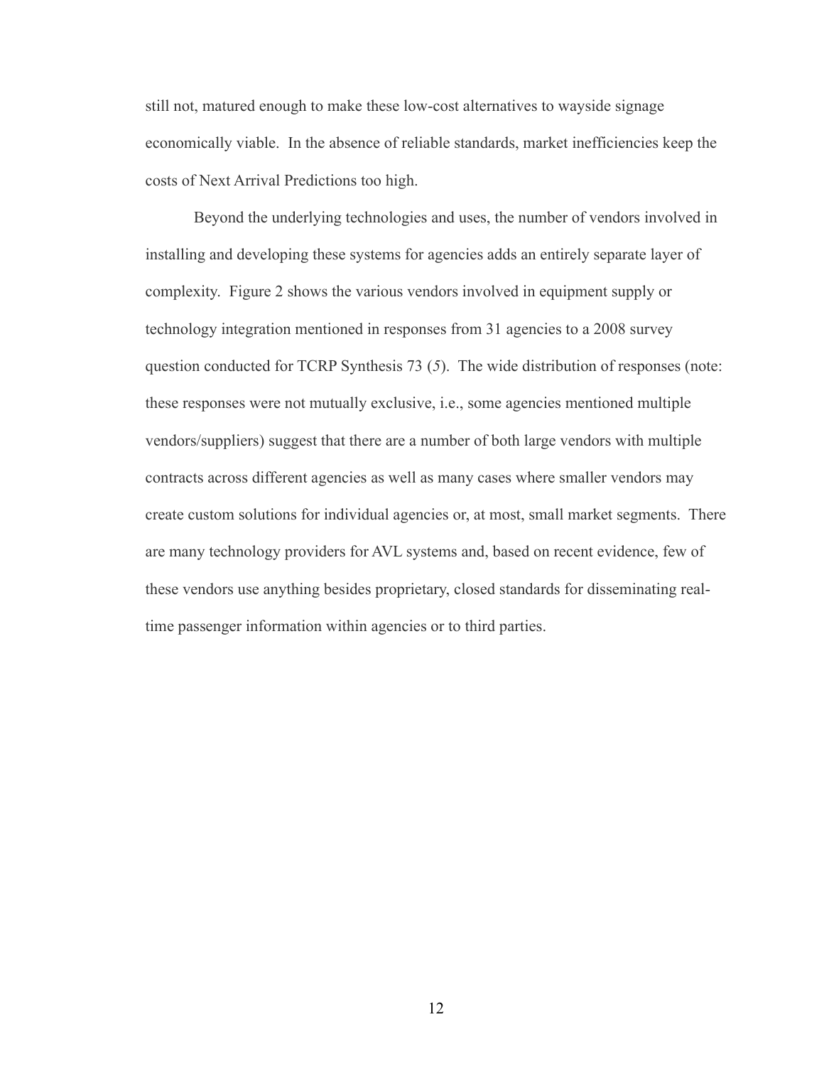still not, matured enough to make these low-cost alternatives to wayside signage economically viable. In the absence of reliable standards, market inefficiencies keep the costs of Next Arrival Predictions too high.

Beyond the underlying technologies and uses, the number of vendors involved in installing and developing these systems for agencies adds an entirely separate layer of complexity. Figure 2 shows the various vendors involved in equipment supply or technology integration mentioned in responses from 31 agencies to a 2008 survey question conducted for TCRP Synthesis 73 (*5*). The wide distribution of responses (note: these responses were not mutually exclusive, i.e., some agencies mentioned multiple vendors/suppliers) suggest that there are a number of both large vendors with multiple contracts across different agencies as well as many cases where smaller vendors may create custom solutions for individual agencies or, at most, small market segments. There are many technology providers for AVL systems and, based on recent evidence, few of these vendors use anything besides proprietary, closed standards for disseminating real-time passenger information within agencies or to third parties.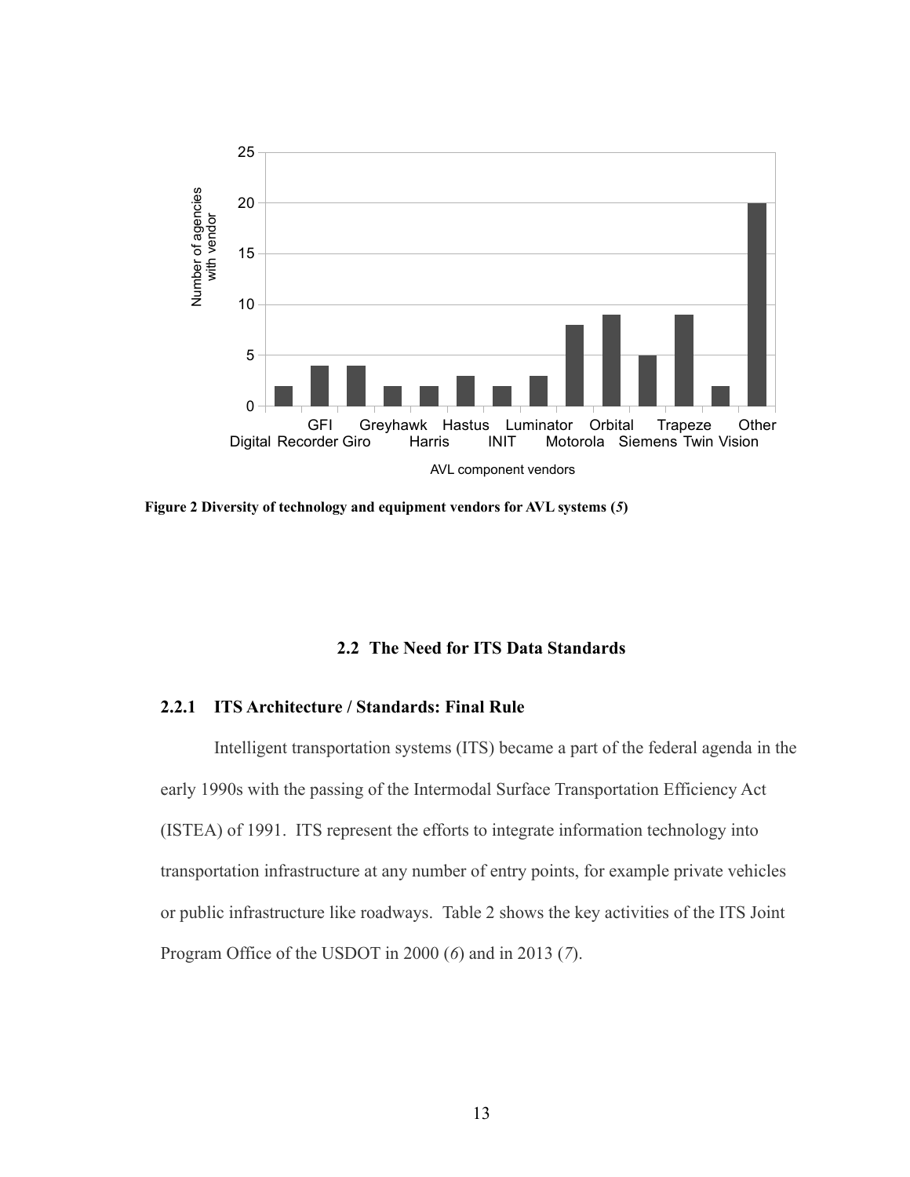Figure 2 Diversity of technology and equipment vendors for AVL systems (*5*)

## 2.2 The Need for ITS Data Standards

### 2.2.1 ITS Architecture / Standards: Final Rule

Intelligent transportation systems (ITS) became a part of the federal agenda in the early 1990s with the passing of the Intermodal Surface Transportation Efficiency Act (ISTEA) of 1991. ITS represent the efforts to integrate information technology into transportation infrastructure at any number of entry points, for example private vehicles or public infrastructure like roadways. Table 2 shows the key activities of the ITS Joint Program Office of the USDOT in 2000 (*6*) and in 2013 (*7*).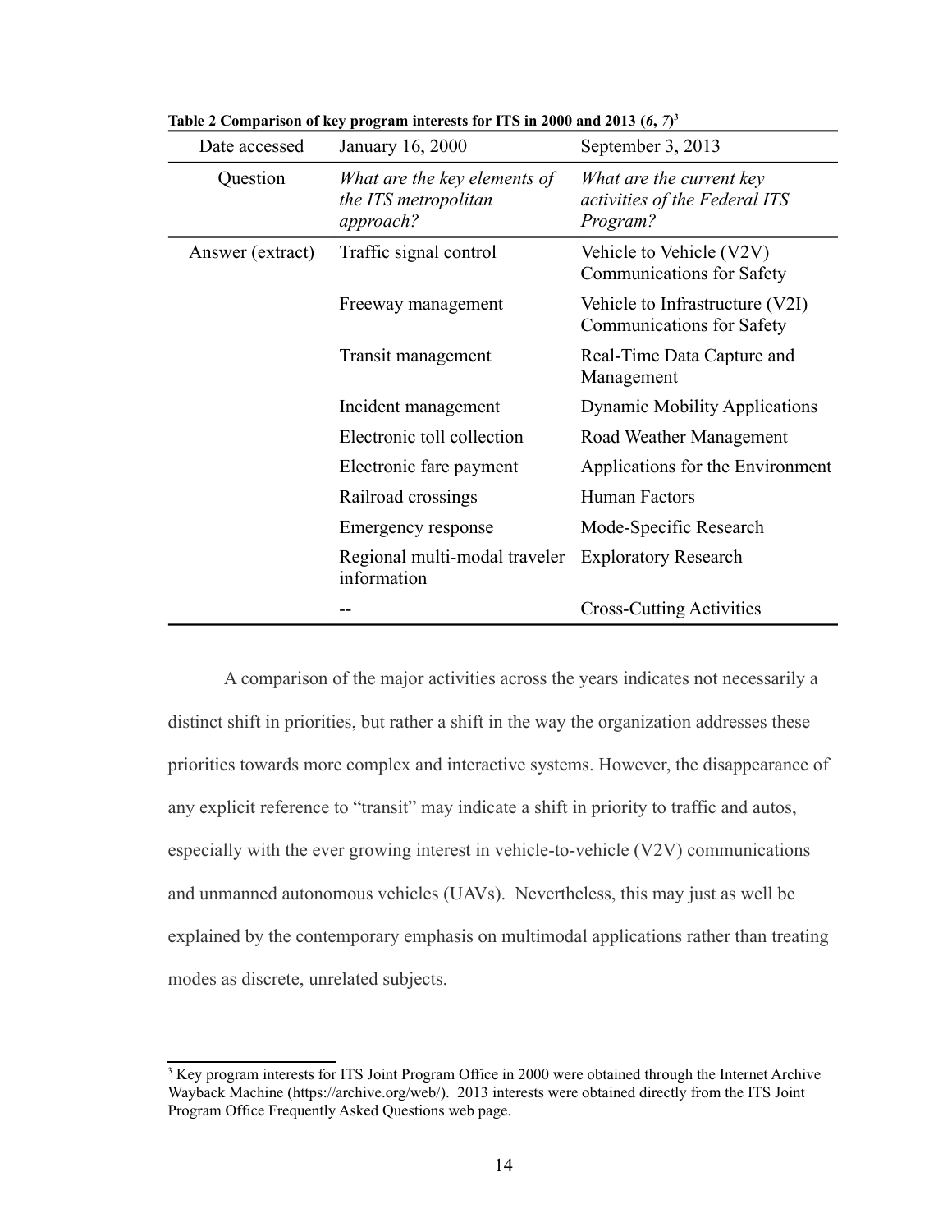**Table 2 Comparison of key program interests for ITS in 2000 and 2013 (*6*, *7*)[3]**

| Date accessed | January 16, 2000 | September 3, 2013 |
|---|---|---|
| Question | *What are the key elements of the ITS metropolitan approach?* | *What are the current key activities of the Federal ITS Program?* |
| Answer (extract) | Traffic signal control | Vehicle to Vehicle (V2V) Communications for Safety |
| | Freeway management | Vehicle to Infrastructure (V2I) Communications for Safety |
| | Transit management | Real-Time Data Capture and Management |
| | Incident management | Dynamic Mobility Applications |
| | Electronic toll collection | Road Weather Management |
| | Electronic fare payment | Applications for the Environment |
| | Railroad crossings | Human Factors |
| | Emergency response | Mode-Specific Research |
| | Regional multi-modal traveler information | Exploratory Research |
| | -- | Cross-Cutting Activities |

A comparison of the major activities across the years indicates not necessarily a distinct shift in priorities, but rather a shift in the way the organization addresses these priorities towards more complex and interactive systems. However, the disappearance of any explicit reference to "transit" may indicate a shift in priority to traffic and autos, especially with the ever growing interest in vehicle-to-vehicle (V2V) communications and unmanned autonomous vehicles (UAVs). Nevertheless, this may just as well be explained by the contemporary emphasis on multimodal applications rather than treating modes as discrete, unrelated subjects.

[3] Key program interests for ITS Joint Program Office in 2000 were obtained through the Internet Archive Wayback Machine (https://archive.org/web/). 2013 interests were obtained directly from the ITS Joint Program Office Frequently Asked Questions web page.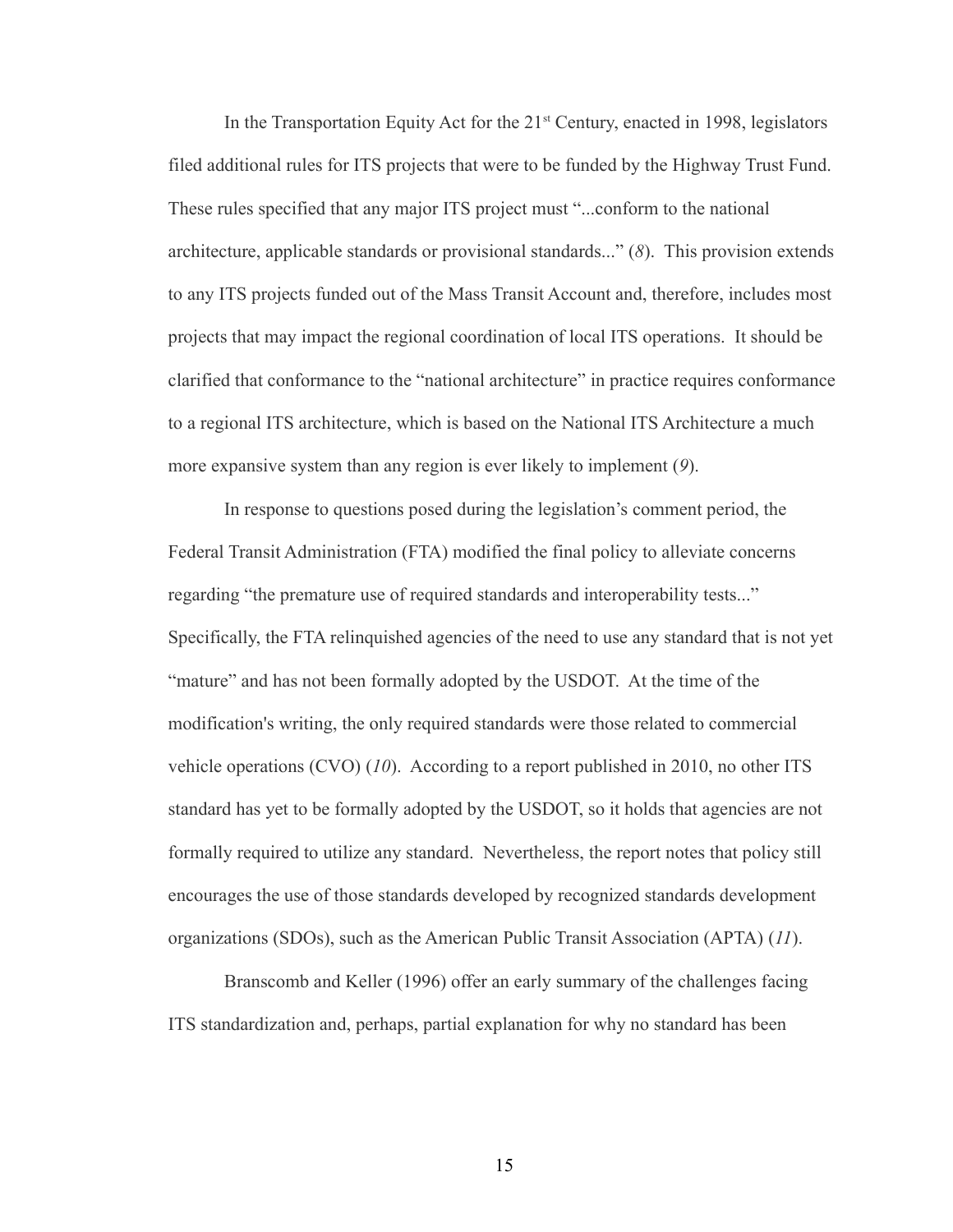In the Transportation Equity Act for the 21st Century, enacted in 1998, legislators filed additional rules for ITS projects that were to be funded by the Highway Trust Fund. These rules specified that any major ITS project must "...conform to the national architecture, applicable standards or provisional standards..." (*8*). This provision extends to any ITS projects funded out of the Mass Transit Account and, therefore, includes most projects that may impact the regional coordination of local ITS operations. It should be clarified that conformance to the "national architecture" in practice requires conformance to a regional ITS architecture, which is based on the National ITS Architecture a much more expansive system than any region is ever likely to implement (*9*).

In response to questions posed during the legislation's comment period, the Federal Transit Administration (FTA) modified the final policy to alleviate concerns regarding "the premature use of required standards and interoperability tests..." Specifically, the FTA relinquished agencies of the need to use any standard that is not yet "mature" and has not been formally adopted by the USDOT. At the time of the modification's writing, the only required standards were those related to commercial vehicle operations (CVO) (*10*). According to a report published in 2010, no other ITS standard has yet to be formally adopted by the USDOT, so it holds that agencies are not formally required to utilize any standard. Nevertheless, the report notes that policy still encourages the use of those standards developed by recognized standards development organizations (SDOs), such as the American Public Transit Association (APTA) (*11*).

Branscomb and Keller (1996) offer an early summary of the challenges facing ITS standardization and, perhaps, partial explanation for why no standard has been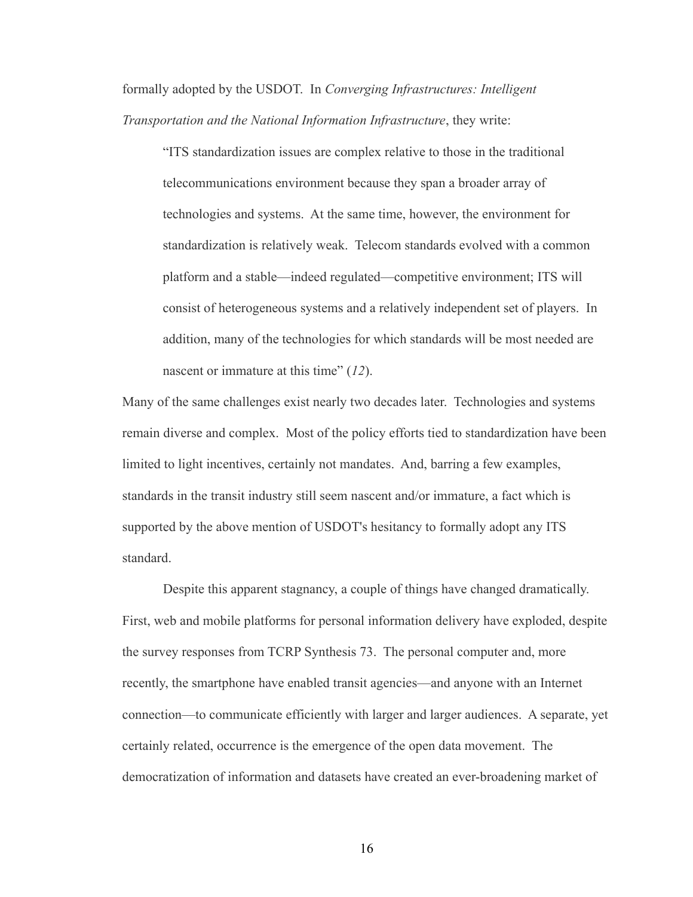formally adopted by the USDOT. In *Converging Infrastructures: Intelligent Transportation and the National Information Infrastructure*, they write:

> "ITS standardization issues are complex relative to those in the traditional telecommunications environment because they span a broader array of technologies and systems. At the same time, however, the environment for standardization is relatively weak. Telecom standards evolved with a common platform and a stable—indeed regulated—competitive environment; ITS will consist of heterogeneous systems and a relatively independent set of players. In addition, many of the technologies for which standards will be most needed are nascent or immature at this time" (*12*).

Many of the same challenges exist nearly two decades later. Technologies and systems remain diverse and complex. Most of the policy efforts tied to standardization have been limited to light incentives, certainly not mandates. And, barring a few examples, standards in the transit industry still seem nascent and/or immature, a fact which is supported by the above mention of USDOT's hesitancy to formally adopt any ITS standard.

Despite this apparent stagnancy, a couple of things have changed dramatically. First, web and mobile platforms for personal information delivery have exploded, despite the survey responses from TCRP Synthesis 73. The personal computer and, more recently, the smartphone have enabled transit agencies—and anyone with an Internet connection—to communicate efficiently with larger and larger audiences. A separate, yet certainly related, occurrence is the emergence of the open data movement. The democratization of information and datasets have created an ever-broadening market of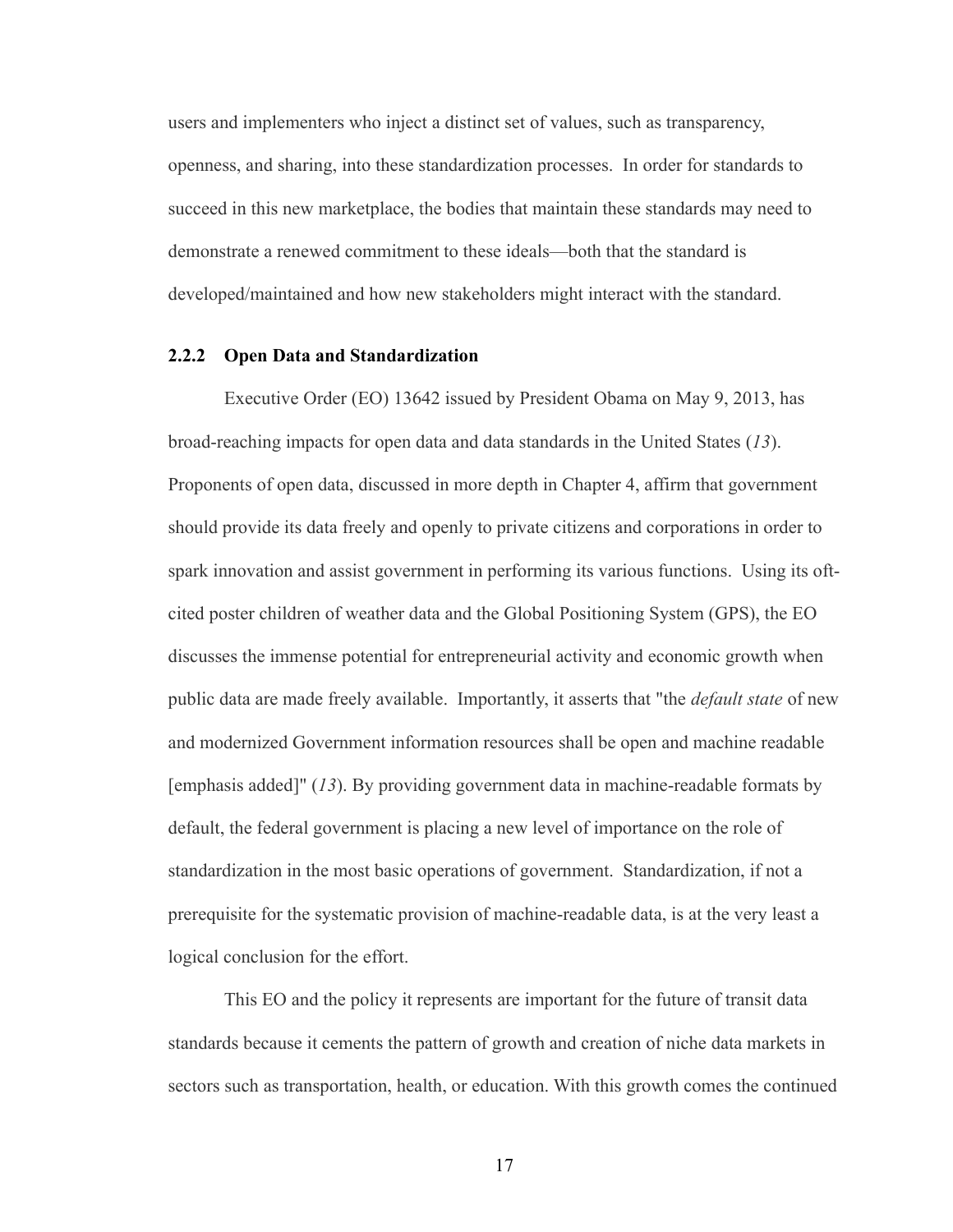users and implementers who inject a distinct set of values, such as transparency, openness, and sharing, into these standardization processes. In order for standards to succeed in this new marketplace, the bodies that maintain these standards may need to demonstrate a renewed commitment to these ideals—both that the standard is developed/maintained and how new stakeholders might interact with the standard.

### 2.2.2 Open Data and Standardization

Executive Order (EO) 13642 issued by President Obama on May 9, 2013, has broad-reaching impacts for open data and data standards in the United States (*13*). Proponents of open data, discussed in more depth in Chapter 4, affirm that government should provide its data freely and openly to private citizens and corporations in order to spark innovation and assist government in performing its various functions. Using its oft-cited poster children of weather data and the Global Positioning System (GPS), the EO discusses the immense potential for entrepreneurial activity and economic growth when public data are made freely available. Importantly, it asserts that "the *default state* of new and modernized Government information resources shall be open and machine readable [emphasis added]" (*13*). By providing government data in machine-readable formats by default, the federal government is placing a new level of importance on the role of standardization in the most basic operations of government. Standardization, if not a prerequisite for the systematic provision of machine-readable data, is at the very least a logical conclusion for the effort.

This EO and the policy it represents are important for the future of transit data standards because it cements the pattern of growth and creation of niche data markets in sectors such as transportation, health, or education. With this growth comes the continued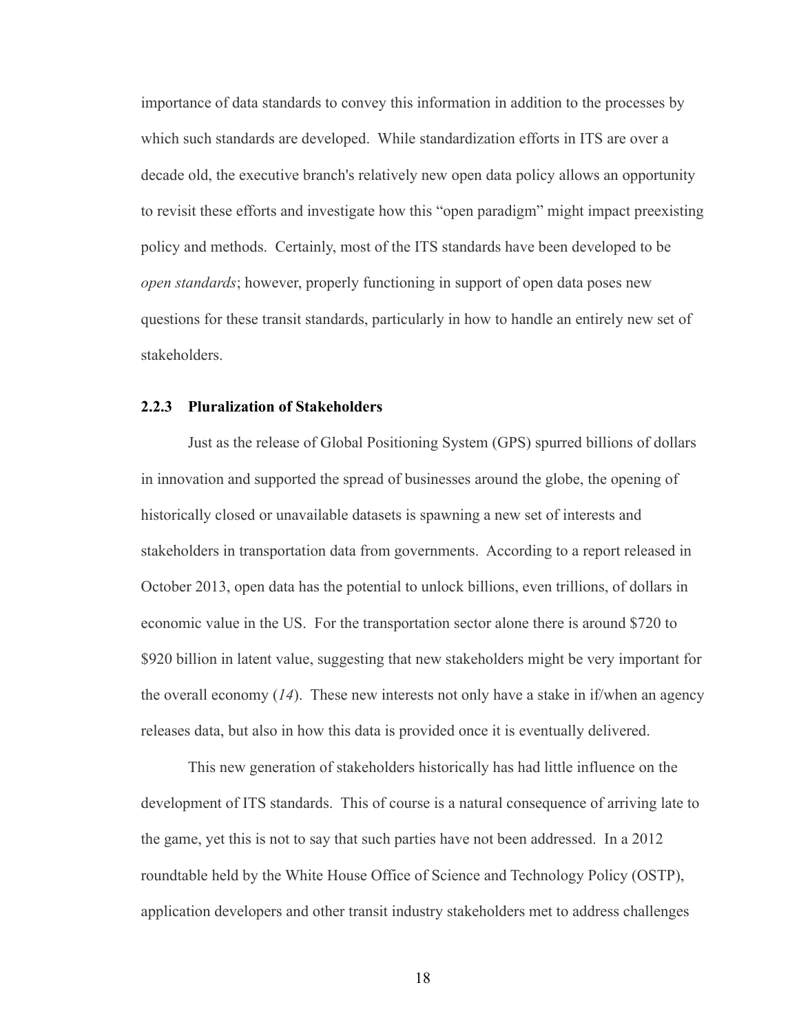importance of data standards to convey this information in addition to the processes by which such standards are developed. While standardization efforts in ITS are over a decade old, the executive branch's relatively new open data policy allows an opportunity to revisit these efforts and investigate how this "open paradigm" might impact preexisting policy and methods. Certainly, most of the ITS standards have been developed to be *open standards*; however, properly functioning in support of open data poses new questions for these transit standards, particularly in how to handle an entirely new set of stakeholders.

### 2.2.3 Pluralization of Stakeholders

Just as the release of Global Positioning System (GPS) spurred billions of dollars in innovation and supported the spread of businesses around the globe, the opening of historically closed or unavailable datasets is spawning a new set of interests and stakeholders in transportation data from governments. According to a report released in October 2013, open data has the potential to unlock billions, even trillions, of dollars in economic value in the US. For the transportation sector alone there is around $720 to $920 billion in latent value, suggesting that new stakeholders might be very important for the overall economy (*14*). These new interests not only have a stake in if/when an agency releases data, but also in how this data is provided once it is eventually delivered.

This new generation of stakeholders historically has had little influence on the development of ITS standards. This of course is a natural consequence of arriving late to the game, yet this is not to say that such parties have not been addressed. In a 2012 roundtable held by the White House Office of Science and Technology Policy (OSTP), application developers and other transit industry stakeholders met to address challenges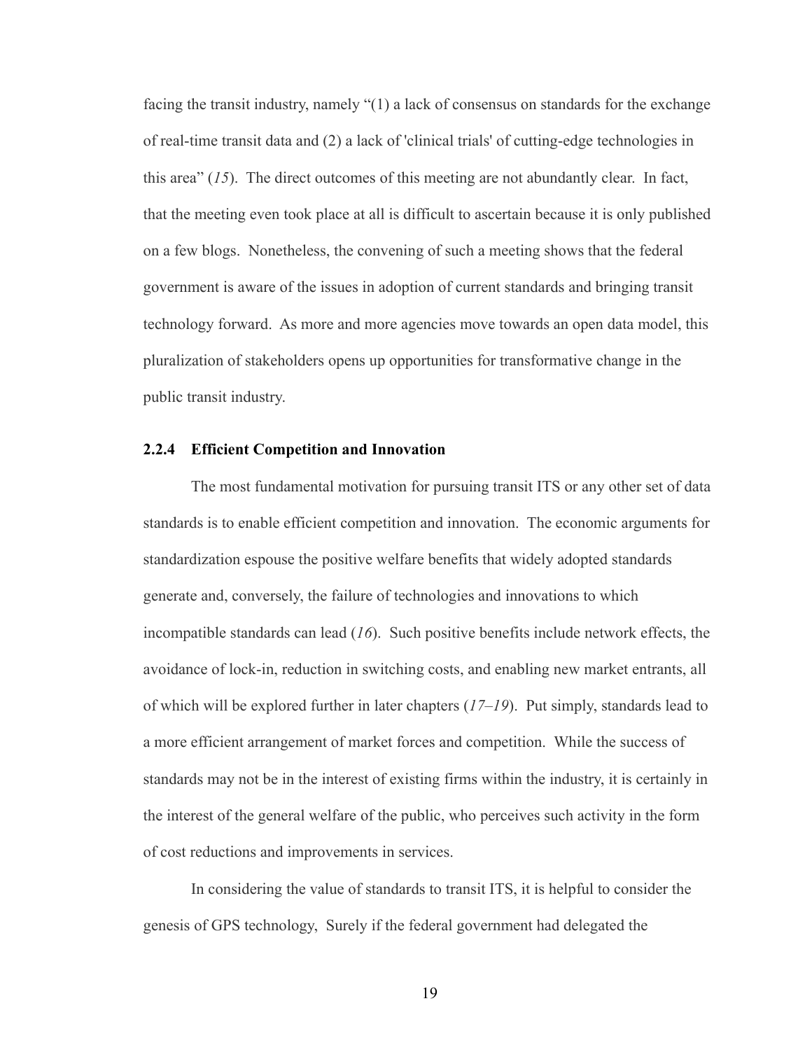facing the transit industry, namely "(1) a lack of consensus on standards for the exchange of real-time transit data and (2) a lack of 'clinical trials' of cutting-edge technologies in this area" (*15*). The direct outcomes of this meeting are not abundantly clear. In fact, that the meeting even took place at all is difficult to ascertain because it is only published on a few blogs. Nonetheless, the convening of such a meeting shows that the federal government is aware of the issues in adoption of current standards and bringing transit technology forward. As more and more agencies move towards an open data model, this pluralization of stakeholders opens up opportunities for transformative change in the public transit industry.

### 2.2.4 Efficient Competition and Innovation

The most fundamental motivation for pursuing transit ITS or any other set of data standards is to enable efficient competition and innovation. The economic arguments for standardization espouse the positive welfare benefits that widely adopted standards generate and, conversely, the failure of technologies and innovations to which incompatible standards can lead (*16*). Such positive benefits include network effects, the avoidance of lock-in, reduction in switching costs, and enabling new market entrants, all of which will be explored further in later chapters (*17–19*). Put simply, standards lead to a more efficient arrangement of market forces and competition. While the success of standards may not be in the interest of existing firms within the industry, it is certainly in the interest of the general welfare of the public, who perceives such activity in the form of cost reductions and improvements in services.

In considering the value of standards to transit ITS, it is helpful to consider the genesis of GPS technology, Surely if the federal government had delegated the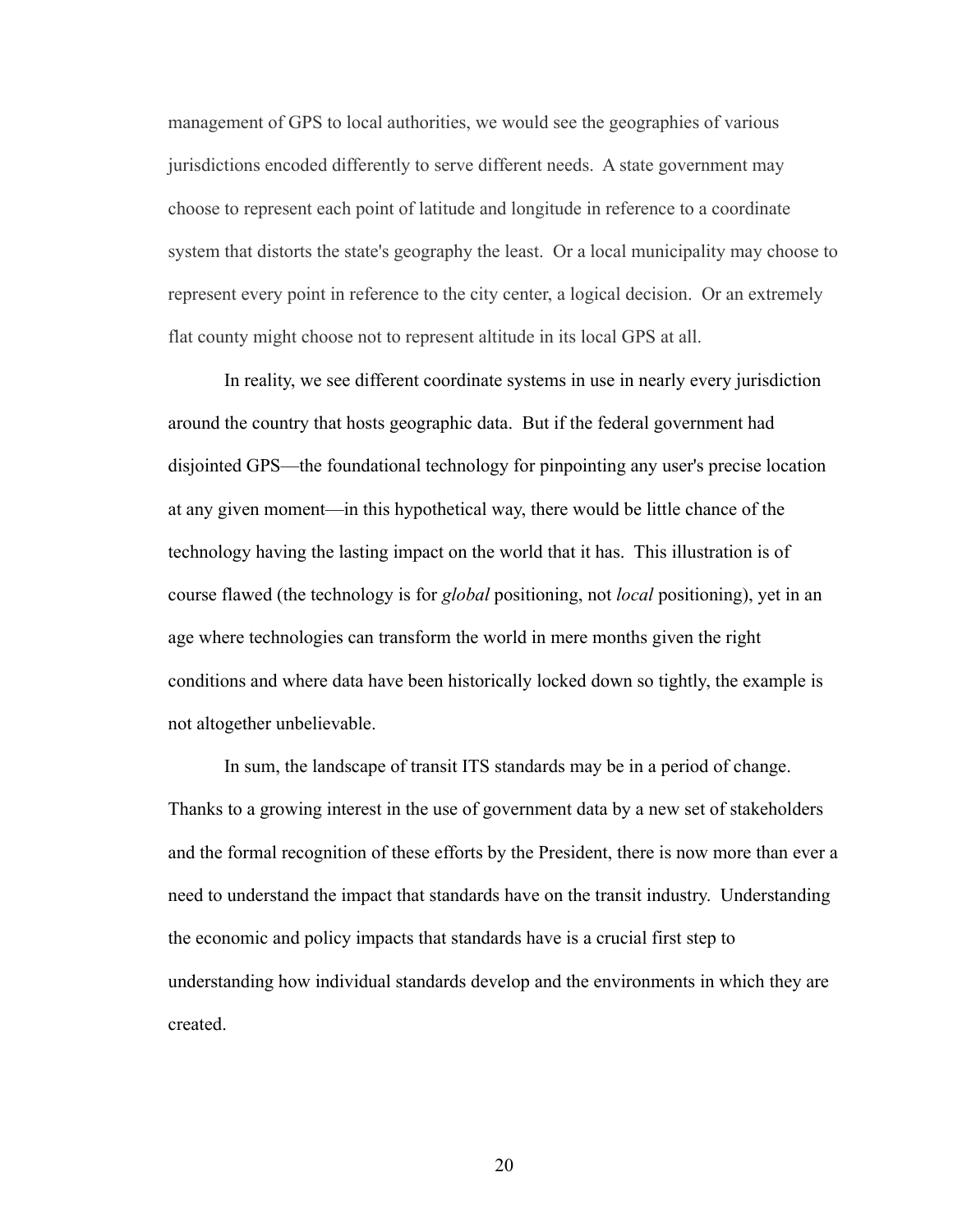management of GPS to local authorities, we would see the geographies of various jurisdictions encoded differently to serve different needs. A state government may choose to represent each point of latitude and longitude in reference to a coordinate system that distorts the state's geography the least. Or a local municipality may choose to represent every point in reference to the city center, a logical decision. Or an extremely flat county might choose not to represent altitude in its local GPS at all.

In reality, we see different coordinate systems in use in nearly every jurisdiction around the country that hosts geographic data. But if the federal government had disjointed GPS—the foundational technology for pinpointing any user's precise location at any given moment—in this hypothetical way, there would be little chance of the technology having the lasting impact on the world that it has. This illustration is of course flawed (the technology is for *global* positioning, not *local* positioning), yet in an age where technologies can transform the world in mere months given the right conditions and where data have been historically locked down so tightly, the example is not altogether unbelievable.

In sum, the landscape of transit ITS standards may be in a period of change. Thanks to a growing interest in the use of government data by a new set of stakeholders and the formal recognition of these efforts by the President, there is now more than ever a need to understand the impact that standards have on the transit industry. Understanding the economic and policy impacts that standards have is a crucial first step to understanding how individual standards develop and the environments in which they are created.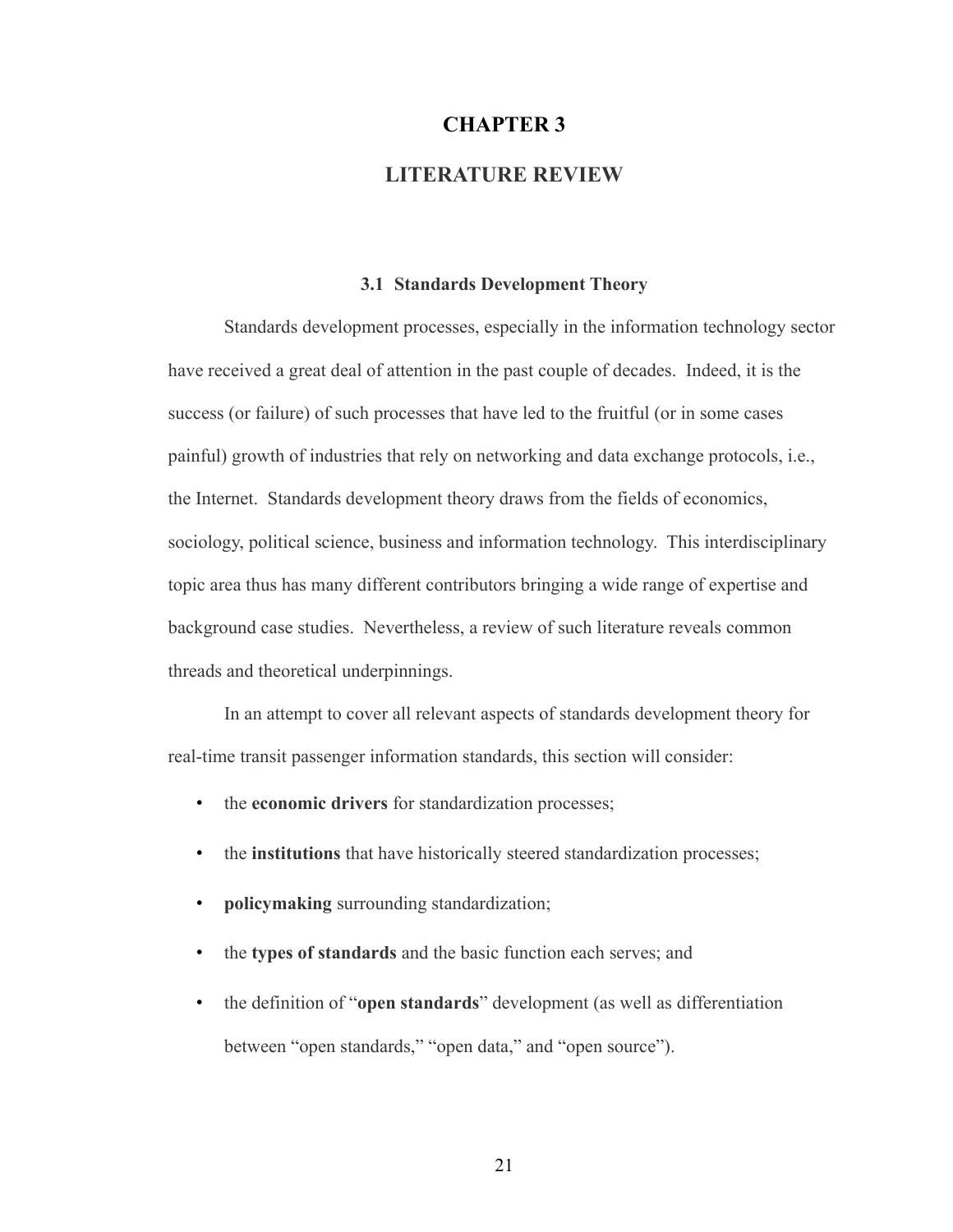# CHAPTER 3

# LITERATURE REVIEW

### 3.1 Standards Development Theory

Standards development processes, especially in the information technology sector have received a great deal of attention in the past couple of decades. Indeed, it is the success (or failure) of such processes that have led to the fruitful (or in some cases painful) growth of industries that rely on networking and data exchange protocols, i.e., the Internet. Standards development theory draws from the fields of economics, sociology, political science, business and information technology. This interdisciplinary topic area thus has many different contributors bringing a wide range of expertise and background case studies. Nevertheless, a review of such literature reveals common threads and theoretical underpinnings.

In an attempt to cover all relevant aspects of standards development theory for real-time transit passenger information standards, this section will consider:

- the **economic drivers** for standardization processes;
- the **institutions** that have historically steered standardization processes;
- **policymaking** surrounding standardization;
- the **types of standards** and the basic function each serves; and
- the definition of "**open standards**" development (as well as differentiation between "open standards," "open data," and "open source").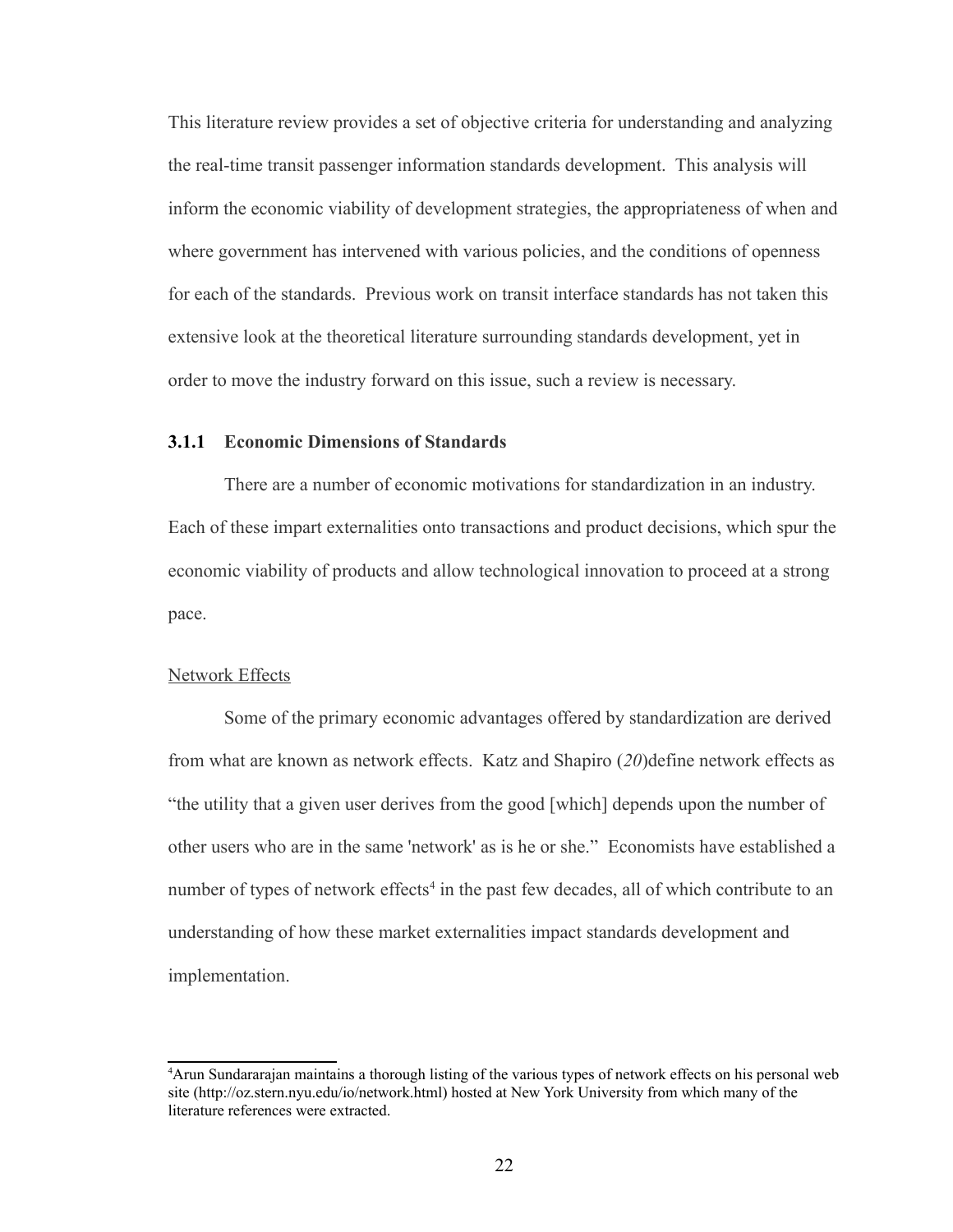This literature review provides a set of objective criteria for understanding and analyzing the real-time transit passenger information standards development. This analysis will inform the economic viability of development strategies, the appropriateness of when and where government has intervened with various policies, and the conditions of openness for each of the standards. Previous work on transit interface standards has not taken this extensive look at the theoretical literature surrounding standards development, yet in order to move the industry forward on this issue, such a review is necessary.

### 3.1.1 Economic Dimensions of Standards

There are a number of economic motivations for standardization in an industry. Each of these impart externalities onto transactions and product decisions, which spur the economic viability of products and allow technological innovation to proceed at a strong pace.

Network Effects

Some of the primary economic advantages offered by standardization are derived from what are known as network effects. Katz and Shapiro (*20*)define network effects as "the utility that a given user derives from the good [which] depends upon the number of other users who are in the same 'network' as is he or she." Economists have established a number of types of network effects[4] in the past few decades, all of which contribute to an understanding of how these market externalities impact standards development and implementation.

---

[4]Arun Sundararajan maintains a thorough listing of the various types of network effects on his personal web site (http://oz.stern.nyu.edu/io/network.html) hosted at New York University from which many of the literature references were extracted.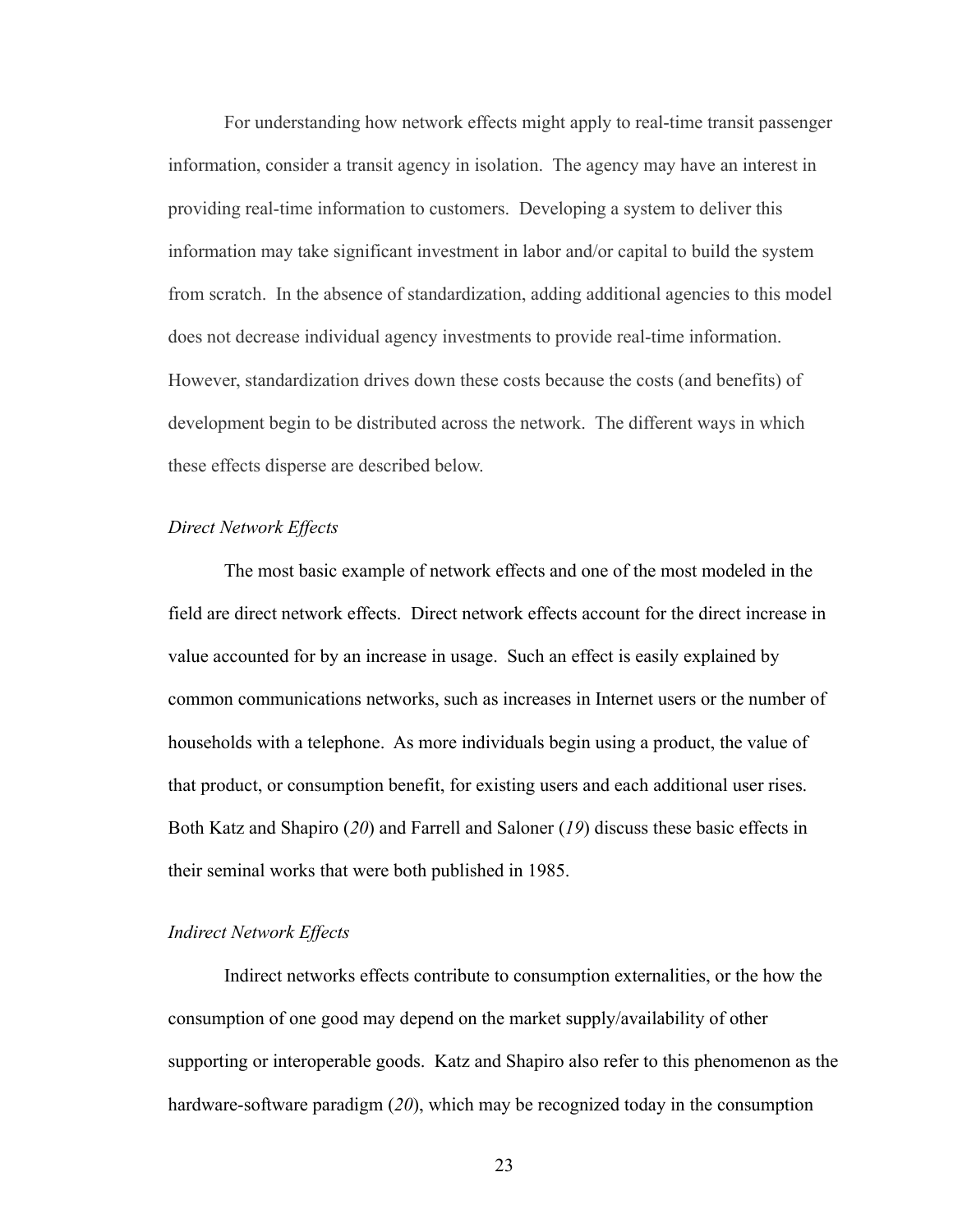For understanding how network effects might apply to real-time transit passenger information, consider a transit agency in isolation. The agency may have an interest in providing real-time information to customers. Developing a system to deliver this information may take significant investment in labor and/or capital to build the system from scratch. In the absence of standardization, adding additional agencies to this model does not decrease individual agency investments to provide real-time information. However, standardization drives down these costs because the costs (and benefits) of development begin to be distributed across the network. The different ways in which these effects disperse are described below.

### *Direct Network Effects*

The most basic example of network effects and one of the most modeled in the field are direct network effects. Direct network effects account for the direct increase in value accounted for by an increase in usage. Such an effect is easily explained by common communications networks, such as increases in Internet users or the number of households with a telephone. As more individuals begin using a product, the value of that product, or consumption benefit, for existing users and each additional user rises. Both Katz and Shapiro (*20*) and Farrell and Saloner (*19*) discuss these basic effects in their seminal works that were both published in 1985.

### *Indirect Network Effects*

Indirect networks effects contribute to consumption externalities, or the how the consumption of one good may depend on the market supply/availability of other supporting or interoperable goods. Katz and Shapiro also refer to this phenomenon as the hardware-software paradigm (*20*), which may be recognized today in the consumption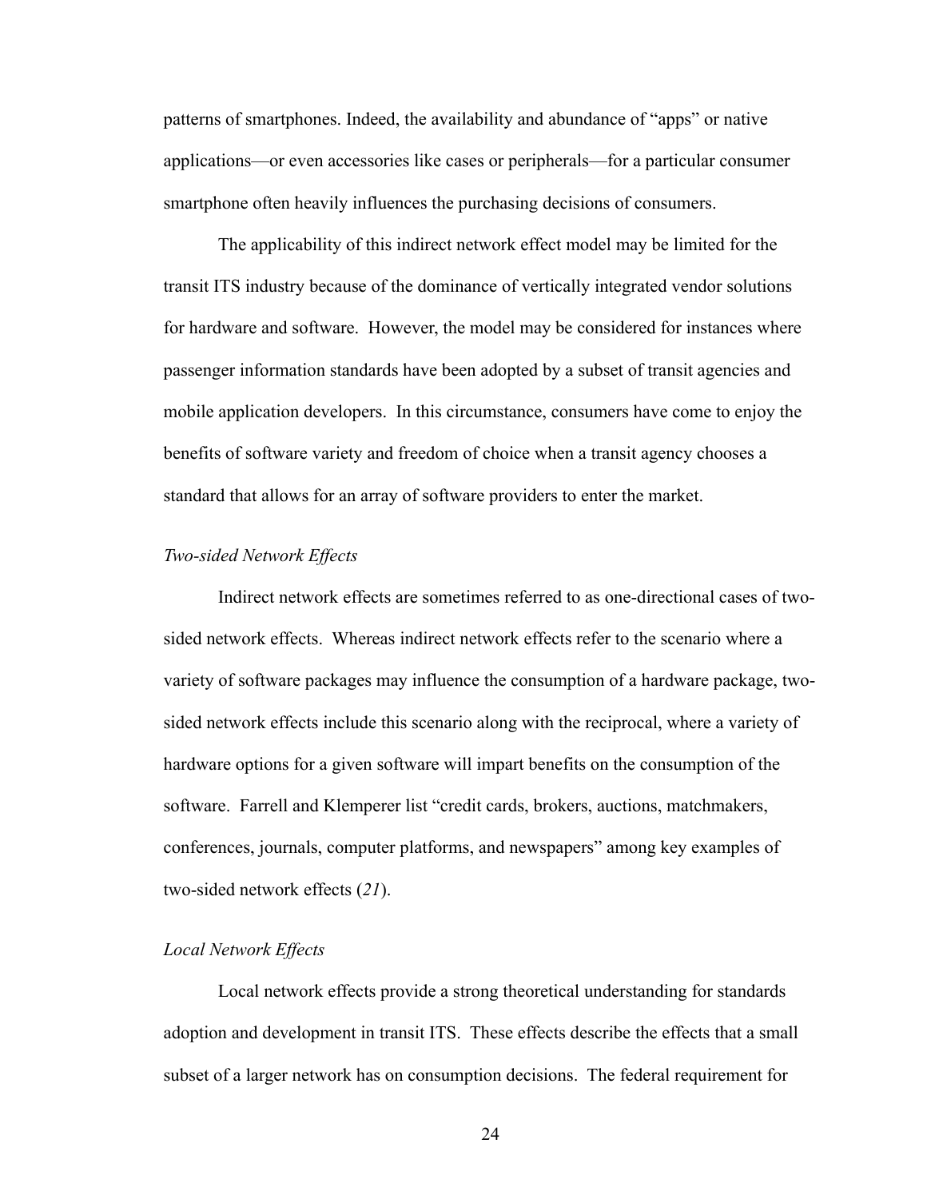patterns of smartphones. Indeed, the availability and abundance of "apps" or native applications—or even accessories like cases or peripherals—for a particular consumer smartphone often heavily influences the purchasing decisions of consumers.

The applicability of this indirect network effect model may be limited for the transit ITS industry because of the dominance of vertically integrated vendor solutions for hardware and software. However, the model may be considered for instances where passenger information standards have been adopted by a subset of transit agencies and mobile application developers. In this circumstance, consumers have come to enjoy the benefits of software variety and freedom of choice when a transit agency chooses a standard that allows for an array of software providers to enter the market.

*Two-sided Network Effects*

Indirect network effects are sometimes referred to as one-directional cases of two-sided network effects. Whereas indirect network effects refer to the scenario where a variety of software packages may influence the consumption of a hardware package, two-sided network effects include this scenario along with the reciprocal, where a variety of hardware options for a given software will impart benefits on the consumption of the software. Farrell and Klemperer list "credit cards, brokers, auctions, matchmakers, conferences, journals, computer platforms, and newspapers" among key examples of two-sided network effects (*21*).

*Local Network Effects*

Local network effects provide a strong theoretical understanding for standards adoption and development in transit ITS. These effects describe the effects that a small subset of a larger network has on consumption decisions. The federal requirement for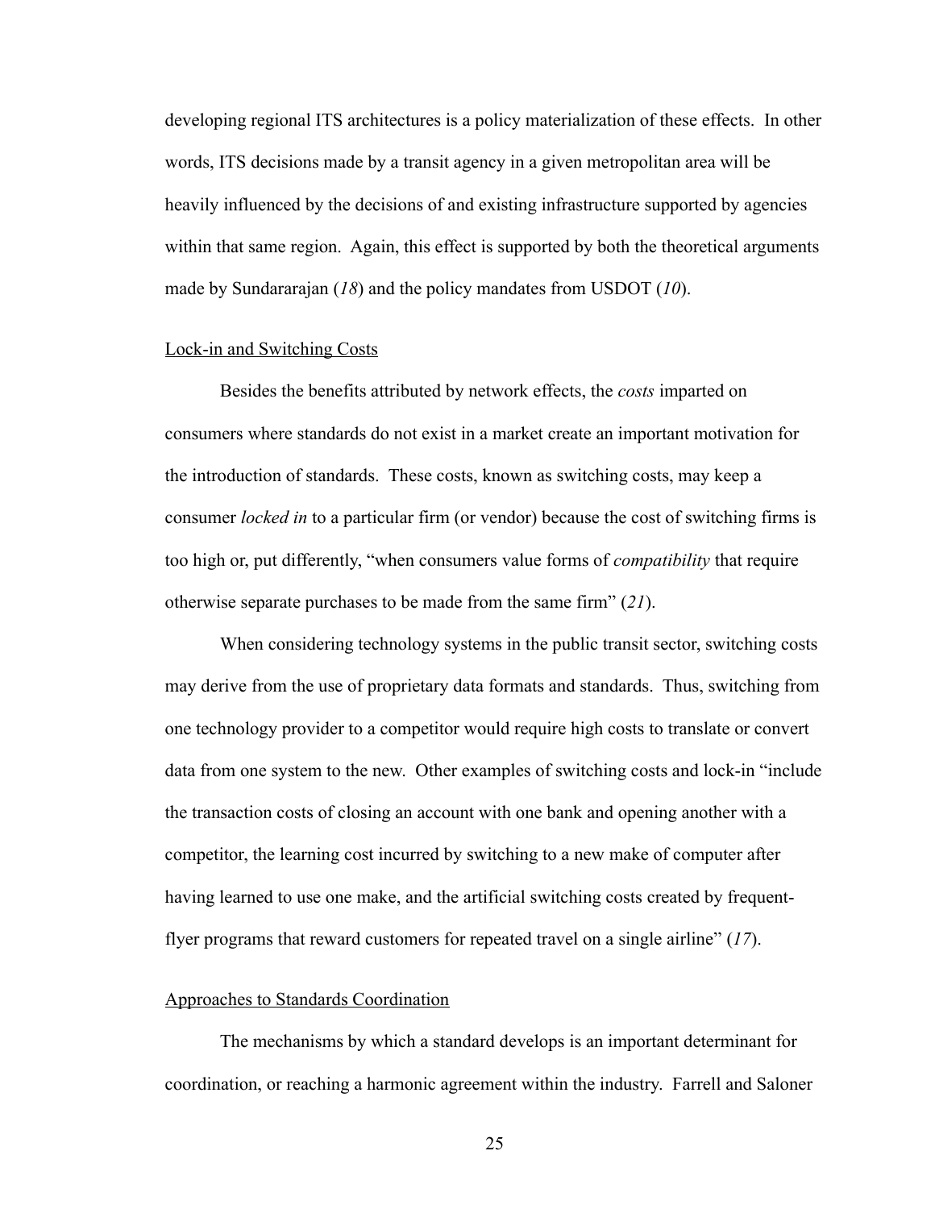developing regional ITS architectures is a policy materialization of these effects. In other words, ITS decisions made by a transit agency in a given metropolitan area will be heavily influenced by the decisions of and existing infrastructure supported by agencies within that same region. Again, this effect is supported by both the theoretical arguments made by Sundararajan (*18*) and the policy mandates from USDOT (*10*).

### Lock-in and Switching Costs

Besides the benefits attributed by network effects, the *costs* imparted on consumers where standards do not exist in a market create an important motivation for the introduction of standards. These costs, known as switching costs, may keep a consumer *locked in* to a particular firm (or vendor) because the cost of switching firms is too high or, put differently, "when consumers value forms of *compatibility* that require otherwise separate purchases to be made from the same firm" (*21*).

When considering technology systems in the public transit sector, switching costs may derive from the use of proprietary data formats and standards. Thus, switching from one technology provider to a competitor would require high costs to translate or convert data from one system to the new. Other examples of switching costs and lock-in "include the transaction costs of closing an account with one bank and opening another with a competitor, the learning cost incurred by switching to a new make of computer after having learned to use one make, and the artificial switching costs created by frequent-flyer programs that reward customers for repeated travel on a single airline" (*17*).

### Approaches to Standards Coordination

The mechanisms by which a standard develops is an important determinant for coordination, or reaching a harmonic agreement within the industry. Farrell and Saloner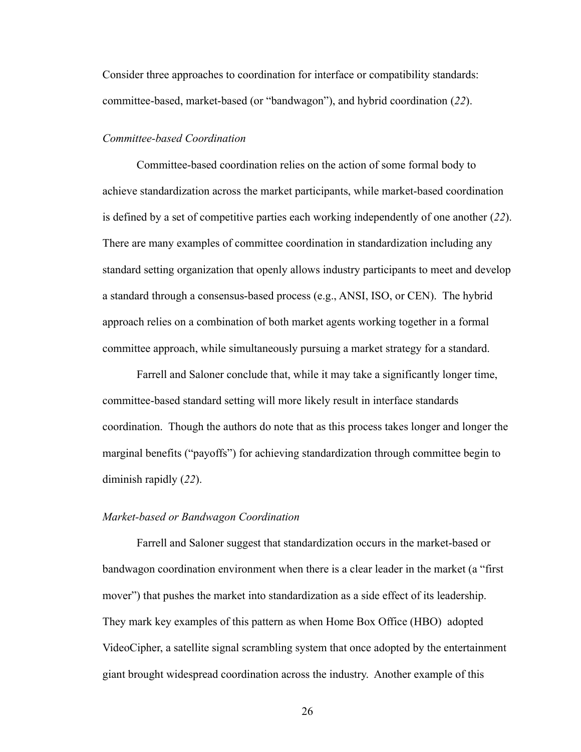Consider three approaches to coordination for interface or compatibility standards: committee-based, market-based (or "bandwagon"), and hybrid coordination (*22*).

### *Committee-based Coordination*

Committee-based coordination relies on the action of some formal body to achieve standardization across the market participants, while market-based coordination is defined by a set of competitive parties each working independently of one another (*22*). There are many examples of committee coordination in standardization including any standard setting organization that openly allows industry participants to meet and develop a standard through a consensus-based process (e.g., ANSI, ISO, or CEN). The hybrid approach relies on a combination of both market agents working together in a formal committee approach, while simultaneously pursuing a market strategy for a standard.

Farrell and Saloner conclude that, while it may take a significantly longer time, committee-based standard setting will more likely result in interface standards coordination. Though the authors do note that as this process takes longer and longer the marginal benefits ("payoffs") for achieving standardization through committee begin to diminish rapidly (*22*).

### *Market-based or Bandwagon Coordination*

Farrell and Saloner suggest that standardization occurs in the market-based or bandwagon coordination environment when there is a clear leader in the market (a "first mover") that pushes the market into standardization as a side effect of its leadership. They mark key examples of this pattern as when Home Box Office (HBO) adopted VideoCipher, a satellite signal scrambling system that once adopted by the entertainment giant brought widespread coordination across the industry. Another example of this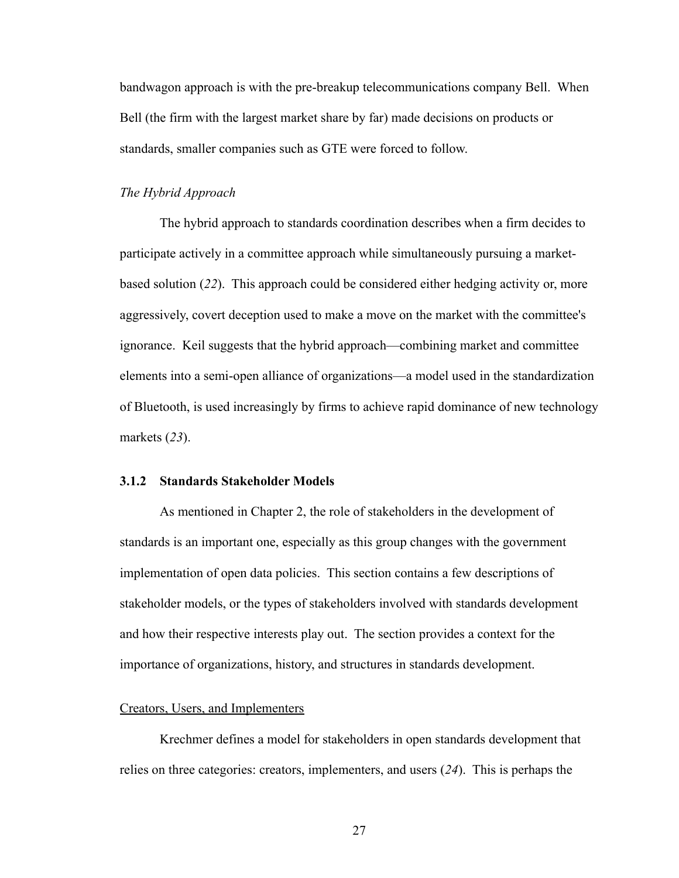bandwagon approach is with the pre-breakup telecommunications company Bell. When Bell (the firm with the largest market share by far) made decisions on products or standards, smaller companies such as GTE were forced to follow.

*The Hybrid Approach*

The hybrid approach to standards coordination describes when a firm decides to participate actively in a committee approach while simultaneously pursuing a market-based solution (*22*). This approach could be considered either hedging activity or, more aggressively, covert deception used to make a move on the market with the committee's ignorance. Keil suggests that the hybrid approach—combining market and committee elements into a semi-open alliance of organizations—a model used in the standardization of Bluetooth, is used increasingly by firms to achieve rapid dominance of new technology markets (*23*).

### 3.1.2 Standards Stakeholder Models

As mentioned in Chapter 2, the role of stakeholders in the development of standards is an important one, especially as this group changes with the government implementation of open data policies. This section contains a few descriptions of stakeholder models, or the types of stakeholders involved with standards development and how their respective interests play out. The section provides a context for the importance of organizations, history, and structures in standards development.

<u>Creators, Users, and Implementers</u>

Krechmer defines a model for stakeholders in open standards development that relies on three categories: creators, implementers, and users (*24*). This is perhaps the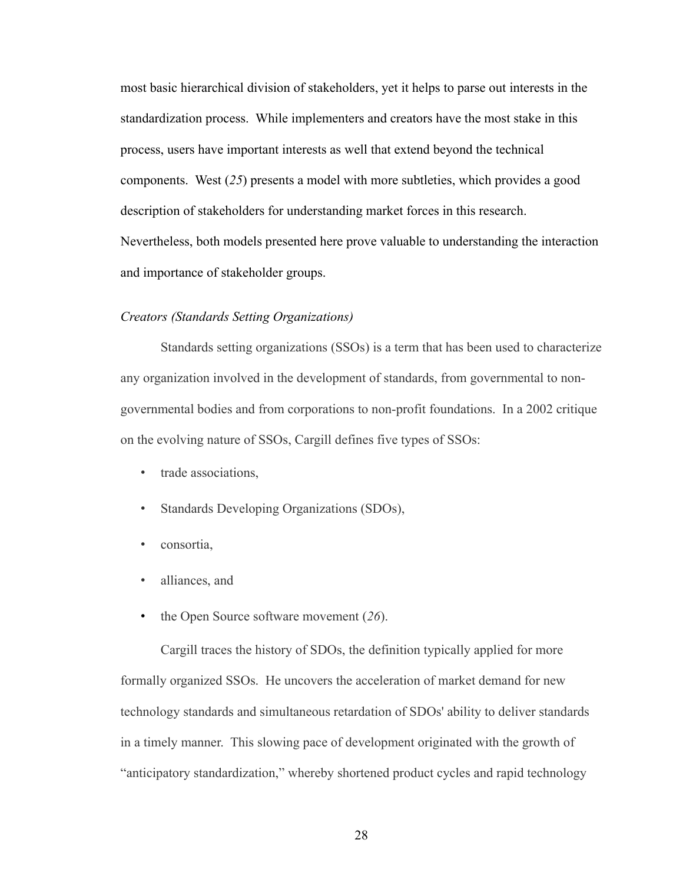most basic hierarchical division of stakeholders, yet it helps to parse out interests in the standardization process. While implementers and creators have the most stake in this process, users have important interests as well that extend beyond the technical components. West (*25*) presents a model with more subtleties, which provides a good description of stakeholders for understanding market forces in this research. Nevertheless, both models presented here prove valuable to understanding the interaction and importance of stakeholder groups.

*Creators (Standards Setting Organizations)*

Standards setting organizations (SSOs) is a term that has been used to characterize any organization involved in the development of standards, from governmental to non-governmental bodies and from corporations to non-profit foundations. In a 2002 critique on the evolving nature of SSOs, Cargill defines five types of SSOs:

- trade associations,
- Standards Developing Organizations (SDOs),
- consortia,
- alliances, and
- the Open Source software movement (*26*).

Cargill traces the history of SDOs, the definition typically applied for more formally organized SSOs. He uncovers the acceleration of market demand for new technology standards and simultaneous retardation of SDOs' ability to deliver standards in a timely manner. This slowing pace of development originated with the growth of "anticipatory standardization," whereby shortened product cycles and rapid technology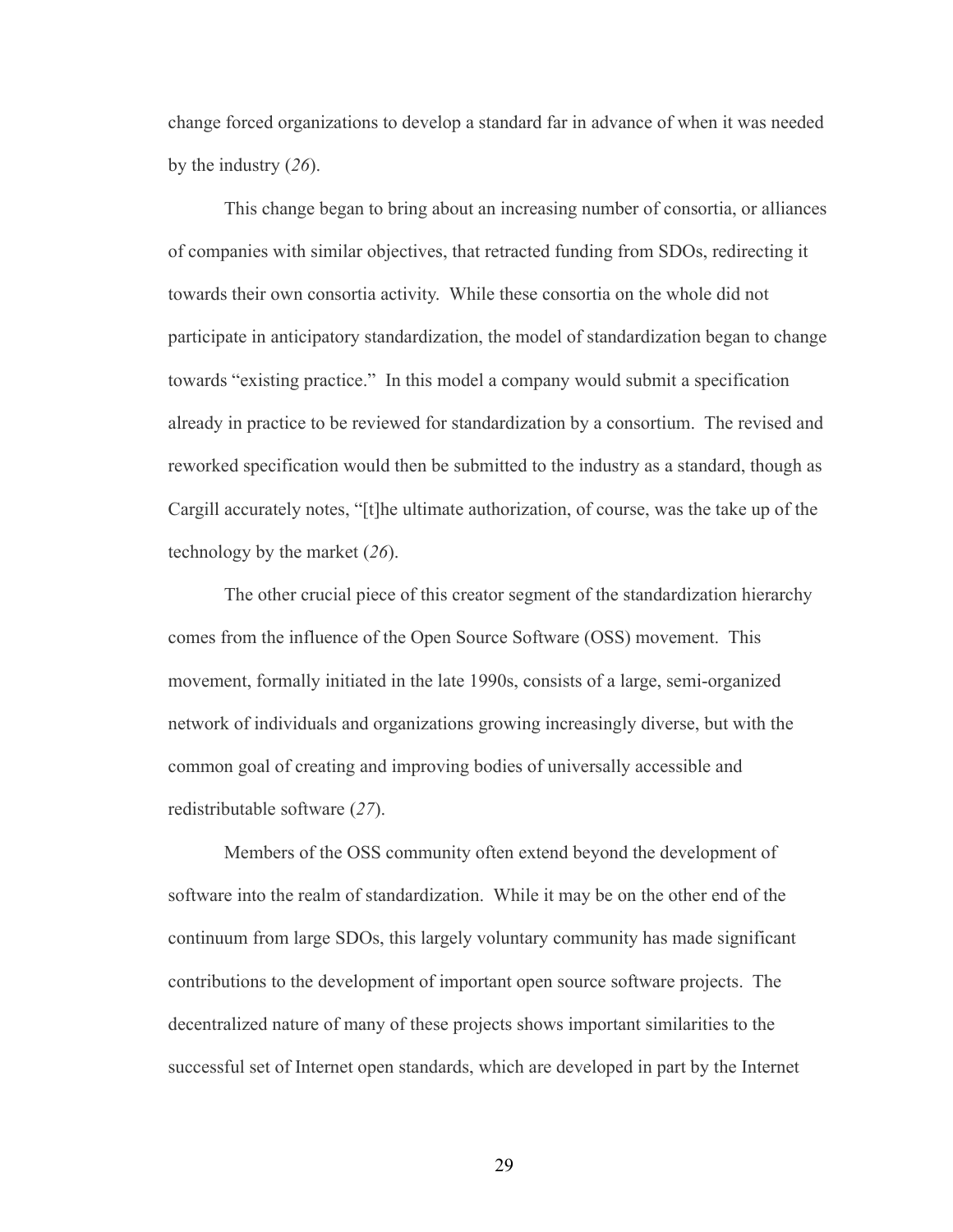change forced organizations to develop a standard far in advance of when it was needed by the industry (*26*).

This change began to bring about an increasing number of consortia, or alliances of companies with similar objectives, that retracted funding from SDOs, redirecting it towards their own consortia activity. While these consortia on the whole did not participate in anticipatory standardization, the model of standardization began to change towards "existing practice." In this model a company would submit a specification already in practice to be reviewed for standardization by a consortium. The revised and reworked specification would then be submitted to the industry as a standard, though as Cargill accurately notes, "[t]he ultimate authorization, of course, was the take up of the technology by the market (*26*).

The other crucial piece of this creator segment of the standardization hierarchy comes from the influence of the Open Source Software (OSS) movement. This movement, formally initiated in the late 1990s, consists of a large, semi-organized network of individuals and organizations growing increasingly diverse, but with the common goal of creating and improving bodies of universally accessible and redistributable software (*27*).

Members of the OSS community often extend beyond the development of software into the realm of standardization. While it may be on the other end of the continuum from large SDOs, this largely voluntary community has made significant contributions to the development of important open source software projects. The decentralized nature of many of these projects shows important similarities to the successful set of Internet open standards, which are developed in part by the Internet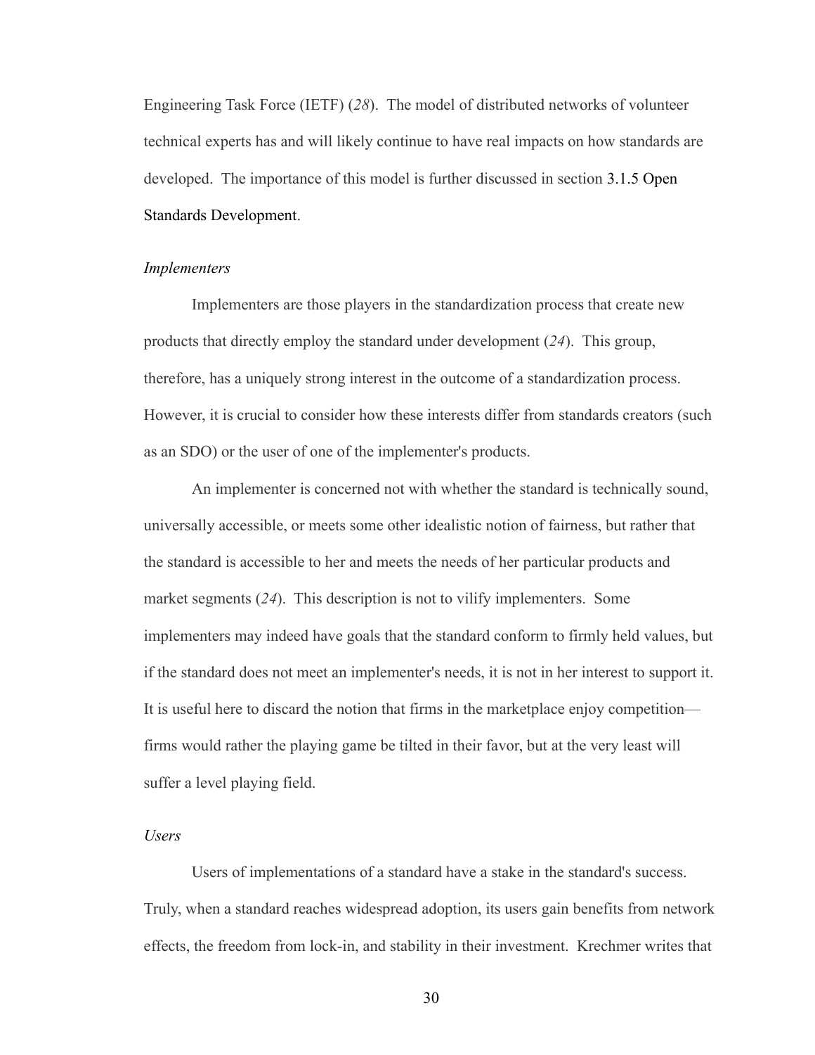Engineering Task Force (IETF) (*28*). The model of distributed networks of volunteer technical experts has and will likely continue to have real impacts on how standards are developed. The importance of this model is further discussed in section 3.1.5 Open Standards Development.

### *Implementers*

Implementers are those players in the standardization process that create new products that directly employ the standard under development (*24*). This group, therefore, has a uniquely strong interest in the outcome of a standardization process. However, it is crucial to consider how these interests differ from standards creators (such as an SDO) or the user of one of the implementer's products.

An implementer is concerned not with whether the standard is technically sound, universally accessible, or meets some other idealistic notion of fairness, but rather that the standard is accessible to her and meets the needs of her particular products and market segments (*24*). This description is not to vilify implementers. Some implementers may indeed have goals that the standard conform to firmly held values, but if the standard does not meet an implementer's needs, it is not in her interest to support it. It is useful here to discard the notion that firms in the marketplace enjoy competition—firms would rather the playing game be tilted in their favor, but at the very least will suffer a level playing field.

### *Users*

Users of implementations of a standard have a stake in the standard's success. Truly, when a standard reaches widespread adoption, its users gain benefits from network effects, the freedom from lock-in, and stability in their investment. Krechmer writes that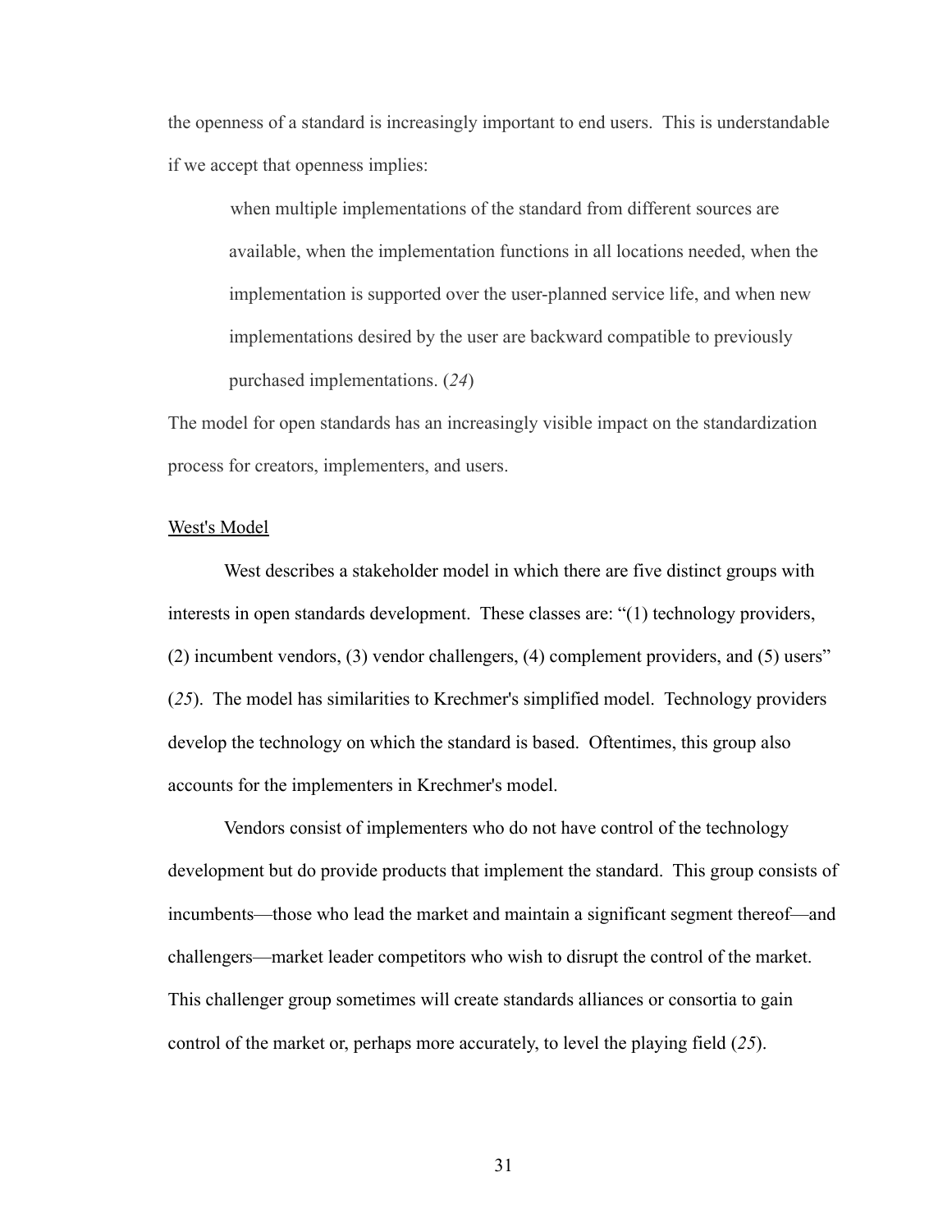the openness of a standard is increasingly important to end users. This is understandable if we accept that openness implies:

> when multiple implementations of the standard from different sources are available, when the implementation functions in all locations needed, when the implementation is supported over the user-planned service life, and when new implementations desired by the user are backward compatible to previously purchased implementations. (*24*)

The model for open standards has an increasingly visible impact on the standardization process for creators, implementers, and users.

<u>West's Model</u>

West describes a stakeholder model in which there are five distinct groups with interests in open standards development. These classes are: "(1) technology providers, (2) incumbent vendors, (3) vendor challengers, (4) complement providers, and (5) users" (*25*). The model has similarities to Krechmer's simplified model. Technology providers develop the technology on which the standard is based. Oftentimes, this group also accounts for the implementers in Krechmer's model.

Vendors consist of implementers who do not have control of the technology development but do provide products that implement the standard. This group consists of incumbents—those who lead the market and maintain a significant segment thereof—and challengers—market leader competitors who wish to disrupt the control of the market. This challenger group sometimes will create standards alliances or consortia to gain control of the market or, perhaps more accurately, to level the playing field (*25*).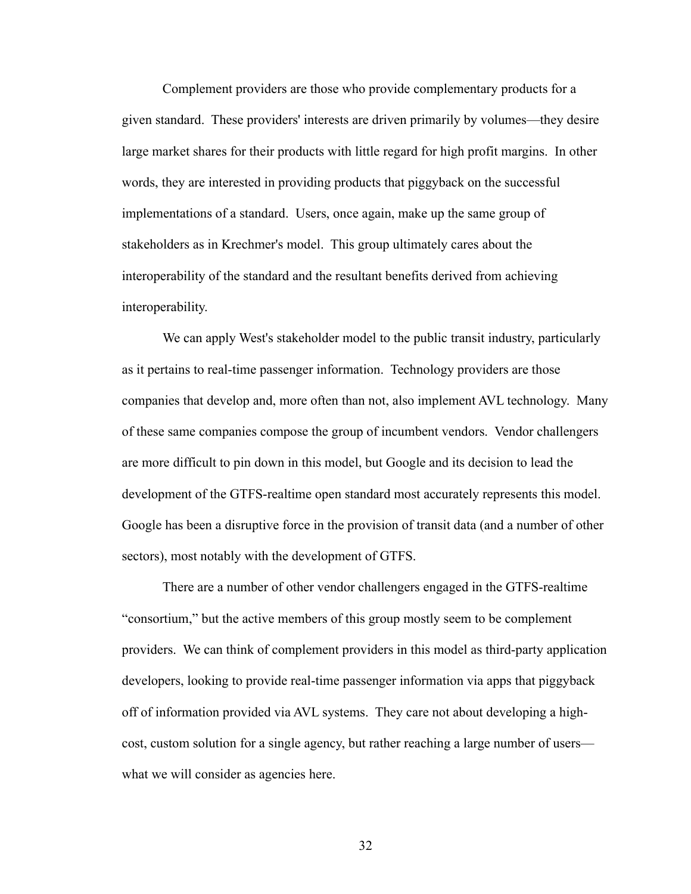Complement providers are those who provide complementary products for a given standard. These providers' interests are driven primarily by volumes—they desire large market shares for their products with little regard for high profit margins. In other words, they are interested in providing products that piggyback on the successful implementations of a standard. Users, once again, make up the same group of stakeholders as in Krechmer's model. This group ultimately cares about the interoperability of the standard and the resultant benefits derived from achieving interoperability.

We can apply West's stakeholder model to the public transit industry, particularly as it pertains to real-time passenger information. Technology providers are those companies that develop and, more often than not, also implement AVL technology. Many of these same companies compose the group of incumbent vendors. Vendor challengers are more difficult to pin down in this model, but Google and its decision to lead the development of the GTFS-realtime open standard most accurately represents this model. Google has been a disruptive force in the provision of transit data (and a number of other sectors), most notably with the development of GTFS.

There are a number of other vendor challengers engaged in the GTFS-realtime "consortium," but the active members of this group mostly seem to be complement providers. We can think of complement providers in this model as third-party application developers, looking to provide real-time passenger information via apps that piggyback off of information provided via AVL systems. They care not about developing a high-cost, custom solution for a single agency, but rather reaching a large number of users—what we will consider as agencies here.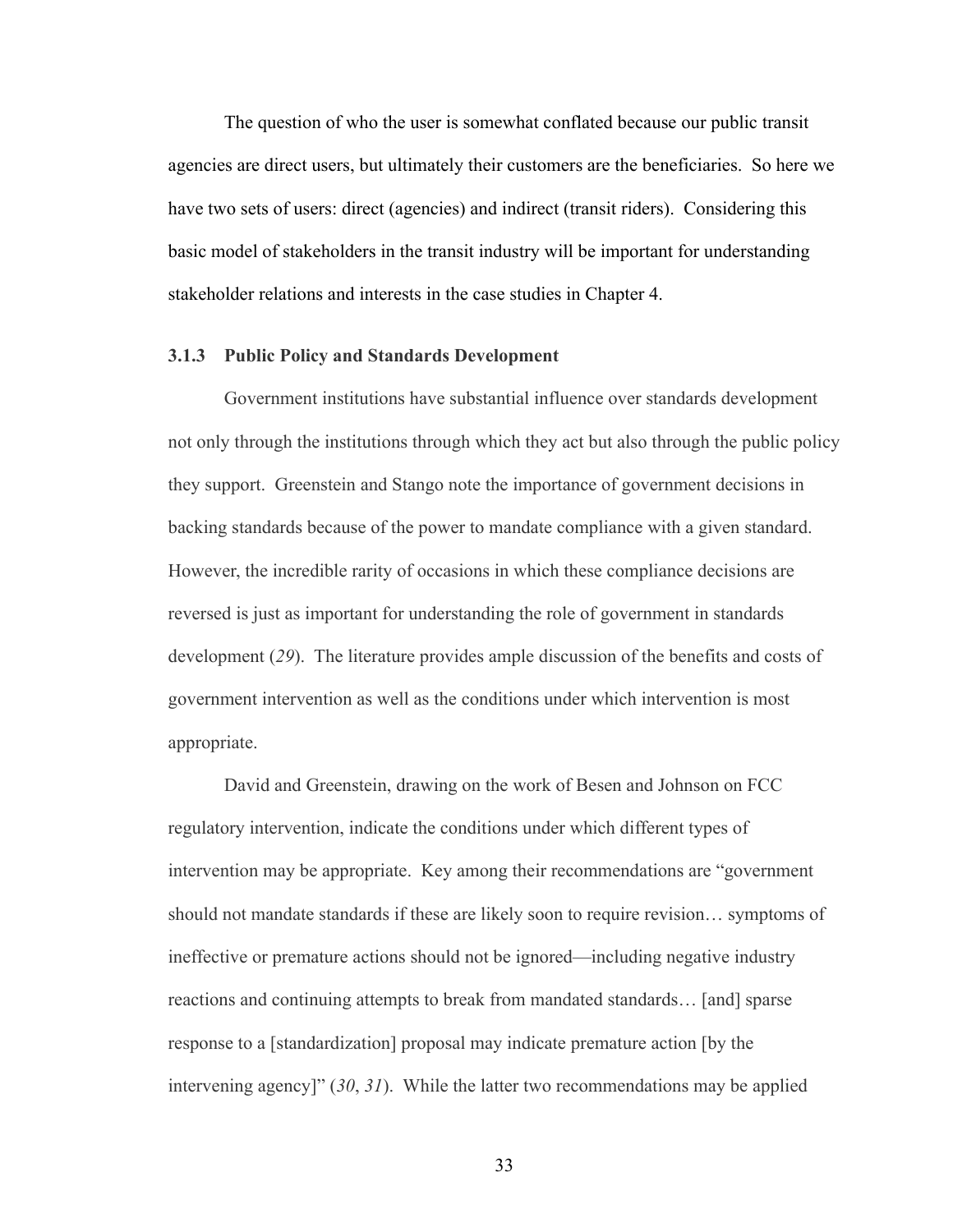The question of who the user is somewhat conflated because our public transit agencies are direct users, but ultimately their customers are the beneficiaries. So here we have two sets of users: direct (agencies) and indirect (transit riders). Considering this basic model of stakeholders in the transit industry will be important for understanding stakeholder relations and interests in the case studies in Chapter 4.

### 3.1.3 Public Policy and Standards Development

Government institutions have substantial influence over standards development not only through the institutions through which they act but also through the public policy they support. Greenstein and Stango note the importance of government decisions in backing standards because of the power to mandate compliance with a given standard. However, the incredible rarity of occasions in which these compliance decisions are reversed is just as important for understanding the role of government in standards development (*29*). The literature provides ample discussion of the benefits and costs of government intervention as well as the conditions under which intervention is most appropriate.

David and Greenstein, drawing on the work of Besen and Johnson on FCC regulatory intervention, indicate the conditions under which different types of intervention may be appropriate. Key among their recommendations are "government should not mandate standards if these are likely soon to require revision… symptoms of ineffective or premature actions should not be ignored—including negative industry reactions and continuing attempts to break from mandated standards… [and] sparse response to a [standardization] proposal may indicate premature action [by the intervening agency]" (*30*, *31*). While the latter two recommendations may be applied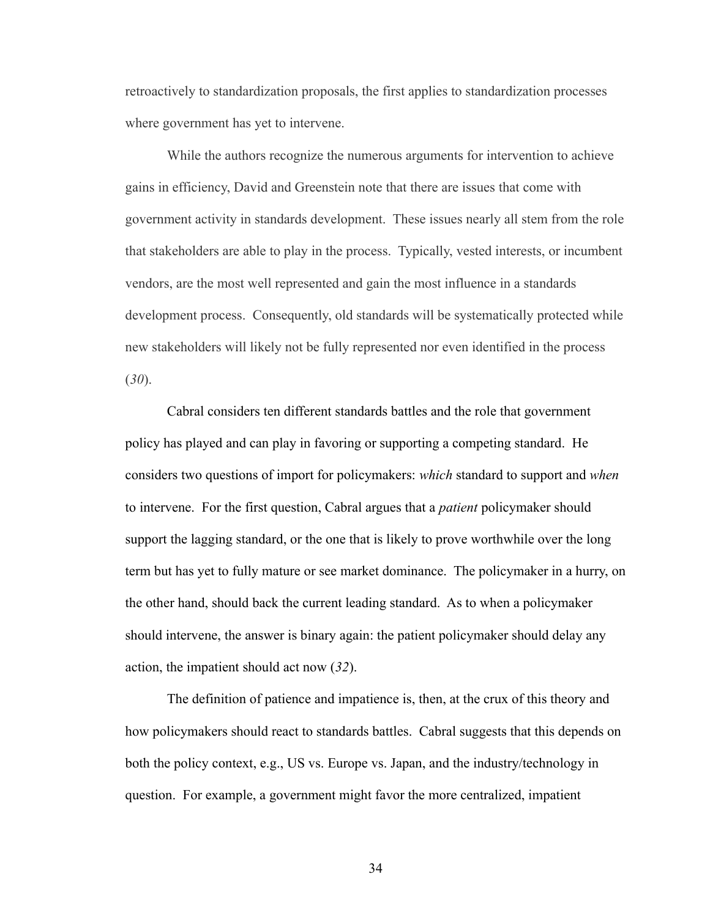retroactively to standardization proposals, the first applies to standardization processes where government has yet to intervene.

While the authors recognize the numerous arguments for intervention to achieve gains in efficiency, David and Greenstein note that there are issues that come with government activity in standards development. These issues nearly all stem from the role that stakeholders are able to play in the process. Typically, vested interests, or incumbent vendors, are the most well represented and gain the most influence in a standards development process. Consequently, old standards will be systematically protected while new stakeholders will likely not be fully represented nor even identified in the process (*30*).

Cabral considers ten different standards battles and the role that government policy has played and can play in favoring or supporting a competing standard. He considers two questions of import for policymakers: *which* standard to support and *when* to intervene. For the first question, Cabral argues that a *patient* policymaker should support the lagging standard, or the one that is likely to prove worthwhile over the long term but has yet to fully mature or see market dominance. The policymaker in a hurry, on the other hand, should back the current leading standard. As to when a policymaker should intervene, the answer is binary again: the patient policymaker should delay any action, the impatient should act now (*32*).

The definition of patience and impatience is, then, at the crux of this theory and how policymakers should react to standards battles. Cabral suggests that this depends on both the policy context, e.g., US vs. Europe vs. Japan, and the industry/technology in question. For example, a government might favor the more centralized, impatient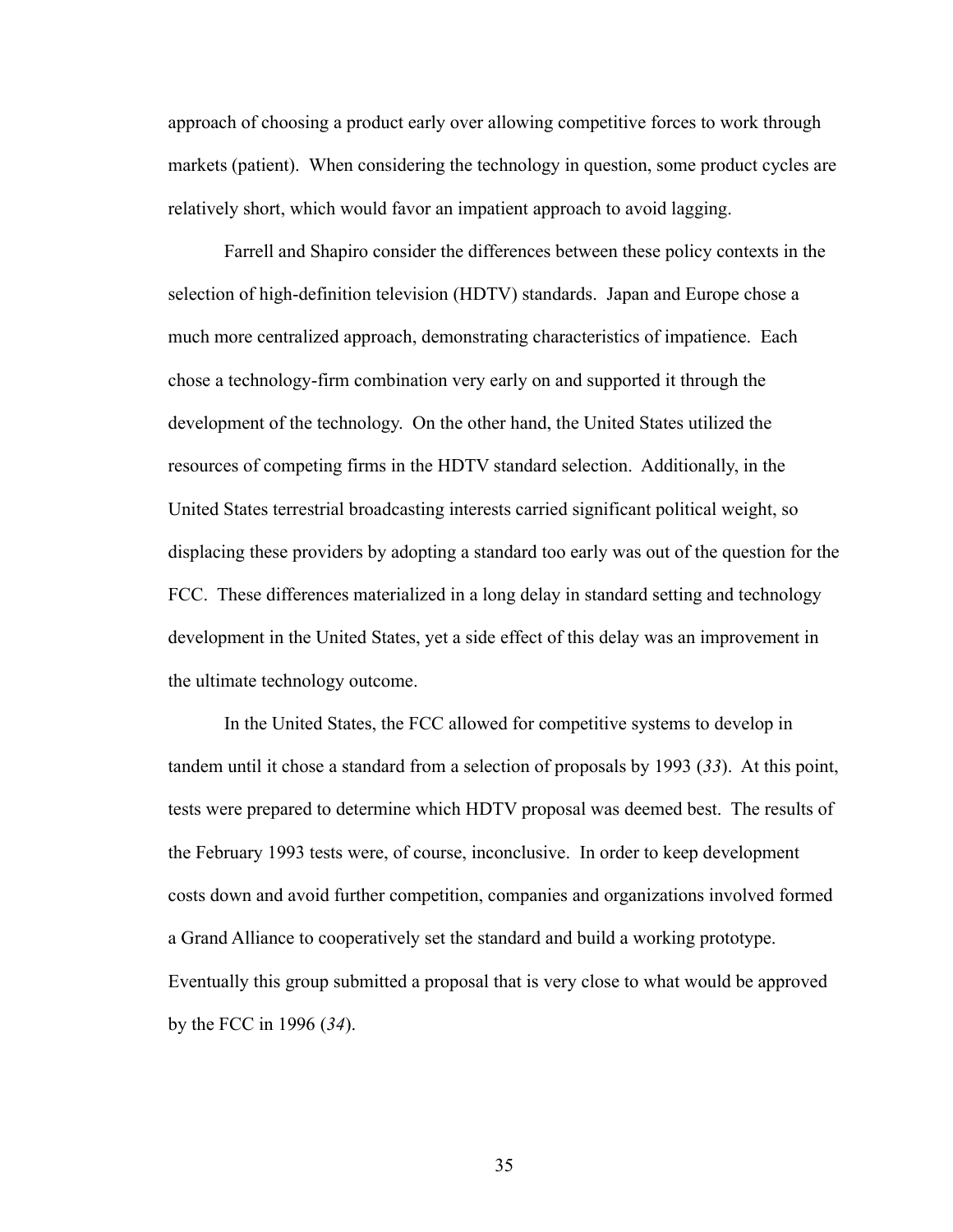approach of choosing a product early over allowing competitive forces to work through markets (patient). When considering the technology in question, some product cycles are relatively short, which would favor an impatient approach to avoid lagging.

Farrell and Shapiro consider the differences between these policy contexts in the selection of high-definition television (HDTV) standards. Japan and Europe chose a much more centralized approach, demonstrating characteristics of impatience. Each chose a technology-firm combination very early on and supported it through the development of the technology. On the other hand, the United States utilized the resources of competing firms in the HDTV standard selection. Additionally, in the United States terrestrial broadcasting interests carried significant political weight, so displacing these providers by adopting a standard too early was out of the question for the FCC. These differences materialized in a long delay in standard setting and technology development in the United States, yet a side effect of this delay was an improvement in the ultimate technology outcome.

In the United States, the FCC allowed for competitive systems to develop in tandem until it chose a standard from a selection of proposals by 1993 (*33*). At this point, tests were prepared to determine which HDTV proposal was deemed best. The results of the February 1993 tests were, of course, inconclusive. In order to keep development costs down and avoid further competition, companies and organizations involved formed a Grand Alliance to cooperatively set the standard and build a working prototype. Eventually this group submitted a proposal that is very close to what would be approved by the FCC in 1996 (*34*).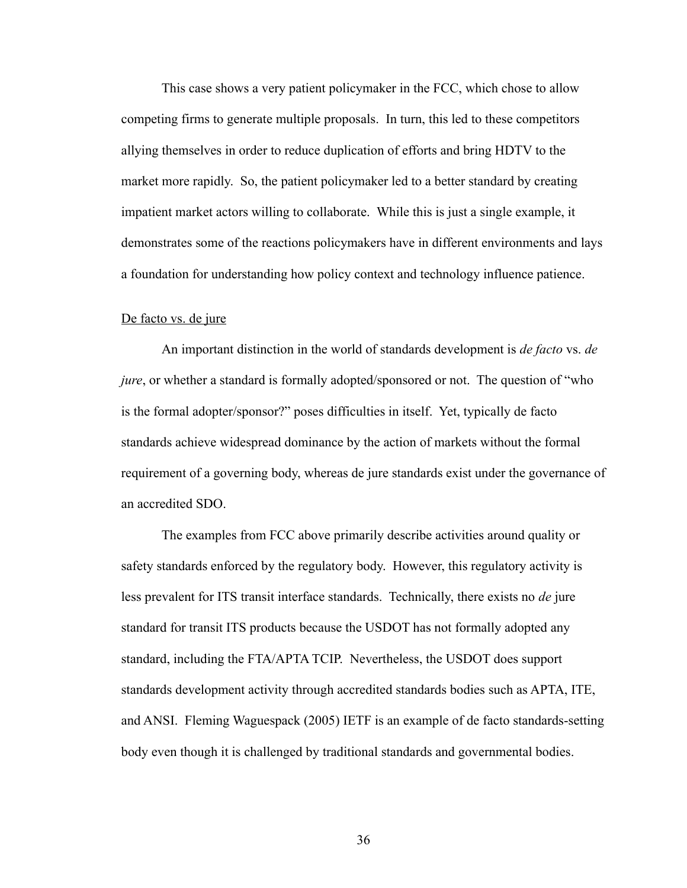This case shows a very patient policymaker in the FCC, which chose to allow competing firms to generate multiple proposals. In turn, this led to these competitors allying themselves in order to reduce duplication of efforts and bring HDTV to the market more rapidly. So, the patient policymaker led to a better standard by creating impatient market actors willing to collaborate. While this is just a single example, it demonstrates some of the reactions policymakers have in different environments and lays a foundation for understanding how policy context and technology influence patience.

<u>De facto vs. de jure</u>

An important distinction in the world of standards development is *de facto* vs. *de jure*, or whether a standard is formally adopted/sponsored or not. The question of "who is the formal adopter/sponsor?" poses difficulties in itself. Yet, typically de facto standards achieve widespread dominance by the action of markets without the formal requirement of a governing body, whereas de jure standards exist under the governance of an accredited SDO.

The examples from FCC above primarily describe activities around quality or safety standards enforced by the regulatory body. However, this regulatory activity is less prevalent for ITS transit interface standards. Technically, there exists no *de* jure standard for transit ITS products because the USDOT has not formally adopted any standard, including the FTA/APTA TCIP. Nevertheless, the USDOT does support standards development activity through accredited standards bodies such as APTA, ITE, and ANSI. Fleming Waguespack (2005) IETF is an example of de facto standards-setting body even though it is challenged by traditional standards and governmental bodies.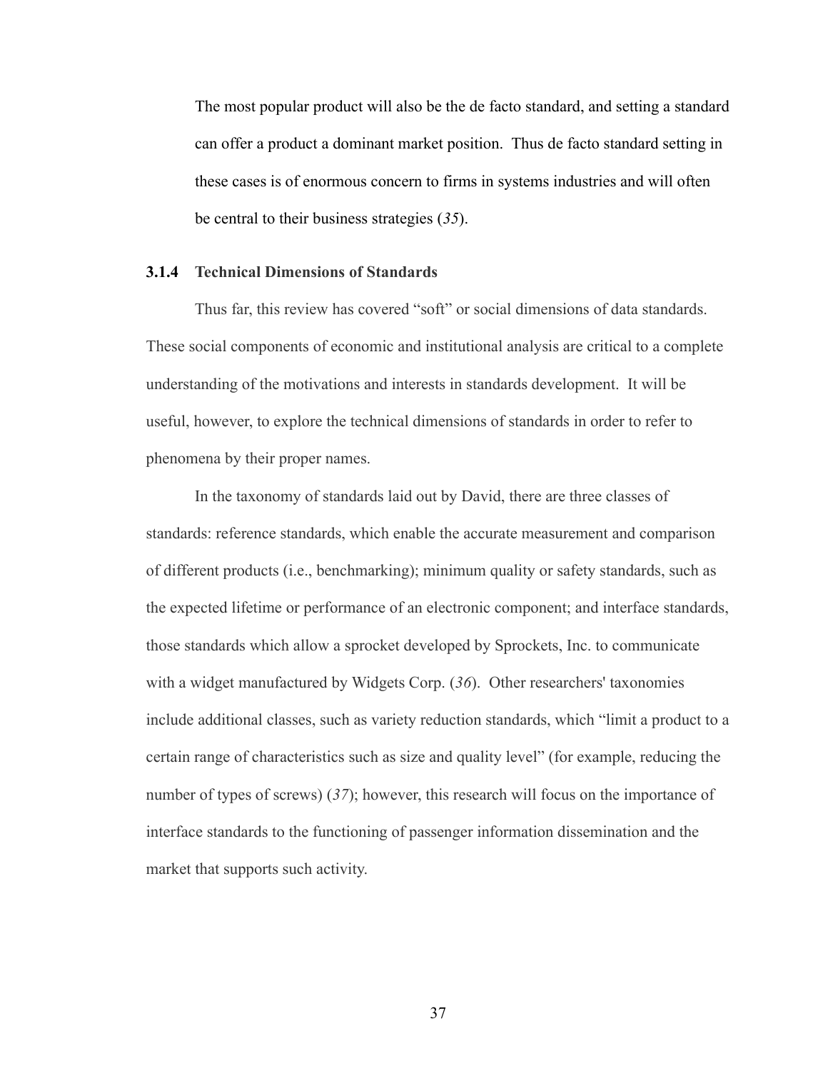> The most popular product will also be the de facto standard, and setting a standard can offer a product a dominant market position. Thus de facto standard setting in these cases is of enormous concern to firms in systems industries and will often be central to their business strategies (*35*).

### 3.1.4 Technical Dimensions of Standards

Thus far, this review has covered "soft" or social dimensions of data standards. These social components of economic and institutional analysis are critical to a complete understanding of the motivations and interests in standards development. It will be useful, however, to explore the technical dimensions of standards in order to refer to phenomena by their proper names.

In the taxonomy of standards laid out by David, there are three classes of standards: reference standards, which enable the accurate measurement and comparison of different products (i.e., benchmarking); minimum quality or safety standards, such as the expected lifetime or performance of an electronic component; and interface standards, those standards which allow a sprocket developed by Sprockets, Inc. to communicate with a widget manufactured by Widgets Corp. (*36*). Other researchers' taxonomies include additional classes, such as variety reduction standards, which "limit a product to a certain range of characteristics such as size and quality level" (for example, reducing the number of types of screws) (*37*); however, this research will focus on the importance of interface standards to the functioning of passenger information dissemination and the market that supports such activity.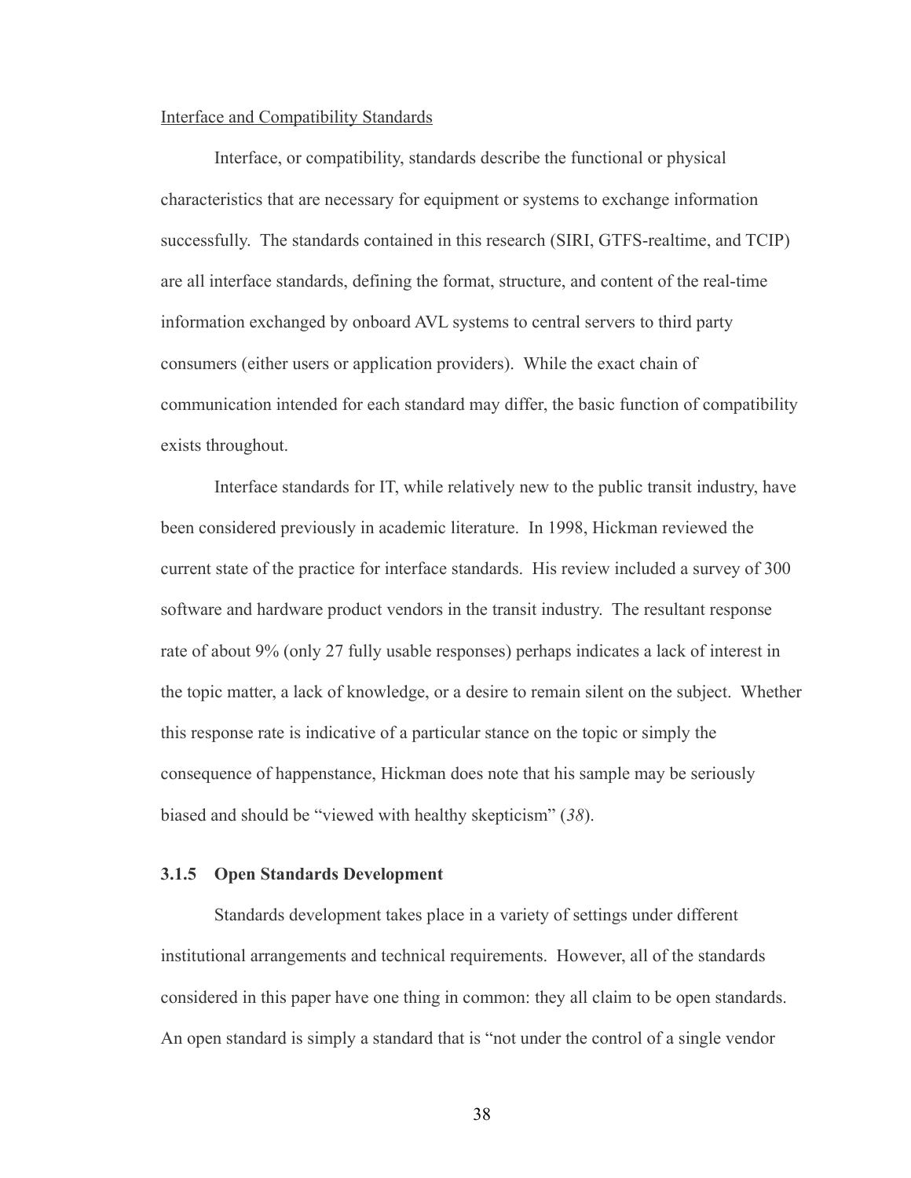<u>Interface and Compatibility Standards</u>

Interface, or compatibility, standards describe the functional or physical characteristics that are necessary for equipment or systems to exchange information successfully. The standards contained in this research (SIRI, GTFS-realtime, and TCIP) are all interface standards, defining the format, structure, and content of the real-time information exchanged by onboard AVL systems to central servers to third party consumers (either users or application providers). While the exact chain of communication intended for each standard may differ, the basic function of compatibility exists throughout.

Interface standards for IT, while relatively new to the public transit industry, have been considered previously in academic literature. In 1998, Hickman reviewed the current state of the practice for interface standards. His review included a survey of 300 software and hardware product vendors in the transit industry. The resultant response rate of about 9% (only 27 fully usable responses) perhaps indicates a lack of interest in the topic matter, a lack of knowledge, or a desire to remain silent on the subject. Whether this response rate is indicative of a particular stance on the topic or simply the consequence of happenstance, Hickman does note that his sample may be seriously biased and should be "viewed with healthy skepticism" (*38*).

### 3.1.5 Open Standards Development

Standards development takes place in a variety of settings under different institutional arrangements and technical requirements. However, all of the standards considered in this paper have one thing in common: they all claim to be open standards. An open standard is simply a standard that is "not under the control of a single vendor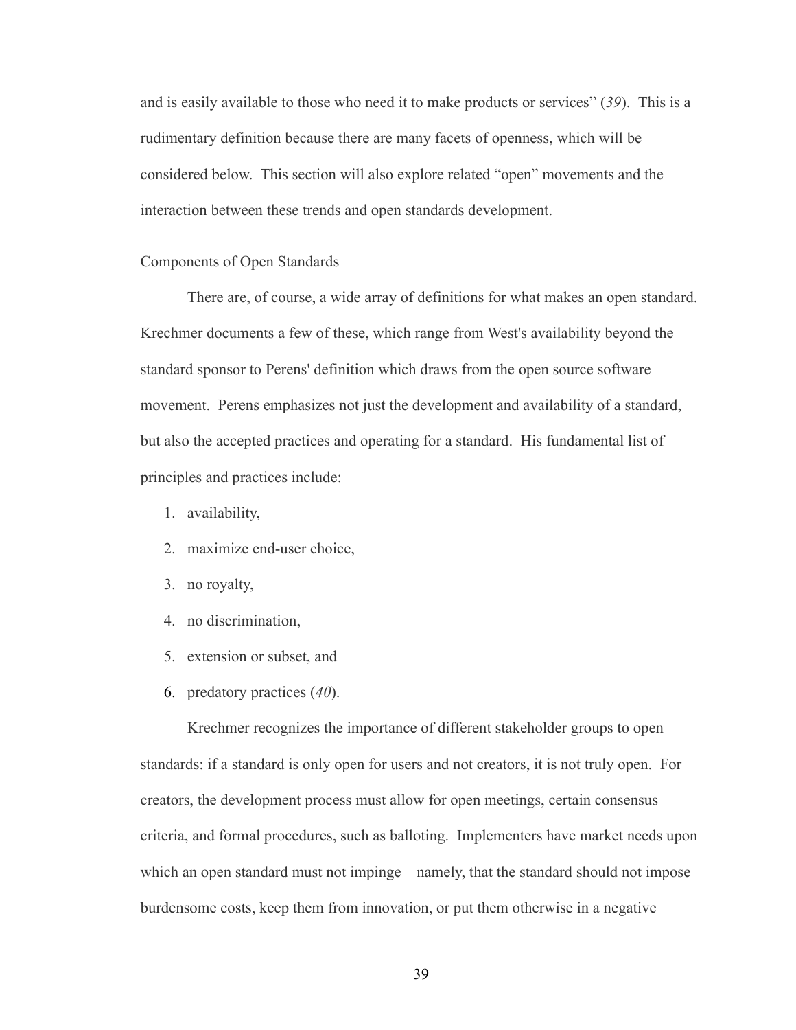and is easily available to those who need it to make products or services" (*39*). This is a rudimentary definition because there are many facets of openness, which will be considered below. This section will also explore related "open" movements and the interaction between these trends and open standards development.

<u>Components of Open Standards</u>

There are, of course, a wide array of definitions for what makes an open standard. Krechmer documents a few of these, which range from West's availability beyond the standard sponsor to Perens' definition which draws from the open source software movement. Perens emphasizes not just the development and availability of a standard, but also the accepted practices and operating for a standard. His fundamental list of principles and practices include:

1. availability,
2. maximize end-user choice,
3. no royalty,
4. no discrimination,
5. extension or subset, and
6. predatory practices (*40*).

Krechmer recognizes the importance of different stakeholder groups to open standards: if a standard is only open for users and not creators, it is not truly open. For creators, the development process must allow for open meetings, certain consensus criteria, and formal procedures, such as balloting. Implementers have market needs upon which an open standard must not impinge—namely, that the standard should not impose burdensome costs, keep them from innovation, or put them otherwise in a negative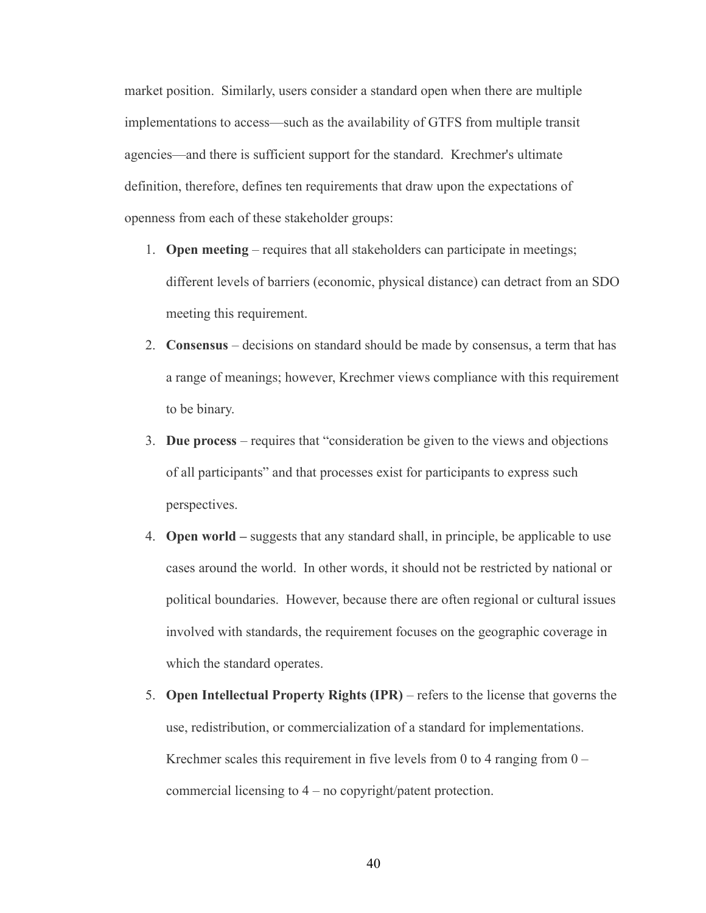market position. Similarly, users consider a standard open when there are multiple implementations to access—such as the availability of GTFS from multiple transit agencies—and there is sufficient support for the standard. Krechmer's ultimate definition, therefore, defines ten requirements that draw upon the expectations of openness from each of these stakeholder groups:

1. **Open meeting** – requires that all stakeholders can participate in meetings; different levels of barriers (economic, physical distance) can detract from an SDO meeting this requirement.
2. **Consensus** – decisions on standard should be made by consensus, a term that has a range of meanings; however, Krechmer views compliance with this requirement to be binary.
3. **Due process** – requires that "consideration be given to the views and objections of all participants" and that processes exist for participants to express such perspectives.
4. **Open world –** suggests that any standard shall, in principle, be applicable to use cases around the world. In other words, it should not be restricted by national or political boundaries. However, because there are often regional or cultural issues involved with standards, the requirement focuses on the geographic coverage in which the standard operates.
5. **Open Intellectual Property Rights (IPR)** – refers to the license that governs the use, redistribution, or commercialization of a standard for implementations. Krechmer scales this requirement in five levels from 0 to 4 ranging from 0 – commercial licensing to 4 – no copyright/patent protection.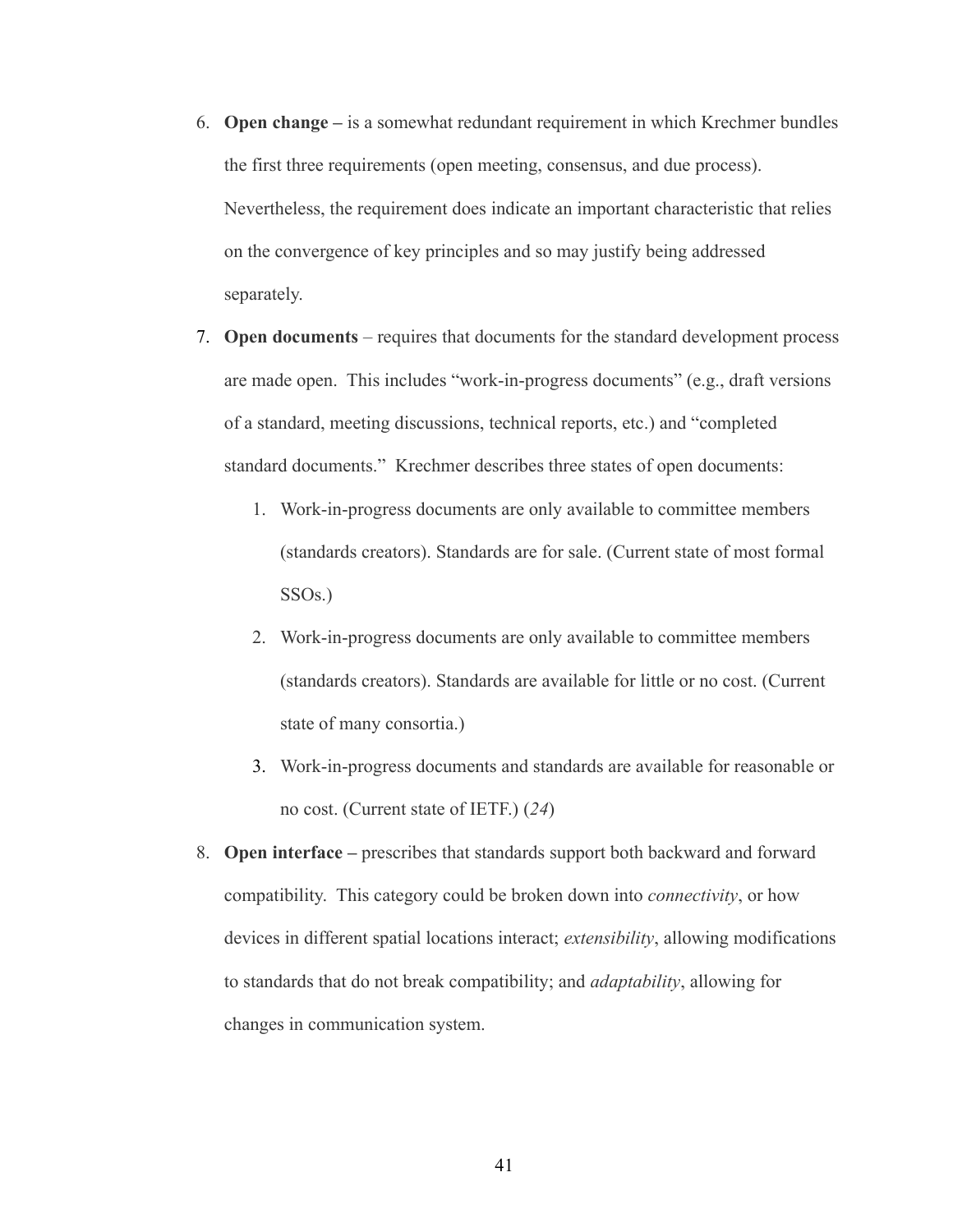6. **Open change –** is a somewhat redundant requirement in which Krechmer bundles the first three requirements (open meeting, consensus, and due process). Nevertheless, the requirement does indicate an important characteristic that relies on the convergence of key principles and so may justify being addressed separately.
7. **Open documents** – requires that documents for the standard development process are made open. This includes "work-in-progress documents" (e.g., draft versions of a standard, meeting discussions, technical reports, etc.) and "completed standard documents." Krechmer describes three states of open documents:
    1. Work-in-progress documents are only available to committee members (standards creators). Standards are for sale. (Current state of most formal SSOs.)
    2. Work-in-progress documents are only available to committee members (standards creators). Standards are available for little or no cost. (Current state of many consortia.)
    3. Work-in-progress documents and standards are available for reasonable or no cost. (Current state of IETF.) (*24*)
8. **Open interface –** prescribes that standards support both backward and forward compatibility. This category could be broken down into *connectivity*, or how devices in different spatial locations interact; *extensibility*, allowing modifications to standards that do not break compatibility; and *adaptability*, allowing for changes in communication system.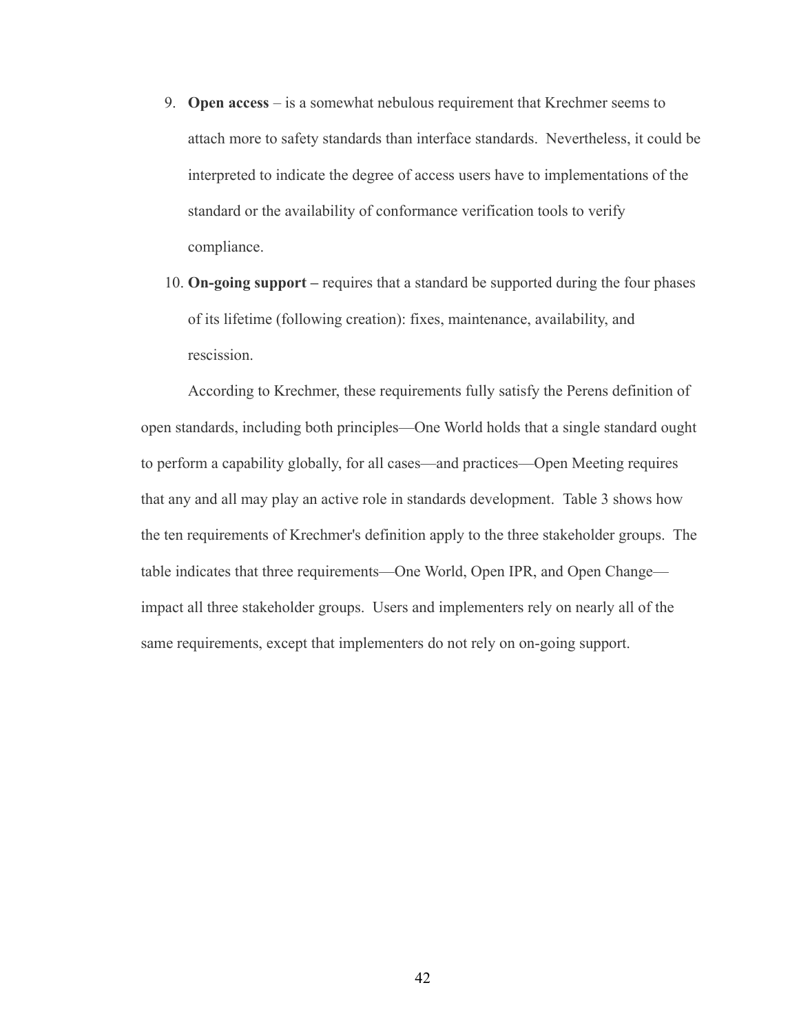9. **Open access** – is a somewhat nebulous requirement that Krechmer seems to attach more to safety standards than interface standards. Nevertheless, it could be interpreted to indicate the degree of access users have to implementations of the standard or the availability of conformance verification tools to verify compliance.

10. **On-going support –** requires that a standard be supported during the four phases of its lifetime (following creation): fixes, maintenance, availability, and rescission.

According to Krechmer, these requirements fully satisfy the Perens definition of open standards, including both principles—One World holds that a single standard ought to perform a capability globally, for all cases—and practices—Open Meeting requires that any and all may play an active role in standards development. Table 3 shows how the ten requirements of Krechmer's definition apply to the three stakeholder groups. The table indicates that three requirements—One World, Open IPR, and Open Change—impact all three stakeholder groups. Users and implementers rely on nearly all of the same requirements, except that implementers do not rely on on-going support.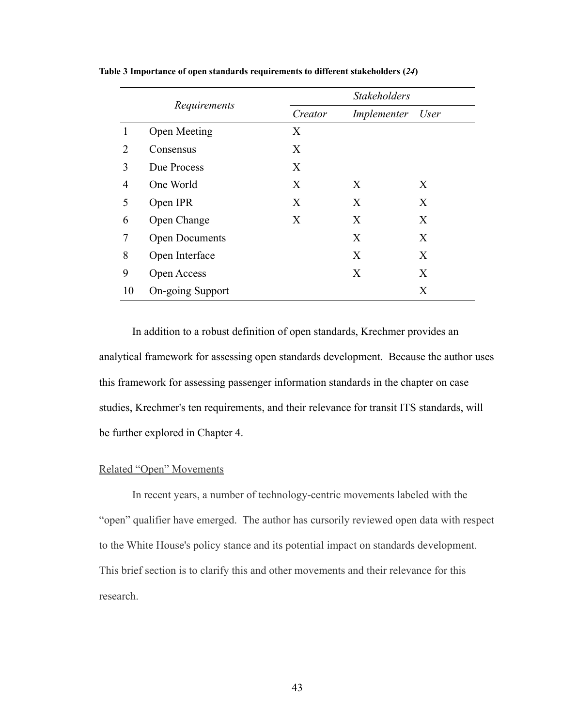**Table 3 Importance of open standards requirements to different stakeholders (*24*)**

| | *Requirements* | *Stakeholders* | | |
|---|---|---|---|---|
| | | *Creator* | *Implementer* | *User* |
| 1 | Open Meeting | X | | |
| 2 | Consensus | X | | |
| 3 | Due Process | X | | |
| 4 | One World | X | X | X |
| 5 | Open IPR | X | X | X |
| 6 | Open Change | X | X | X |
| 7 | Open Documents | | X | X |
| 8 | Open Interface | | X | X |
| 9 | Open Access | | X | X |
| 10 | On-going Support | | | X |

In addition to a robust definition of open standards, Krechmer provides an analytical framework for assessing open standards development. Because the author uses this framework for assessing passenger information standards in the chapter on case studies, Krechmer's ten requirements, and their relevance for transit ITS standards, will be further explored in Chapter 4.

Related “Open” Movements

In recent years, a number of technology-centric movements labeled with the “open” qualifier have emerged. The author has cursorily reviewed open data with respect to the White House's policy stance and its potential impact on standards development. This brief section is to clarify this and other movements and their relevance for this research.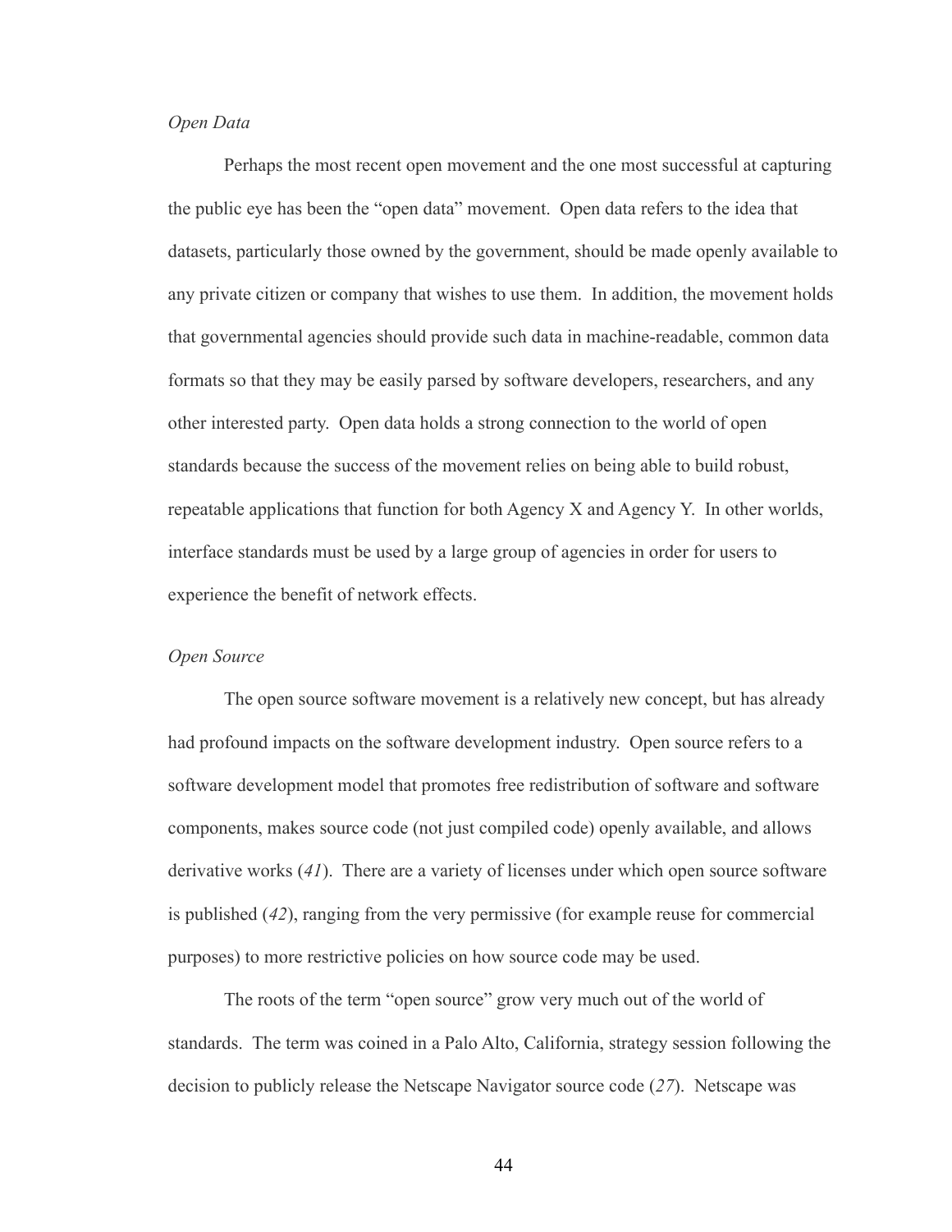*Open Data*

Perhaps the most recent open movement and the one most successful at capturing the public eye has been the "open data" movement. Open data refers to the idea that datasets, particularly those owned by the government, should be made openly available to any private citizen or company that wishes to use them. In addition, the movement holds that governmental agencies should provide such data in machine-readable, common data formats so that they may be easily parsed by software developers, researchers, and any other interested party. Open data holds a strong connection to the world of open standards because the success of the movement relies on being able to build robust, repeatable applications that function for both Agency X and Agency Y. In other worlds, interface standards must be used by a large group of agencies in order for users to experience the benefit of network effects.

*Open Source*

The open source software movement is a relatively new concept, but has already had profound impacts on the software development industry. Open source refers to a software development model that promotes free redistribution of software and software components, makes source code (not just compiled code) openly available, and allows derivative works (*41*). There are a variety of licenses under which open source software is published (*42*), ranging from the very permissive (for example reuse for commercial purposes) to more restrictive policies on how source code may be used.

The roots of the term "open source" grow very much out of the world of standards. The term was coined in a Palo Alto, California, strategy session following the decision to publicly release the Netscape Navigator source code (*27*). Netscape was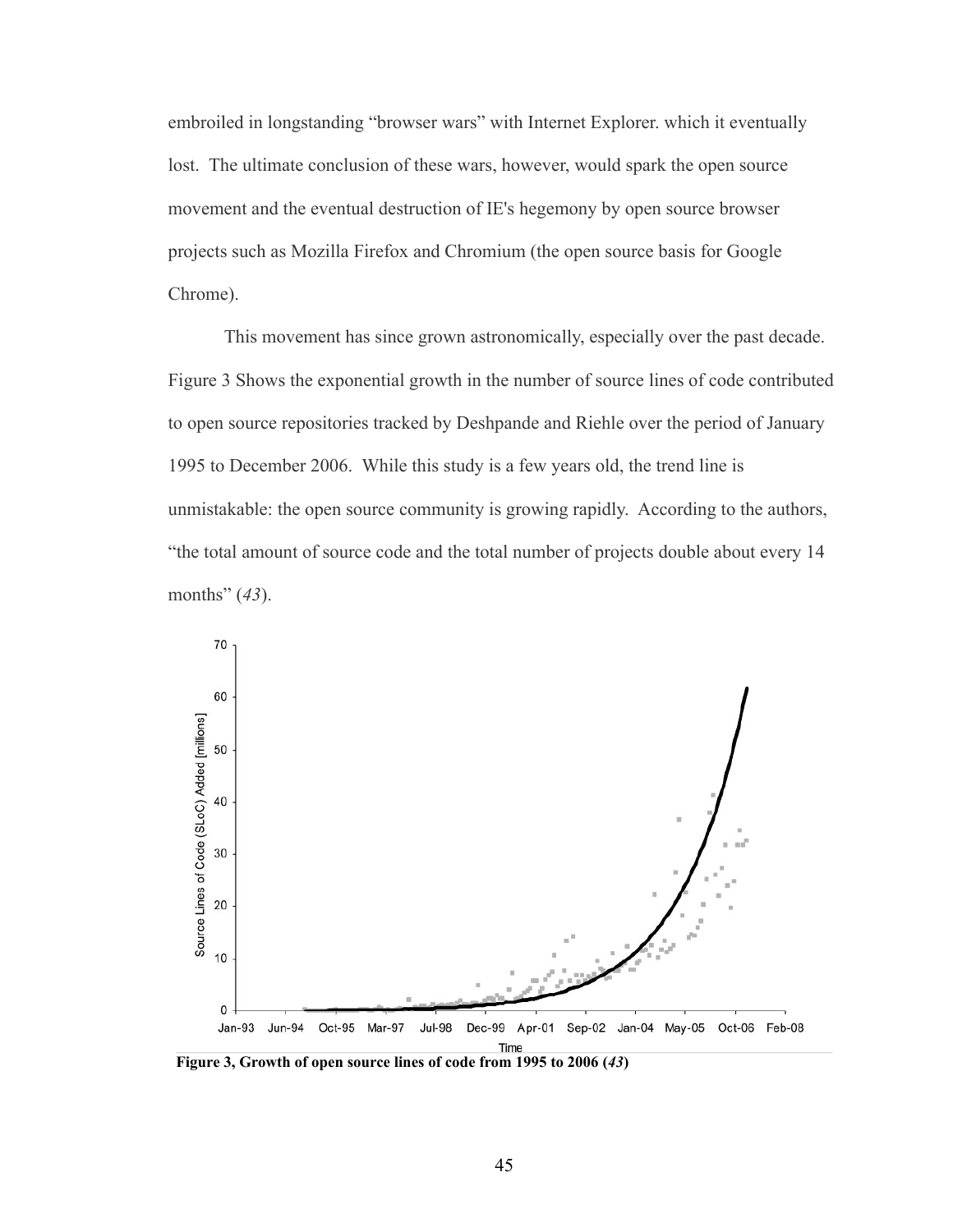embroiled in longstanding "browser wars" with Internet Explorer. which it eventually lost. The ultimate conclusion of these wars, however, would spark the open source movement and the eventual destruction of IE's hegemony by open source browser projects such as Mozilla Firefox and Chromium (the open source basis for Google Chrome).

This movement has since grown astronomically, especially over the past decade. Figure 3 Shows the exponential growth in the number of source lines of code contributed to open source repositories tracked by Deshpande and Riehle over the period of January 1995 to December 2006. While this study is a few years old, the trend line is unmistakable: the open source community is growing rapidly. According to the authors, "the total amount of source code and the total number of projects double about every 14 months" (*43*).

**Figure 3, Growth of open source lines of code from 1995 to 2006 (*43*)**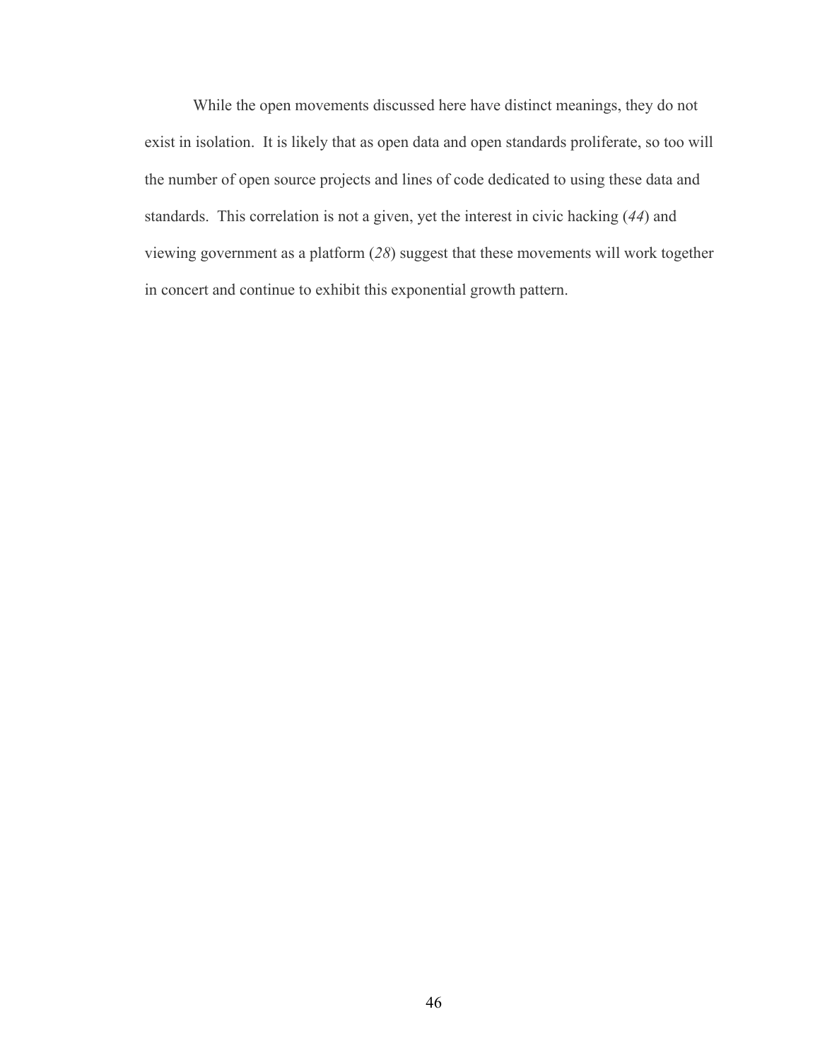While the open movements discussed here have distinct meanings, they do not exist in isolation. It is likely that as open data and open standards proliferate, so too will the number of open source projects and lines of code dedicated to using these data and standards. This correlation is not a given, yet the interest in civic hacking (*44*) and viewing government as a platform (*28*) suggest that these movements will work together in concert and continue to exhibit this exponential growth pattern.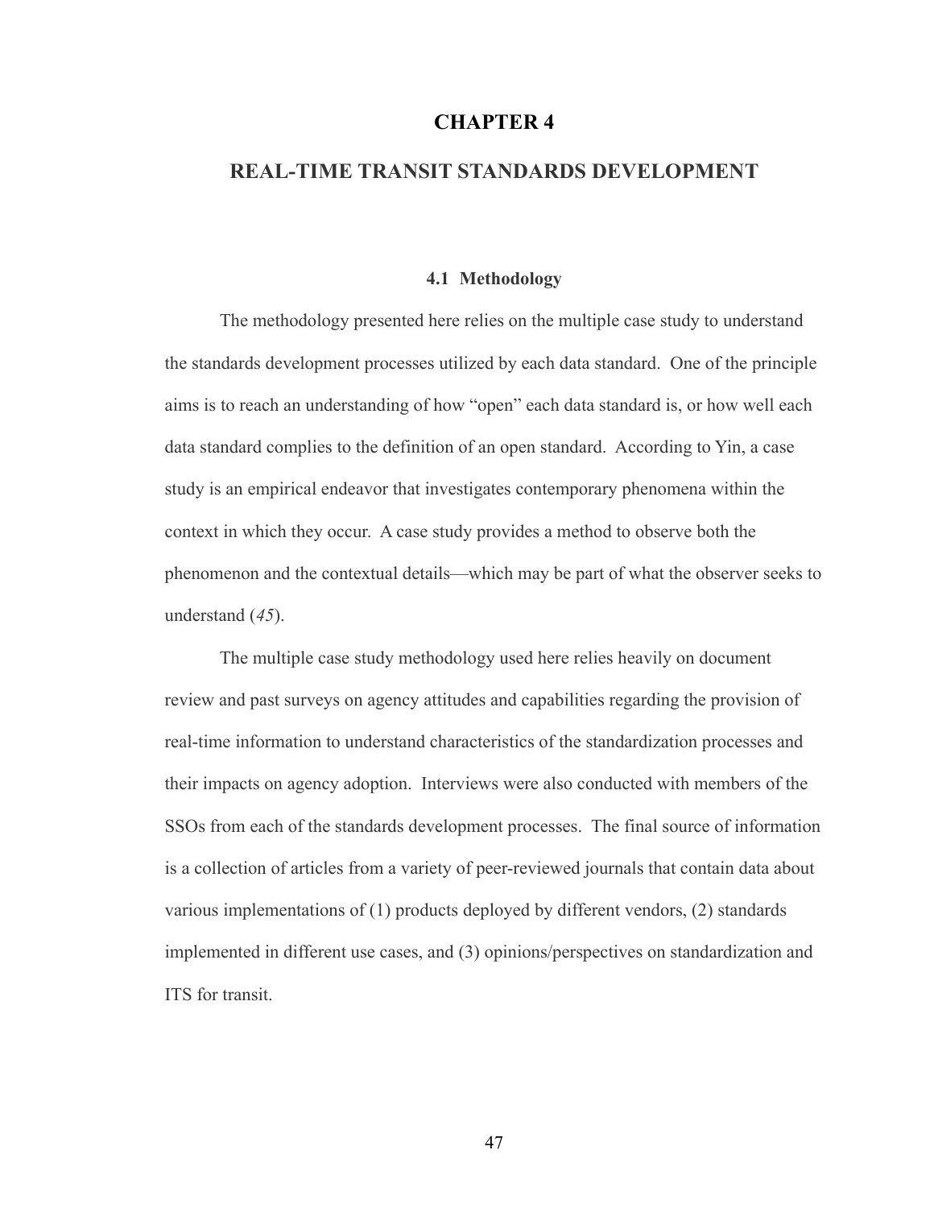# CHAPTER 4

# REAL-TIME TRANSIT STANDARDS DEVELOPMENT

## 4.1 Methodology

The methodology presented here relies on the multiple case study to understand the standards development processes utilized by each data standard. One of the principle aims is to reach an understanding of how "open" each data standard is, or how well each data standard complies to the definition of an open standard. According to Yin, a case study is an empirical endeavor that investigates contemporary phenomena within the context in which they occur. A case study provides a method to observe both the phenomenon and the contextual details—which may be part of what the observer seeks to understand (*45*).

The multiple case study methodology used here relies heavily on document review and past surveys on agency attitudes and capabilities regarding the provision of real-time information to understand characteristics of the standardization processes and their impacts on agency adoption. Interviews were also conducted with members of the SSOs from each of the standards development processes. The final source of information is a collection of articles from a variety of peer-reviewed journals that contain data about various implementations of (1) products deployed by different vendors, (2) standards implemented in different use cases, and (3) opinions/perspectives on standardization and ITS for transit.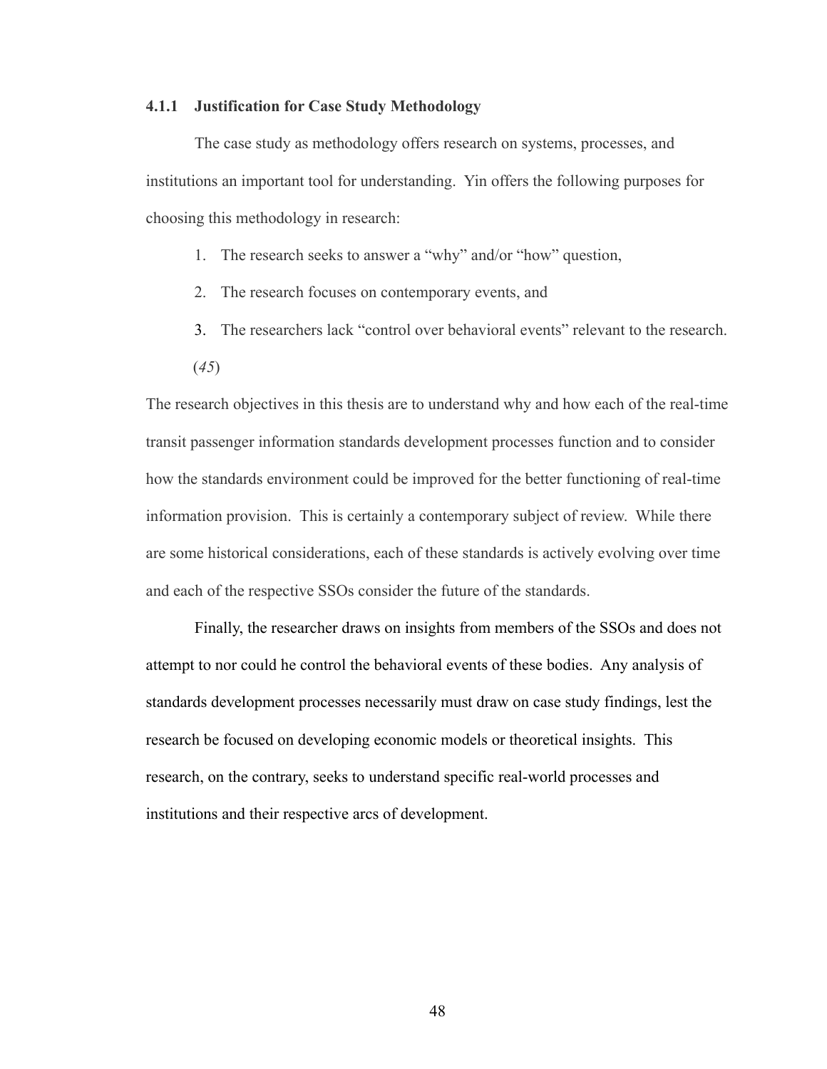### 4.1.1 Justification for Case Study Methodology

The case study as methodology offers research on systems, processes, and institutions an important tool for understanding. Yin offers the following purposes for choosing this methodology in research:

1. The research seeks to answer a "why" and/or "how" question,
2. The research focuses on contemporary events, and
3. The researchers lack "control over behavioral events" relevant to the research.

(*45*)

The research objectives in this thesis are to understand why and how each of the real-time transit passenger information standards development processes function and to consider how the standards environment could be improved for the better functioning of real-time information provision. This is certainly a contemporary subject of review. While there are some historical considerations, each of these standards is actively evolving over time and each of the respective SSOs consider the future of the standards.

Finally, the researcher draws on insights from members of the SSOs and does not attempt to nor could he control the behavioral events of these bodies. Any analysis of standards development processes necessarily must draw on case study findings, lest the research be focused on developing economic models or theoretical insights. This research, on the contrary, seeks to understand specific real-world processes and institutions and their respective arcs of development.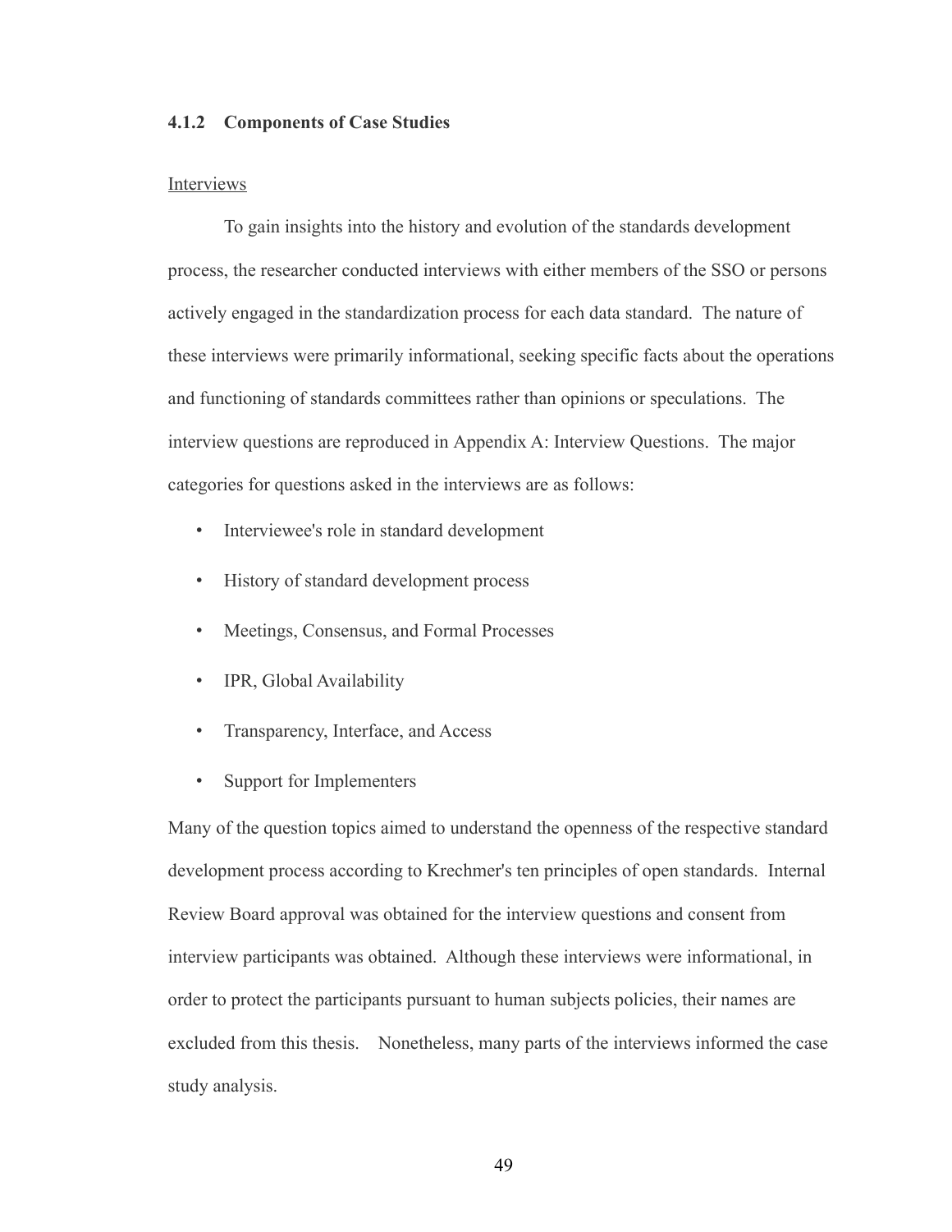### 4.1.2 Components of Case Studies

Interviews

To gain insights into the history and evolution of the standards development process, the researcher conducted interviews with either members of the SSO or persons actively engaged in the standardization process for each data standard. The nature of these interviews were primarily informational, seeking specific facts about the operations and functioning of standards committees rather than opinions or speculations. The interview questions are reproduced in Appendix A: Interview Questions. The major categories for questions asked in the interviews are as follows:

- Interviewee's role in standard development
- History of standard development process
- Meetings, Consensus, and Formal Processes
- IPR, Global Availability
- Transparency, Interface, and Access
- Support for Implementers

Many of the question topics aimed to understand the openness of the respective standard development process according to Krechmer's ten principles of open standards. Internal Review Board approval was obtained for the interview questions and consent from interview participants was obtained. Although these interviews were informational, in order to protect the participants pursuant to human subjects policies, their names are excluded from this thesis. Nonetheless, many parts of the interviews informed the case study analysis.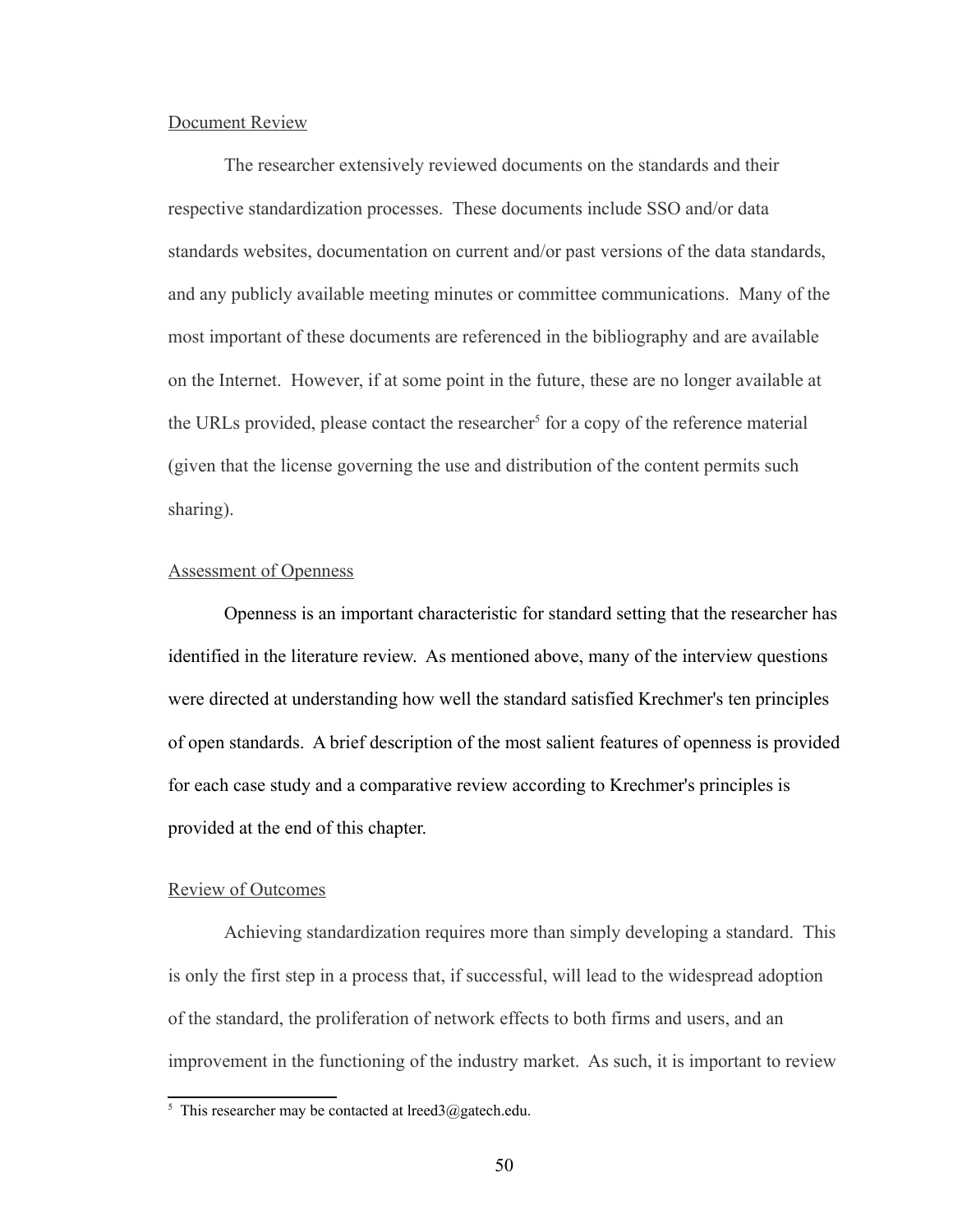### Document Review

The researcher extensively reviewed documents on the standards and their respective standardization processes. These documents include SSO and/or data standards websites, documentation on current and/or past versions of the data standards, and any publicly available meeting minutes or committee communications. Many of the most important of these documents are referenced in the bibliography and are available on the Internet. However, if at some point in the future, these are no longer available at the URLs provided, please contact the researcher[5] for a copy of the reference material (given that the license governing the use and distribution of the content permits such sharing).

### Assessment of Openness

Openness is an important characteristic for standard setting that the researcher has identified in the literature review. As mentioned above, many of the interview questions were directed at understanding how well the standard satisfied Krechmer's ten principles of open standards. A brief description of the most salient features of openness is provided for each case study and a comparative review according to Krechmer's principles is provided at the end of this chapter.

### Review of Outcomes

Achieving standardization requires more than simply developing a standard. This is only the first step in a process that, if successful, will lead to the widespread adoption of the standard, the proliferation of network effects to both firms and users, and an improvement in the functioning of the industry market. As such, it is important to review

[5] This researcher may be contacted at lreed3@gatech.edu.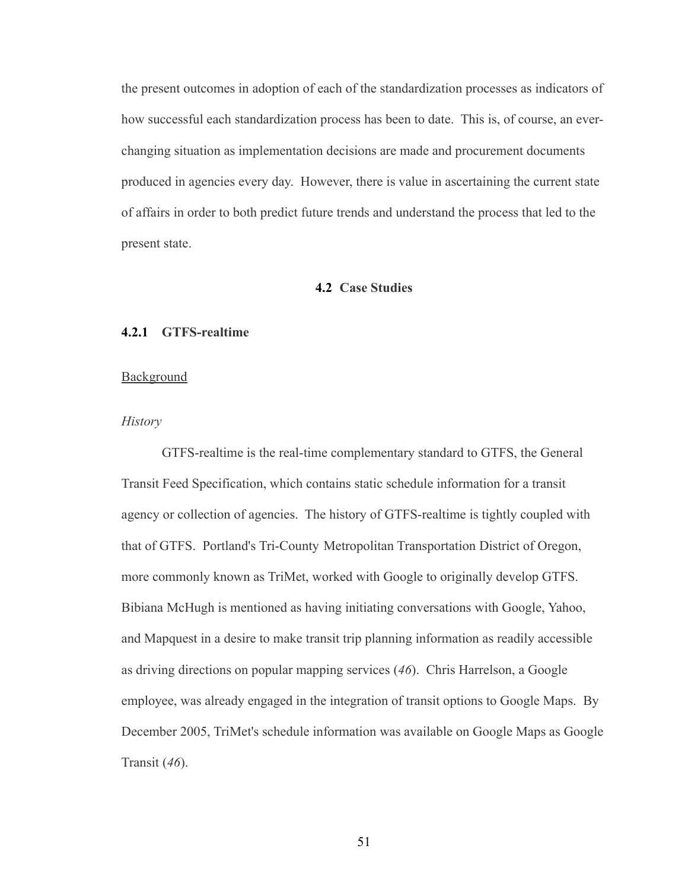the present outcomes in adoption of each of the standardization processes as indicators of how successful each standardization process has been to date. This is, of course, an ever-changing situation as implementation decisions are made and procurement documents produced in agencies every day. However, there is value in ascertaining the current state of affairs in order to both predict future trends and understand the process that led to the present state.

## 4.2 Case Studies

### 4.2.1 GTFS-realtime

<u>Background</u>

*History*

GTFS-realtime is the real-time complementary standard to GTFS, the General Transit Feed Specification, which contains static schedule information for a transit agency or collection of agencies. The history of GTFS-realtime is tightly coupled with that of GTFS. Portland's Tri-County Metropolitan Transportation District of Oregon, more commonly known as TriMet, worked with Google to originally develop GTFS. Bibiana McHugh is mentioned as having initiating conversations with Google, Yahoo, and Mapquest in a desire to make transit trip planning information as readily accessible as driving directions on popular mapping services (*46*). Chris Harrelson, a Google employee, was already engaged in the integration of transit options to Google Maps. By December 2005, TriMet's schedule information was available on Google Maps as Google Transit (*46*).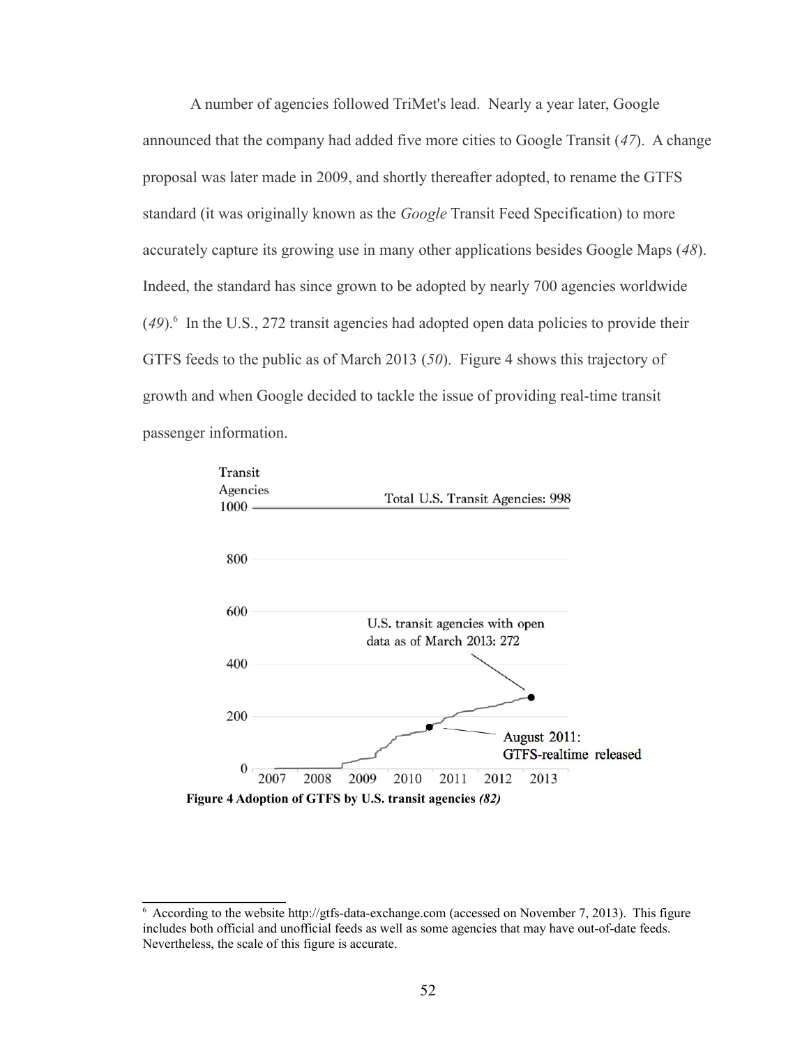A number of agencies followed TriMet's lead. Nearly a year later, Google announced that the company had added five more cities to Google Transit (*47*). A change proposal was later made in 2009, and shortly thereafter adopted, to rename the GTFS standard (it was originally known as the *Google* Transit Feed Specification) to more accurately capture its growing use in many other applications besides Google Maps (*48*). Indeed, the standard has since grown to be adopted by nearly 700 agencies worldwide (*49*).[6] In the U.S., 272 transit agencies had adopted open data policies to provide their GTFS feeds to the public as of March 2013 (*50*). Figure 4 shows this trajectory of growth and when Google decided to tackle the issue of providing real-time transit passenger information.

**Figure 4 Adoption of GTFS by U.S. transit agencies *(82)***

[6] According to the website http://gtfs-data-exchange.com (accessed on November 7, 2013). This figure includes both official and unofficial feeds as well as some agencies that may have out-of-date feeds. Nevertheless, the scale of this figure is accurate.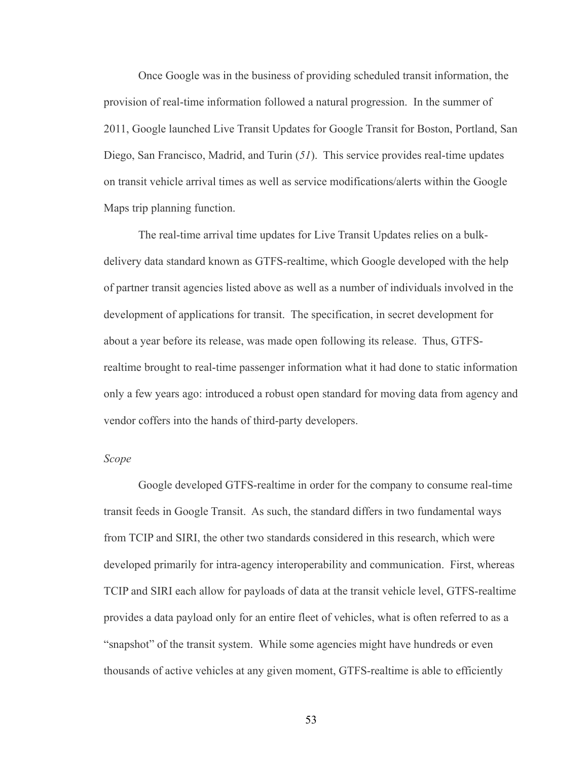Once Google was in the business of providing scheduled transit information, the provision of real-time information followed a natural progression. In the summer of 2011, Google launched Live Transit Updates for Google Transit for Boston, Portland, San Diego, San Francisco, Madrid, and Turin (*51*). This service provides real-time updates on transit vehicle arrival times as well as service modifications/alerts within the Google Maps trip planning function.

The real-time arrival time updates for Live Transit Updates relies on a bulk-delivery data standard known as GTFS-realtime, which Google developed with the help of partner transit agencies listed above as well as a number of individuals involved in the development of applications for transit. The specification, in secret development for about a year before its release, was made open following its release. Thus, GTFS-realtime brought to real-time passenger information what it had done to static information only a few years ago: introduced a robust open standard for moving data from agency and vendor coffers into the hands of third-party developers.

*Scope*

Google developed GTFS-realtime in order for the company to consume real-time transit feeds in Google Transit. As such, the standard differs in two fundamental ways from TCIP and SIRI, the other two standards considered in this research, which were developed primarily for intra-agency interoperability and communication. First, whereas TCIP and SIRI each allow for payloads of data at the transit vehicle level, GTFS-realtime provides a data payload only for an entire fleet of vehicles, what is often referred to as a "snapshot" of the transit system. While some agencies might have hundreds or even thousands of active vehicles at any given moment, GTFS-realtime is able to efficiently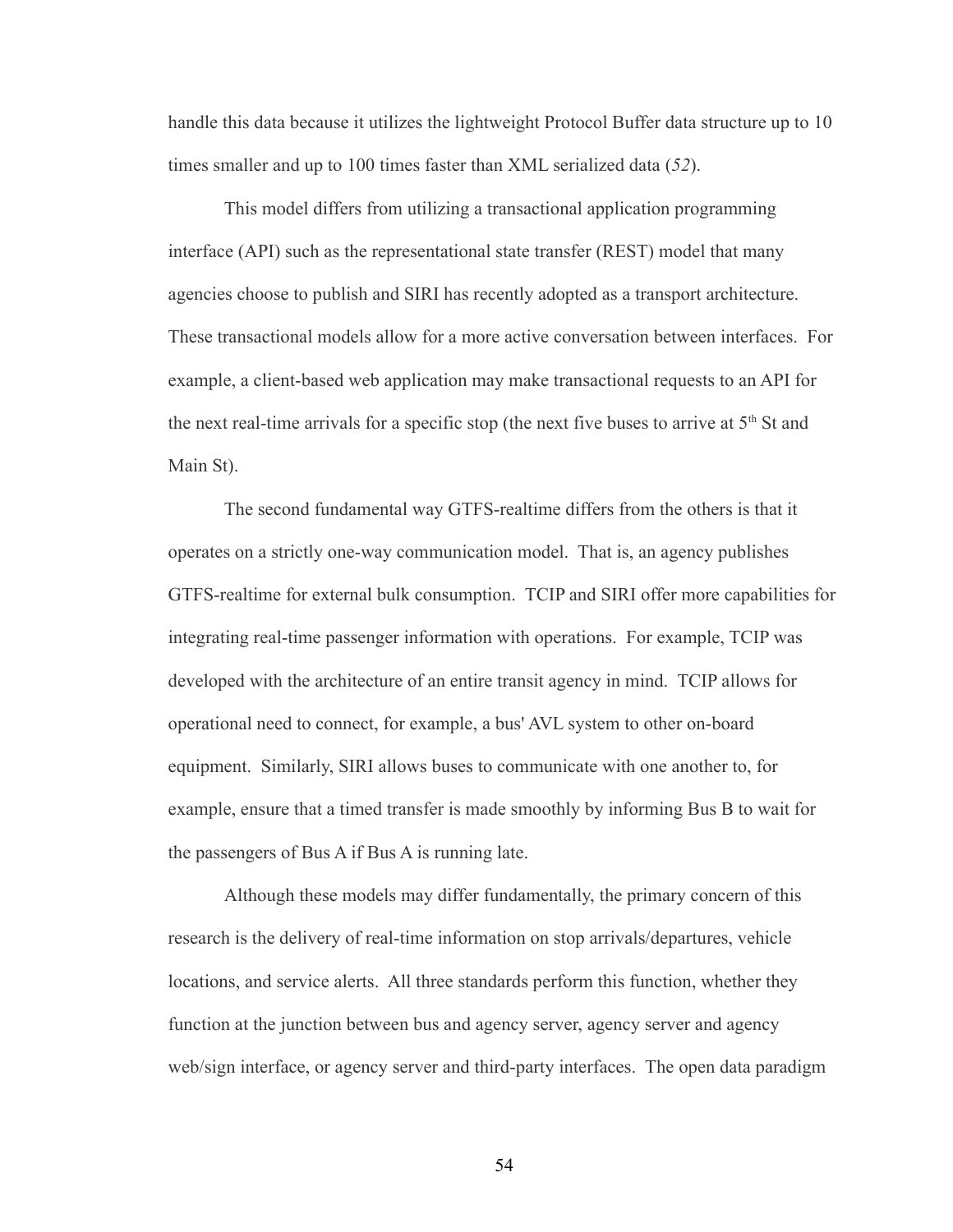handle this data because it utilizes the lightweight Protocol Buffer data structure up to 10 times smaller and up to 100 times faster than XML serialized data (*52*).

This model differs from utilizing a transactional application programming interface (API) such as the representational state transfer (REST) model that many agencies choose to publish and SIRI has recently adopted as a transport architecture. These transactional models allow for a more active conversation between interfaces. For example, a client-based web application may make transactional requests to an API for the next real-time arrivals for a specific stop (the next five buses to arrive at 5th St and Main St).

The second fundamental way GTFS-realtime differs from the others is that it operates on a strictly one-way communication model. That is, an agency publishes GTFS-realtime for external bulk consumption. TCIP and SIRI offer more capabilities for integrating real-time passenger information with operations. For example, TCIP was developed with the architecture of an entire transit agency in mind. TCIP allows for operational need to connect, for example, a bus' AVL system to other on-board equipment. Similarly, SIRI allows buses to communicate with one another to, for example, ensure that a timed transfer is made smoothly by informing Bus B to wait for the passengers of Bus A if Bus A is running late.

Although these models may differ fundamentally, the primary concern of this research is the delivery of real-time information on stop arrivals/departures, vehicle locations, and service alerts. All three standards perform this function, whether they function at the junction between bus and agency server, agency server and agency web/sign interface, or agency server and third-party interfaces. The open data paradigm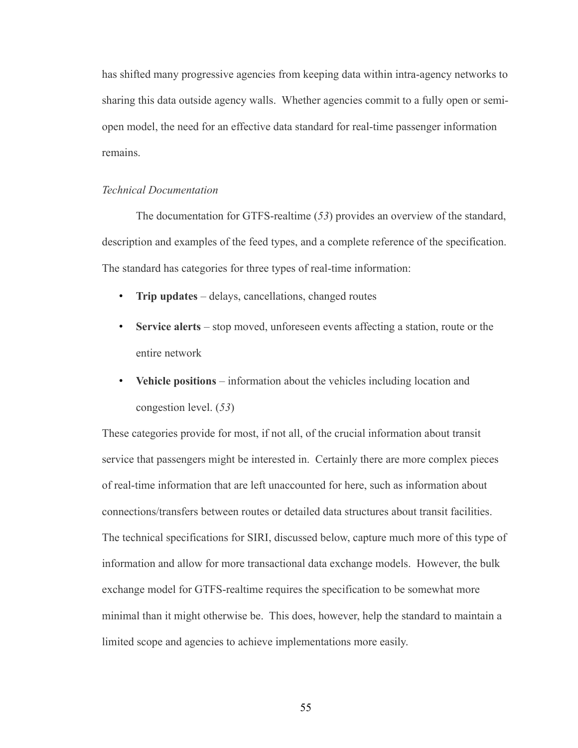has shifted many progressive agencies from keeping data within intra-agency networks to sharing this data outside agency walls. Whether agencies commit to a fully open or semi-open model, the need for an effective data standard for real-time passenger information remains.

*Technical Documentation*

The documentation for GTFS-realtime (*53*) provides an overview of the standard, description and examples of the feed types, and a complete reference of the specification. The standard has categories for three types of real-time information:

- **Trip updates** – delays, cancellations, changed routes
- **Service alerts** – stop moved, unforeseen events affecting a station, route or the entire network
- **Vehicle positions** – information about the vehicles including location and congestion level. (*53*)

These categories provide for most, if not all, of the crucial information about transit service that passengers might be interested in. Certainly there are more complex pieces of real-time information that are left unaccounted for here, such as information about connections/transfers between routes or detailed data structures about transit facilities. The technical specifications for SIRI, discussed below, capture much more of this type of information and allow for more transactional data exchange models. However, the bulk exchange model for GTFS-realtime requires the specification to be somewhat more minimal than it might otherwise be. This does, however, help the standard to maintain a limited scope and agencies to achieve implementations more easily.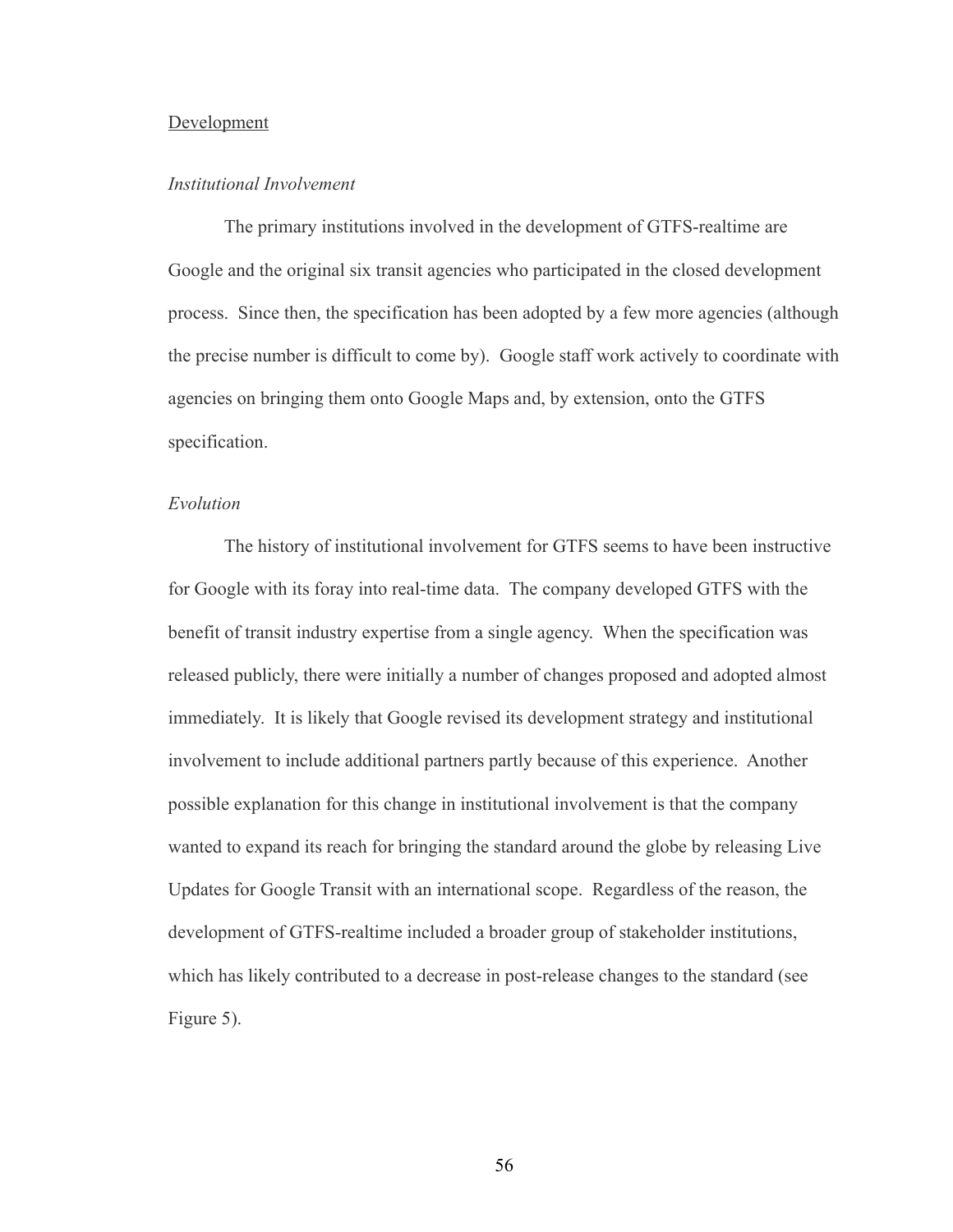## Development

### *Institutional Involvement*

The primary institutions involved in the development of GTFS-realtime are Google and the original six transit agencies who participated in the closed development process. Since then, the specification has been adopted by a few more agencies (although the precise number is difficult to come by). Google staff work actively to coordinate with agencies on bringing them onto Google Maps and, by extension, onto the GTFS specification.

### *Evolution*

The history of institutional involvement for GTFS seems to have been instructive for Google with its foray into real-time data. The company developed GTFS with the benefit of transit industry expertise from a single agency. When the specification was released publicly, there were initially a number of changes proposed and adopted almost immediately. It is likely that Google revised its development strategy and institutional involvement to include additional partners partly because of this experience. Another possible explanation for this change in institutional involvement is that the company wanted to expand its reach for bringing the standard around the globe by releasing Live Updates for Google Transit with an international scope. Regardless of the reason, the development of GTFS-realtime included a broader group of stakeholder institutions, which has likely contributed to a decrease in post-release changes to the standard (see Figure 5).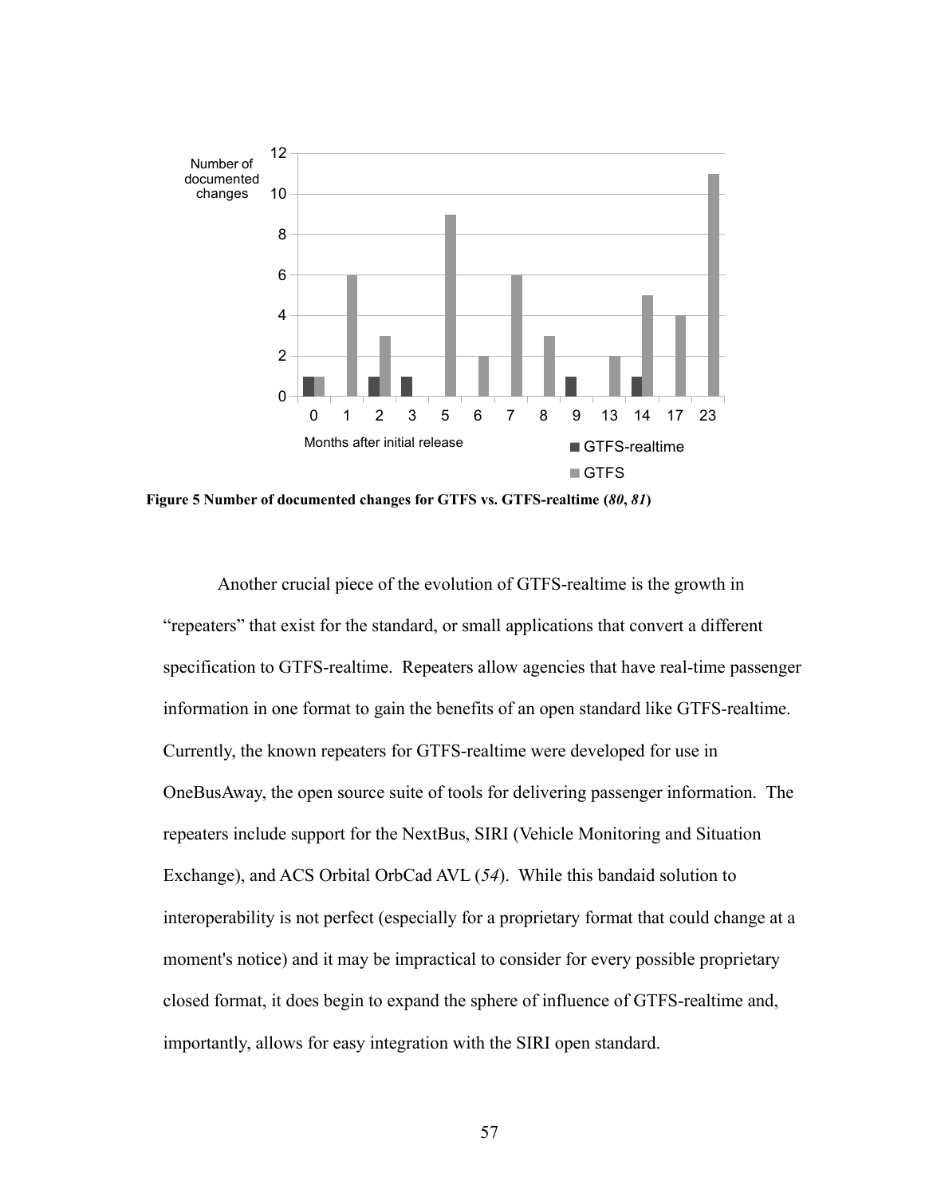**Figure 5 Number of documented changes for GTFS vs. GTFS-realtime (*80*, *81*)**

Another crucial piece of the evolution of GTFS-realtime is the growth in "repeaters" that exist for the standard, or small applications that convert a different specification to GTFS-realtime. Repeaters allow agencies that have real-time passenger information in one format to gain the benefits of an open standard like GTFS-realtime. Currently, the known repeaters for GTFS-realtime were developed for use in OneBusAway, the open source suite of tools for delivering passenger information. The repeaters include support for the NextBus, SIRI (Vehicle Monitoring and Situation Exchange), and ACS Orbital OrbCad AVL (*54*). While this bandaid solution to interoperability is not perfect (especially for a proprietary format that could change at a moment's notice) and it may be impractical to consider for every possible proprietary closed format, it does begin to expand the sphere of influence of GTFS-realtime and, importantly, allows for easy integration with the SIRI open standard.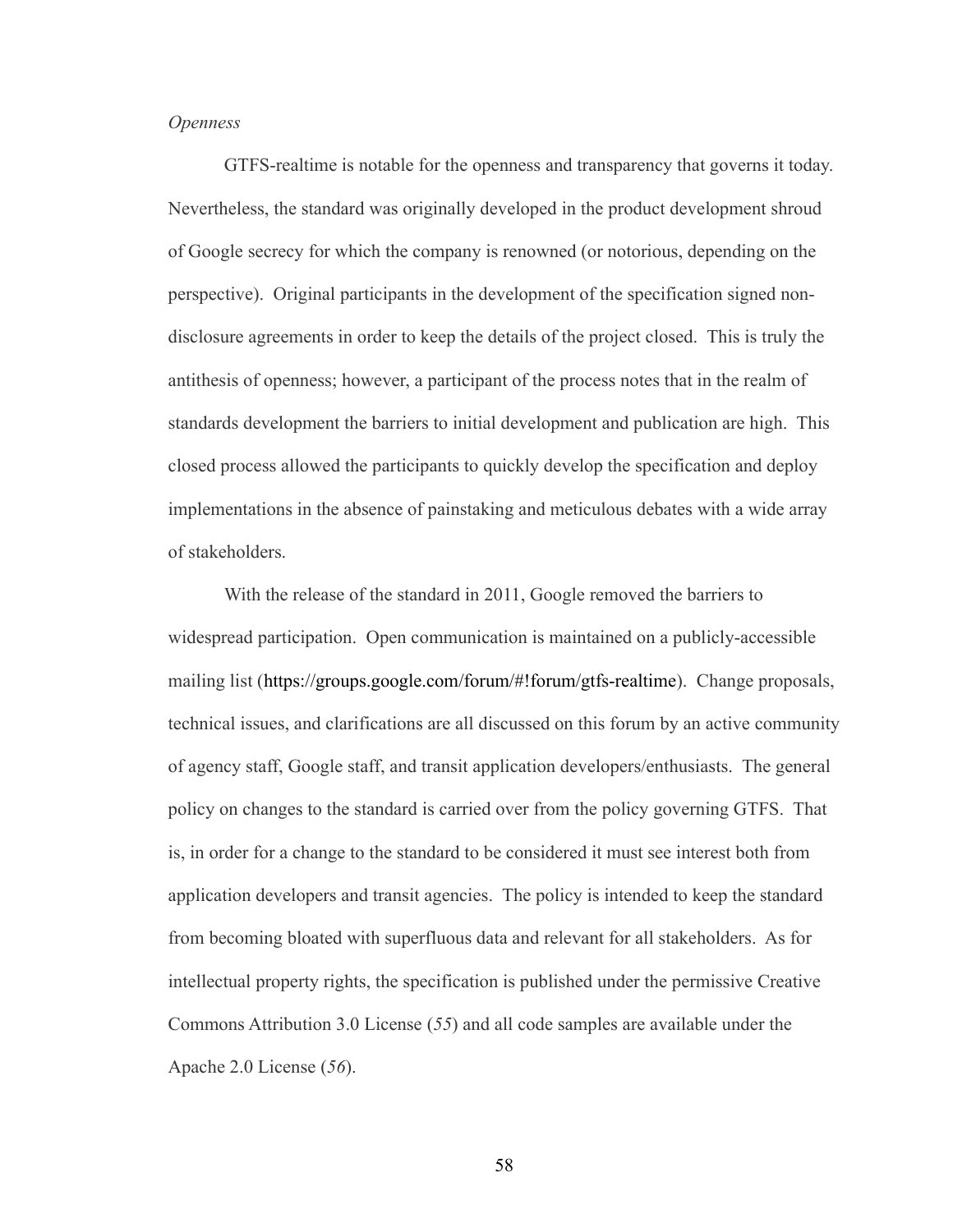*Openness*

GTFS-realtime is notable for the openness and transparency that governs it today. Nevertheless, the standard was originally developed in the product development shroud of Google secrecy for which the company is renowned (or notorious, depending on the perspective). Original participants in the development of the specification signed non-disclosure agreements in order to keep the details of the project closed. This is truly the antithesis of openness; however, a participant of the process notes that in the realm of standards development the barriers to initial development and publication are high. This closed process allowed the participants to quickly develop the specification and deploy implementations in the absence of painstaking and meticulous debates with a wide array of stakeholders.

With the release of the standard in 2011, Google removed the barriers to widespread participation. Open communication is maintained on a publicly-accessible mailing list (https://groups.google.com/forum/#!forum/gtfs-realtime). Change proposals, technical issues, and clarifications are all discussed on this forum by an active community of agency staff, Google staff, and transit application developers/enthusiasts. The general policy on changes to the standard is carried over from the policy governing GTFS. That is, in order for a change to the standard to be considered it must see interest both from application developers and transit agencies. The policy is intended to keep the standard from becoming bloated with superfluous data and relevant for all stakeholders. As for intellectual property rights, the specification is published under the permissive Creative Commons Attribution 3.0 License (*55*) and all code samples are available under the Apache 2.0 License (*56*).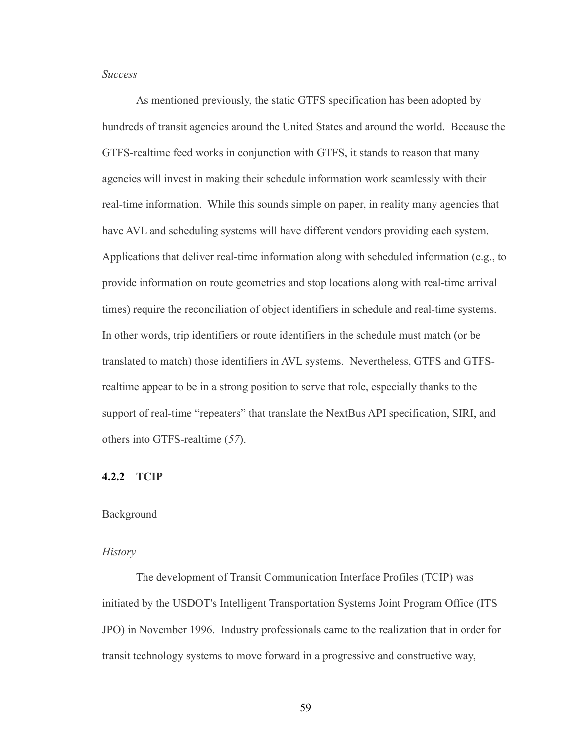*Success*

As mentioned previously, the static GTFS specification has been adopted by hundreds of transit agencies around the United States and around the world. Because the GTFS-realtime feed works in conjunction with GTFS, it stands to reason that many agencies will invest in making their schedule information work seamlessly with their real-time information. While this sounds simple on paper, in reality many agencies that have AVL and scheduling systems will have different vendors providing each system. Applications that deliver real-time information along with scheduled information (e.g., to provide information on route geometries and stop locations along with real-time arrival times) require the reconciliation of object identifiers in schedule and real-time systems. In other words, trip identifiers or route identifiers in the schedule must match (or be translated to match) those identifiers in AVL systems. Nevertheless, GTFS and GTFS-realtime appear to be in a strong position to serve that role, especially thanks to the support of real-time "repeaters" that translate the NextBus API specification, SIRI, and others into GTFS-realtime (*57*).

### 4.2.2 TCIP

<u>Background</u>

*History*

The development of Transit Communication Interface Profiles (TCIP) was initiated by the USDOT's Intelligent Transportation Systems Joint Program Office (ITS JPO) in November 1996. Industry professionals came to the realization that in order for transit technology systems to move forward in a progressive and constructive way,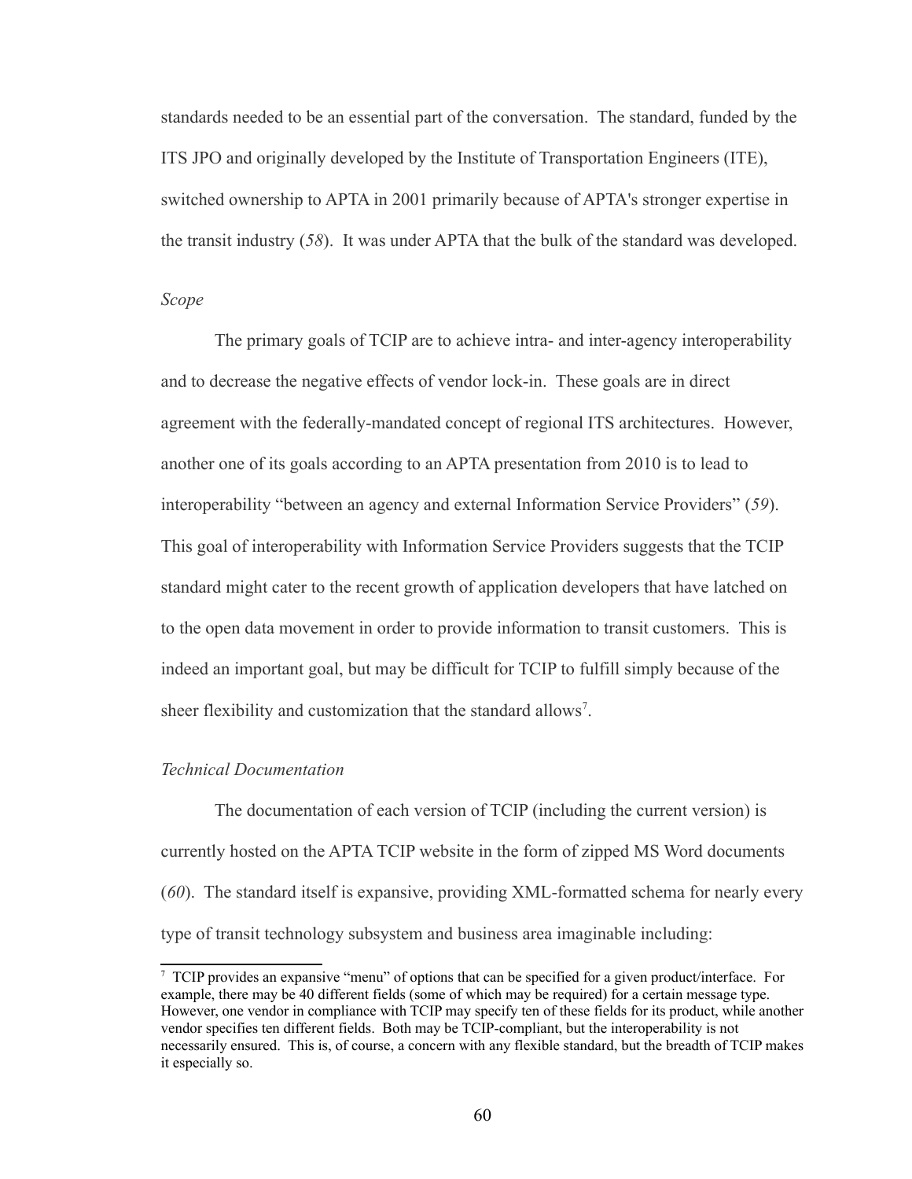standards needed to be an essential part of the conversation. The standard, funded by the ITS JPO and originally developed by the Institute of Transportation Engineers (ITE), switched ownership to APTA in 2001 primarily because of APTA's stronger expertise in the transit industry (*58*). It was under APTA that the bulk of the standard was developed.

### *Scope*

The primary goals of TCIP are to achieve intra- and inter-agency interoperability and to decrease the negative effects of vendor lock-in. These goals are in direct agreement with the federally-mandated concept of regional ITS architectures. However, another one of its goals according to an APTA presentation from 2010 is to lead to interoperability "between an agency and external Information Service Providers" (*59*). This goal of interoperability with Information Service Providers suggests that the TCIP standard might cater to the recent growth of application developers that have latched on to the open data movement in order to provide information to transit customers. This is indeed an important goal, but may be difficult for TCIP to fulfill simply because of the sheer flexibility and customization that the standard allows[7].

### *Technical Documentation*

The documentation of each version of TCIP (including the current version) is currently hosted on the APTA TCIP website in the form of zipped MS Word documents (*60*). The standard itself is expansive, providing XML-formatted schema for nearly every type of transit technology subsystem and business area imaginable including:

---

[7] TCIP provides an expansive "menu" of options that can be specified for a given product/interface. For example, there may be 40 different fields (some of which may be required) for a certain message type. However, one vendor in compliance with TCIP may specify ten of these fields for its product, while another vendor specifies ten different fields. Both may be TCIP-compliant, but the interoperability is not necessarily ensured. This is, of course, a concern with any flexible standard, but the breadth of TCIP makes it especially so.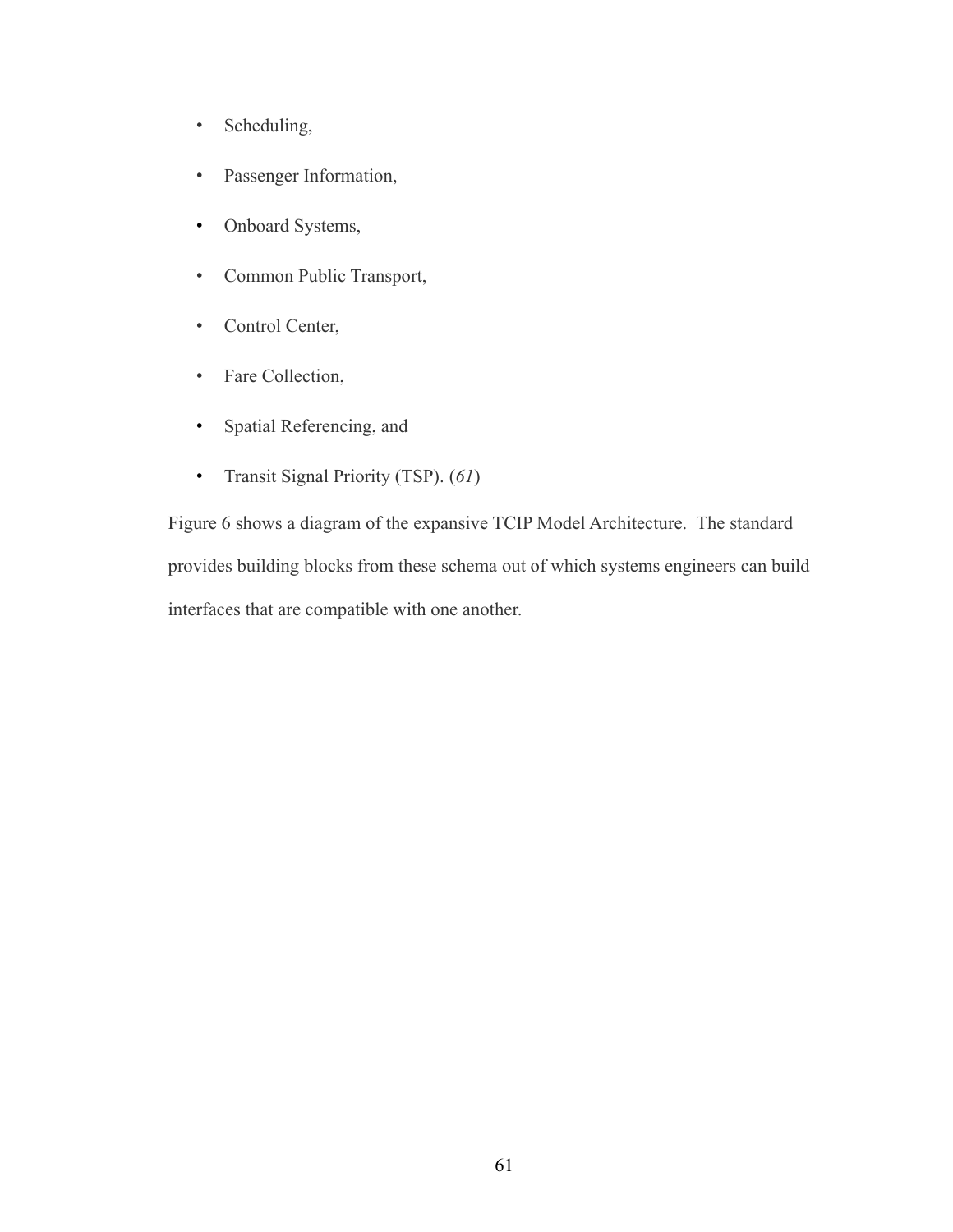- Scheduling,
- Passenger Information,
- Onboard Systems,
- Common Public Transport,
- Control Center,
- Fare Collection,
- Spatial Referencing, and
- Transit Signal Priority (TSP). (*61*)

Figure 6 shows a diagram of the expansive TCIP Model Architecture. The standard provides building blocks from these schema out of which systems engineers can build interfaces that are compatible with one another.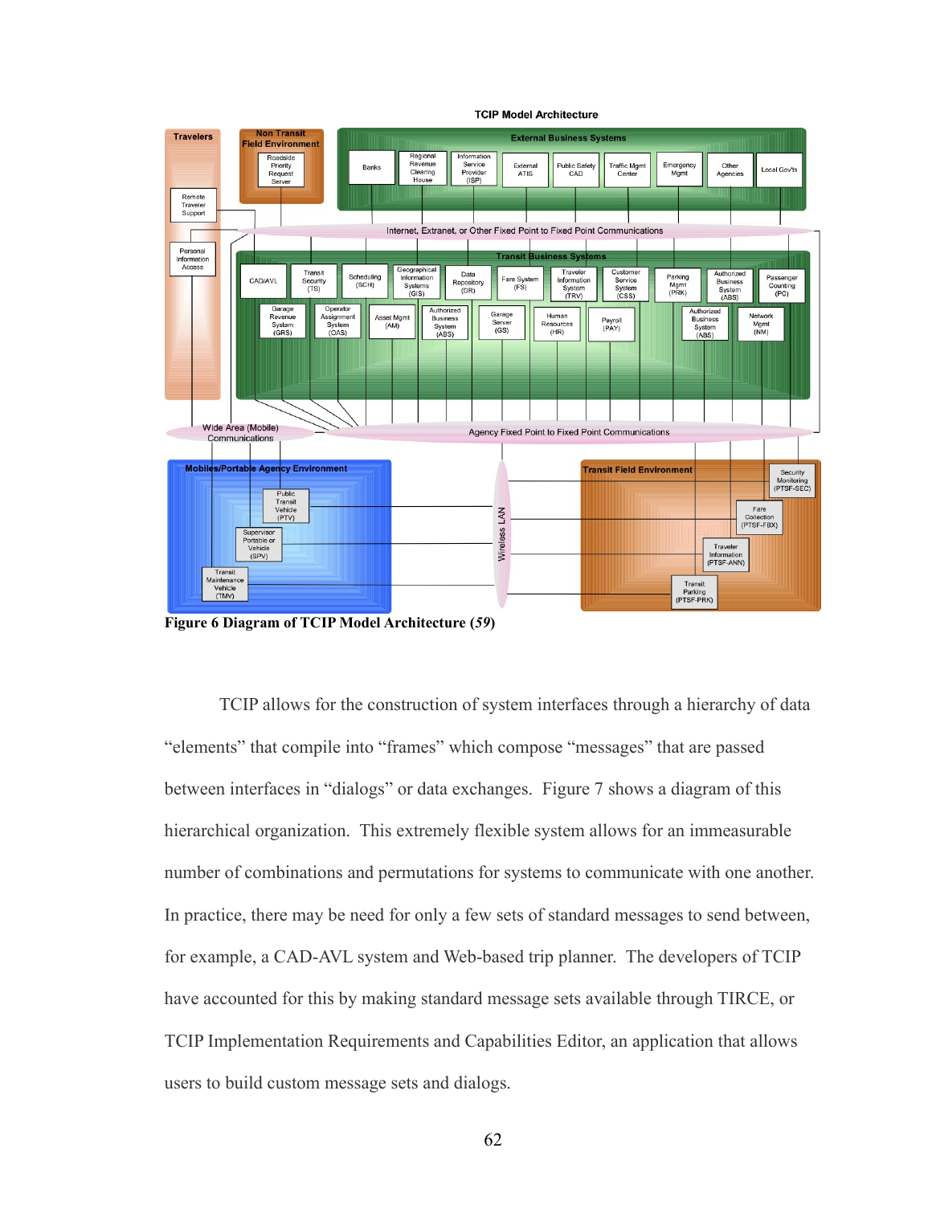**Figure 6 Diagram of TCIP Model Architecture (*59*)**

TCIP allows for the construction of system interfaces through a hierarchy of data "elements" that compile into "frames" which compose "messages" that are passed between interfaces in "dialogs" or data exchanges. Figure 7 shows a diagram of this hierarchical organization. This extremely flexible system allows for an immeasurable number of combinations and permutations for systems to communicate with one another. In practice, there may be need for only a few sets of standard messages to send between, for example, a CAD-AVL system and Web-based trip planner. The developers of TCIP have accounted for this by making standard message sets available through TIRCE, or TCIP Implementation Requirements and Capabilities Editor, an application that allows users to build custom message sets and dialogs.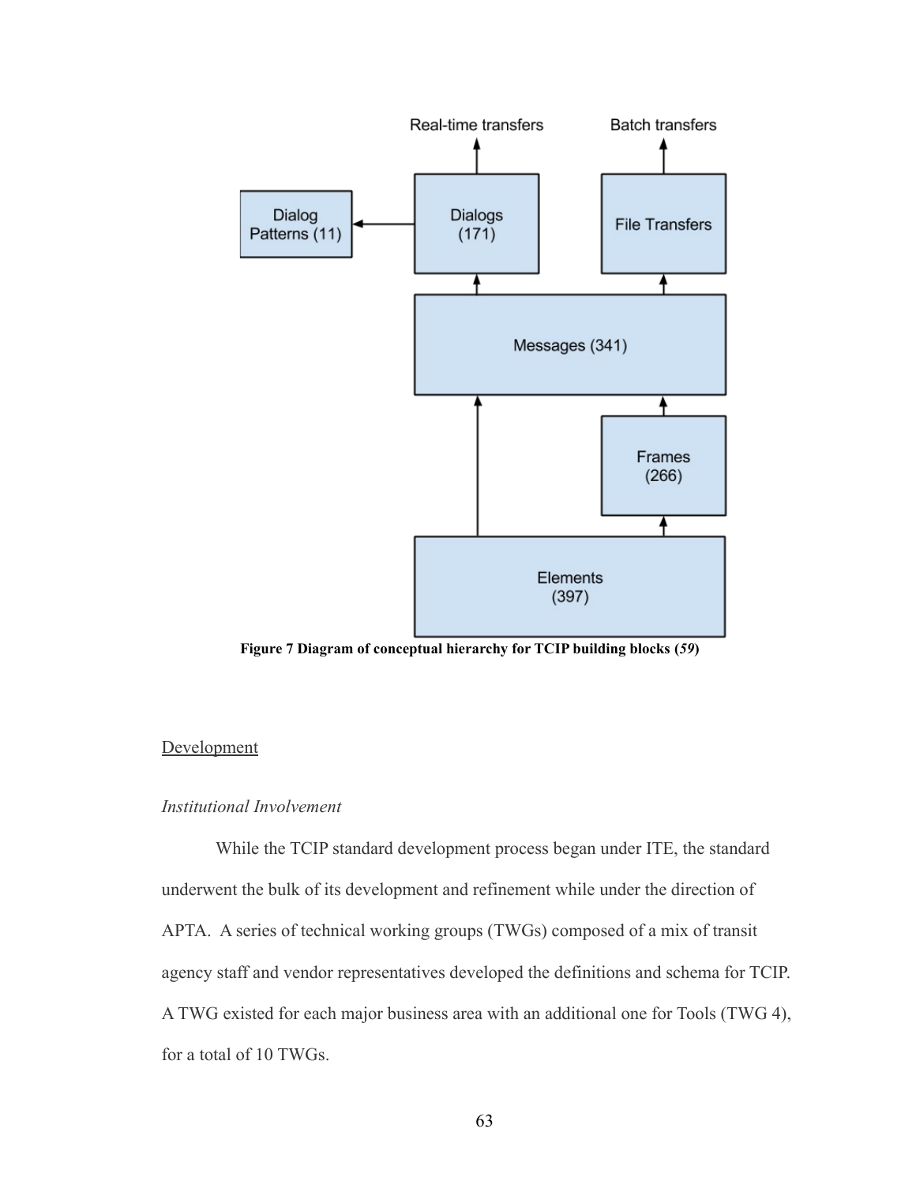Figure 7 Diagram of conceptual hierarchy for TCIP building blocks (*59*)

## Development

### *Institutional Involvement*

While the TCIP standard development process began under ITE, the standard underwent the bulk of its development and refinement while under the direction of APTA. A series of technical working groups (TWGs) composed of a mix of transit agency staff and vendor representatives developed the definitions and schema for TCIP. A TWG existed for each major business area with an additional one for Tools (TWG 4), for a total of 10 TWGs.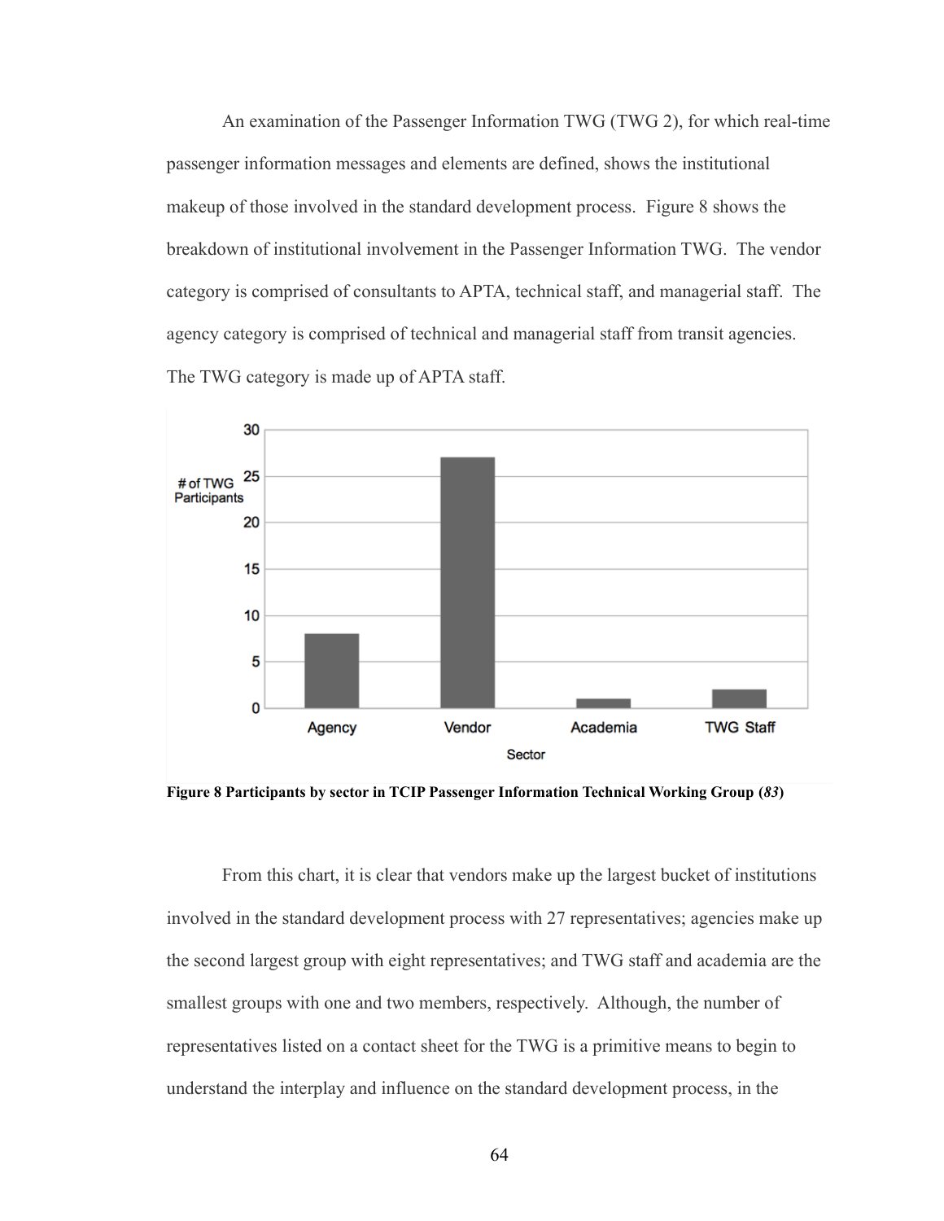An examination of the Passenger Information TWG (TWG 2), for which real-time passenger information messages and elements are defined, shows the institutional makeup of those involved in the standard development process. Figure 8 shows the breakdown of institutional involvement in the Passenger Information TWG. The vendor category is comprised of consultants to APTA, technical staff, and managerial staff. The agency category is comprised of technical and managerial staff from transit agencies. The TWG category is made up of APTA staff.

**Figure 8 Participants by sector in TCIP Passenger Information Technical Working Group (*83*)**

From this chart, it is clear that vendors make up the largest bucket of institutions involved in the standard development process with 27 representatives; agencies make up the second largest group with eight representatives; and TWG staff and academia are the smallest groups with one and two members, respectively. Although, the number of representatives listed on a contact sheet for the TWG is a primitive means to begin to understand the interplay and influence on the standard development process, in the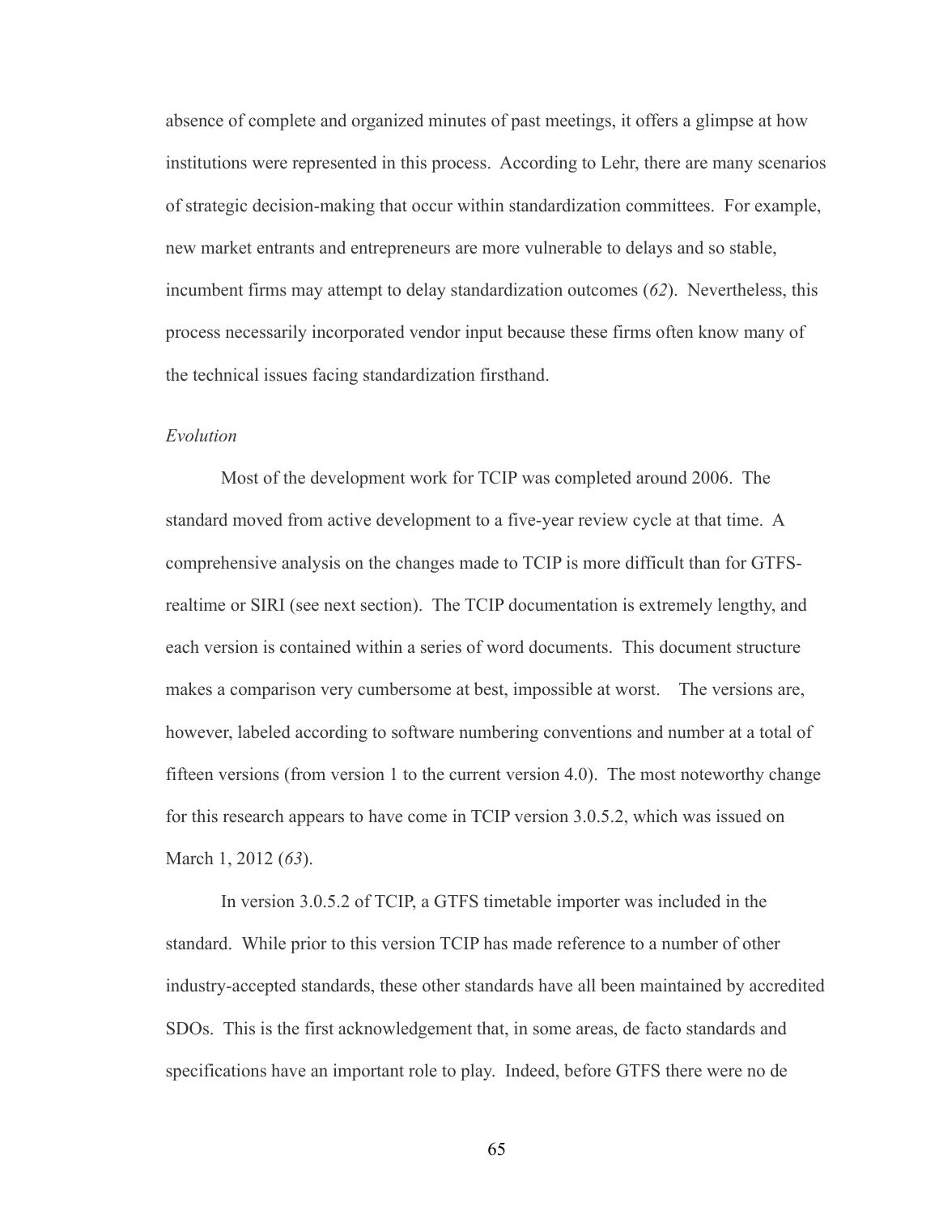absence of complete and organized minutes of past meetings, it offers a glimpse at how institutions were represented in this process. According to Lehr, there are many scenarios of strategic decision-making that occur within standardization committees. For example, new market entrants and entrepreneurs are more vulnerable to delays and so stable, incumbent firms may attempt to delay standardization outcomes (*62*). Nevertheless, this process necessarily incorporated vendor input because these firms often know many of the technical issues facing standardization firsthand.

*Evolution*

Most of the development work for TCIP was completed around 2006. The standard moved from active development to a five-year review cycle at that time. A comprehensive analysis on the changes made to TCIP is more difficult than for GTFS-realtime or SIRI (see next section). The TCIP documentation is extremely lengthy, and each version is contained within a series of word documents. This document structure makes a comparison very cumbersome at best, impossible at worst. The versions are, however, labeled according to software numbering conventions and number at a total of fifteen versions (from version 1 to the current version 4.0). The most noteworthy change for this research appears to have come in TCIP version 3.0.5.2, which was issued on March 1, 2012 (*63*).

In version 3.0.5.2 of TCIP, a GTFS timetable importer was included in the standard. While prior to this version TCIP has made reference to a number of other industry-accepted standards, these other standards have all been maintained by accredited SDOs. This is the first acknowledgement that, in some areas, de facto standards and specifications have an important role to play. Indeed, before GTFS there were no de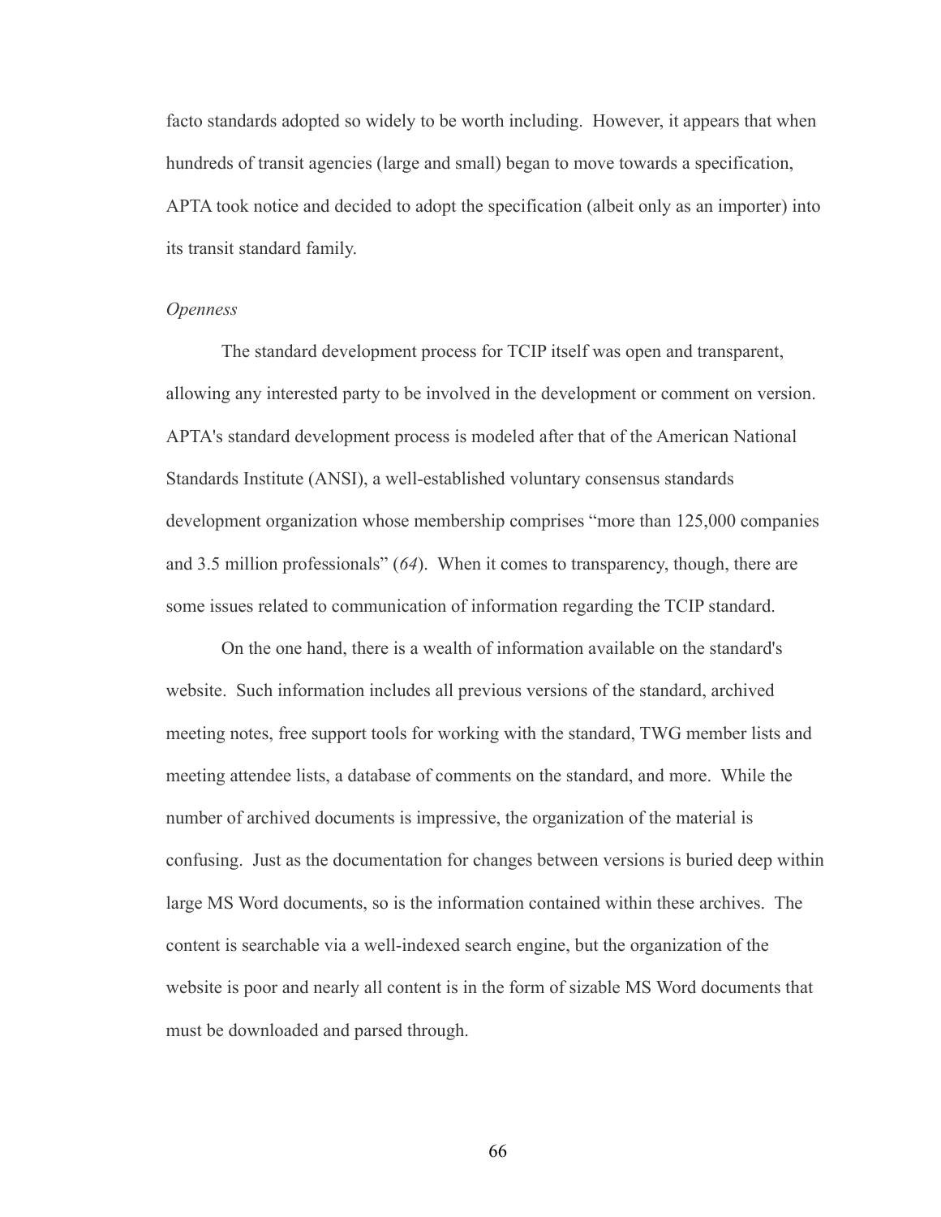facto standards adopted so widely to be worth including. However, it appears that when hundreds of transit agencies (large and small) began to move towards a specification, APTA took notice and decided to adopt the specification (albeit only as an importer) into its transit standard family.

*Openness*

The standard development process for TCIP itself was open and transparent, allowing any interested party to be involved in the development or comment on version. APTA's standard development process is modeled after that of the American National Standards Institute (ANSI), a well-established voluntary consensus standards development organization whose membership comprises "more than 125,000 companies and 3.5 million professionals" (*64*). When it comes to transparency, though, there are some issues related to communication of information regarding the TCIP standard.

On the one hand, there is a wealth of information available on the standard's website. Such information includes all previous versions of the standard, archived meeting notes, free support tools for working with the standard, TWG member lists and meeting attendee lists, a database of comments on the standard, and more. While the number of archived documents is impressive, the organization of the material is confusing. Just as the documentation for changes between versions is buried deep within large MS Word documents, so is the information contained within these archives. The content is searchable via a well-indexed search engine, but the organization of the website is poor and nearly all content is in the form of sizable MS Word documents that must be downloaded and parsed through.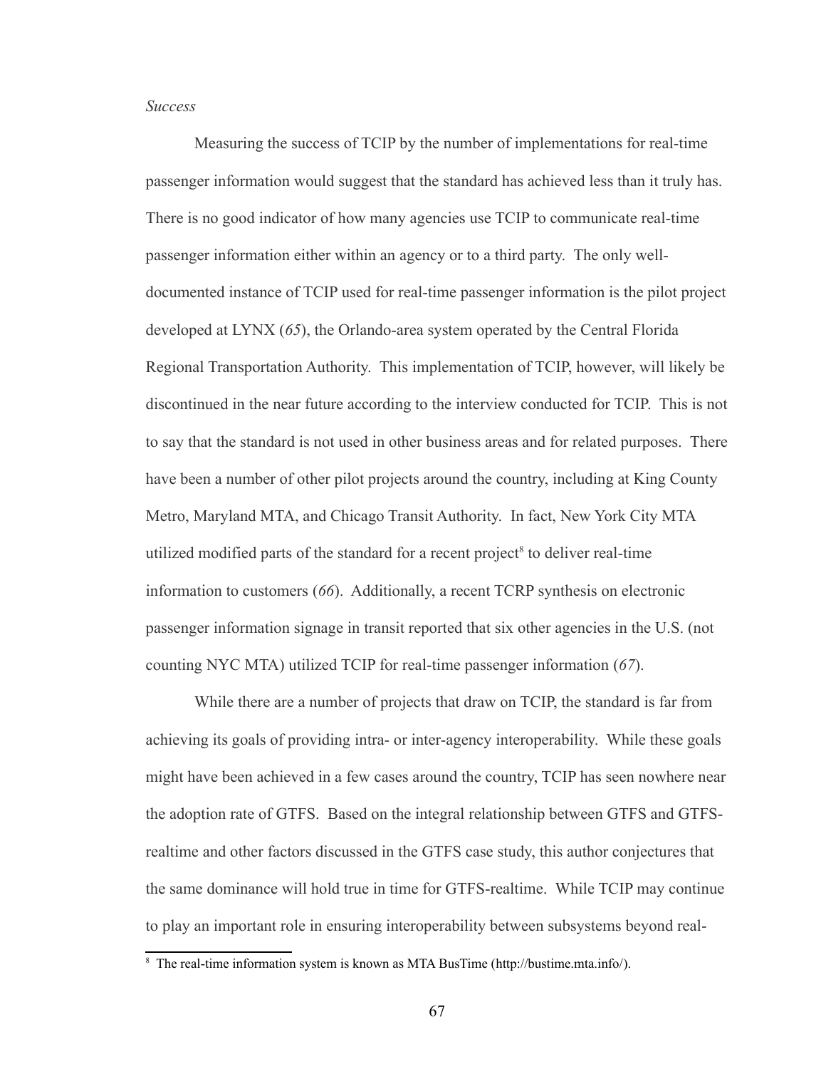*Success*

Measuring the success of TCIP by the number of implementations for real-time passenger information would suggest that the standard has achieved less than it truly has. There is no good indicator of how many agencies use TCIP to communicate real-time passenger information either within an agency or to a third party. The only well-documented instance of TCIP used for real-time passenger information is the pilot project developed at LYNX (*65*), the Orlando-area system operated by the Central Florida Regional Transportation Authority. This implementation of TCIP, however, will likely be discontinued in the near future according to the interview conducted for TCIP. This is not to say that the standard is not used in other business areas and for related purposes. There have been a number of other pilot projects around the country, including at King County Metro, Maryland MTA, and Chicago Transit Authority. In fact, New York City MTA utilized modified parts of the standard for a recent project[8] to deliver real-time information to customers (*66*). Additionally, a recent TCRP synthesis on electronic passenger information signage in transit reported that six other agencies in the U.S. (not counting NYC MTA) utilized TCIP for real-time passenger information (*67*).

While there are a number of projects that draw on TCIP, the standard is far from achieving its goals of providing intra- or inter-agency interoperability. While these goals might have been achieved in a few cases around the country, TCIP has seen nowhere near the adoption rate of GTFS. Based on the integral relationship between GTFS and GTFS-realtime and other factors discussed in the GTFS case study, this author conjectures that the same dominance will hold true in time for GTFS-realtime. While TCIP may continue to play an important role in ensuring interoperability between subsystems beyond real-

[8] The real-time information system is known as MTA BusTime (http://bustime.mta.info/).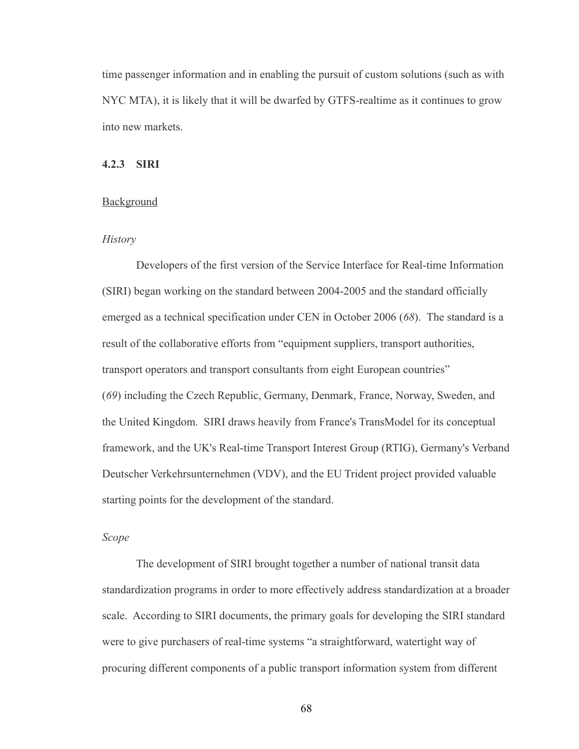time passenger information and in enabling the pursuit of custom solutions (such as with NYC MTA), it is likely that it will be dwarfed by GTFS-realtime as it continues to grow into new markets.

### 4.2.3 SIRI

<u>Background</u>

*History*

Developers of the first version of the Service Interface for Real-time Information (SIRI) began working on the standard between 2004-2005 and the standard officially emerged as a technical specification under CEN in October 2006 (*68*). The standard is a result of the collaborative efforts from "equipment suppliers, transport authorities, transport operators and transport consultants from eight European countries" (*69*) including the Czech Republic, Germany, Denmark, France, Norway, Sweden, and the United Kingdom. SIRI draws heavily from France's TransModel for its conceptual framework, and the UK's Real-time Transport Interest Group (RTIG), Germany's Verband Deutscher Verkehrsunternehmen (VDV), and the EU Trident project provided valuable starting points for the development of the standard.

*Scope*

The development of SIRI brought together a number of national transit data standardization programs in order to more effectively address standardization at a broader scale. According to SIRI documents, the primary goals for developing the SIRI standard were to give purchasers of real-time systems "a straightforward, watertight way of procuring different components of a public transport information system from different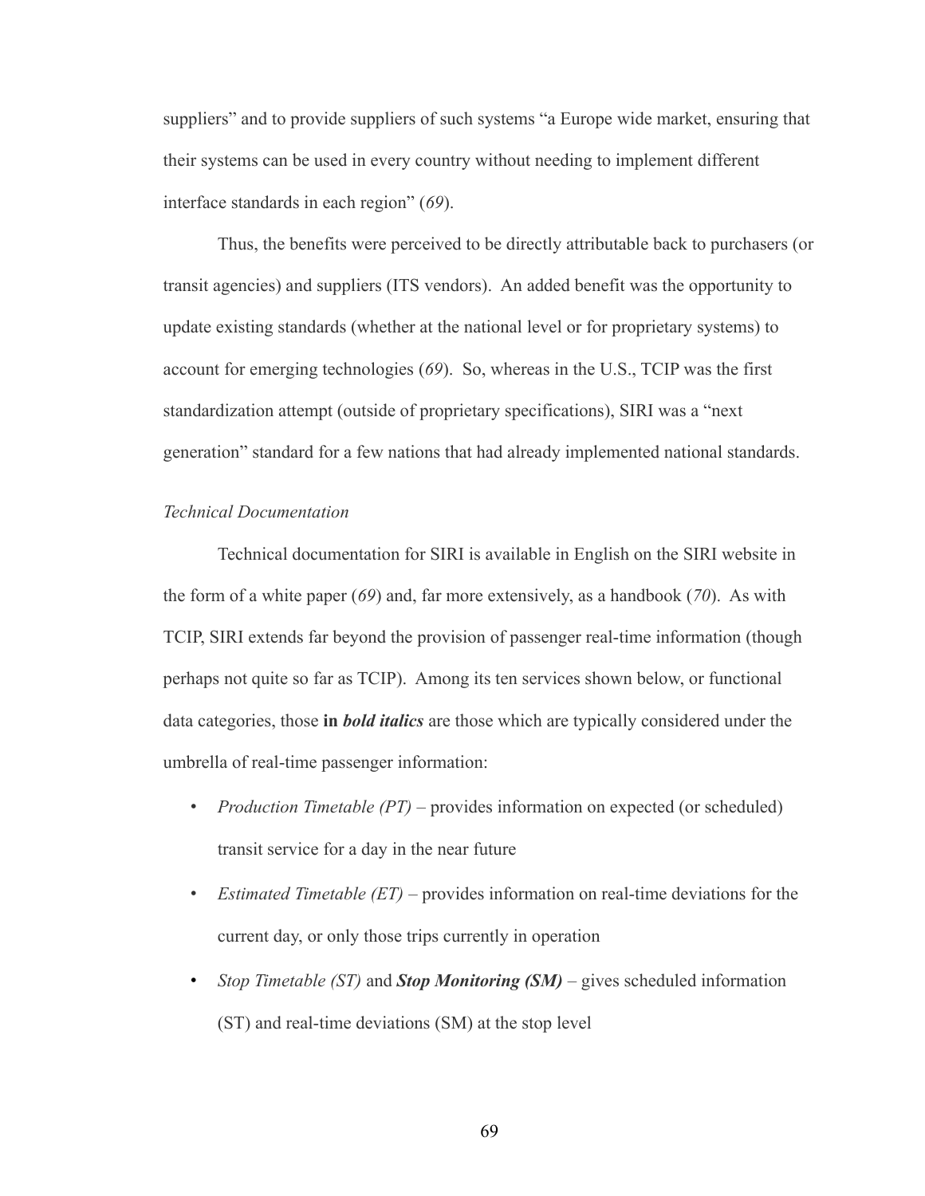suppliers” and to provide suppliers of such systems “a Europe wide market, ensuring that their systems can be used in every country without needing to implement different interface standards in each region” (*69*).

Thus, the benefits were perceived to be directly attributable back to purchasers (or transit agencies) and suppliers (ITS vendors). An added benefit was the opportunity to update existing standards (whether at the national level or for proprietary systems) to account for emerging technologies (*69*). So, whereas in the U.S., TCIP was the first standardization attempt (outside of proprietary specifications), SIRI was a “next generation” standard for a few nations that had already implemented national standards.

*Technical Documentation*

Technical documentation for SIRI is available in English on the SIRI website in the form of a white paper (*69*) and, far more extensively, as a handbook (*70*). As with TCIP, SIRI extends far beyond the provision of passenger real-time information (though perhaps not quite so far as TCIP). Among its ten services shown below, or functional data categories, those **in *bold italics*** are those which are typically considered under the umbrella of real-time passenger information:

- *Production Timetable (PT)* – provides information on expected (or scheduled) transit service for a day in the near future
- *Estimated Timetable (ET)* – provides information on real-time deviations for the current day, or only those trips currently in operation
- *Stop Timetable (ST)* and ***Stop Monitoring (SM)*** – gives scheduled information (ST) and real-time deviations (SM) at the stop level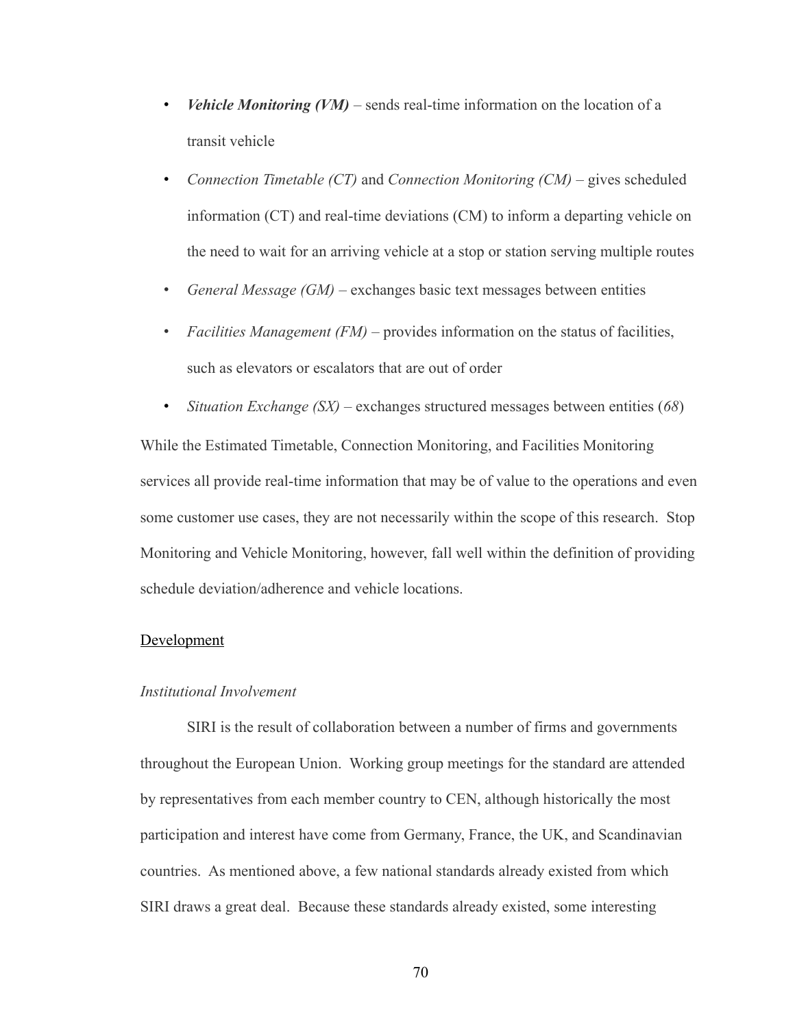- ***Vehicle Monitoring (VM)*** – sends real-time information on the location of a transit vehicle
- *Connection Timetable (CT)* and *Connection Monitoring (CM)* – gives scheduled information (CT) and real-time deviations (CM) to inform a departing vehicle on the need to wait for an arriving vehicle at a stop or station serving multiple routes
- *General Message (GM)* – exchanges basic text messages between entities
- *Facilities Management (FM)* – provides information on the status of facilities, such as elevators or escalators that are out of order
- *Situation Exchange (SX)* – exchanges structured messages between entities (*68*)

While the Estimated Timetable, Connection Monitoring, and Facilities Monitoring services all provide real-time information that may be of value to the operations and even some customer use cases, they are not necessarily within the scope of this research. Stop Monitoring and Vehicle Monitoring, however, fall well within the definition of providing schedule deviation/adherence and vehicle locations.

<u>Development</u>

*Institutional Involvement*

SIRI is the result of collaboration between a number of firms and governments throughout the European Union. Working group meetings for the standard are attended by representatives from each member country to CEN, although historically the most participation and interest have come from Germany, France, the UK, and Scandinavian countries. As mentioned above, a few national standards already existed from which SIRI draws a great deal. Because these standards already existed, some interesting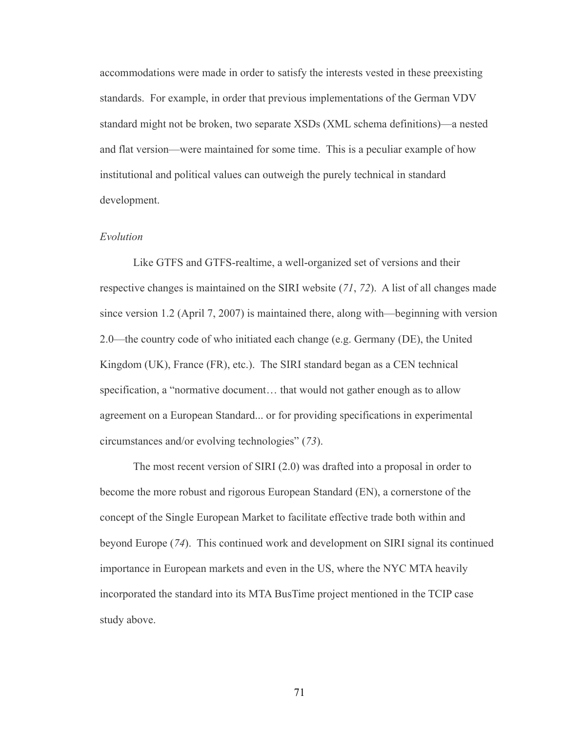accommodations were made in order to satisfy the interests vested in these preexisting standards. For example, in order that previous implementations of the German VDV standard might not be broken, two separate XSDs (XML schema definitions)—a nested and flat version—were maintained for some time. This is a peculiar example of how institutional and political values can outweigh the purely technical in standard development.

*Evolution*

Like GTFS and GTFS-realtime, a well-organized set of versions and their respective changes is maintained on the SIRI website (*71*, *72*). A list of all changes made since version 1.2 (April 7, 2007) is maintained there, along with—beginning with version 2.0—the country code of who initiated each change (e.g. Germany (DE), the United Kingdom (UK), France (FR), etc.). The SIRI standard began as a CEN technical specification, a "normative document… that would not gather enough as to allow agreement on a European Standard... or for providing specifications in experimental circumstances and/or evolving technologies" (*73*).

The most recent version of SIRI (2.0) was drafted into a proposal in order to become the more robust and rigorous European Standard (EN), a cornerstone of the concept of the Single European Market to facilitate effective trade both within and beyond Europe (*74*). This continued work and development on SIRI signal its continued importance in European markets and even in the US, where the NYC MTA heavily incorporated the standard into its MTA BusTime project mentioned in the TCIP case study above.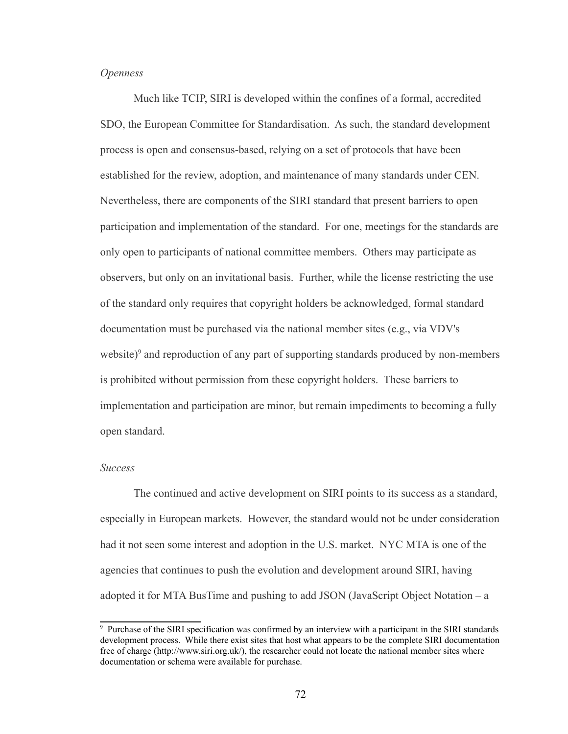*Openness*

Much like TCIP, SIRI is developed within the confines of a formal, accredited SDO, the European Committee for Standardisation. As such, the standard development process is open and consensus-based, relying on a set of protocols that have been established for the review, adoption, and maintenance of many standards under CEN. Nevertheless, there are components of the SIRI standard that present barriers to open participation and implementation of the standard. For one, meetings for the standards are only open to participants of national committee members. Others may participate as observers, but only on an invitational basis. Further, while the license restricting the use of the standard only requires that copyright holders be acknowledged, formal standard documentation must be purchased via the national member sites (e.g., via VDV's website)[9] and reproduction of any part of supporting standards produced by non-members is prohibited without permission from these copyright holders. These barriers to implementation and participation are minor, but remain impediments to becoming a fully open standard.

*Success*

The continued and active development on SIRI points to its success as a standard, especially in European markets. However, the standard would not be under consideration had it not seen some interest and adoption in the U.S. market. NYC MTA is one of the agencies that continues to push the evolution and development around SIRI, having adopted it for MTA BusTime and pushing to add JSON (JavaScript Object Notation – a

---

[9] Purchase of the SIRI specification was confirmed by an interview with a participant in the SIRI standards development process. While there exist sites that host what appears to be the complete SIRI documentation free of charge (http://www.siri.org.uk/), the researcher could not locate the national member sites where documentation or schema were available for purchase.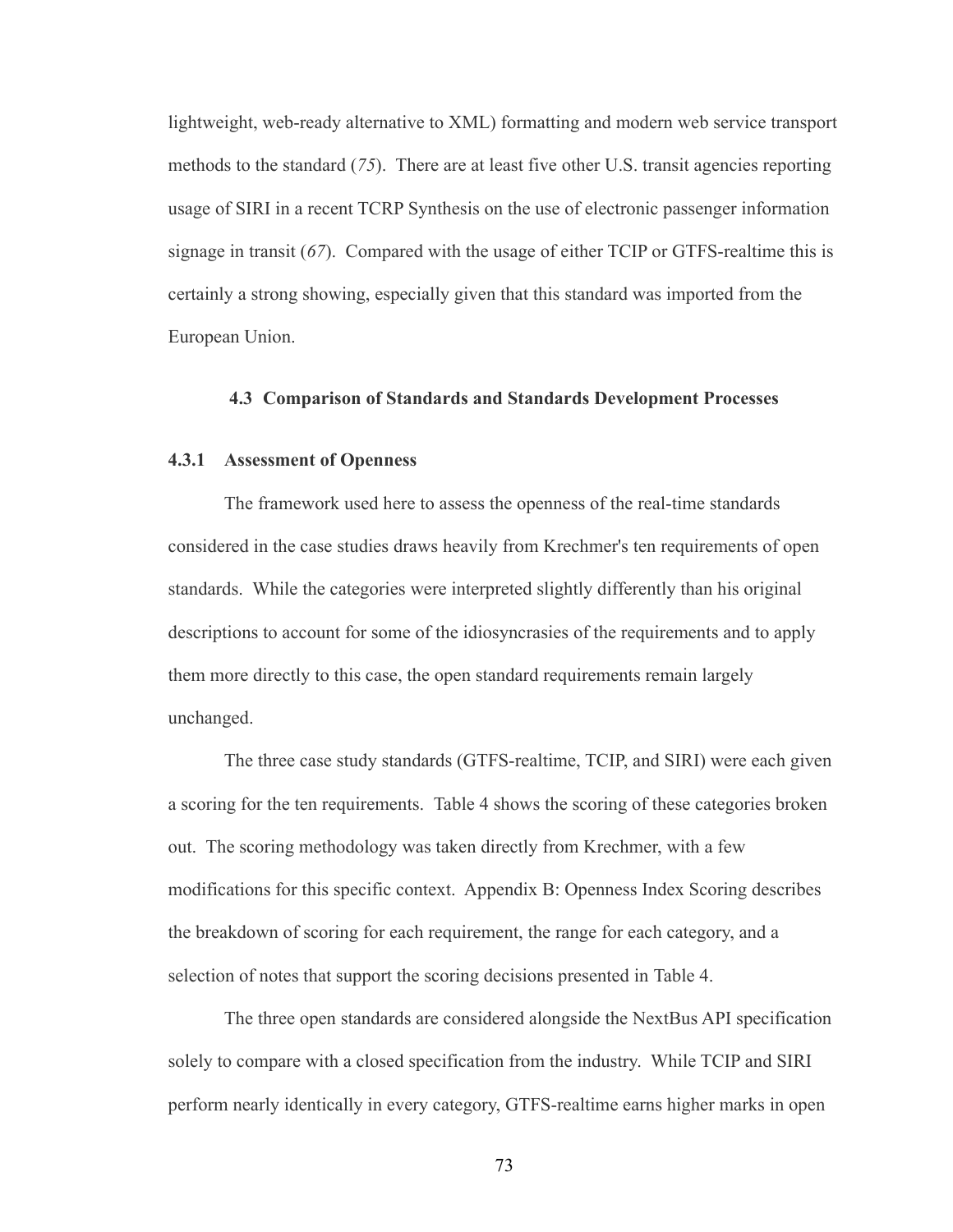lightweight, web-ready alternative to XML) formatting and modern web service transport methods to the standard (*75*). There are at least five other U.S. transit agencies reporting usage of SIRI in a recent TCRP Synthesis on the use of electronic passenger information signage in transit (*67*). Compared with the usage of either TCIP or GTFS-realtime this is certainly a strong showing, especially given that this standard was imported from the European Union.

## 4.3 Comparison of Standards and Standards Development Processes

### 4.3.1 Assessment of Openness

The framework used here to assess the openness of the real-time standards considered in the case studies draws heavily from Krechmer's ten requirements of open standards. While the categories were interpreted slightly differently than his original descriptions to account for some of the idiosyncrasies of the requirements and to apply them more directly to this case, the open standard requirements remain largely unchanged.

The three case study standards (GTFS-realtime, TCIP, and SIRI) were each given a scoring for the ten requirements. Table 4 shows the scoring of these categories broken out. The scoring methodology was taken directly from Krechmer, with a few modifications for this specific context. Appendix B: Openness Index Scoring describes the breakdown of scoring for each requirement, the range for each category, and a selection of notes that support the scoring decisions presented in Table 4.

The three open standards are considered alongside the NextBus API specification solely to compare with a closed specification from the industry. While TCIP and SIRI perform nearly identically in every category, GTFS-realtime earns higher marks in open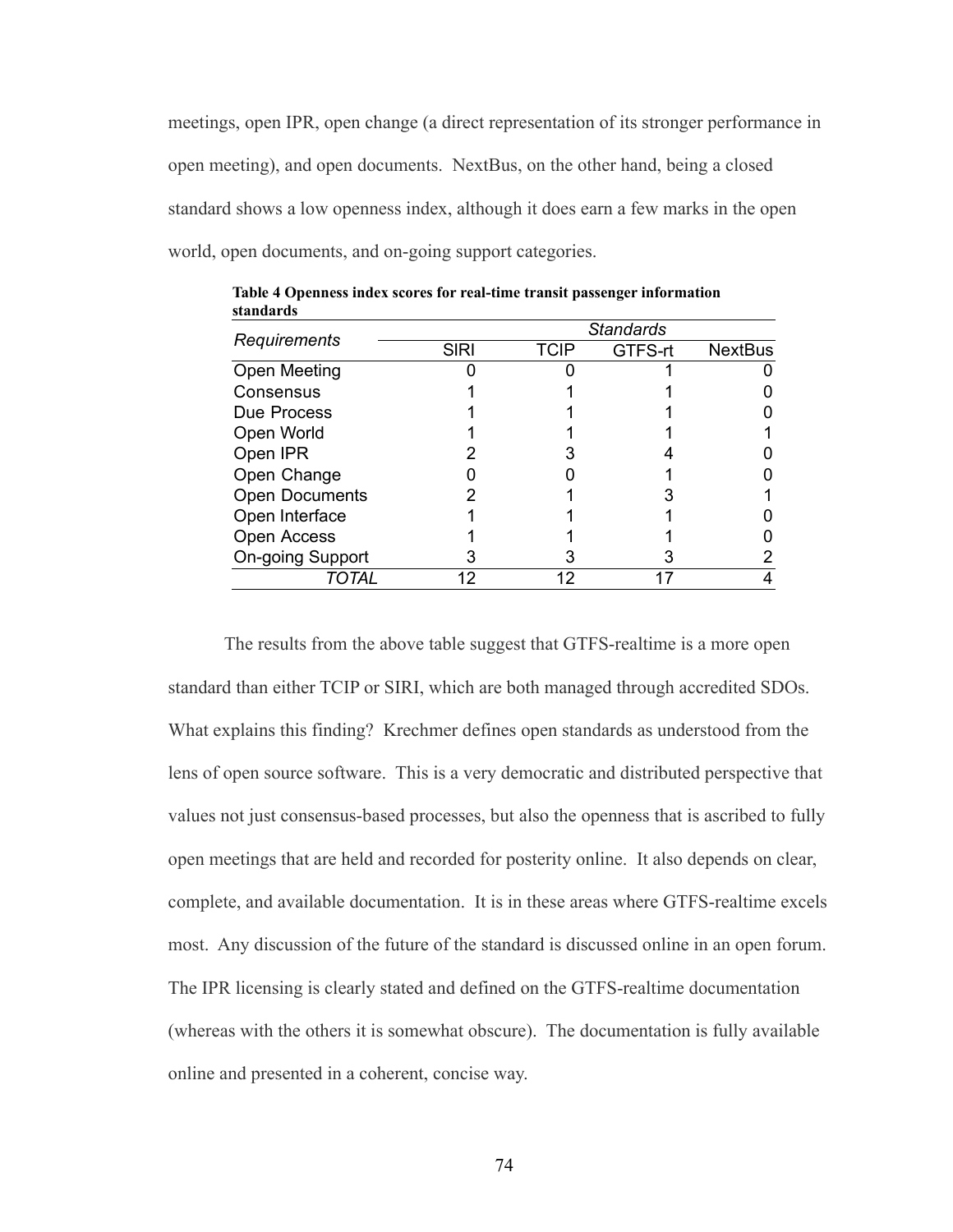meetings, open IPR, open change (a direct representation of its stronger performance in open meeting), and open documents. NextBus, on the other hand, being a closed standard shows a low openness index, although it does earn a few marks in the open world, open documents, and on-going support categories.

**Table 4 Openness index scores for real-time transit passenger information standards**

| *Requirements* | *Standards* | | | |
|---|---|---|---|---|
| | SIRI | TCIP | GTFS-rt | NextBus |
| Open Meeting | 0 | 0 | 1 | 0 |
| Consensus | 1 | 1 | 1 | 0 |
| Due Process | 1 | 1 | 1 | 0 |
| Open World | 1 | 1 | 1 | 1 |
| Open IPR | 2 | 3 | 4 | 0 |
| Open Change | 0 | 0 | 1 | 0 |
| Open Documents | 2 | 1 | 3 | 1 |
| Open Interface | 1 | 1 | 1 | 0 |
| Open Access | 1 | 1 | 1 | 0 |
| On-going Support | 3 | 3 | 3 | 2 |
| *TOTAL* | 12 | 12 | 17 | 4 |

The results from the above table suggest that GTFS-realtime is a more open standard than either TCIP or SIRI, which are both managed through accredited SDOs. What explains this finding? Krechmer defines open standards as understood from the lens of open source software. This is a very democratic and distributed perspective that values not just consensus-based processes, but also the openness that is ascribed to fully open meetings that are held and recorded for posterity online. It also depends on clear, complete, and available documentation. It is in these areas where GTFS-realtime excels most. Any discussion of the future of the standard is discussed online in an open forum. The IPR licensing is clearly stated and defined on the GTFS-realtime documentation (whereas with the others it is somewhat obscure). The documentation is fully available online and presented in a coherent, concise way.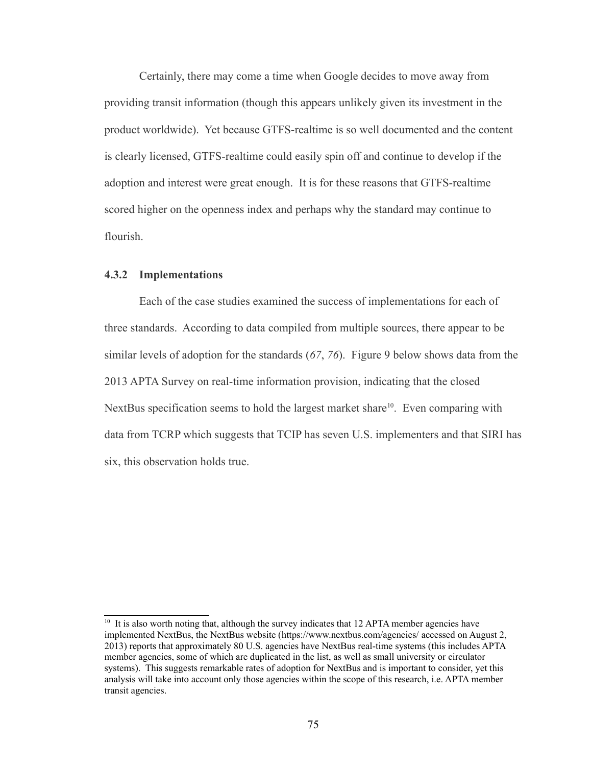Certainly, there may come a time when Google decides to move away from providing transit information (though this appears unlikely given its investment in the product worldwide). Yet because GTFS-realtime is so well documented and the content is clearly licensed, GTFS-realtime could easily spin off and continue to develop if the adoption and interest were great enough. It is for these reasons that GTFS-realtime scored higher on the openness index and perhaps why the standard may continue to flourish.

### 4.3.2 Implementations

Each of the case studies examined the success of implementations for each of three standards. According to data compiled from multiple sources, there appear to be similar levels of adoption for the standards (*67*, *76*). Figure 9 below shows data from the 2013 APTA Survey on real-time information provision, indicating that the closed NextBus specification seems to hold the largest market share[10]. Even comparing with data from TCRP which suggests that TCIP has seven U.S. implementers and that SIRI has six, this observation holds true.

[10] It is also worth noting that, although the survey indicates that 12 APTA member agencies have implemented NextBus, the NextBus website (https://www.nextbus.com/agencies/ accessed on August 2, 2013) reports that approximately 80 U.S. agencies have NextBus real-time systems (this includes APTA member agencies, some of which are duplicated in the list, as well as small university or circulator systems). This suggests remarkable rates of adoption for NextBus and is important to consider, yet this analysis will take into account only those agencies within the scope of this research, i.e. APTA member transit agencies.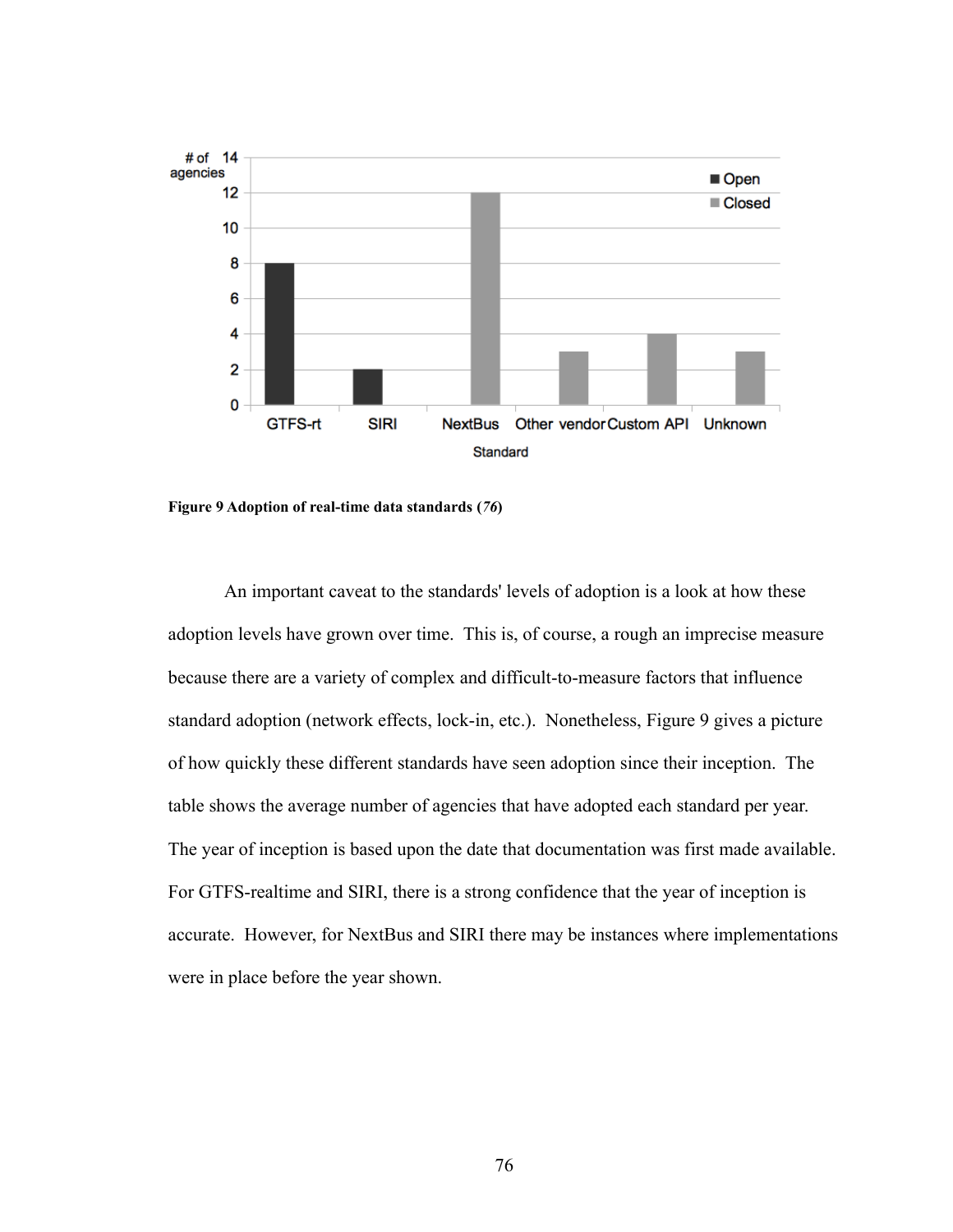**Figure 9 Adoption of real-time data standards (*76*)**

An important caveat to the standards' levels of adoption is a look at how these adoption levels have grown over time. This is, of course, a rough an imprecise measure because there are a variety of complex and difficult-to-measure factors that influence standard adoption (network effects, lock-in, etc.). Nonetheless, Figure 9 gives a picture of how quickly these different standards have seen adoption since their inception. The table shows the average number of agencies that have adopted each standard per year. The year of inception is based upon the date that documentation was first made available. For GTFS-realtime and SIRI, there is a strong confidence that the year of inception is accurate. However, for NextBus and SIRI there may be instances where implementations were in place before the year shown.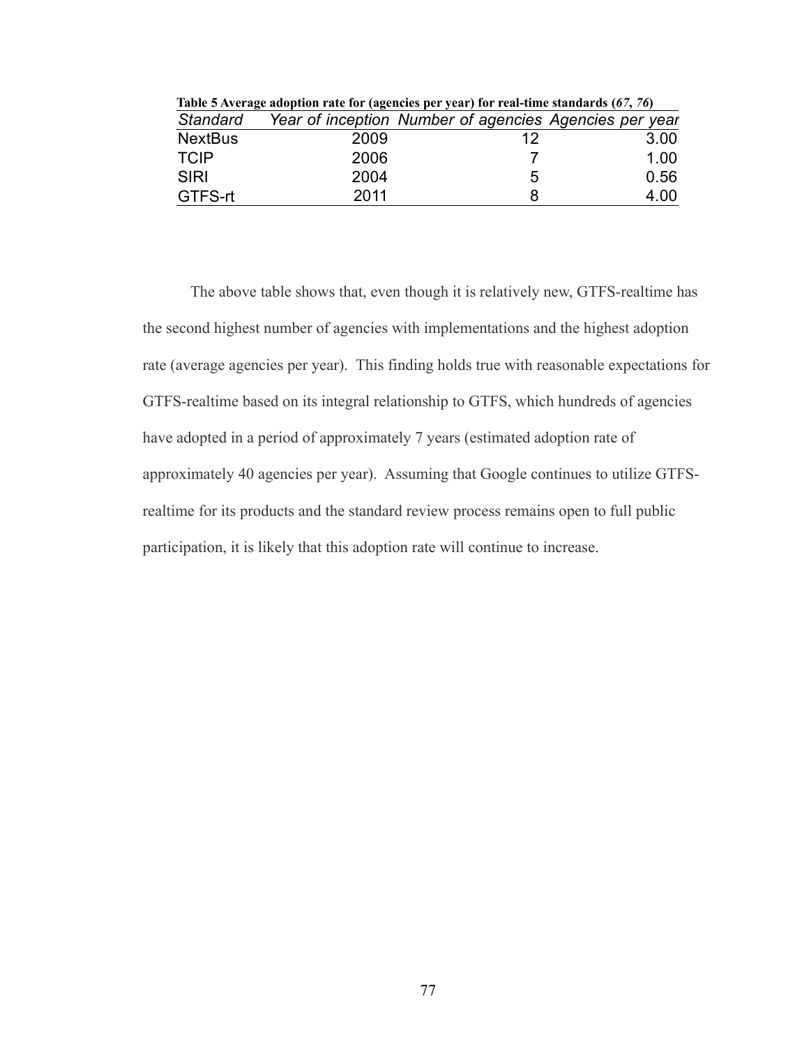**Table 5 Average adoption rate for (agencies per year) for real-time standards (*67*, *76*)**

| *Standard* | *Year of inception* | *Number of agencies* | *Agencies per year* |
|---|---|---|---|
| NextBus | 2009 | 12 | 3.00 |
| TCIP | 2006 | 7 | 1.00 |
| SIRI | 2004 | 5 | 0.56 |
| GTFS-rt | 2011 | 8 | 4.00 |

The above table shows that, even though it is relatively new, GTFS-realtime has the second highest number of agencies with implementations and the highest adoption rate (average agencies per year). This finding holds true with reasonable expectations for GTFS-realtime based on its integral relationship to GTFS, which hundreds of agencies have adopted in a period of approximately 7 years (estimated adoption rate of approximately 40 agencies per year). Assuming that Google continues to utilize GTFS-realtime for its products and the standard review process remains open to full public participation, it is likely that this adoption rate will continue to increase.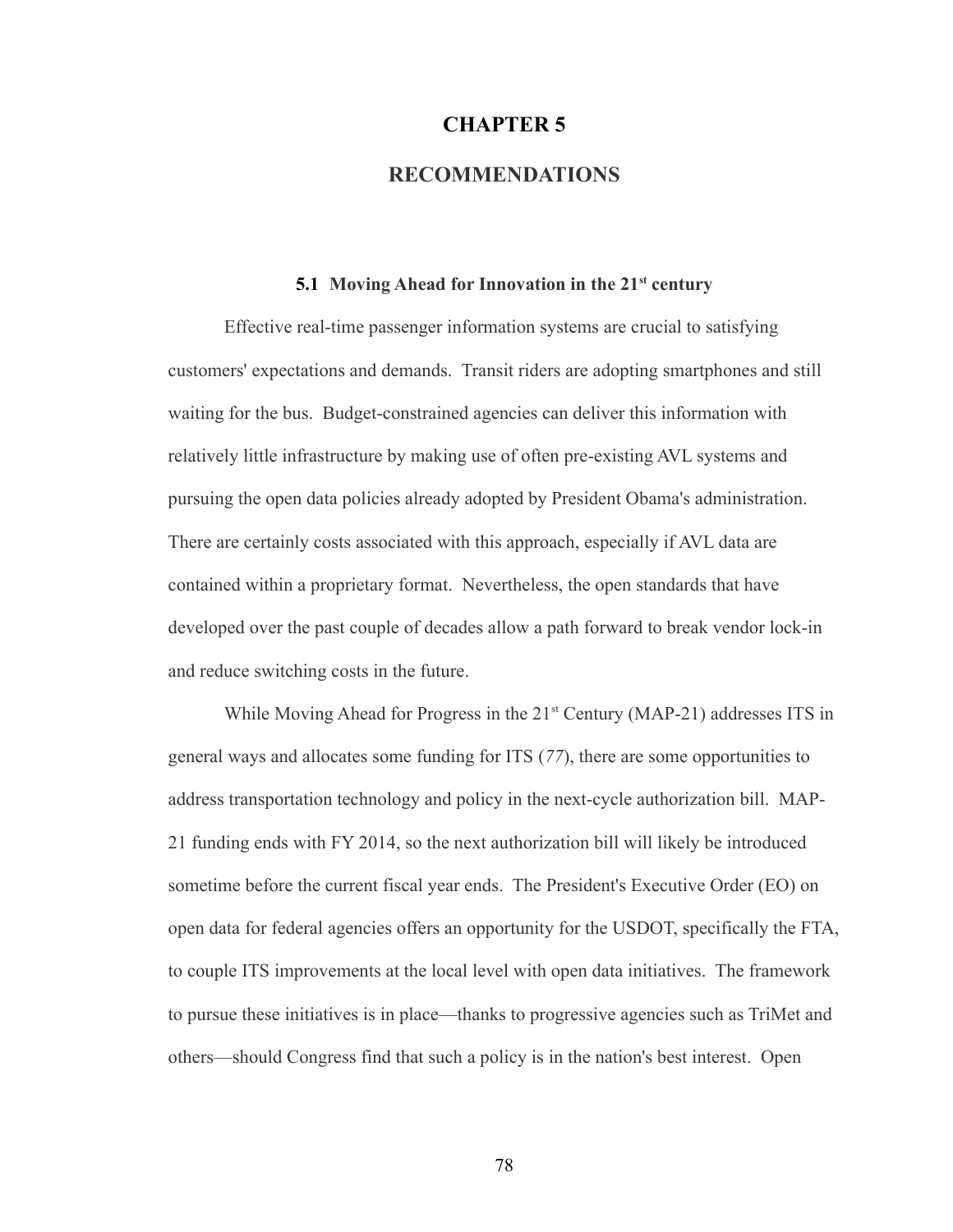# CHAPTER 5

# RECOMMENDATIONS

## 5.1 Moving Ahead for Innovation in the 21st century

Effective real-time passenger information systems are crucial to satisfying customers' expectations and demands. Transit riders are adopting smartphones and still waiting for the bus. Budget-constrained agencies can deliver this information with relatively little infrastructure by making use of often pre-existing AVL systems and pursuing the open data policies already adopted by President Obama's administration. There are certainly costs associated with this approach, especially if AVL data are contained within a proprietary format. Nevertheless, the open standards that have developed over the past couple of decades allow a path forward to break vendor lock-in and reduce switching costs in the future.

While Moving Ahead for Progress in the 21st Century (MAP-21) addresses ITS in general ways and allocates some funding for ITS (*77*), there are some opportunities to address transportation technology and policy in the next-cycle authorization bill. MAP-21 funding ends with FY 2014, so the next authorization bill will likely be introduced sometime before the current fiscal year ends. The President's Executive Order (EO) on open data for federal agencies offers an opportunity for the USDOT, specifically the FTA, to couple ITS improvements at the local level with open data initiatives. The framework to pursue these initiatives is in place—thanks to progressive agencies such as TriMet and others—should Congress find that such a policy is in the nation's best interest. Open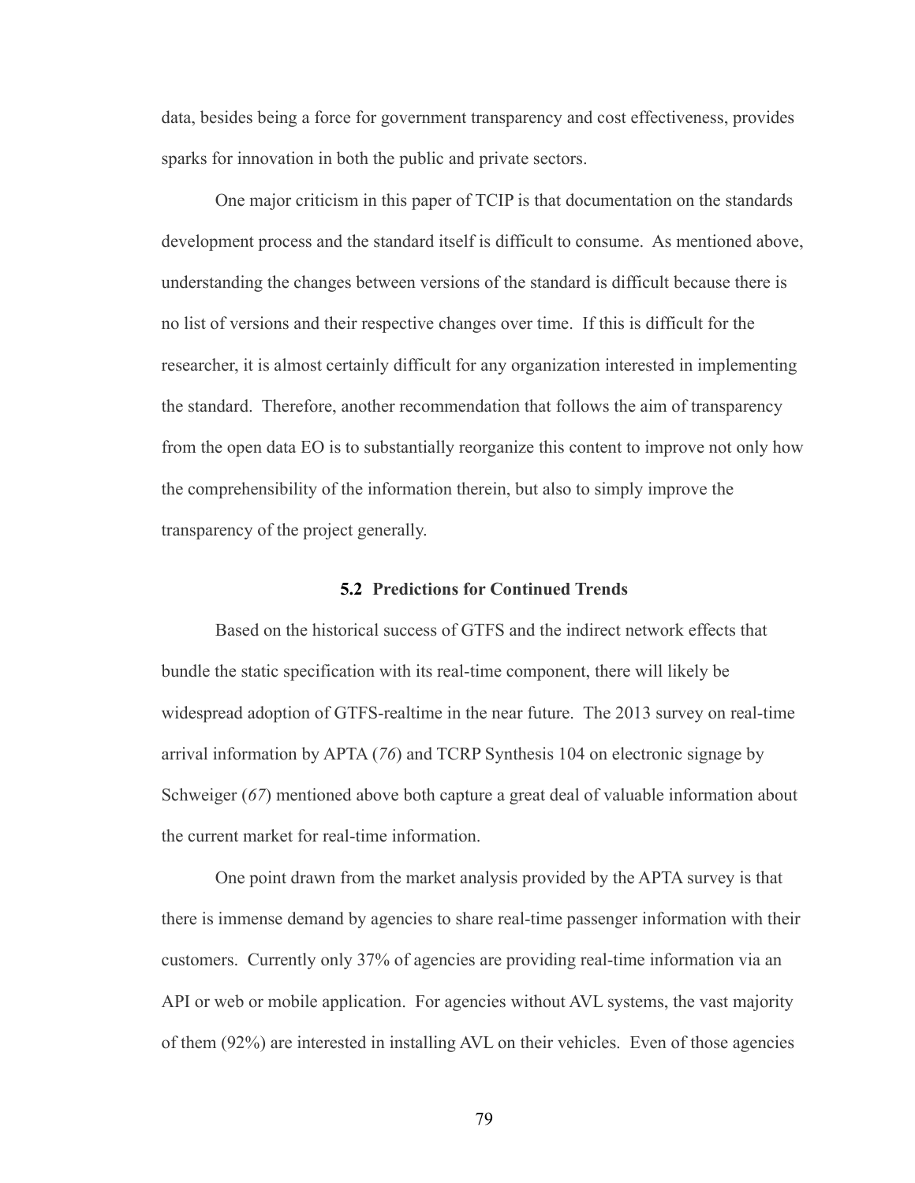data, besides being a force for government transparency and cost effectiveness, provides sparks for innovation in both the public and private sectors.

One major criticism in this paper of TCIP is that documentation on the standards development process and the standard itself is difficult to consume. As mentioned above, understanding the changes between versions of the standard is difficult because there is no list of versions and their respective changes over time. If this is difficult for the researcher, it is almost certainly difficult for any organization interested in implementing the standard. Therefore, another recommendation that follows the aim of transparency from the open data EO is to substantially reorganize this content to improve not only how the comprehensibility of the information therein, but also to simply improve the transparency of the project generally.

### 5.2 Predictions for Continued Trends

Based on the historical success of GTFS and the indirect network effects that bundle the static specification with its real-time component, there will likely be widespread adoption of GTFS-realtime in the near future. The 2013 survey on real-time arrival information by APTA (*76*) and TCRP Synthesis 104 on electronic signage by Schweiger (*67*) mentioned above both capture a great deal of valuable information about the current market for real-time information.

One point drawn from the market analysis provided by the APTA survey is that there is immense demand by agencies to share real-time passenger information with their customers. Currently only 37% of agencies are providing real-time information via an API or web or mobile application. For agencies without AVL systems, the vast majority of them (92%) are interested in installing AVL on their vehicles. Even of those agencies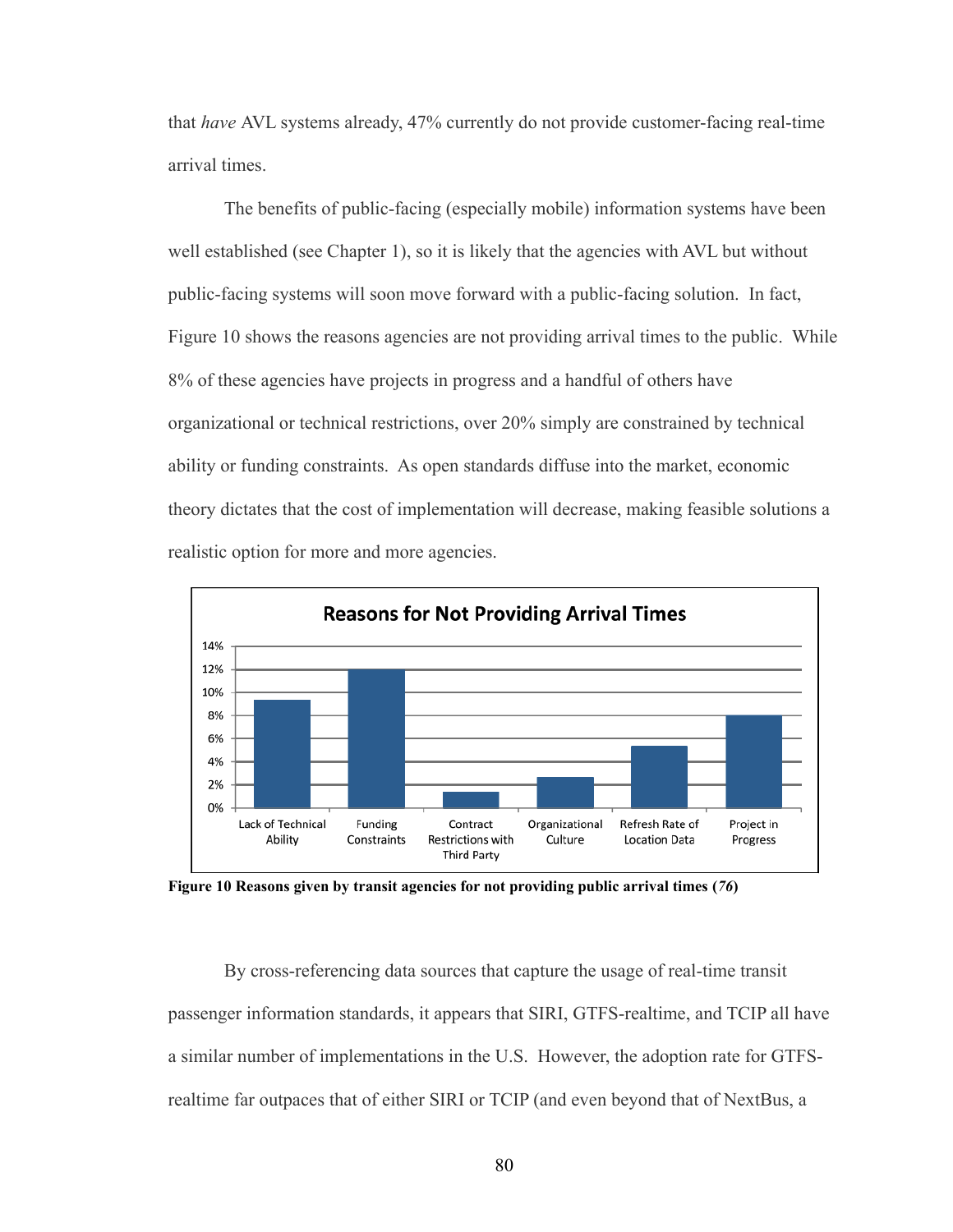that *have* AVL systems already, 47% currently do not provide customer-facing real-time arrival times.

The benefits of public-facing (especially mobile) information systems have been well established (see Chapter 1), so it is likely that the agencies with AVL but without public-facing systems will soon move forward with a public-facing solution. In fact, Figure 10 shows the reasons agencies are not providing arrival times to the public. While 8% of these agencies have projects in progress and a handful of others have organizational or technical restrictions, over 20% simply are constrained by technical ability or funding constraints. As open standards diffuse into the market, economic theory dictates that the cost of implementation will decrease, making feasible solutions a realistic option for more and more agencies.

**Figure 10 Reasons given by transit agencies for not providing public arrival times (*76*)**

By cross-referencing data sources that capture the usage of real-time transit passenger information standards, it appears that SIRI, GTFS-realtime, and TCIP all have a similar number of implementations in the U.S. However, the adoption rate for GTFS-realtime far outpaces that of either SIRI or TCIP (and even beyond that of NextBus, a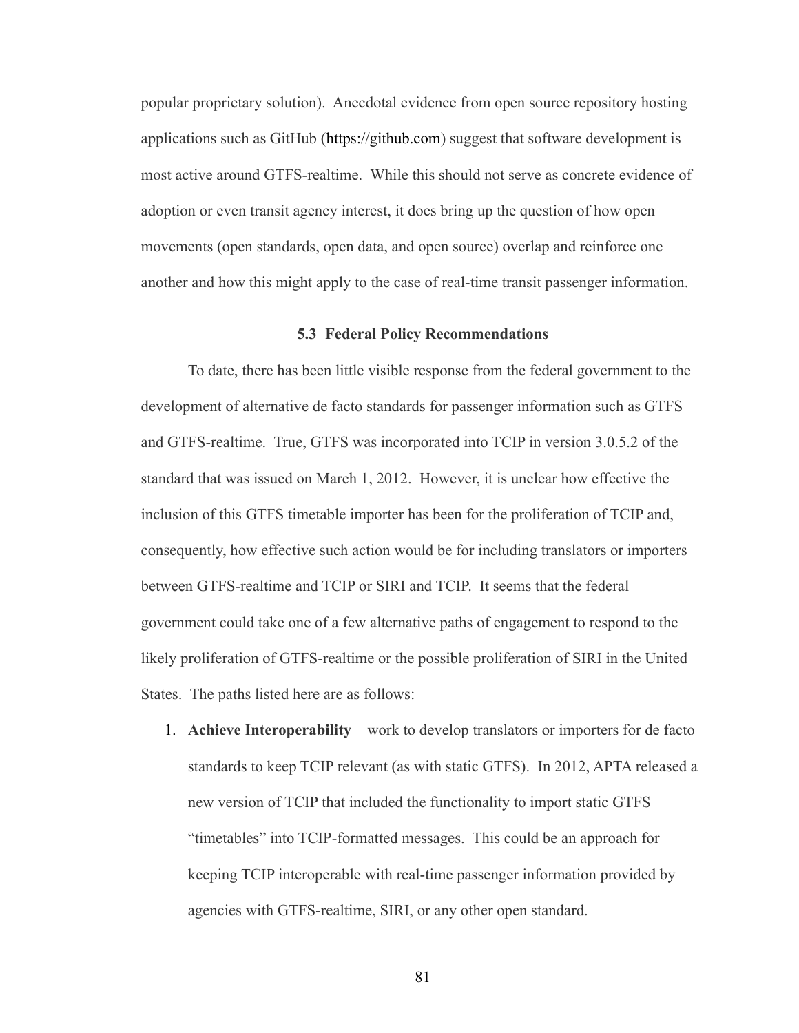popular proprietary solution). Anecdotal evidence from open source repository hosting applications such as GitHub (https://github.com) suggest that software development is most active around GTFS-realtime. While this should not serve as concrete evidence of adoption or even transit agency interest, it does bring up the question of how open movements (open standards, open data, and open source) overlap and reinforce one another and how this might apply to the case of real-time transit passenger information.

### 5.3 Federal Policy Recommendations

To date, there has been little visible response from the federal government to the development of alternative de facto standards for passenger information such as GTFS and GTFS-realtime. True, GTFS was incorporated into TCIP in version 3.0.5.2 of the standard that was issued on March 1, 2012. However, it is unclear how effective the inclusion of this GTFS timetable importer has been for the proliferation of TCIP and, consequently, how effective such action would be for including translators or importers between GTFS-realtime and TCIP or SIRI and TCIP. It seems that the federal government could take one of a few alternative paths of engagement to respond to the likely proliferation of GTFS-realtime or the possible proliferation of SIRI in the United States. The paths listed here are as follows:

1. **Achieve Interoperability** – work to develop translators or importers for de facto standards to keep TCIP relevant (as with static GTFS). In 2012, APTA released a new version of TCIP that included the functionality to import static GTFS "timetables" into TCIP-formatted messages. This could be an approach for keeping TCIP interoperable with real-time passenger information provided by agencies with GTFS-realtime, SIRI, or any other open standard.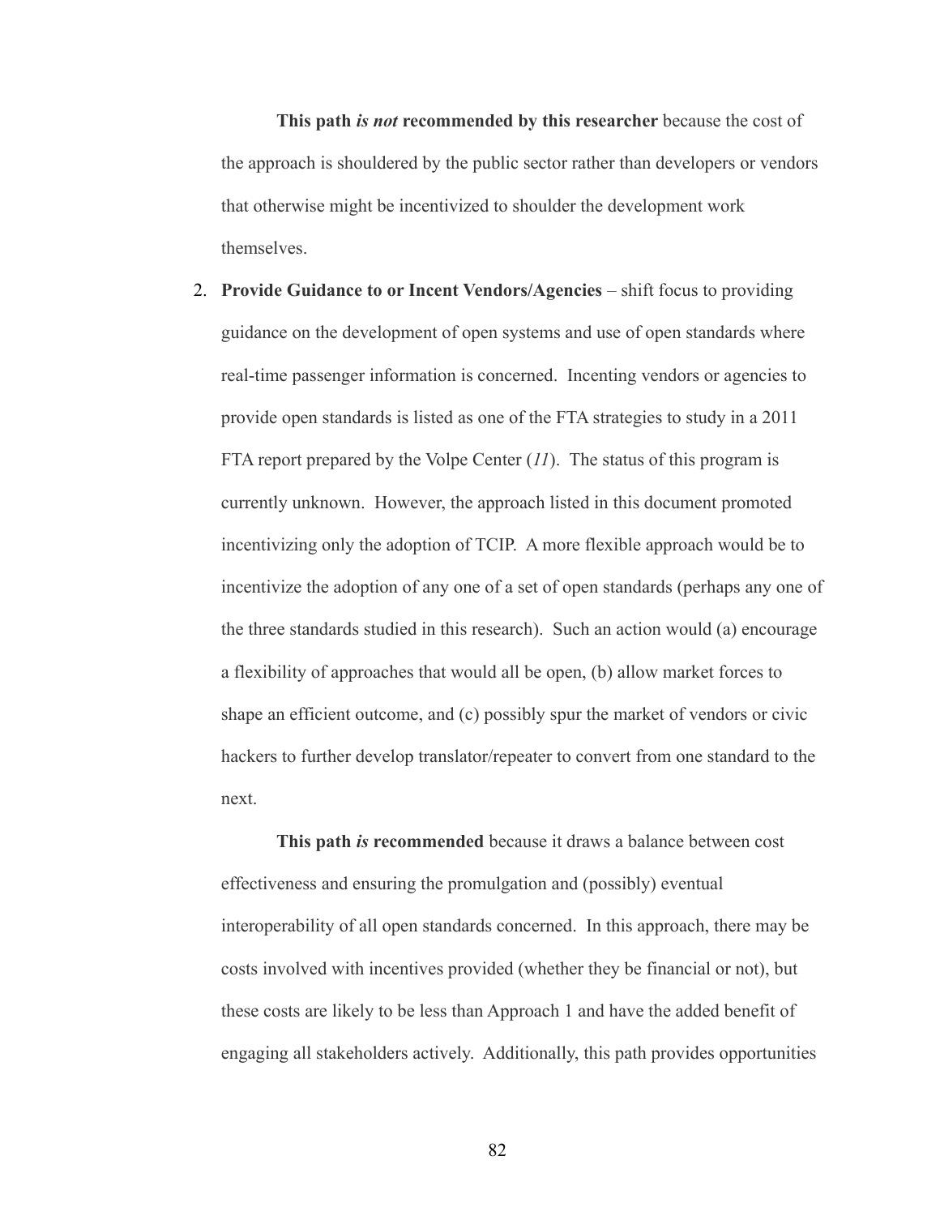**This path *is not* recommended by this researcher** because the cost of the approach is shouldered by the public sector rather than developers or vendors that otherwise might be incentivized to shoulder the development work themselves.

2. **Provide Guidance to or Incent Vendors/Agencies** – shift focus to providing guidance on the development of open systems and use of open standards where real-time passenger information is concerned. Incenting vendors or agencies to provide open standards is listed as one of the FTA strategies to study in a 2011 FTA report prepared by the Volpe Center (*11*). The status of this program is currently unknown. However, the approach listed in this document promoted incentivizing only the adoption of TCIP. A more flexible approach would be to incentivize the adoption of any one of a set of open standards (perhaps any one of the three standards studied in this research). Such an action would (a) encourage a flexibility of approaches that would all be open, (b) allow market forces to shape an efficient outcome, and (c) possibly spur the market of vendors or civic hackers to further develop translator/repeater to convert from one standard to the next.

   **This path *is* recommended** because it draws a balance between cost effectiveness and ensuring the promulgation and (possibly) eventual interoperability of all open standards concerned. In this approach, there may be costs involved with incentives provided (whether they be financial or not), but these costs are likely to be less than Approach 1 and have the added benefit of engaging all stakeholders actively. Additionally, this path provides opportunities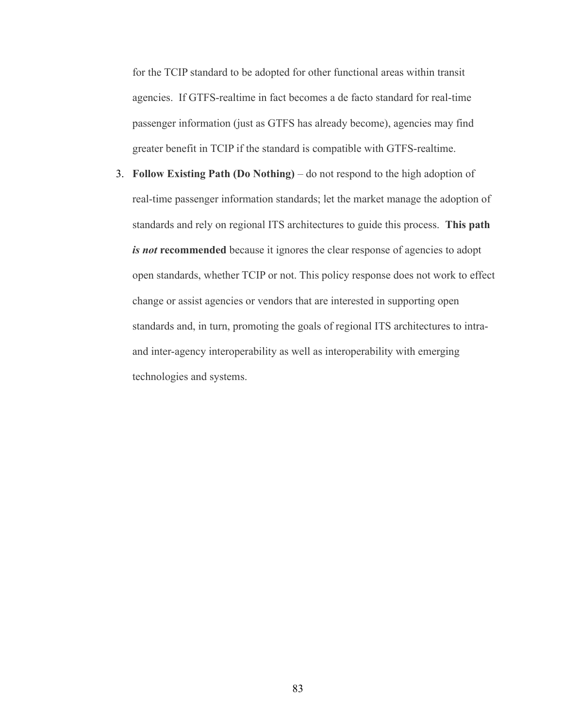for the TCIP standard to be adopted for other functional areas within transit agencies. If GTFS-realtime in fact becomes a de facto standard for real-time passenger information (just as GTFS has already become), agencies may find greater benefit in TCIP if the standard is compatible with GTFS-realtime.

3. **Follow Existing Path (Do Nothing)** – do not respond to the high adoption of real-time passenger information standards; let the market manage the adoption of standards and rely on regional ITS architectures to guide this process. **This path *is not* recommended** because it ignores the clear response of agencies to adopt open standards, whether TCIP or not. This policy response does not work to effect change or assist agencies or vendors that are interested in supporting open standards and, in turn, promoting the goals of regional ITS architectures to intra- and inter-agency interoperability as well as interoperability with emerging technologies and systems.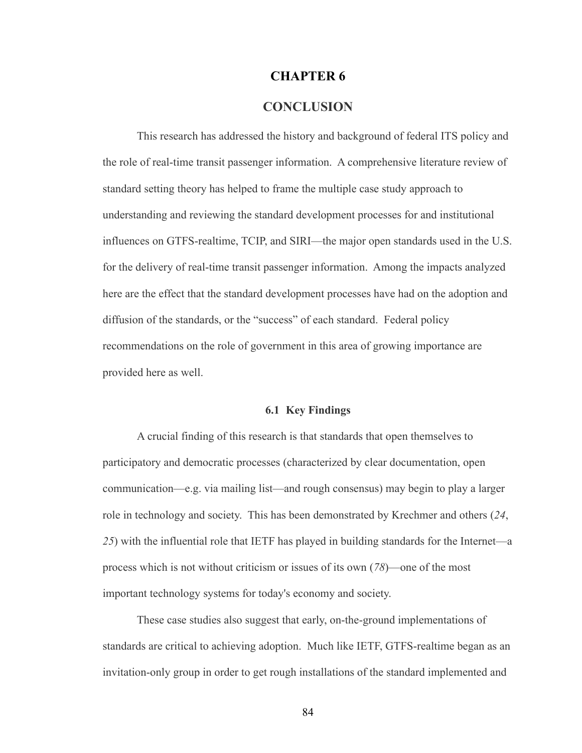# CHAPTER 6

# CONCLUSION

This research has addressed the history and background of federal ITS policy and the role of real-time transit passenger information. A comprehensive literature review of standard setting theory has helped to frame the multiple case study approach to understanding and reviewing the standard development processes for and institutional influences on GTFS-realtime, TCIP, and SIRI—the major open standards used in the U.S. for the delivery of real-time transit passenger information. Among the impacts analyzed here are the effect that the standard development processes have had on the adoption and diffusion of the standards, or the "success" of each standard. Federal policy recommendations on the role of government in this area of growing importance are provided here as well.

## 6.1 Key Findings

A crucial finding of this research is that standards that open themselves to participatory and democratic processes (characterized by clear documentation, open communication—e.g. via mailing list—and rough consensus) may begin to play a larger role in technology and society. This has been demonstrated by Krechmer and others (*24*, *25*) with the influential role that IETF has played in building standards for the Internet—a process which is not without criticism or issues of its own (*78*)—one of the most important technology systems for today's economy and society.

These case studies also suggest that early, on-the-ground implementations of standards are critical to achieving adoption. Much like IETF, GTFS-realtime began as an invitation-only group in order to get rough installations of the standard implemented and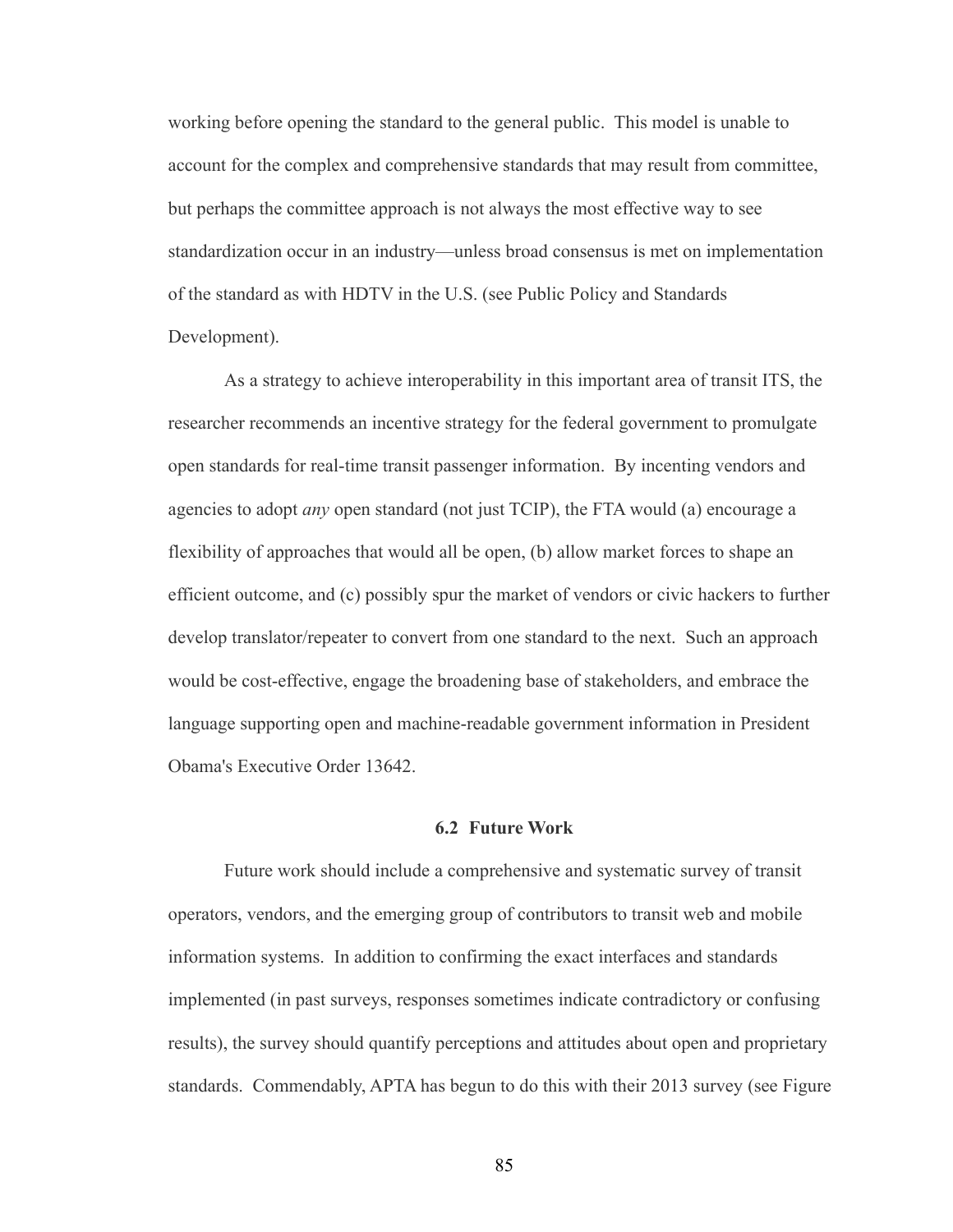working before opening the standard to the general public. This model is unable to account for the complex and comprehensive standards that may result from committee, but perhaps the committee approach is not always the most effective way to see standardization occur in an industry—unless broad consensus is met on implementation of the standard as with HDTV in the U.S. (see Public Policy and Standards Development).

As a strategy to achieve interoperability in this important area of transit ITS, the researcher recommends an incentive strategy for the federal government to promulgate open standards for real-time transit passenger information. By incenting vendors and agencies to adopt *any* open standard (not just TCIP), the FTA would (a) encourage a flexibility of approaches that would all be open, (b) allow market forces to shape an efficient outcome, and (c) possibly spur the market of vendors or civic hackers to further develop translator/repeater to convert from one standard to the next. Such an approach would be cost-effective, engage the broadening base of stakeholders, and embrace the language supporting open and machine-readable government information in President Obama's Executive Order 13642.

## 6.2 Future Work

Future work should include a comprehensive and systematic survey of transit operators, vendors, and the emerging group of contributors to transit web and mobile information systems. In addition to confirming the exact interfaces and standards implemented (in past surveys, responses sometimes indicate contradictory or confusing results), the survey should quantify perceptions and attitudes about open and proprietary standards. Commendably, APTA has begun to do this with their 2013 survey (see Figure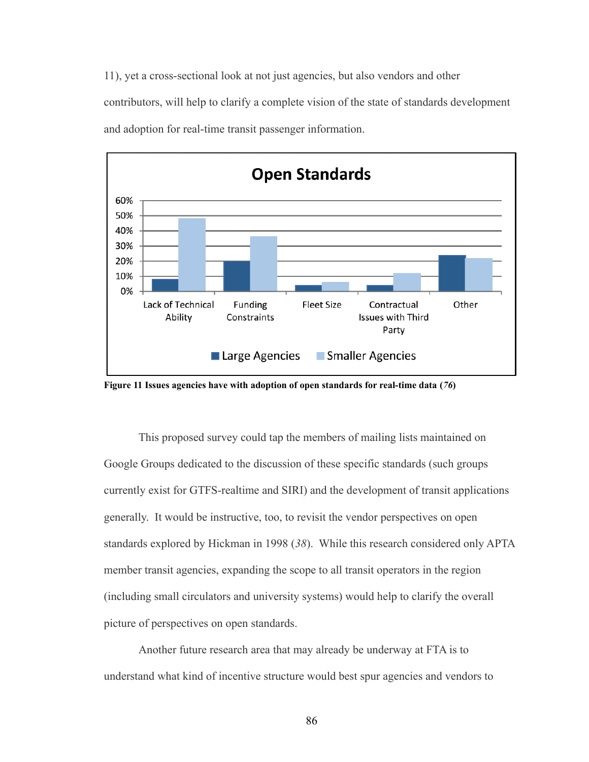11), yet a cross-sectional look at not just agencies, but also vendors and other contributors, will help to clarify a complete vision of the state of standards development and adoption for real-time transit passenger information.

**Figure 11 Issues agencies have with adoption of open standards for real-time data (*76*)**

This proposed survey could tap the members of mailing lists maintained on Google Groups dedicated to the discussion of these specific standards (such groups currently exist for GTFS-realtime and SIRI) and the development of transit applications generally. It would be instructive, too, to revisit the vendor perspectives on open standards explored by Hickman in 1998 (*38*). While this research considered only APTA member transit agencies, expanding the scope to all transit operators in the region (including small circulators and university systems) would help to clarify the overall picture of perspectives on open standards.

Another future research area that may already be underway at FTA is to understand what kind of incentive structure would best spur agencies and vendors to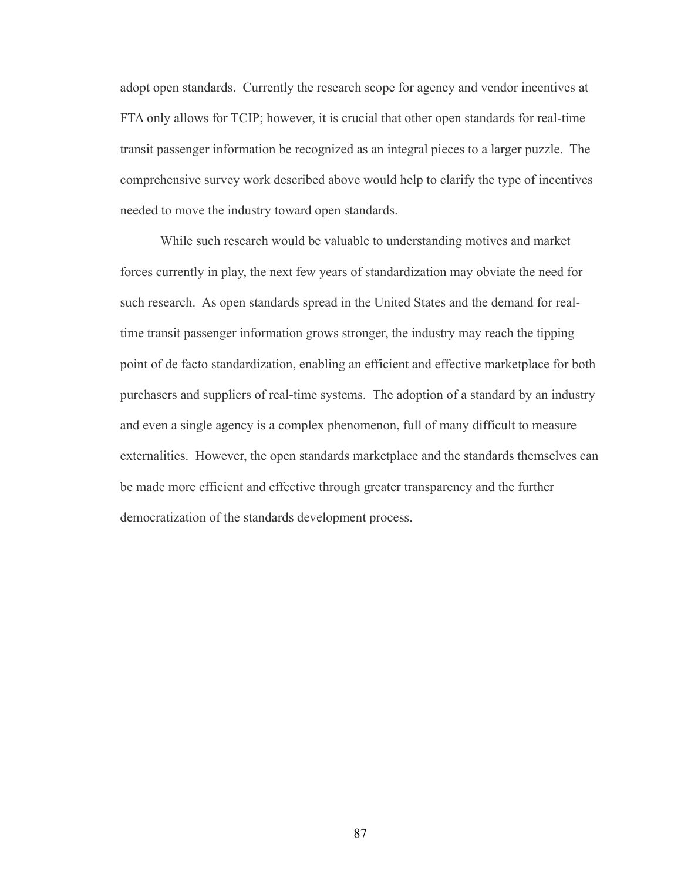adopt open standards. Currently the research scope for agency and vendor incentives at FTA only allows for TCIP; however, it is crucial that other open standards for real-time transit passenger information be recognized as an integral pieces to a larger puzzle. The comprehensive survey work described above would help to clarify the type of incentives needed to move the industry toward open standards.

While such research would be valuable to understanding motives and market forces currently in play, the next few years of standardization may obviate the need for such research. As open standards spread in the United States and the demand for real-time transit passenger information grows stronger, the industry may reach the tipping point of de facto standardization, enabling an efficient and effective marketplace for both purchasers and suppliers of real-time systems. The adoption of a standard by an industry and even a single agency is a complex phenomenon, full of many difficult to measure externalities. However, the open standards marketplace and the standards themselves can be made more efficient and effective through greater transparency and the further democratization of the standards development process.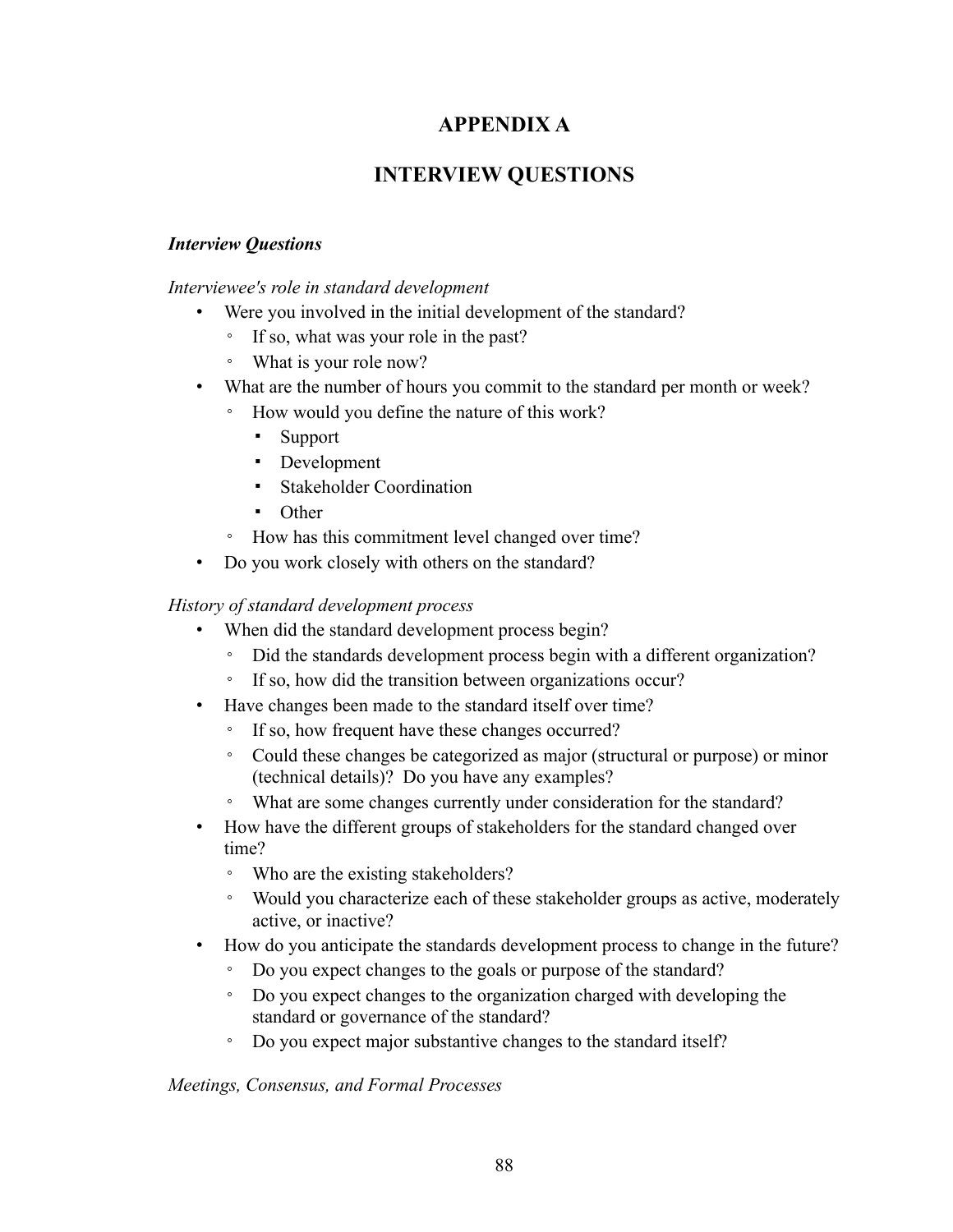# APPENDIX A

# INTERVIEW QUESTIONS

***Interview Questions***

*Interviewee's role in standard development*

- Were you involved in the initial development of the standard?
  - If so, what was your role in the past?
  - What is your role now?
- What are the number of hours you commit to the standard per month or week?
  - How would you define the nature of this work?
    - Support
    - Development
    - Stakeholder Coordination
    - Other
  - How has this commitment level changed over time?
- Do you work closely with others on the standard?

*History of standard development process*

- When did the standard development process begin?
  - Did the standards development process begin with a different organization?
  - If so, how did the transition between organizations occur?
- Have changes been made to the standard itself over time?
  - If so, how frequent have these changes occurred?
  - Could these changes be categorized as major (structural or purpose) or minor (technical details)? Do you have any examples?
  - What are some changes currently under consideration for the standard?
- How have the different groups of stakeholders for the standard changed over time?
  - Who are the existing stakeholders?
  - Would you characterize each of these stakeholder groups as active, moderately active, or inactive?
- How do you anticipate the standards development process to change in the future?
  - Do you expect changes to the goals or purpose of the standard?
  - Do you expect changes to the organization charged with developing the standard or governance of the standard?
  - Do you expect major substantive changes to the standard itself?

*Meetings, Consensus, and Formal Processes*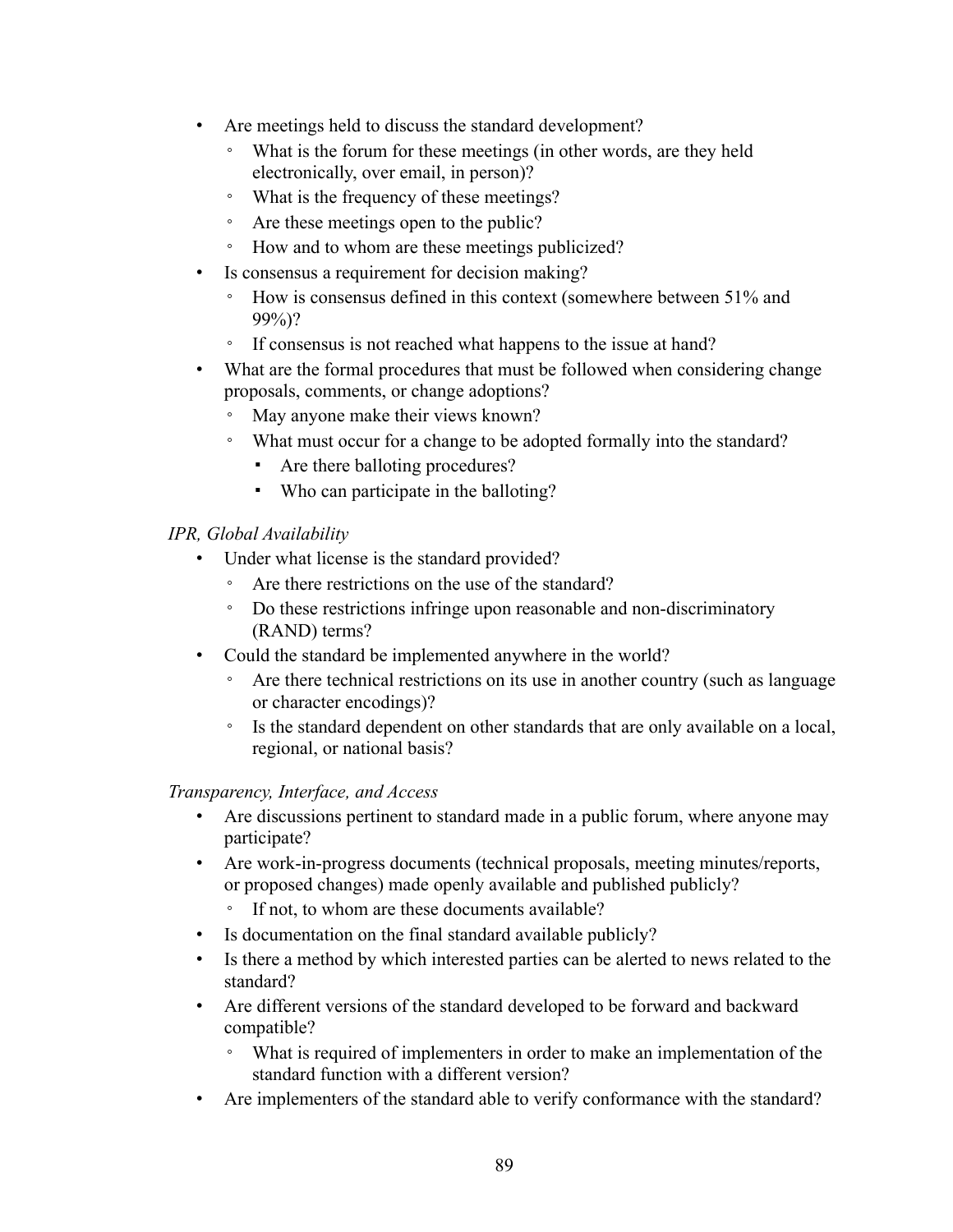- Are meetings held to discuss the standard development?
  - What is the forum for these meetings (in other words, are they held electronically, over email, in person)?
  - What is the frequency of these meetings?
  - Are these meetings open to the public?
  - How and to whom are these meetings publicized?
- Is consensus a requirement for decision making?
  - How is consensus defined in this context (somewhere between 51% and 99%)?
  - If consensus is not reached what happens to the issue at hand?
- What are the formal procedures that must be followed when considering change proposals, comments, or change adoptions?
  - May anyone make their views known?
  - What must occur for a change to be adopted formally into the standard?
    - Are there balloting procedures?
    - Who can participate in the balloting?

*IPR, Global Availability*

- Under what license is the standard provided?
  - Are there restrictions on the use of the standard?
  - Do these restrictions infringe upon reasonable and non-discriminatory (RAND) terms?
- Could the standard be implemented anywhere in the world?
  - Are there technical restrictions on its use in another country (such as language or character encodings)?
  - Is the standard dependent on other standards that are only available on a local, regional, or national basis?

*Transparency, Interface, and Access*

- Are discussions pertinent to standard made in a public forum, where anyone may participate?
- Are work-in-progress documents (technical proposals, meeting minutes/reports, or proposed changes) made openly available and published publicly?
  - If not, to whom are these documents available?
- Is documentation on the final standard available publicly?
- Is there a method by which interested parties can be alerted to news related to the standard?
- Are different versions of the standard developed to be forward and backward compatible?
  - What is required of implementers in order to make an implementation of the standard function with a different version?
- Are implementers of the standard able to verify conformance with the standard?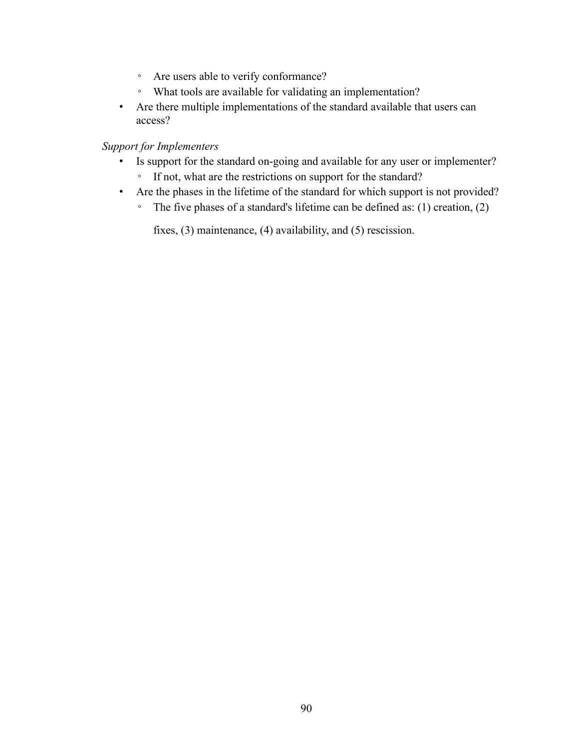- Are users able to verify conformance?
    - What tools are available for validating an implementation?
- Are there multiple implementations of the standard available that users can access?

*Support for Implementers*

- Is support for the standard on-going and available for any user or implementer?
    - If not, what are the restrictions on support for the standard?
- Are the phases in the lifetime of the standard for which support is not provided?
    - The five phases of a standard's lifetime can be defined as: (1) creation, (2) fixes, (3) maintenance, (4) availability, and (5) rescission.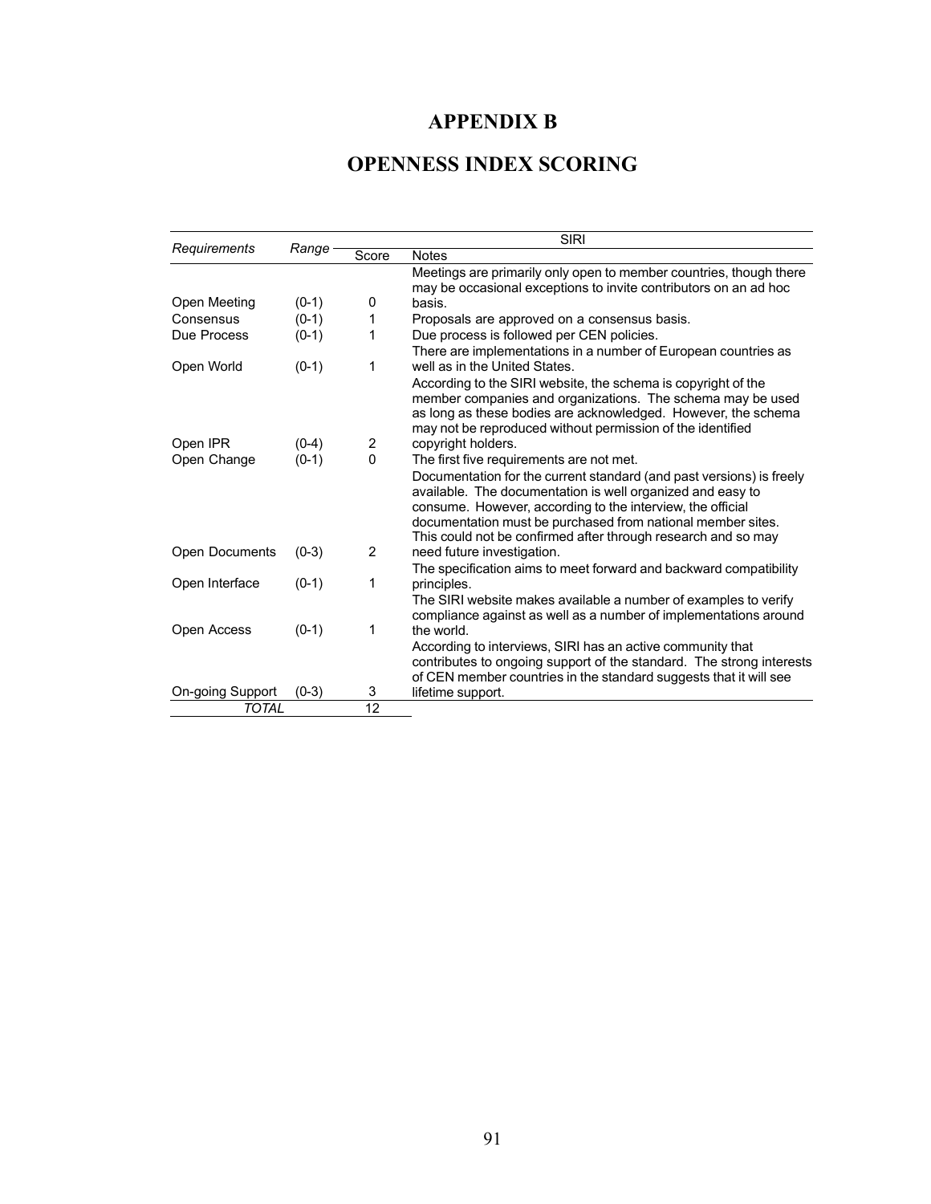# APPENDIX B

# OPENNESS INDEX SCORING

| *Requirements* | *Range* | SIRI | |
|---|---|---|---|
| | | Score | Notes |
| Open Meeting | (0-1) | 0 | Meetings are primarily only open to member countries, though there may be occasional exceptions to invite contributors on an ad hoc basis. |
| Consensus | (0-1) | 1 | Proposals are approved on a consensus basis. |
| Due Process | (0-1) | 1 | Due process is followed per CEN policies. |
| Open World | (0-1) | 1 | There are implementations in a number of European countries as well as in the United States. |
| Open IPR | (0-4) | 2 | According to the SIRI website, the schema is copyright of the member companies and organizations. The schema may be used as long as these bodies are acknowledged. However, the schema may not be reproduced without permission of the identified copyright holders. |
| Open Change | (0-1) | 0 | The first five requirements are not met. |
| Open Documents | (0-3) | 2 | Documentation for the current standard (and past versions) is freely available. The documentation is well organized and easy to consume. However, according to the interview, the official documentation must be purchased from national member sites. This could not be confirmed after through research and so may need future investigation. |
| Open Interface | (0-1) | 1 | The specification aims to meet forward and backward compatibility principles. |
| Open Access | (0-1) | 1 | The SIRI website makes available a number of examples to verify compliance against as well as a number of implementations around the world. |
| On-going Support | (0-3) | 3 | According to interviews, SIRI has an active community that contributes to ongoing support of the standard. The strong interests of CEN member countries in the standard suggests that it will see lifetime support. |
| *TOTAL* | | 12 | |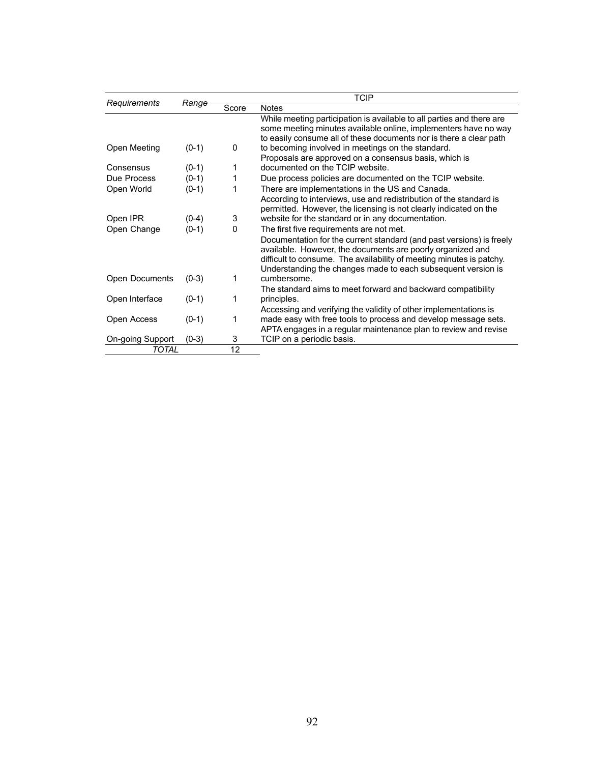| *Requirements* | *Range* | TCIP | |
|---|---|---|---|
| | | Score | Notes |
| Open Meeting | (0-1) | 0 | While meeting participation is available to all parties and there are some meeting minutes available online, implementers have no way to easily consume all of these documents nor is there a clear path to becoming involved in meetings on the standard. |
| Consensus | (0-1) | 1 | Proposals are approved on a consensus basis, which is documented on the TCIP website. |
| Due Process | (0-1) | 1 | Due process policies are documented on the TCIP website. |
| Open World | (0-1) | 1 | There are implementations in the US and Canada. |
| Open IPR | (0-4) | 3 | According to interviews, use and redistribution of the standard is permitted. However, the licensing is not clearly indicated on the website for the standard or in any documentation. |
| Open Change | (0-1) | 0 | The first five requirements are not met. |
| Open Documents | (0-3) | 1 | Documentation for the current standard (and past versions) is freely available. However, the documents are poorly organized and difficult to consume. The availability of meeting minutes is patchy. Understanding the changes made to each subsequent version is cumbersome. |
| Open Interface | (0-1) | 1 | The standard aims to meet forward and backward compatibility principles. |
| Open Access | (0-1) | 1 | Accessing and verifying the validity of other implementations is made easy with free tools to process and develop message sets. |
| On-going Support | (0-3) | 3 | APTA engages in a regular maintenance plan to review and revise TCIP on a periodic basis. |
| *TOTAL* | | 12 | |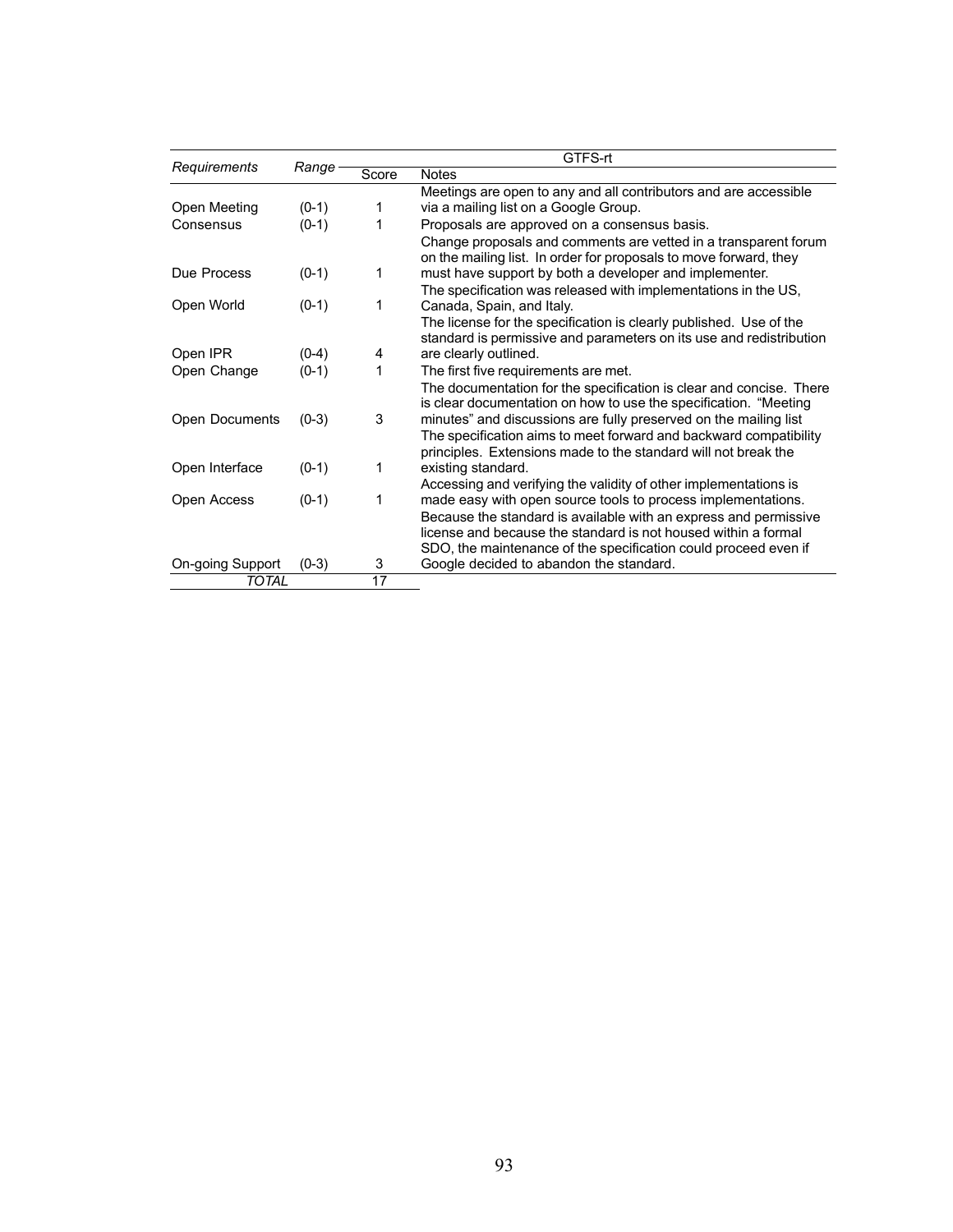| *Requirements* | *Range* | GTFS-rt | |
|---|---|---|---|
| | | Score | Notes |
| Open Meeting | (0-1) | 1 | Meetings are open to any and all contributors and are accessible via a mailing list on a Google Group. |
| Consensus | (0-1) | 1 | Proposals are approved on a consensus basis. |
| Due Process | (0-1) | 1 | Change proposals and comments are vetted in a transparent forum on the mailing list. In order for proposals to move forward, they must have support by both a developer and implementer. |
| Open World | (0-1) | 1 | The specification was released with implementations in the US, Canada, Spain, and Italy. |
| Open IPR | (0-4) | 4 | The license for the specification is clearly published. Use of the standard is permissive and parameters on its use and redistribution are clearly outlined. |
| Open Change | (0-1) | 1 | The first five requirements are met. |
| Open Documents | (0-3) | 3 | The documentation for the specification is clear and concise. There is clear documentation on how to use the specification. “Meeting minutes” and discussions are fully preserved on the mailing list |
| Open Interface | (0-1) | 1 | The specification aims to meet forward and backward compatibility principles. Extensions made to the standard will not break the existing standard. |
| Open Access | (0-1) | 1 | Accessing and verifying the validity of other implementations is made easy with open source tools to process implementations. |
| On-going Support | (0-3) | 3 | Because the standard is available with an express and permissive license and because the standard is not housed within a formal SDO, the maintenance of the specification could proceed even if Google decided to abandon the standard. |
| *TOTAL* | | 17 | |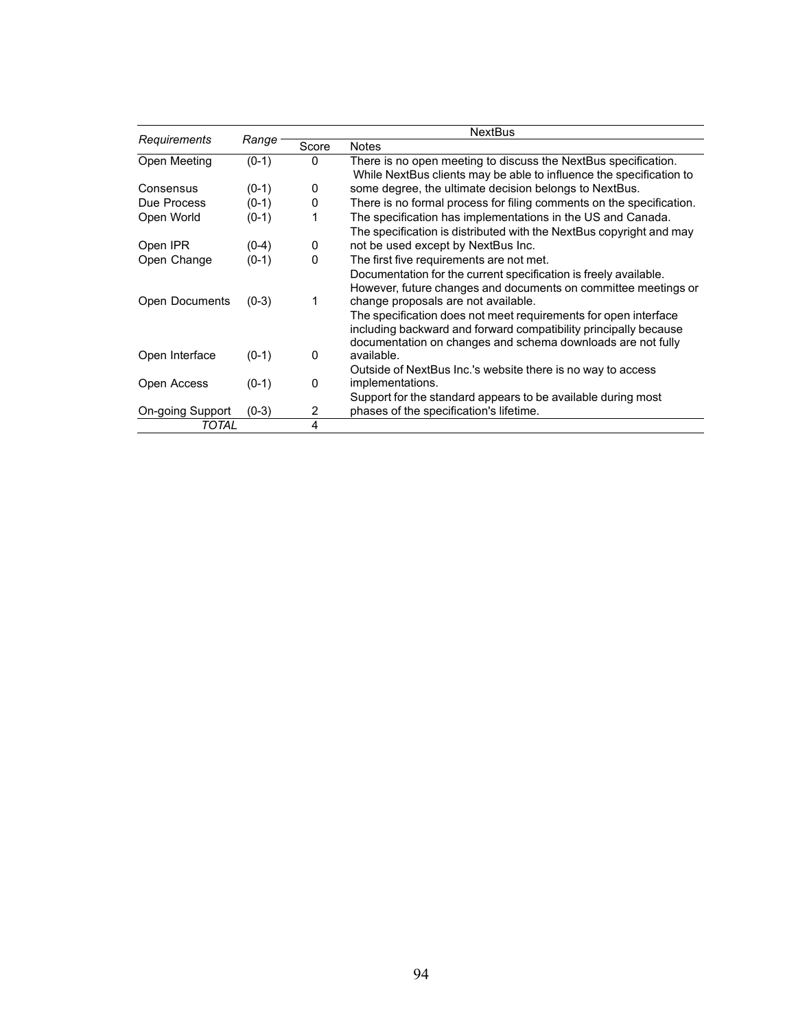| *Requirements* | *Range* | NextBus | |
|---|---|---|---|
| | | Score | Notes |
| Open Meeting | (0-1) | 0 | There is no open meeting to discuss the NextBus specification. |
| Consensus | (0-1) | 0 | While NextBus clients may be able to influence the specification to some degree, the ultimate decision belongs to NextBus. |
| Due Process | (0-1) | 0 | There is no formal process for filing comments on the specification. |
| Open World | (0-1) | 1 | The specification has implementations in the US and Canada. |
| Open IPR | (0-4) | 0 | The specification is distributed with the NextBus copyright and may not be used except by NextBus Inc. |
| Open Change | (0-1) | 0 | The first five requirements are not met. |
| Open Documents | (0-3) | 1 | Documentation for the current specification is freely available. However, future changes and documents on committee meetings or change proposals are not available. |
| Open Interface | (0-1) | 0 | The specification does not meet requirements for open interface including backward and forward compatibility principally because documentation on changes and schema downloads are not fully available. |
| Open Access | (0-1) | 0 | Outside of NextBus Inc.'s website there is no way to access implementations. |
| On-going Support | (0-3) | 2 | Support for the standard appears to be available during most phases of the specification's lifetime. |
| *TOTAL* | | 4 | |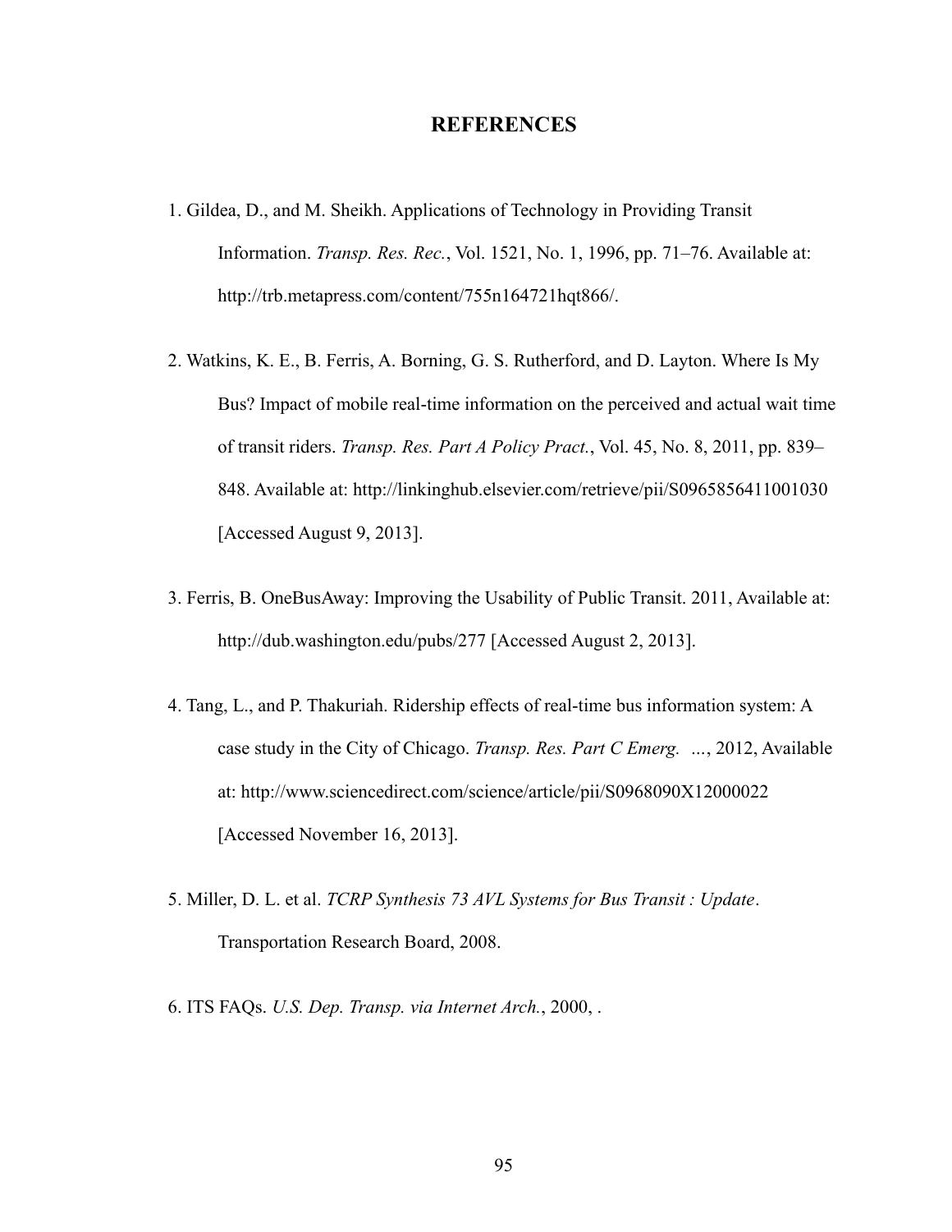# REFERENCES

1. Gildea, D., and M. Sheikh. Applications of Technology in Providing Transit Information. *Transp. Res. Rec.*, Vol. 1521, No. 1, 1996, pp. 71–76. Available at: http://trb.metapress.com/content/755n164721hqt866/.

2. Watkins, K. E., B. Ferris, A. Borning, G. S. Rutherford, and D. Layton. Where Is My Bus? Impact of mobile real-time information on the perceived and actual wait time of transit riders. *Transp. Res. Part A Policy Pract.*, Vol. 45, No. 8, 2011, pp. 839–848. Available at: http://linkinghub.elsevier.com/retrieve/pii/S0965856411001030 [Accessed August 9, 2013].

3. Ferris, B. OneBusAway: Improving the Usability of Public Transit. 2011, Available at: http://dub.washington.edu/pubs/277 [Accessed August 2, 2013].

4. Tang, L., and P. Thakuriah. Ridership effects of real-time bus information system: A case study in the City of Chicago. *Transp. Res. Part C Emerg. …*, 2012, Available at: http://www.sciencedirect.com/science/article/pii/S0968090X12000022 [Accessed November 16, 2013].

5. Miller, D. L. et al. *TCRP Synthesis 73 AVL Systems for Bus Transit : Update*. Transportation Research Board, 2008.

6. ITS FAQs. *U.S. Dep. Transp. via Internet Arch.*, 2000, .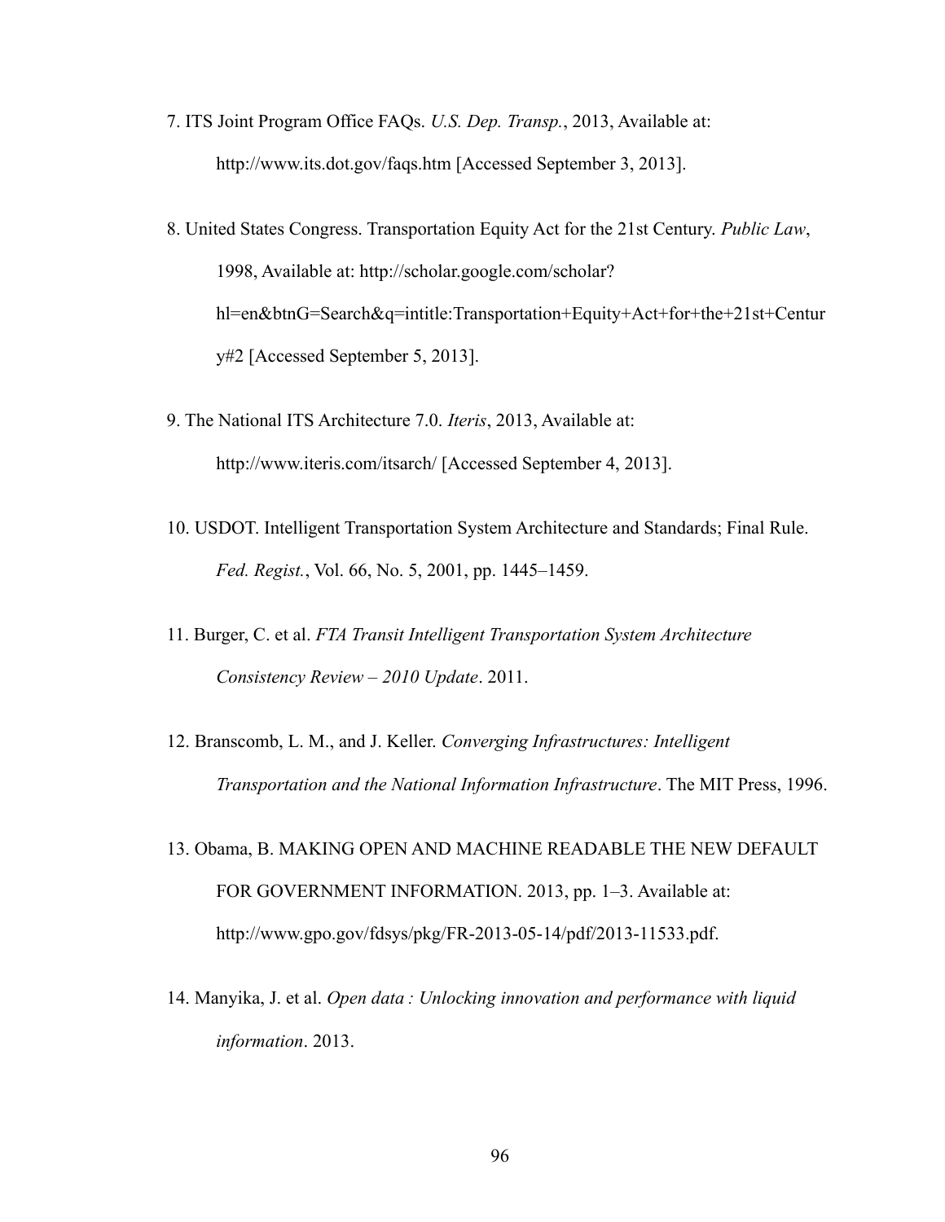7. ITS Joint Program Office FAQs. *U.S. Dep. Transp.*, 2013, Available at: http://www.its.dot.gov/faqs.htm [Accessed September 3, 2013].

8. United States Congress. Transportation Equity Act for the 21st Century. *Public Law*, 1998, Available at: http://scholar.google.com/scholar?hl=en&btnG=Search&q=intitle:Transportation+Equity+Act+for+the+21st+Century#2 [Accessed September 5, 2013].

9. The National ITS Architecture 7.0. *Iteris*, 2013, Available at: http://www.iteris.com/itsarch/ [Accessed September 4, 2013].

10. USDOT. Intelligent Transportation System Architecture and Standards; Final Rule. *Fed. Regist.*, Vol. 66, No. 5, 2001, pp. 1445–1459.

11. Burger, C. et al. *FTA Transit Intelligent Transportation System Architecture Consistency Review – 2010 Update*. 2011.

12. Branscomb, L. M., and J. Keller. *Converging Infrastructures: Intelligent Transportation and the National Information Infrastructure*. The MIT Press, 1996.

13. Obama, B. MAKING OPEN AND MACHINE READABLE THE NEW DEFAULT FOR GOVERNMENT INFORMATION. 2013, pp. 1–3. Available at: http://www.gpo.gov/fdsys/pkg/FR-2013-05-14/pdf/2013-11533.pdf.

14. Manyika, J. et al. *Open data : Unlocking innovation and performance with liquid information*. 2013.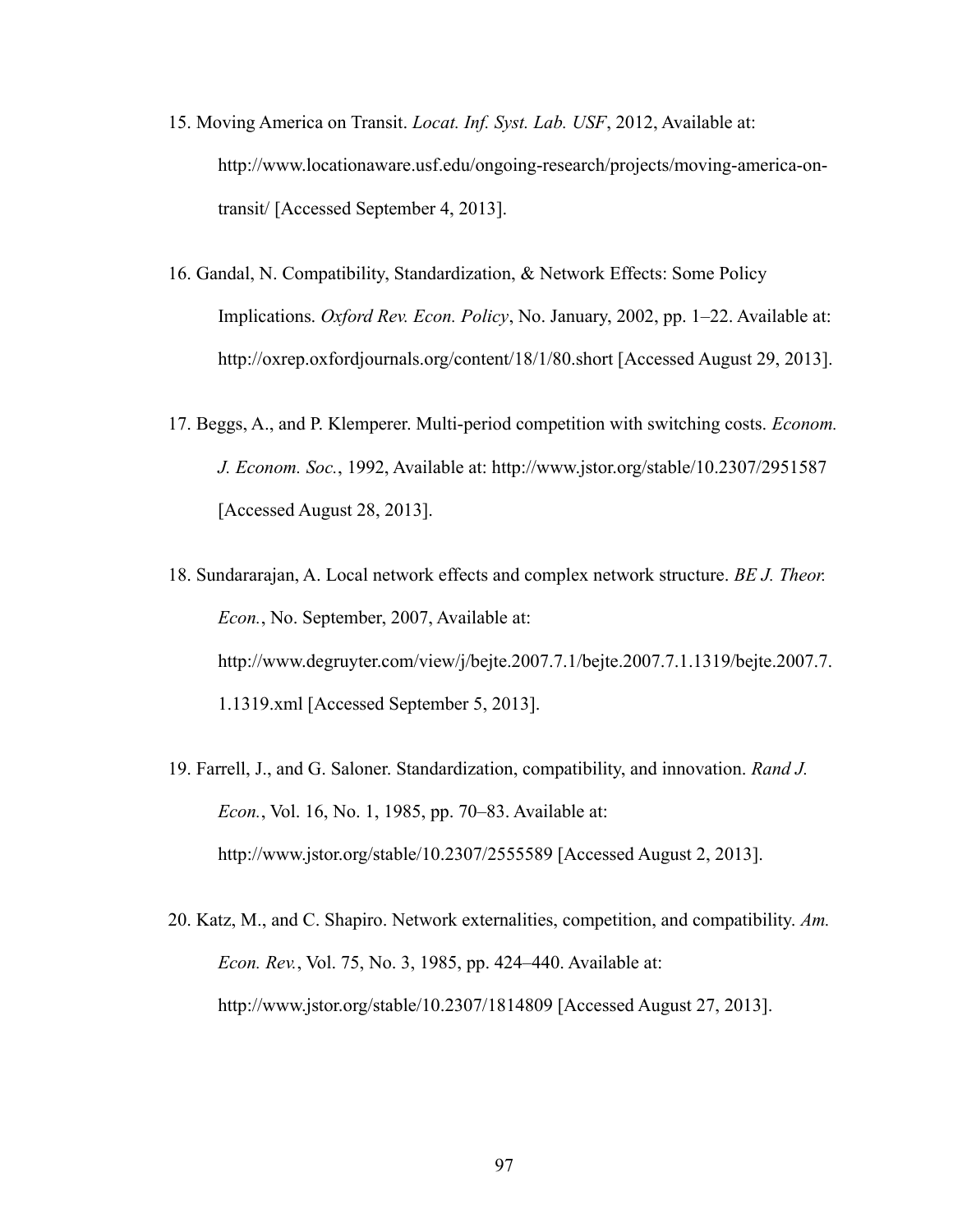15. Moving America on Transit. *Locat. Inf. Syst. Lab. USF*, 2012, Available at: http://www.locationaware.usf.edu/ongoing-research/projects/moving-america-on-transit/ [Accessed September 4, 2013].

16. Gandal, N. Compatibility, Standardization, & Network Effects: Some Policy Implications. *Oxford Rev. Econ. Policy*, No. January, 2002, pp. 1–22. Available at: http://oxrep.oxfordjournals.org/content/18/1/80.short [Accessed August 29, 2013].

17. Beggs, A., and P. Klemperer. Multi-period competition with switching costs. *Econom. J. Econom. Soc.*, 1992, Available at: http://www.jstor.org/stable/10.2307/2951587 [Accessed August 28, 2013].

18. Sundararajan, A. Local network effects and complex network structure. *BE J. Theor. Econ.*, No. September, 2007, Available at: http://www.degruyter.com/view/j/bejte.2007.7.1/bejte.2007.7.1.1319/bejte.2007.7.1.1319.xml [Accessed September 5, 2013].

19. Farrell, J., and G. Saloner. Standardization, compatibility, and innovation. *Rand J. Econ.*, Vol. 16, No. 1, 1985, pp. 70–83. Available at: http://www.jstor.org/stable/10.2307/2555589 [Accessed August 2, 2013].

20. Katz, M., and C. Shapiro. Network externalities, competition, and compatibility. *Am. Econ. Rev.*, Vol. 75, No. 3, 1985, pp. 424–440. Available at: http://www.jstor.org/stable/10.2307/1814809 [Accessed August 27, 2013].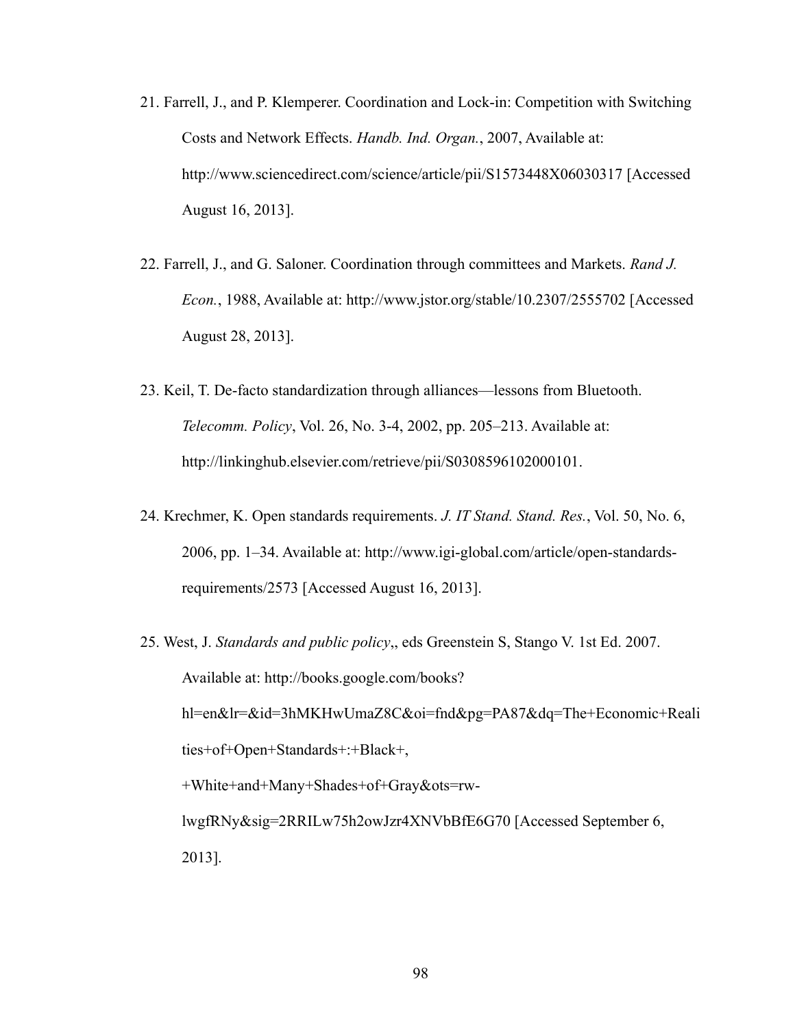21. Farrell, J., and P. Klemperer. Coordination and Lock-in: Competition with Switching Costs and Network Effects. *Handb. Ind. Organ.*, 2007, Available at: http://www.sciencedirect.com/science/article/pii/S1573448X06030317 [Accessed August 16, 2013].

22. Farrell, J., and G. Saloner. Coordination through committees and Markets. *Rand J. Econ.*, 1988, Available at: http://www.jstor.org/stable/10.2307/2555702 [Accessed August 28, 2013].

23. Keil, T. De-facto standardization through alliances—lessons from Bluetooth. *Telecomm. Policy*, Vol. 26, No. 3-4, 2002, pp. 205–213. Available at: http://linkinghub.elsevier.com/retrieve/pii/S0308596102000101.

24. Krechmer, K. Open standards requirements. *J. IT Stand. Stand. Res.*, Vol. 50, No. 6, 2006, pp. 1–34. Available at: http://www.igi-global.com/article/open-standards-requirements/2573 [Accessed August 16, 2013].

25. West, J. *Standards and public policy*,, eds Greenstein S, Stango V. 1st Ed. 2007. Available at: http://books.google.com/books?hl=en&lr=&id=3hMKHwUmaZ8C&oi=fnd&pg=PA87&dq=The+Economic+Realities+of+Open+Standards+:+Black+,+White+and+Many+Shades+of+Gray&ots=rw-lwgfRNy&sig=2RRILw75h2owJzr4XNVbBfE6G70 [Accessed September 6, 2013].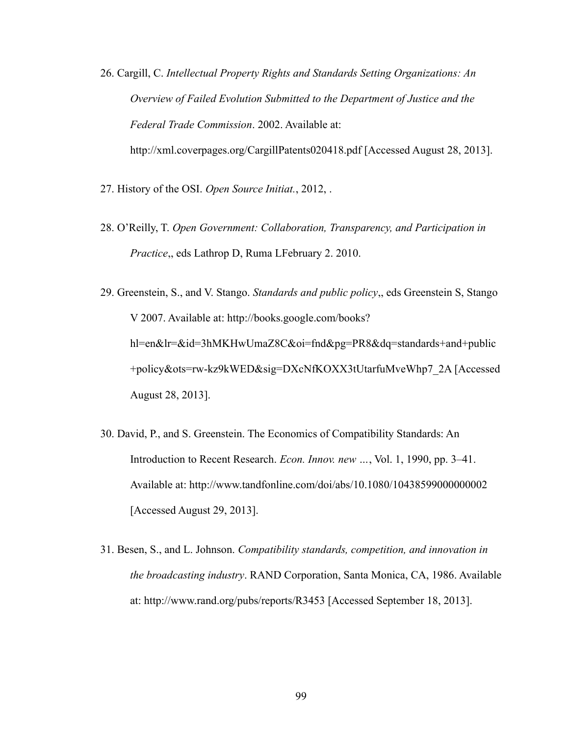26. Cargill, C. *Intellectual Property Rights and Standards Setting Organizations: An Overview of Failed Evolution Submitted to the Department of Justice and the Federal Trade Commission*. 2002. Available at: http://xml.coverpages.org/CargillPatents020418.pdf [Accessed August 28, 2013].

27. History of the OSI. *Open Source Initiat.*, 2012, .

28. O'Reilly, T. *Open Government: Collaboration, Transparency, and Participation in Practice*,, eds Lathrop D, Ruma LFebruary 2. 2010.

29. Greenstein, S., and V. Stango. *Standards and public policy*,, eds Greenstein S, Stango V 2007. Available at: http://books.google.com/books?hl=en&lr=&id=3hMKHwUmaZ8C&oi=fnd&pg=PR8&dq=standards+and+public+policy&ots=rw-kz9kWED&sig=DXcNfKOXX3tUtarfuMveWhp7_2A [Accessed August 28, 2013].

30. David, P., and S. Greenstein. The Economics of Compatibility Standards: An Introduction to Recent Research. *Econ. Innov. new …*, Vol. 1, 1990, pp. 3–41. Available at: http://www.tandfonline.com/doi/abs/10.1080/10438599000000002 [Accessed August 29, 2013].

31. Besen, S., and L. Johnson. *Compatibility standards, competition, and innovation in the broadcasting industry*. RAND Corporation, Santa Monica, CA, 1986. Available at: http://www.rand.org/pubs/reports/R3453 [Accessed September 18, 2013].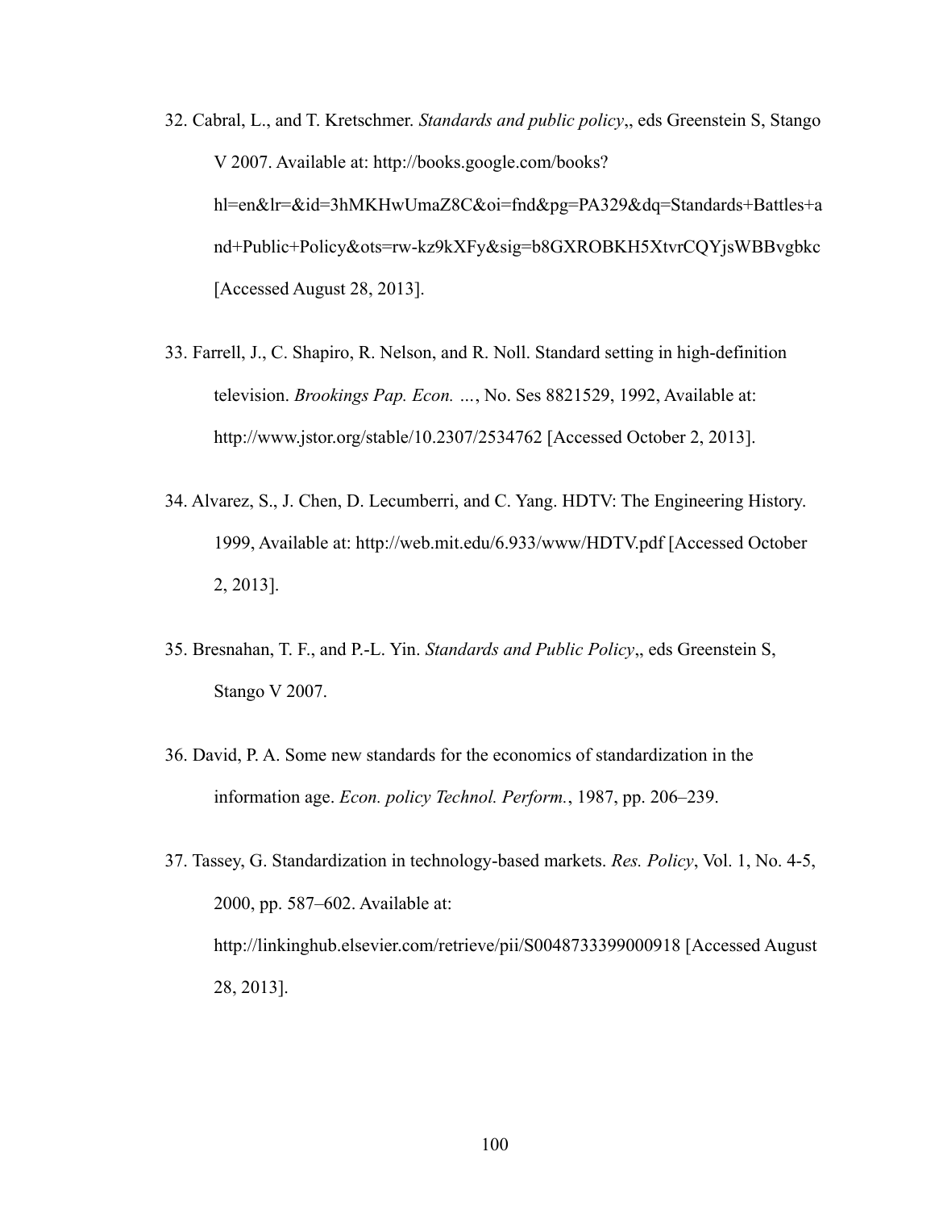32. Cabral, L., and T. Kretschmer. *Standards and public policy*,, eds Greenstein S, Stango V 2007. Available at: http://books.google.com/books?hl=en&lr=&id=3hMKHwUmaZ8C&oi=fnd&pg=PA329&dq=Standards+Battles+and+Public+Policy&ots=rw-kz9kXFy&sig=b8GXROBKH5XtvrCQYjsWBBvgbkc [Accessed August 28, 2013].

33. Farrell, J., C. Shapiro, R. Nelson, and R. Noll. Standard setting in high-definition television. *Brookings Pap. Econ. …*, No. Ses 8821529, 1992, Available at: http://www.jstor.org/stable/10.2307/2534762 [Accessed October 2, 2013].

34. Alvarez, S., J. Chen, D. Lecumberri, and C. Yang. HDTV: The Engineering History. 1999, Available at: http://web.mit.edu/6.933/www/HDTV.pdf [Accessed October 2, 2013].

35. Bresnahan, T. F., and P.-L. Yin. *Standards and Public Policy*,, eds Greenstein S, Stango V 2007.

36. David, P. A. Some new standards for the economics of standardization in the information age. *Econ. policy Technol. Perform.*, 1987, pp. 206–239.

37. Tassey, G. Standardization in technology-based markets. *Res. Policy*, Vol. 1, No. 4-5, 2000, pp. 587–602. Available at: http://linkinghub.elsevier.com/retrieve/pii/S0048733399000918 [Accessed August 28, 2013].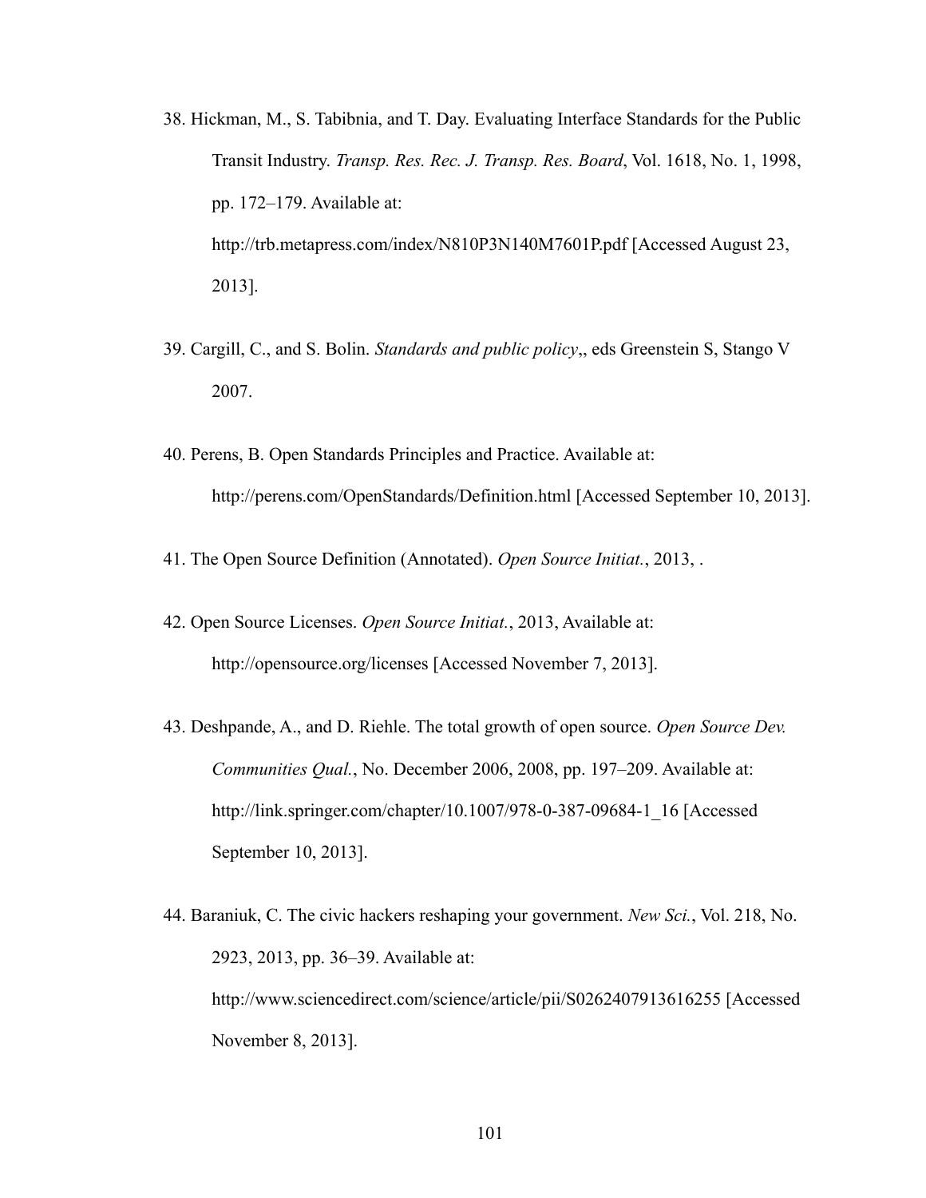38. Hickman, M., S. Tabibnia, and T. Day. Evaluating Interface Standards for the Public Transit Industry. *Transp. Res. Rec. J. Transp. Res. Board*, Vol. 1618, No. 1, 1998, pp. 172–179. Available at: http://trb.metapress.com/index/N810P3N140M7601P.pdf [Accessed August 23, 2013].

39. Cargill, C., and S. Bolin. *Standards and public policy*,, eds Greenstein S, Stango V 2007.

40. Perens, B. Open Standards Principles and Practice. Available at: http://perens.com/OpenStandards/Definition.html [Accessed September 10, 2013].

41. The Open Source Definition (Annotated). *Open Source Initiat.*, 2013, .

42. Open Source Licenses. *Open Source Initiat.*, 2013, Available at: http://opensource.org/licenses [Accessed November 7, 2013].

43. Deshpande, A., and D. Riehle. The total growth of open source. *Open Source Dev. Communities Qual.*, No. December 2006, 2008, pp. 197–209. Available at: http://link.springer.com/chapter/10.1007/978-0-387-09684-1_16 [Accessed September 10, 2013].

44. Baraniuk, C. The civic hackers reshaping your government. *New Sci.*, Vol. 218, No. 2923, 2013, pp. 36–39. Available at: http://www.sciencedirect.com/science/article/pii/S0262407913616255 [Accessed November 8, 2013].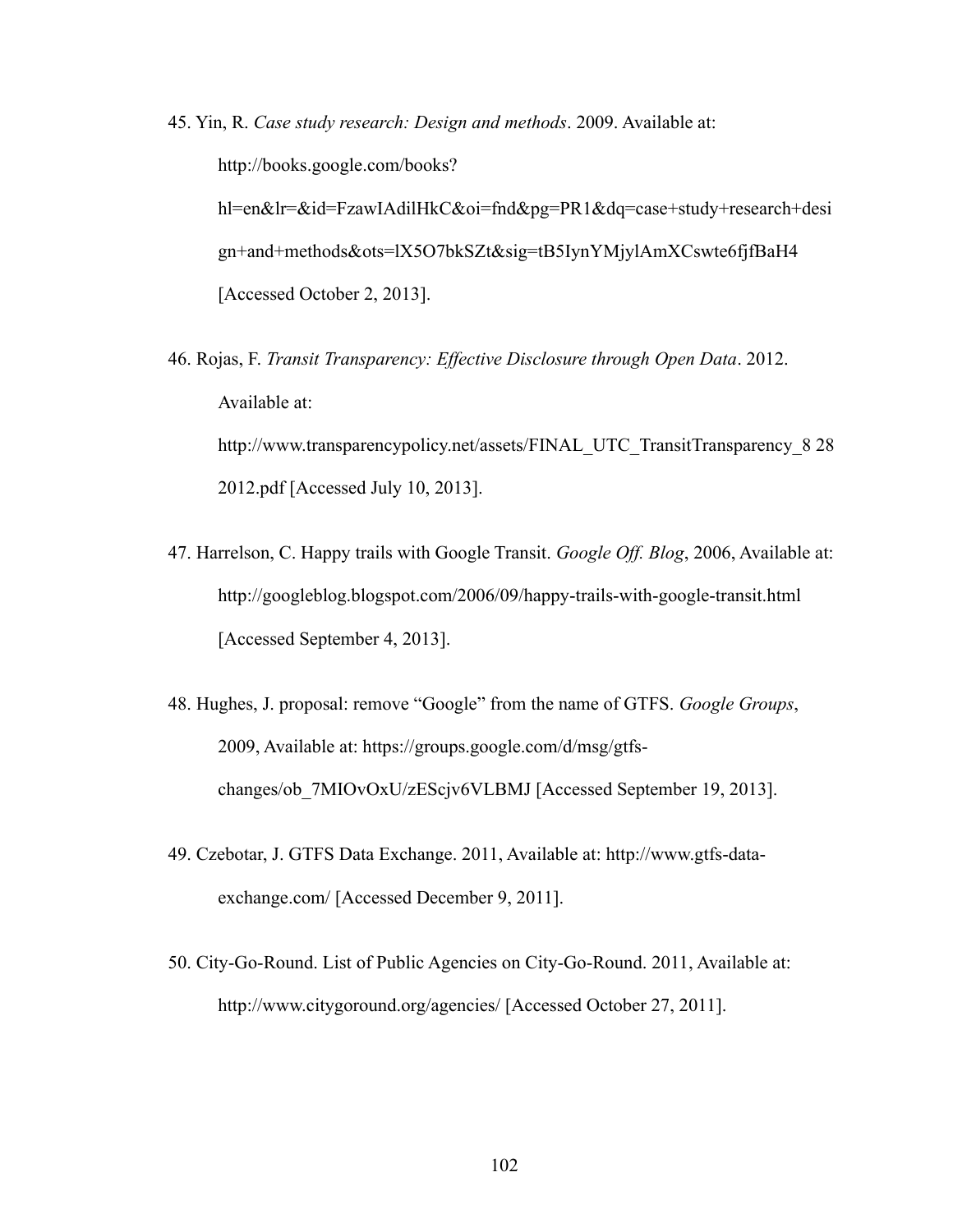45. Yin, R. *Case study research: Design and methods*. 2009. Available at: http://books.google.com/books?hl=en&lr=&id=FzawIAdilHkC&oi=fnd&pg=PR1&dq=case+study+research+design+and+methods&ots=lX5O7bkSZt&sig=tB5IynYMjylAmXCswte6fjfBaH4 [Accessed October 2, 2013].

46. Rojas, F. *Transit Transparency: Effective Disclosure through Open Data*. 2012. Available at: http://www.transparencypolicy.net/assets/FINAL_UTC_TransitTransparency_8 28 2012.pdf [Accessed July 10, 2013].

47. Harrelson, C. Happy trails with Google Transit. *Google Off. Blog*, 2006, Available at: http://googleblog.blogspot.com/2006/09/happy-trails-with-google-transit.html [Accessed September 4, 2013].

48. Hughes, J. proposal: remove "Google" from the name of GTFS. *Google Groups*, 2009, Available at: https://groups.google.com/d/msg/gtfs-changes/ob_7MIOvOxU/zEScjv6VLBMJ [Accessed September 19, 2013].

49. Czebotar, J. GTFS Data Exchange. 2011, Available at: http://www.gtfs-data-exchange.com/ [Accessed December 9, 2011].

50. City-Go-Round. List of Public Agencies on City-Go-Round. 2011, Available at: http://www.citygoround.org/agencies/ [Accessed October 27, 2011].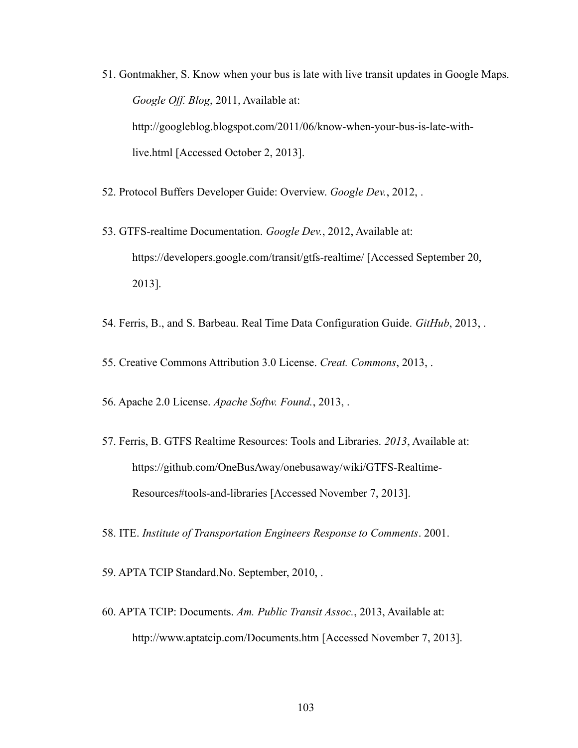51. Gontmakher, S. Know when your bus is late with live transit updates in Google Maps. *Google Off. Blog*, 2011, Available at: http://googleblog.blogspot.com/2011/06/know-when-your-bus-is-late-with-live.html [Accessed October 2, 2013].

52. Protocol Buffers Developer Guide: Overview. *Google Dev.*, 2012, .

53. GTFS-realtime Documentation. *Google Dev.*, 2012, Available at: https://developers.google.com/transit/gtfs-realtime/ [Accessed September 20, 2013].

54. Ferris, B., and S. Barbeau. Real Time Data Configuration Guide. *GitHub*, 2013, .

55. Creative Commons Attribution 3.0 License. *Creat. Commons*, 2013, .

56. Apache 2.0 License. *Apache Softw. Found.*, 2013, .

57. Ferris, B. GTFS Realtime Resources: Tools and Libraries. *2013*, Available at: https://github.com/OneBusAway/onebusaway/wiki/GTFS-Realtime-Resources#tools-and-libraries [Accessed November 7, 2013].

58. ITE. *Institute of Transportation Engineers Response to Comments*. 2001.

59. APTA TCIP Standard.No. September, 2010, .

60. APTA TCIP: Documents. *Am. Public Transit Assoc.*, 2013, Available at: http://www.aptatcip.com/Documents.htm [Accessed November 7, 2013].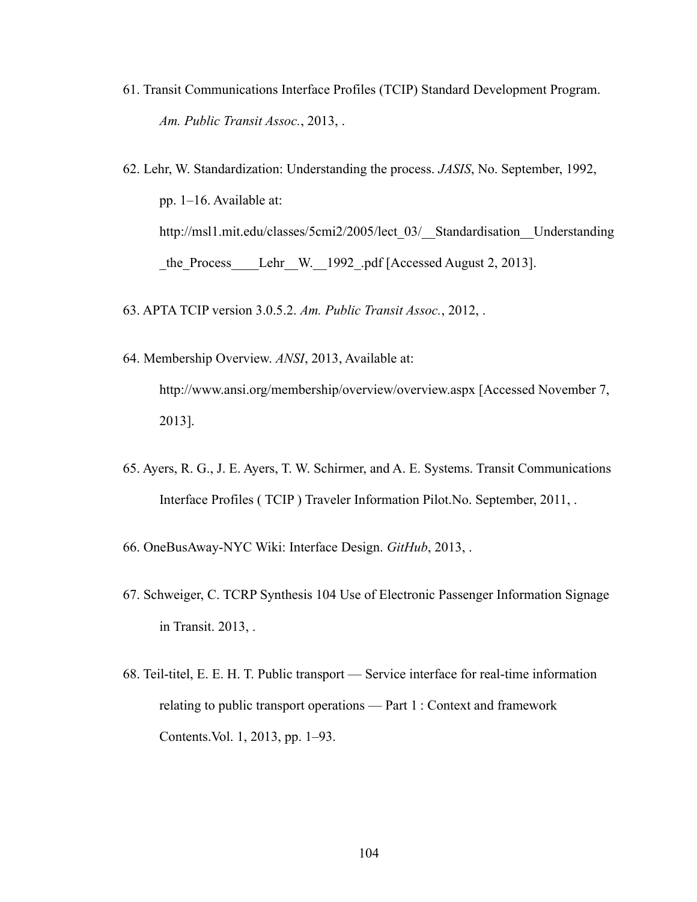61. Transit Communications Interface Profiles (TCIP) Standard Development Program. *Am. Public Transit Assoc.*, 2013, .

62. Lehr, W. Standardization: Understanding the process. *JASIS*, No. September, 1992, pp. 1–16. Available at: http://msl1.mit.edu/classes/5cmi2/2005/lect_03/__Standardisation__Understanding_the_Process____Lehr__W.__1992_.pdf [Accessed August 2, 2013].

63. APTA TCIP version 3.0.5.2. *Am. Public Transit Assoc.*, 2012, .

64. Membership Overview. *ANSI*, 2013, Available at: http://www.ansi.org/membership/overview/overview.aspx [Accessed November 7, 2013].

65. Ayers, R. G., J. E. Ayers, T. W. Schirmer, and A. E. Systems. Transit Communications Interface Profiles ( TCIP ) Traveler Information Pilot.No. September, 2011, .

66. OneBusAway-NYC Wiki: Interface Design. *GitHub*, 2013, .

67. Schweiger, C. TCRP Synthesis 104 Use of Electronic Passenger Information Signage in Transit. 2013, .

68. Teil-titel, E. E. H. T. Public transport — Service interface for real-time information relating to public transport operations — Part 1 : Context and framework Contents.Vol. 1, 2013, pp. 1–93.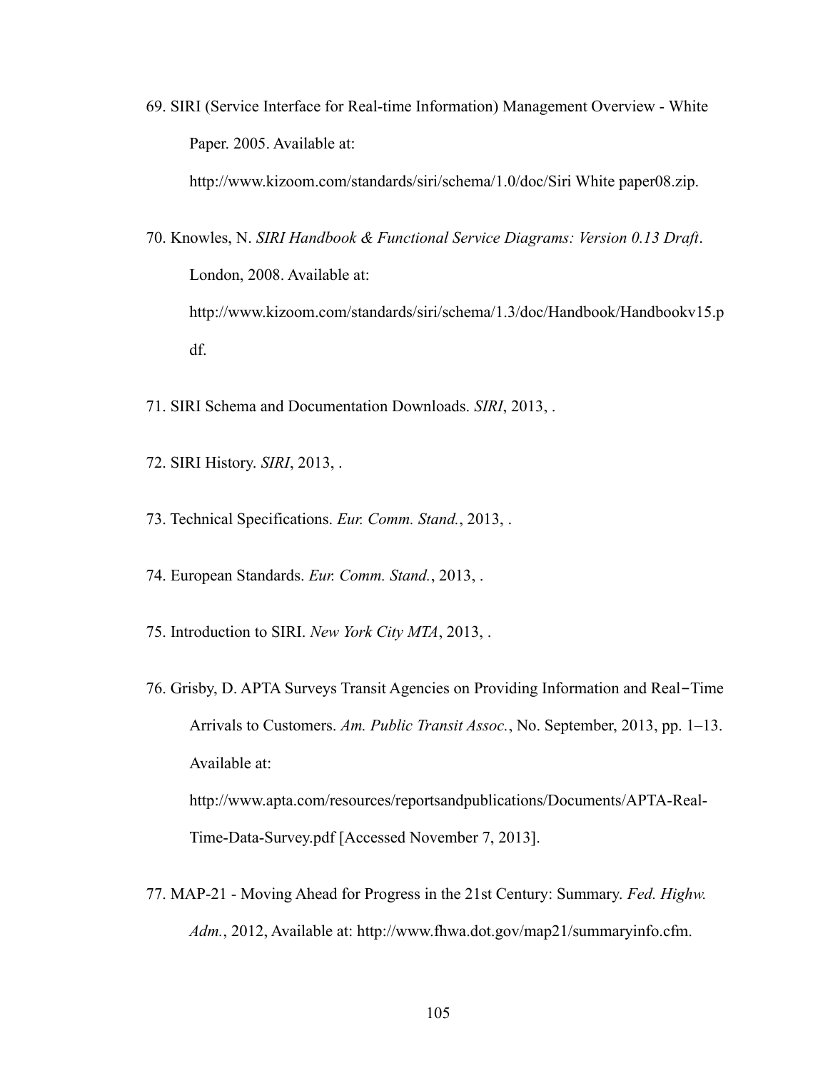69. SIRI (Service Interface for Real-time Information) Management Overview - White Paper. 2005. Available at: http://www.kizoom.com/standards/siri/schema/1.0/doc/Siri White paper08.zip.

70. Knowles, N. *SIRI Handbook & Functional Service Diagrams: Version 0.13 Draft*. London, 2008. Available at: http://www.kizoom.com/standards/siri/schema/1.3/doc/Handbook/Handbookv15.pdf.

71. SIRI Schema and Documentation Downloads. *SIRI*, 2013, .

72. SIRI History. *SIRI*, 2013, .

73. Technical Specifications. *Eur. Comm. Stand.*, 2013, .

74. European Standards. *Eur. Comm. Stand.*, 2013, .

75. Introduction to SIRI. *New York City MTA*, 2013, .

76. Grisby, D. APTA Surveys Transit Agencies on Providing Information and Real‒Time Arrivals to Customers. *Am. Public Transit Assoc.*, No. September, 2013, pp. 1–13. Available at: http://www.apta.com/resources/reportsandpublications/Documents/APTA-Real-Time-Data-Survey.pdf [Accessed November 7, 2013].

77. MAP-21 - Moving Ahead for Progress in the 21st Century: Summary. *Fed. Highw. Adm.*, 2012, Available at: http://www.fhwa.dot.gov/map21/summaryinfo.cfm.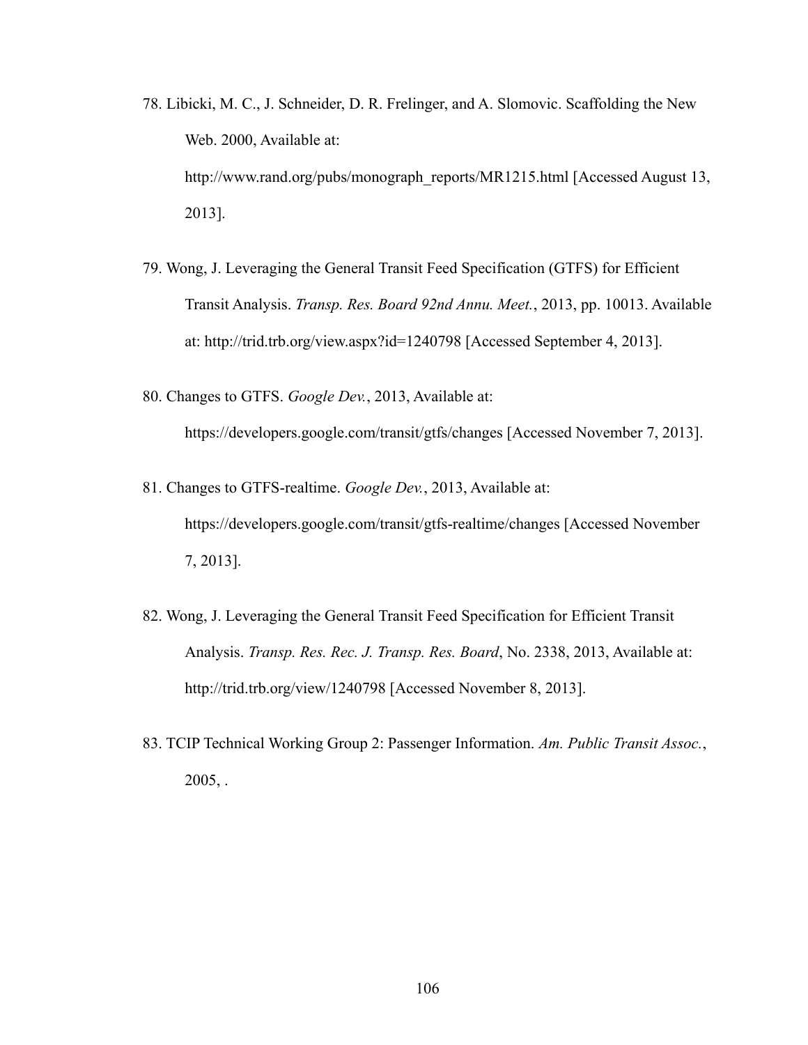78. Libicki, M. C., J. Schneider, D. R. Frelinger, and A. Slomovic. Scaffolding the New Web. 2000, Available at: http://www.rand.org/pubs/monograph_reports/MR1215.html [Accessed August 13, 2013].

79. Wong, J. Leveraging the General Transit Feed Specification (GTFS) for Efficient Transit Analysis. *Transp. Res. Board 92nd Annu. Meet.*, 2013, pp. 10013. Available at: http://trid.trb.org/view.aspx?id=1240798 [Accessed September 4, 2013].

80. Changes to GTFS. *Google Dev.*, 2013, Available at: https://developers.google.com/transit/gtfs/changes [Accessed November 7, 2013].

81. Changes to GTFS-realtime. *Google Dev.*, 2013, Available at: https://developers.google.com/transit/gtfs-realtime/changes [Accessed November 7, 2013].

82. Wong, J. Leveraging the General Transit Feed Specification for Efficient Transit Analysis. *Transp. Res. Rec. J. Transp. Res. Board*, No. 2338, 2013, Available at: http://trid.trb.org/view/1240798 [Accessed November 8, 2013].

83. TCIP Technical Working Group 2: Passenger Information. *Am. Public Transit Assoc.*, 2005, .